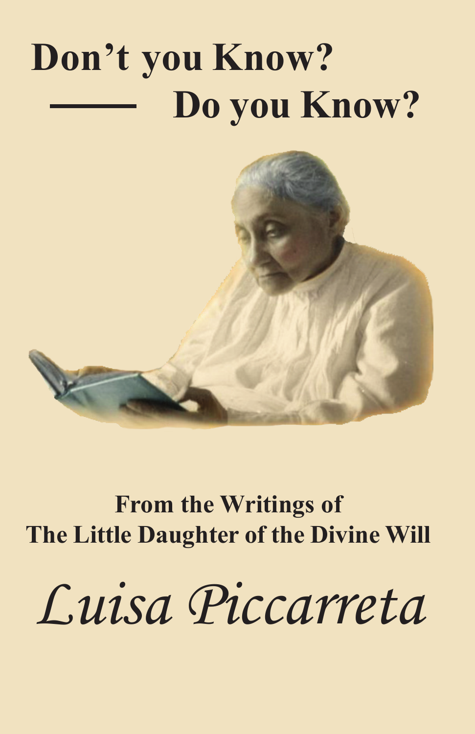# Don't you Know?
# —— Do you Know?

**From the Writings of**
**The Little Daughter of the Divine Will**

*Luisa Piccarreta*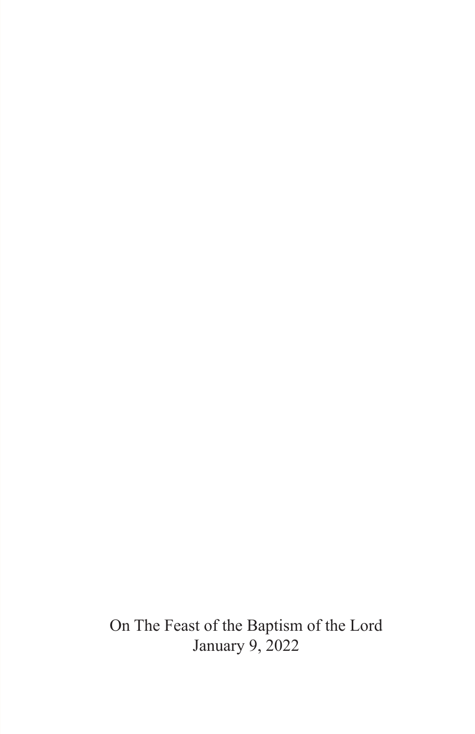On The Feast of the Baptism of the Lord
January 9, 2022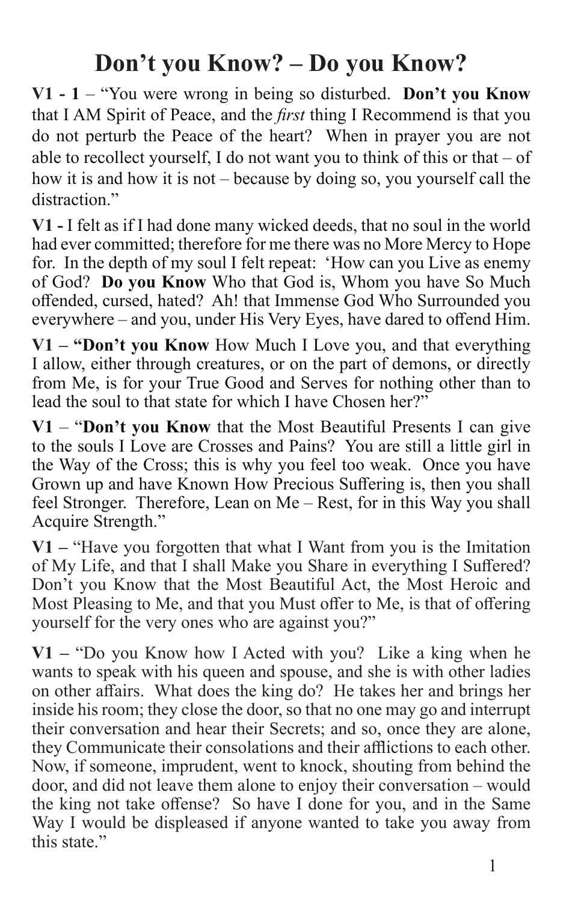# Don't you Know? – Do you Know?

**V1 - 1** – "You were wrong in being so disturbed. **Don't you Know** that I AM Spirit of Peace, and the *first* thing I Recommend is that you do not perturb the Peace of the heart? When in prayer you are not able to recollect yourself, I do not want you to think of this or that – of how it is and how it is not – because by doing so, you yourself call the distraction."

**V1 -** I felt as if I had done many wicked deeds, that no soul in the world had ever committed; therefore for me there was no More Mercy to Hope for. In the depth of my soul I felt repeat: 'How can you Live as enemy of God? **Do you Know** Who that God is, Whom you have So Much offended, cursed, hated? Ah! that Immense God Who Surrounded you everywhere – and you, under His Very Eyes, have dared to offend Him.

**V1 – "Don't you Know** How Much I Love you, and that everything I allow, either through creatures, or on the part of demons, or directly from Me, is for your True Good and Serves for nothing other than to lead the soul to that state for which I have Chosen her?"

**V1** – "**Don't you Know** that the Most Beautiful Presents I can give to the souls I Love are Crosses and Pains? You are still a little girl in the Way of the Cross; this is why you feel too weak. Once you have Grown up and have Known How Precious Suffering is, then you shall feel Stronger. Therefore, Lean on Me – Rest, for in this Way you shall Acquire Strength."

**V1 –** "Have you forgotten that what I Want from you is the Imitation of My Life, and that I shall Make you Share in everything I Suffered? Don't you Know that the Most Beautiful Act, the Most Heroic and Most Pleasing to Me, and that you Must offer to Me, is that of offering yourself for the very ones who are against you?"

**V1 –** "Do you Know how I Acted with you? Like a king when he wants to speak with his queen and spouse, and she is with other ladies on other affairs. What does the king do? He takes her and brings her inside his room; they close the door, so that no one may go and interrupt their conversation and hear their Secrets; and so, once they are alone, they Communicate their consolations and their afflictions to each other. Now, if someone, imprudent, went to knock, shouting from behind the door, and did not leave them alone to enjoy their conversation – would the king not take offense? So have I done for you, and in the Same Way I would be displeased if anyone wanted to take you away from this state."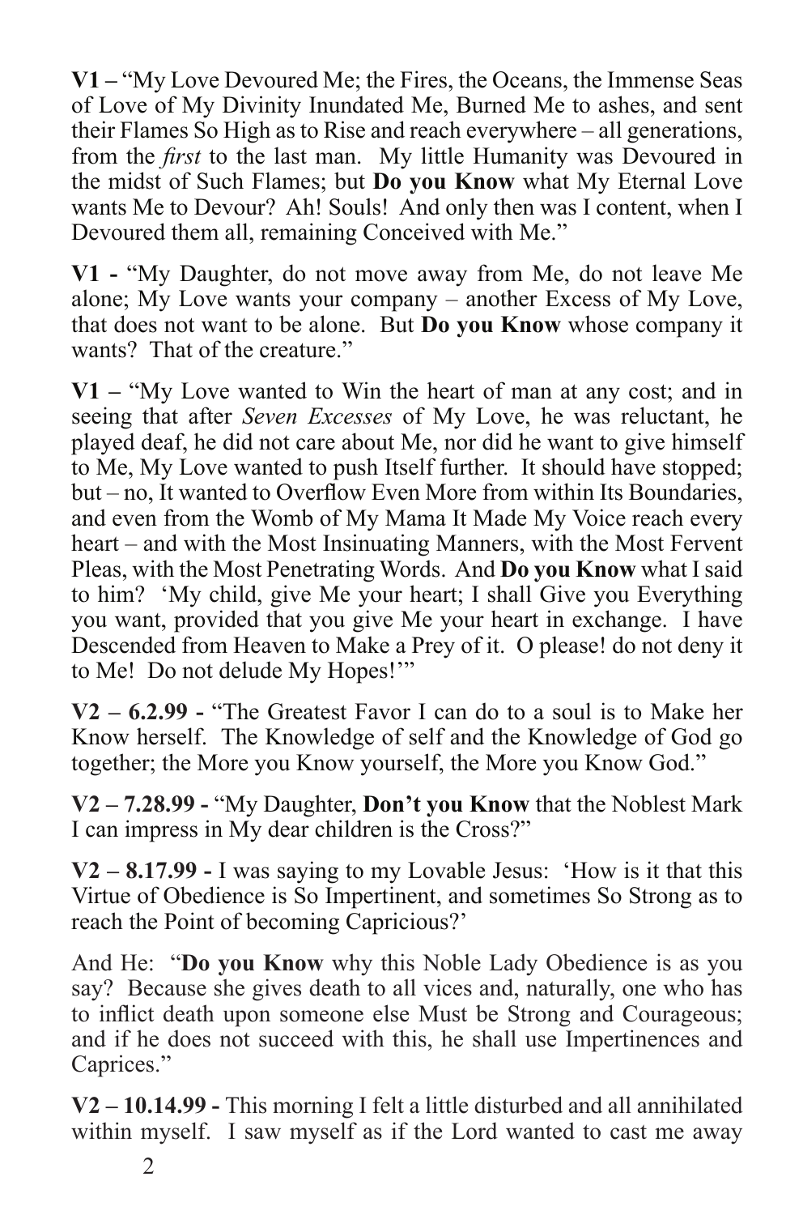**V1 –** "My Love Devoured Me; the Fires, the Oceans, the Immense Seas of Love of My Divinity Inundated Me, Burned Me to ashes, and sent their Flames So High as to Rise and reach everywhere – all generations, from the *first* to the last man. My little Humanity was Devoured in the midst of Such Flames; but **Do you Know** what My Eternal Love wants Me to Devour? Ah! Souls! And only then was I content, when I Devoured them all, remaining Conceived with Me."

**V1 -** "My Daughter, do not move away from Me, do not leave Me alone; My Love wants your company – another Excess of My Love, that does not want to be alone. But **Do you Know** whose company it wants? That of the creature."

**V1 –** "My Love wanted to Win the heart of man at any cost; and in seeing that after *Seven Excesses* of My Love, he was reluctant, he played deaf, he did not care about Me, nor did he want to give himself to Me, My Love wanted to push Itself further. It should have stopped; but – no, It wanted to Overflow Even More from within Its Boundaries, and even from the Womb of My Mama It Made My Voice reach every heart – and with the Most Insinuating Manners, with the Most Fervent Pleas, with the Most Penetrating Words. And **Do you Know** what I said to him? 'My child, give Me your heart; I shall Give you Everything you want, provided that you give Me your heart in exchange. I have Descended from Heaven to Make a Prey of it. O please! do not deny it to Me! Do not delude My Hopes!'"

**V2 – 6.2.99 -** "The Greatest Favor I can do to a soul is to Make her Know herself. The Knowledge of self and the Knowledge of God go together; the More you Know yourself, the More you Know God."

**V2 – 7.28.99 -** "My Daughter, **Don't you Know** that the Noblest Mark I can impress in My dear children is the Cross?"

**V2 – 8.17.99 -** I was saying to my Lovable Jesus: 'How is it that this Virtue of Obedience is So Impertinent, and sometimes So Strong as to reach the Point of becoming Capricious?'

And He: "**Do you Know** why this Noble Lady Obedience is as you say? Because she gives death to all vices and, naturally, one who has to inflict death upon someone else Must be Strong and Courageous; and if he does not succeed with this, he shall use Impertinences and Caprices."

**V2 – 10.14.99 -** This morning I felt a little disturbed and all annihilated within myself. I saw myself as if the Lord wanted to cast me away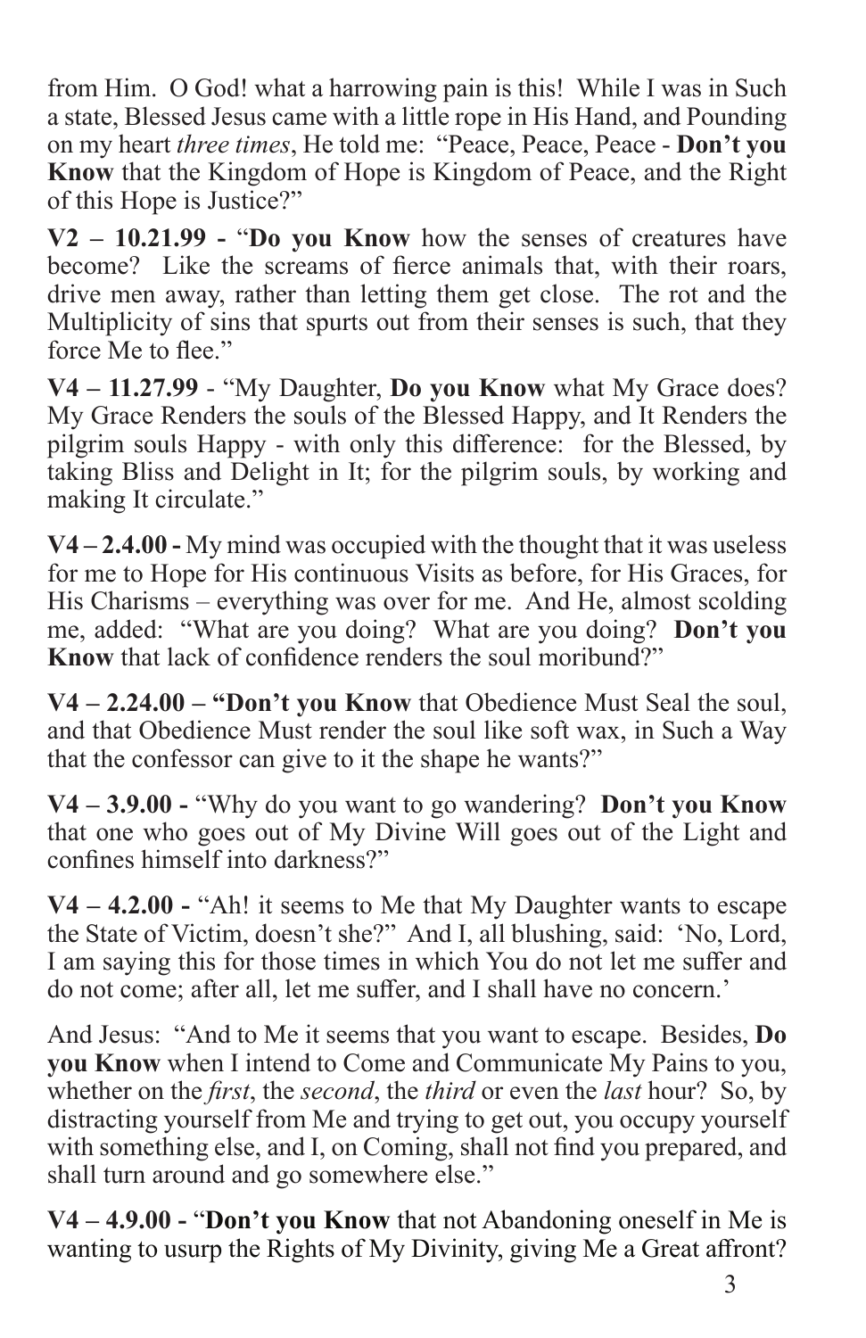from Him. O God! what a harrowing pain is this! While I was in Such a state, Blessed Jesus came with a little rope in His Hand, and Pounding on my heart *three times*, He told me: "Peace, Peace, Peace - **Don't you Know** that the Kingdom of Hope is Kingdom of Peace, and the Right of this Hope is Justice?"

**V2 – 10.21.99 -** "**Do you Know** how the senses of creatures have become? Like the screams of fierce animals that, with their roars, drive men away, rather than letting them get close. The rot and the Multiplicity of sins that spurts out from their senses is such, that they force Me to flee."

**V4 – 11.27.99** - "My Daughter, **Do you Know** what My Grace does? My Grace Renders the souls of the Blessed Happy, and It Renders the pilgrim souls Happy - with only this difference: for the Blessed, by taking Bliss and Delight in It; for the pilgrim souls, by working and making It circulate."

**V4 – 2.4.00 -** My mind was occupied with the thought that it was useless for me to Hope for His continuous Visits as before, for His Graces, for His Charisms – everything was over for me. And He, almost scolding me, added: "What are you doing? What are you doing? **Don't you Know** that lack of confidence renders the soul moribund?"

**V4 – 2.24.00 – "Don't you Know** that Obedience Must Seal the soul, and that Obedience Must render the soul like soft wax, in Such a Way that the confessor can give to it the shape he wants?"

**V4 – 3.9.00 -** "Why do you want to go wandering? **Don't you Know** that one who goes out of My Divine Will goes out of the Light and confines himself into darkness?"

**V4 – 4.2.00 -** "Ah! it seems to Me that My Daughter wants to escape the State of Victim, doesn't she?" And I, all blushing, said: 'No, Lord, I am saying this for those times in which You do not let me suffer and do not come; after all, let me suffer, and I shall have no concern.'

And Jesus: "And to Me it seems that you want to escape. Besides, **Do you Know** when I intend to Come and Communicate My Pains to you, whether on the *first*, the *second*, the *third* or even the *last* hour? So, by distracting yourself from Me and trying to get out, you occupy yourself with something else, and I, on Coming, shall not find you prepared, and shall turn around and go somewhere else."

**V4 – 4.9.00 -** "**Don't you Know** that not Abandoning oneself in Me is wanting to usurp the Rights of My Divinity, giving Me a Great affront?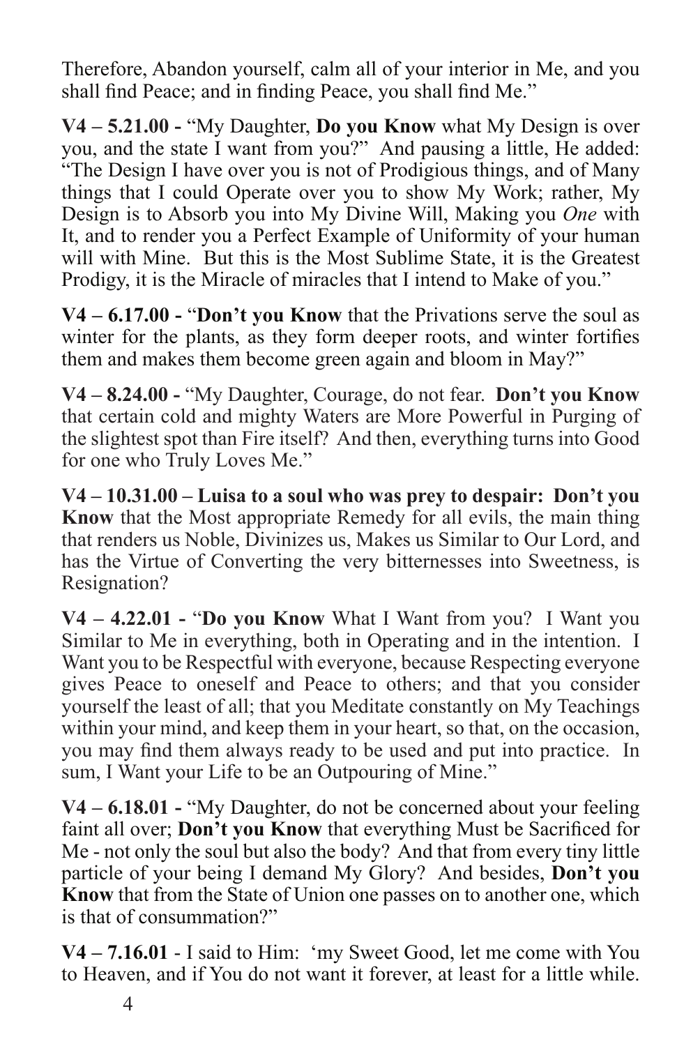Therefore, Abandon yourself, calm all of your interior in Me, and you shall find Peace; and in finding Peace, you shall find Me."

**V4 – 5.21.00 -** "My Daughter, **Do you Know** what My Design is over you, and the state I want from you?" And pausing a little, He added: "The Design I have over you is not of Prodigious things, and of Many things that I could Operate over you to show My Work; rather, My Design is to Absorb you into My Divine Will, Making you *One* with It, and to render you a Perfect Example of Uniformity of your human will with Mine. But this is the Most Sublime State, it is the Greatest Prodigy, it is the Miracle of miracles that I intend to Make of you."

**V4 – 6.17.00 -** "**Don't you Know** that the Privations serve the soul as winter for the plants, as they form deeper roots, and winter fortifies them and makes them become green again and bloom in May?"

**V4 – 8.24.00 -** "My Daughter, Courage, do not fear. **Don't you Know** that certain cold and mighty Waters are More Powerful in Purging of the slightest spot than Fire itself? And then, everything turns into Good for one who Truly Loves Me."

**V4 – 10.31.00 – Luisa to a soul who was prey to despair: Don't you Know** that the Most appropriate Remedy for all evils, the main thing that renders us Noble, Divinizes us, Makes us Similar to Our Lord, and has the Virtue of Converting the very bitternesses into Sweetness, is Resignation?

**V4 – 4.22.01 -** "**Do you Know** What I Want from you? I Want you Similar to Me in everything, both in Operating and in the intention. I Want you to be Respectful with everyone, because Respecting everyone gives Peace to oneself and Peace to others; and that you consider yourself the least of all; that you Meditate constantly on My Teachings within your mind, and keep them in your heart, so that, on the occasion, you may find them always ready to be used and put into practice. In sum, I Want your Life to be an Outpouring of Mine."

**V4 – 6.18.01 -** "My Daughter, do not be concerned about your feeling faint all over; **Don't you Know** that everything Must be Sacrificed for Me - not only the soul but also the body? And that from every tiny little particle of your being I demand My Glory? And besides, **Don't you Know** that from the State of Union one passes on to another one, which is that of consummation?"

**V4 – 7.16.01** - I said to Him: 'my Sweet Good, let me come with You to Heaven, and if You do not want it forever, at least for a little while.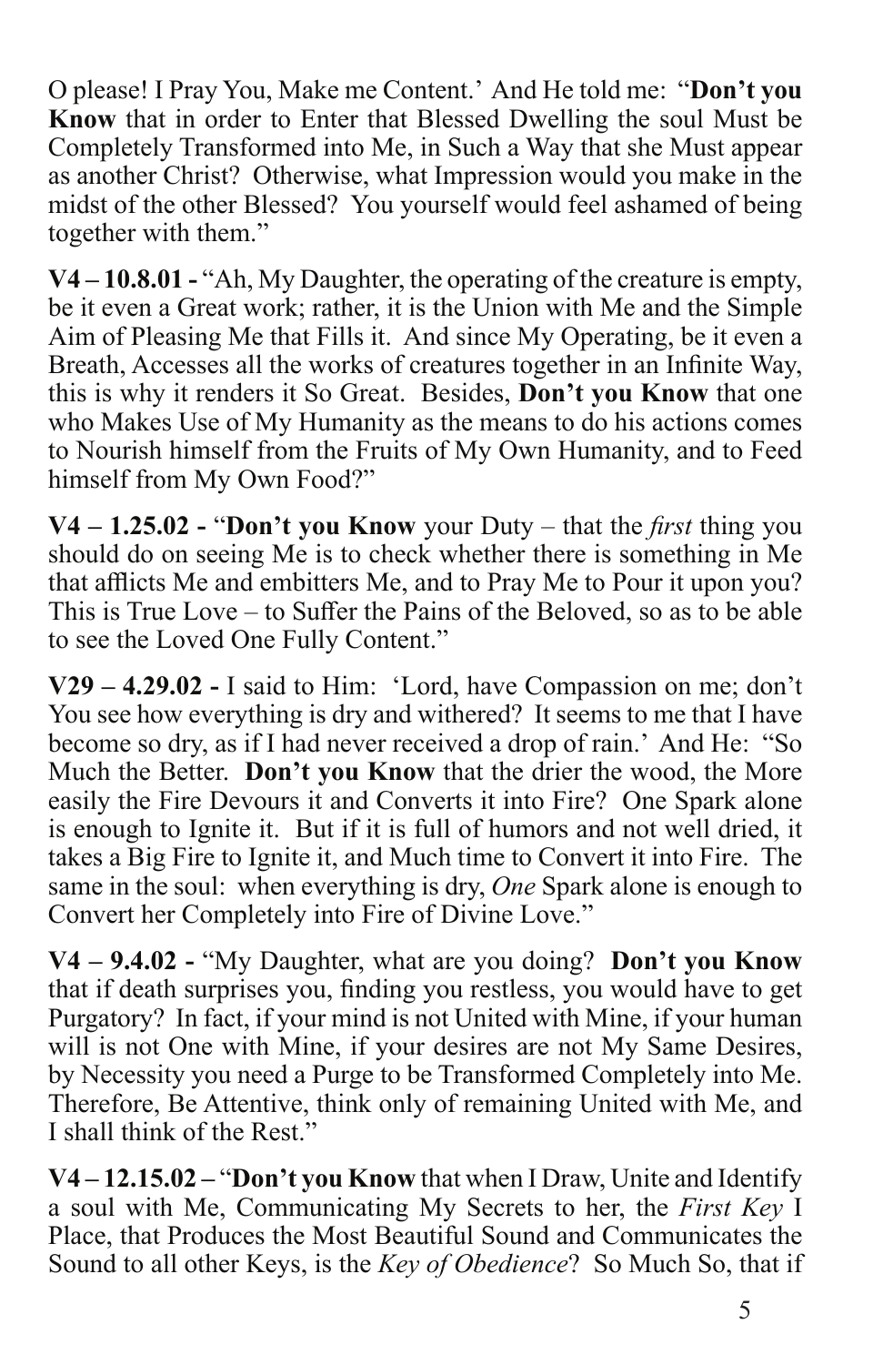O please! I Pray You, Make me Content.' And He told me: "**Don't you Know** that in order to Enter that Blessed Dwelling the soul Must be Completely Transformed into Me, in Such a Way that she Must appear as another Christ? Otherwise, what Impression would you make in the midst of the other Blessed? You yourself would feel ashamed of being together with them."

**V4 – 10.8.01 -** "Ah, My Daughter, the operating of the creature is empty, be it even a Great work; rather, it is the Union with Me and the Simple Aim of Pleasing Me that Fills it. And since My Operating, be it even a Breath, Accesses all the works of creatures together in an Infinite Way, this is why it renders it So Great. Besides, **Don't you Know** that one who Makes Use of My Humanity as the means to do his actions comes to Nourish himself from the Fruits of My Own Humanity, and to Feed himself from My Own Food?"

**V4 – 1.25.02 -** "**Don't you Know** your Duty – that the *first* thing you should do on seeing Me is to check whether there is something in Me that afflicts Me and embitters Me, and to Pray Me to Pour it upon you? This is True Love – to Suffer the Pains of the Beloved, so as to be able to see the Loved One Fully Content."

**V29 – 4.29.02 -** I said to Him: 'Lord, have Compassion on me; don't You see how everything is dry and withered? It seems to me that I have become so dry, as if I had never received a drop of rain.' And He: "So Much the Better. **Don't you Know** that the drier the wood, the More easily the Fire Devours it and Converts it into Fire? One Spark alone is enough to Ignite it. But if it is full of humors and not well dried, it takes a Big Fire to Ignite it, and Much time to Convert it into Fire. The same in the soul: when everything is dry, *One* Spark alone is enough to Convert her Completely into Fire of Divine Love."

**V4 – 9.4.02 -** "My Daughter, what are you doing? **Don't you Know** that if death surprises you, finding you restless, you would have to get Purgatory? In fact, if your mind is not United with Mine, if your human will is not One with Mine, if your desires are not My Same Desires, by Necessity you need a Purge to be Transformed Completely into Me. Therefore, Be Attentive, think only of remaining United with Me, and I shall think of the Rest."

**V4 – 12.15.02 –** "**Don't you Know** that when I Draw, Unite and Identify a soul with Me, Communicating My Secrets to her, the *First Key* I Place, that Produces the Most Beautiful Sound and Communicates the Sound to all other Keys, is the *Key of Obedience*? So Much So, that if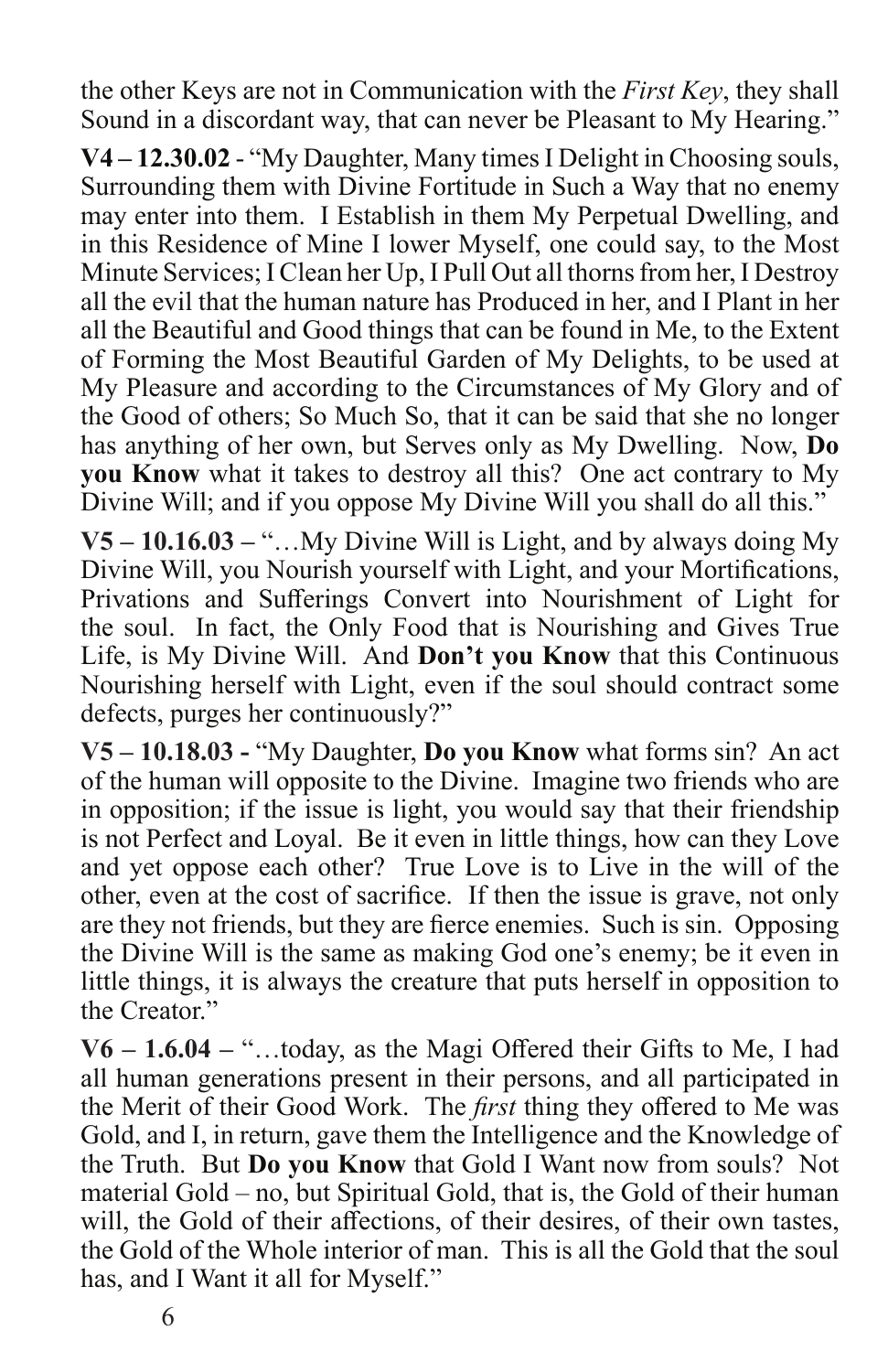the other Keys are not in Communication with the *First Key*, they shall Sound in a discordant way, that can never be Pleasant to My Hearing."

**V4 – 12.30.02** - "My Daughter, Many times I Delight in Choosing souls, Surrounding them with Divine Fortitude in Such a Way that no enemy may enter into them. I Establish in them My Perpetual Dwelling, and in this Residence of Mine I lower Myself, one could say, to the Most Minute Services; I Clean her Up, I Pull Out all thorns from her, I Destroy all the evil that the human nature has Produced in her, and I Plant in her all the Beautiful and Good things that can be found in Me, to the Extent of Forming the Most Beautiful Garden of My Delights, to be used at My Pleasure and according to the Circumstances of My Glory and of the Good of others; So Much So, that it can be said that she no longer has anything of her own, but Serves only as My Dwelling. Now, **Do you Know** what it takes to destroy all this? One act contrary to My Divine Will; and if you oppose My Divine Will you shall do all this."

**V5 – 10.16.03 –** "…My Divine Will is Light, and by always doing My Divine Will, you Nourish yourself with Light, and your Mortifications, Privations and Sufferings Convert into Nourishment of Light for the soul. In fact, the Only Food that is Nourishing and Gives True Life, is My Divine Will. And **Don't you Know** that this Continuous Nourishing herself with Light, even if the soul should contract some defects, purges her continuously?"

**V5 – 10.18.03 -** "My Daughter, **Do you Know** what forms sin? An act of the human will opposite to the Divine. Imagine two friends who are in opposition; if the issue is light, you would say that their friendship is not Perfect and Loyal. Be it even in little things, how can they Love and yet oppose each other? True Love is to Live in the will of the other, even at the cost of sacrifice. If then the issue is grave, not only are they not friends, but they are fierce enemies. Such is sin. Opposing the Divine Will is the same as making God one's enemy; be it even in little things, it is always the creature that puts herself in opposition to the Creator."

**V6 – 1.6.04 –** "…today, as the Magi Offered their Gifts to Me, I had all human generations present in their persons, and all participated in the Merit of their Good Work. The *first* thing they offered to Me was Gold, and I, in return, gave them the Intelligence and the Knowledge of the Truth. But **Do you Know** that Gold I Want now from souls? Not material Gold – no, but Spiritual Gold, that is, the Gold of their human will, the Gold of their affections, of their desires, of their own tastes, the Gold of the Whole interior of man. This is all the Gold that the soul has, and I Want it all for Myself."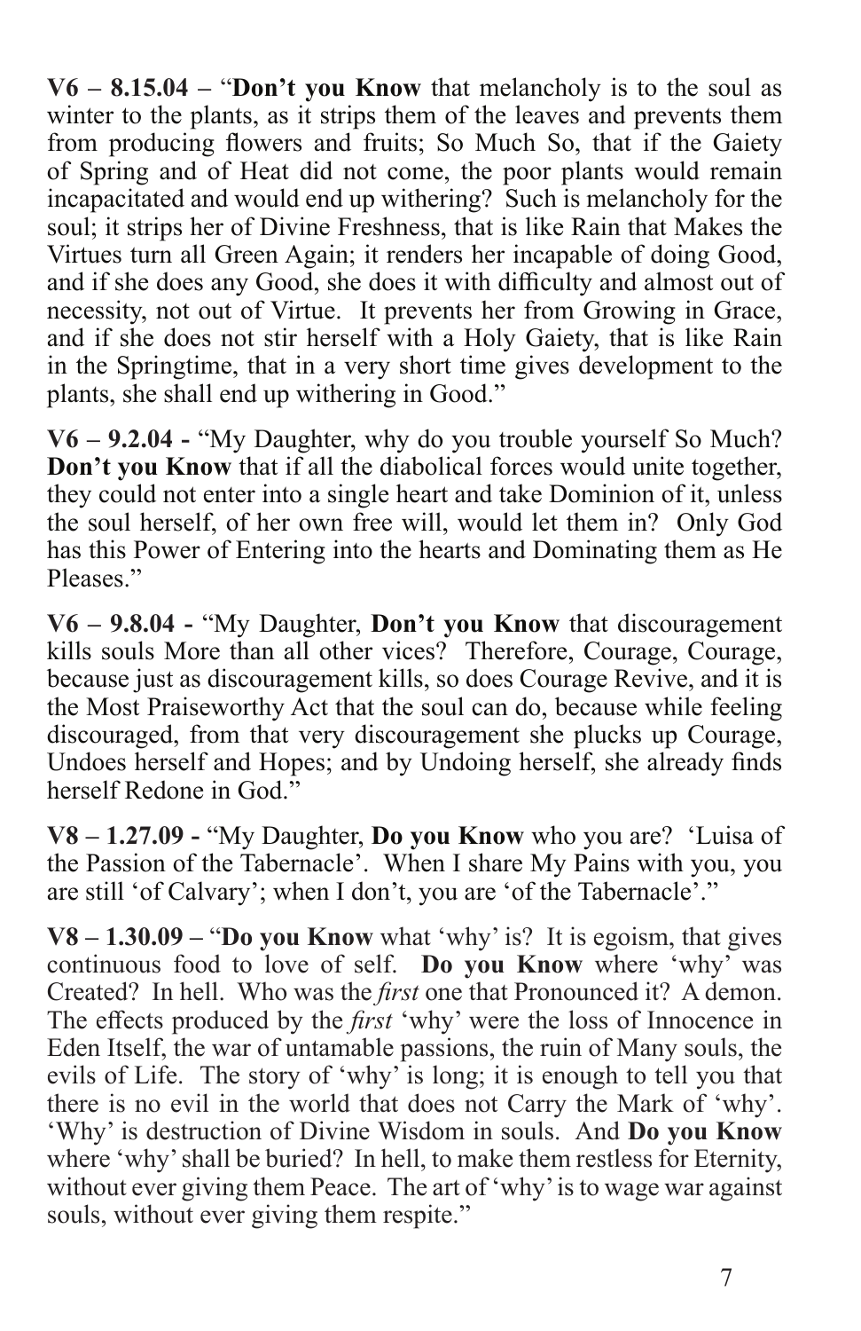**V6 – 8.15.04 –** "**Don't you Know** that melancholy is to the soul as winter to the plants, as it strips them of the leaves and prevents them from producing flowers and fruits; So Much So, that if the Gaiety of Spring and of Heat did not come, the poor plants would remain incapacitated and would end up withering? Such is melancholy for the soul; it strips her of Divine Freshness, that is like Rain that Makes the Virtues turn all Green Again; it renders her incapable of doing Good, and if she does any Good, she does it with difficulty and almost out of necessity, not out of Virtue. It prevents her from Growing in Grace, and if she does not stir herself with a Holy Gaiety, that is like Rain in the Springtime, that in a very short time gives development to the plants, she shall end up withering in Good."

**V6 – 9.2.04 -** "My Daughter, why do you trouble yourself So Much? **Don't you Know** that if all the diabolical forces would unite together, they could not enter into a single heart and take Dominion of it, unless the soul herself, of her own free will, would let them in? Only God has this Power of Entering into the hearts and Dominating them as He Pleases."

**V6 – 9.8.04 -** "My Daughter, **Don't you Know** that discouragement kills souls More than all other vices? Therefore, Courage, Courage, because just as discouragement kills, so does Courage Revive, and it is the Most Praiseworthy Act that the soul can do, because while feeling discouraged, from that very discouragement she plucks up Courage, Undoes herself and Hopes; and by Undoing herself, she already finds herself Redone in God."

**V8 – 1.27.09 -** "My Daughter, **Do you Know** who you are? 'Luisa of the Passion of the Tabernacle'. When I share My Pains with you, you are still 'of Calvary'; when I don't, you are 'of the Tabernacle'."

**V8 – 1.30.09 –** "**Do you Know** what 'why' is? It is egoism, that gives continuous food to love of self. **Do you Know** where 'why' was Created? In hell. Who was the *first* one that Pronounced it? A demon. The effects produced by the *first* 'why' were the loss of Innocence in Eden Itself, the war of untamable passions, the ruin of Many souls, the evils of Life. The story of 'why' is long; it is enough to tell you that there is no evil in the world that does not Carry the Mark of 'why'. 'Why' is destruction of Divine Wisdom in souls. And **Do you Know** where 'why' shall be buried? In hell, to make them restless for Eternity, without ever giving them Peace. The art of 'why' is to wage war against souls, without ever giving them respite."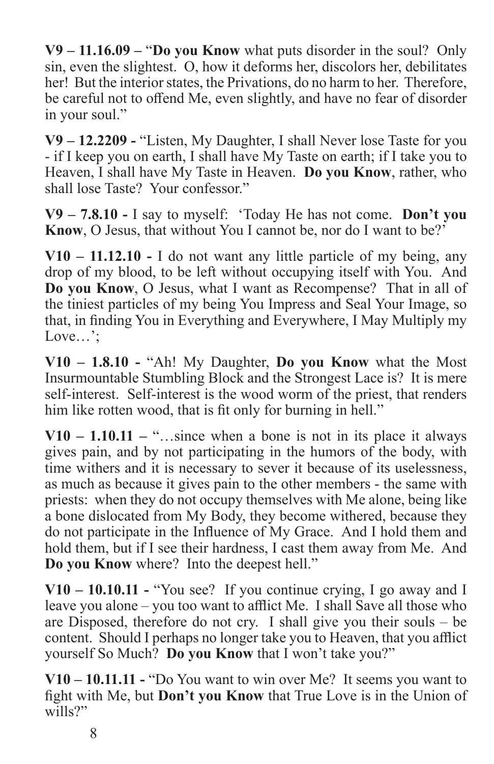**V9 – 11.16.09 –** "**Do you Know** what puts disorder in the soul? Only sin, even the slightest. O, how it deforms her, discolors her, debilitates her! But the interior states, the Privations, do no harm to her. Therefore, be careful not to offend Me, even slightly, and have no fear of disorder in your soul."

**V9 – 12.2209 -** "Listen, My Daughter, I shall Never lose Taste for you - if I keep you on earth, I shall have My Taste on earth; if I take you to Heaven, I shall have My Taste in Heaven. **Do you Know**, rather, who shall lose Taste? Your confessor."

**V9 – 7.8.10 -** I say to myself: 'Today He has not come. **Don't you Know**, O Jesus, that without You I cannot be, nor do I want to be?'

**V10 – 11.12.10 -** I do not want any little particle of my being, any drop of my blood, to be left without occupying itself with You. And **Do you Know**, O Jesus, what I want as Recompense? That in all of the tiniest particles of my being You Impress and Seal Your Image, so that, in finding You in Everything and Everywhere, I May Multiply my Love…';

**V10 – 1.8.10 -** "Ah! My Daughter, **Do you Know** what the Most Insurmountable Stumbling Block and the Strongest Lace is? It is mere self-interest. Self-interest is the wood worm of the priest, that renders him like rotten wood, that is fit only for burning in hell."

**V10 – 1.10.11 –** "…since when a bone is not in its place it always gives pain, and by not participating in the humors of the body, with time withers and it is necessary to sever it because of its uselessness, as much as because it gives pain to the other members - the same with priests: when they do not occupy themselves with Me alone, being like a bone dislocated from My Body, they become withered, because they do not participate in the Influence of My Grace. And I hold them and hold them, but if I see their hardness, I cast them away from Me. And **Do you Know** where? Into the deepest hell."

**V10 – 10.10.11 -** "You see? If you continue crying, I go away and I leave you alone – you too want to afflict Me. I shall Save all those who are Disposed, therefore do not cry. I shall give you their souls – be content. Should I perhaps no longer take you to Heaven, that you afflict yourself So Much? **Do you Know** that I won't take you?"

**V10 – 10.11.11 -** "Do You want to win over Me? It seems you want to fight with Me, but **Don't you Know** that True Love is in the Union of wills?"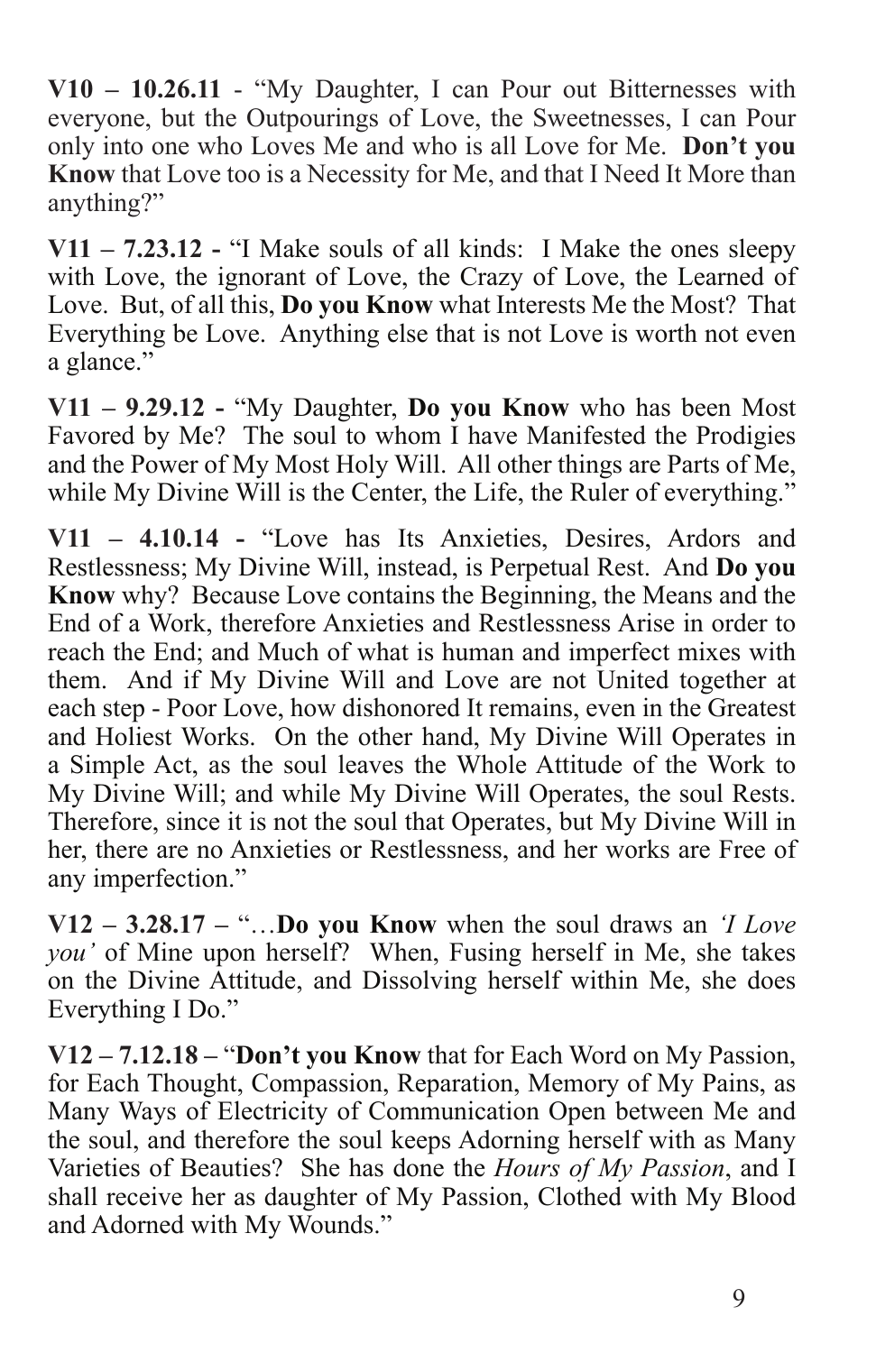**V10 – 10.26.11** - "My Daughter, I can Pour out Bitternesses with everyone, but the Outpourings of Love, the Sweetnesses, I can Pour only into one who Loves Me and who is all Love for Me. **Don't you Know** that Love too is a Necessity for Me, and that I Need It More than anything?"

**V11 – 7.23.12 -** "I Make souls of all kinds: I Make the ones sleepy with Love, the ignorant of Love, the Crazy of Love, the Learned of Love. But, of all this, **Do you Know** what Interests Me the Most? That Everything be Love. Anything else that is not Love is worth not even a glance."

**V11 – 9.29.12 -** "My Daughter, **Do you Know** who has been Most Favored by Me? The soul to whom I have Manifested the Prodigies and the Power of My Most Holy Will. All other things are Parts of Me, while My Divine Will is the Center, the Life, the Ruler of everything."

**V11 – 4.10.14 -** "Love has Its Anxieties, Desires, Ardors and Restlessness; My Divine Will, instead, is Perpetual Rest. And **Do you Know** why? Because Love contains the Beginning, the Means and the End of a Work, therefore Anxieties and Restlessness Arise in order to reach the End; and Much of what is human and imperfect mixes with them. And if My Divine Will and Love are not United together at each step - Poor Love, how dishonored It remains, even in the Greatest and Holiest Works. On the other hand, My Divine Will Operates in a Simple Act, as the soul leaves the Whole Attitude of the Work to My Divine Will; and while My Divine Will Operates, the soul Rests. Therefore, since it is not the soul that Operates, but My Divine Will in her, there are no Anxieties or Restlessness, and her works are Free of any imperfection."

**V12 – 3.28.17 –** "…**Do you Know** when the soul draws an *'I Love you'* of Mine upon herself? When, Fusing herself in Me, she takes on the Divine Attitude, and Dissolving herself within Me, she does Everything I Do."

**V12 – 7.12.18 –** "**Don't you Know** that for Each Word on My Passion, for Each Thought, Compassion, Reparation, Memory of My Pains, as Many Ways of Electricity of Communication Open between Me and the soul, and therefore the soul keeps Adorning herself with as Many Varieties of Beauties? She has done the *Hours of My Passion*, and I shall receive her as daughter of My Passion, Clothed with My Blood and Adorned with My Wounds."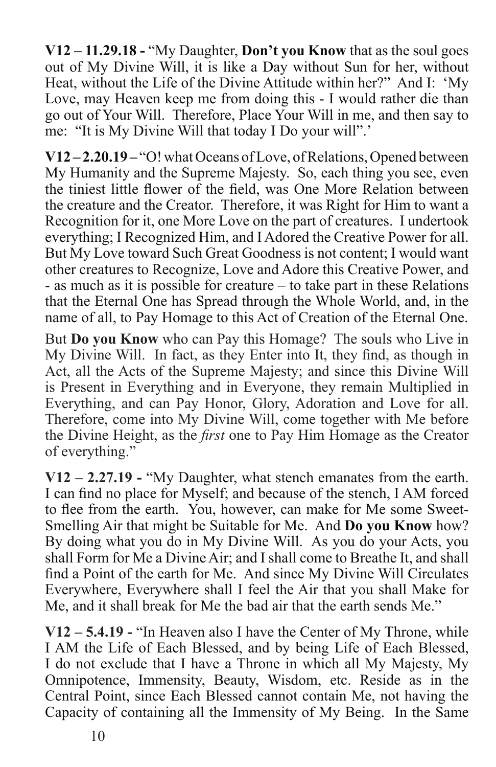**V12 – 11.29.18 -** "My Daughter, **Don't you Know** that as the soul goes out of My Divine Will, it is like a Day without Sun for her, without Heat, without the Life of the Divine Attitude within her?" And I: 'My Love, may Heaven keep me from doing this - I would rather die than go out of Your Will. Therefore, Place Your Will in me, and then say to me: "It is My Divine Will that today I Do your will".'

**V12 – 2.20.19 –** "O! what Oceans of Love, of Relations, Opened between My Humanity and the Supreme Majesty. So, each thing you see, even the tiniest little flower of the field, was One More Relation between the creature and the Creator. Therefore, it was Right for Him to want a Recognition for it, one More Love on the part of creatures. I undertook everything; I Recognized Him, and I Adored the Creative Power for all. But My Love toward Such Great Goodness is not content; I would want other creatures to Recognize, Love and Adore this Creative Power, and - as much as it is possible for creature – to take part in these Relations that the Eternal One has Spread through the Whole World, and, in the name of all, to Pay Homage to this Act of Creation of the Eternal One.

But **Do you Know** who can Pay this Homage? The souls who Live in My Divine Will. In fact, as they Enter into It, they find, as though in Act, all the Acts of the Supreme Majesty; and since this Divine Will is Present in Everything and in Everyone, they remain Multiplied in Everything, and can Pay Honor, Glory, Adoration and Love for all. Therefore, come into My Divine Will, come together with Me before the Divine Height, as the *first* one to Pay Him Homage as the Creator of everything."

**V12 – 2.27.19 -** "My Daughter, what stench emanates from the earth. I can find no place for Myself; and because of the stench, I AM forced to flee from the earth. You, however, can make for Me some Sweet-Smelling Air that might be Suitable for Me. And **Do you Know** how? By doing what you do in My Divine Will. As you do your Acts, you shall Form for Me a Divine Air; and I shall come to Breathe It, and shall find a Point of the earth for Me. And since My Divine Will Circulates Everywhere, Everywhere shall I feel the Air that you shall Make for Me, and it shall break for Me the bad air that the earth sends Me."

**V12 – 5.4.19 -** "In Heaven also I have the Center of My Throne, while I AM the Life of Each Blessed, and by being Life of Each Blessed, I do not exclude that I have a Throne in which all My Majesty, My Omnipotence, Immensity, Beauty, Wisdom, etc. Reside as in the Central Point, since Each Blessed cannot contain Me, not having the Capacity of containing all the Immensity of My Being. In the Same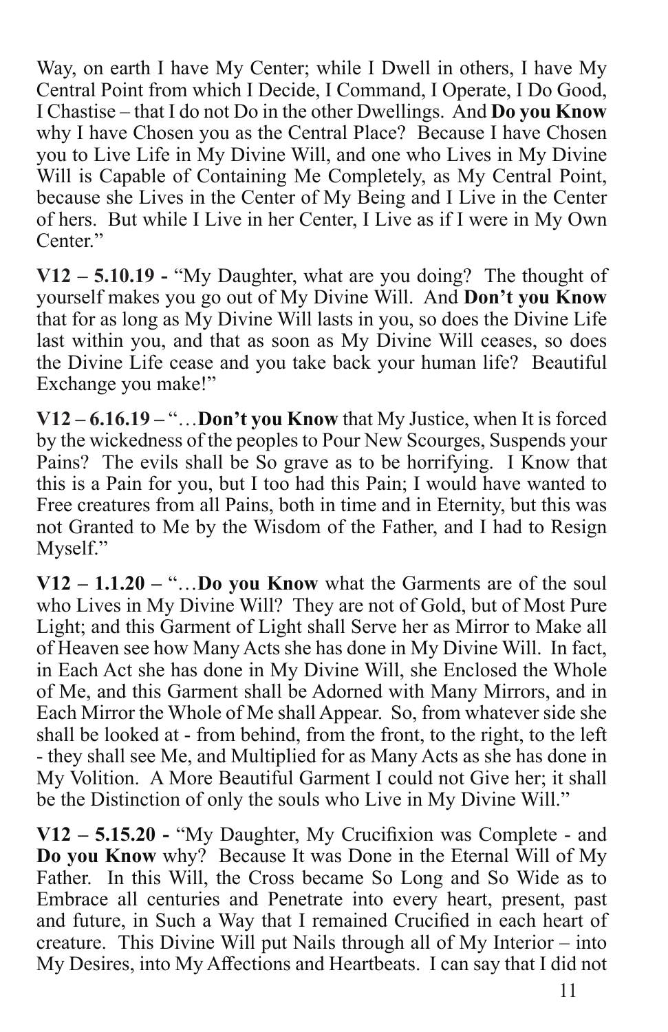Way, on earth I have My Center; while I Dwell in others, I have My Central Point from which I Decide, I Command, I Operate, I Do Good, I Chastise – that I do not Do in the other Dwellings. And **Do you Know** why I have Chosen you as the Central Place? Because I have Chosen you to Live Life in My Divine Will, and one who Lives in My Divine Will is Capable of Containing Me Completely, as My Central Point, because she Lives in the Center of My Being and I Live in the Center of hers. But while I Live in her Center, I Live as if I were in My Own Center."

**V12 – 5.10.19 -** "My Daughter, what are you doing? The thought of yourself makes you go out of My Divine Will. And **Don't you Know** that for as long as My Divine Will lasts in you, so does the Divine Life last within you, and that as soon as My Divine Will ceases, so does the Divine Life cease and you take back your human life? Beautiful Exchange you make!"

**V12 – 6.16.19 –** "…**Don't you Know** that My Justice, when It is forced by the wickedness of the peoples to Pour New Scourges, Suspends your Pains? The evils shall be So grave as to be horrifying. I Know that this is a Pain for you, but I too had this Pain; I would have wanted to Free creatures from all Pains, both in time and in Eternity, but this was not Granted to Me by the Wisdom of the Father, and I had to Resign Myself."

**V12 – 1.1.20 –** "…**Do you Know** what the Garments are of the soul who Lives in My Divine Will? They are not of Gold, but of Most Pure Light; and this Garment of Light shall Serve her as Mirror to Make all of Heaven see how Many Acts she has done in My Divine Will. In fact, in Each Act she has done in My Divine Will, she Enclosed the Whole of Me, and this Garment shall be Adorned with Many Mirrors, and in Each Mirror the Whole of Me shall Appear. So, from whatever side she shall be looked at - from behind, from the front, to the right, to the left - they shall see Me, and Multiplied for as Many Acts as she has done in My Volition. A More Beautiful Garment I could not Give her; it shall be the Distinction of only the souls who Live in My Divine Will."

**V12 – 5.15.20 -** "My Daughter, My Crucifixion was Complete - and **Do you Know** why? Because It was Done in the Eternal Will of My Father. In this Will, the Cross became So Long and So Wide as to Embrace all centuries and Penetrate into every heart, present, past and future, in Such a Way that I remained Crucified in each heart of creature. This Divine Will put Nails through all of My Interior – into My Desires, into My Affections and Heartbeats. I can say that I did not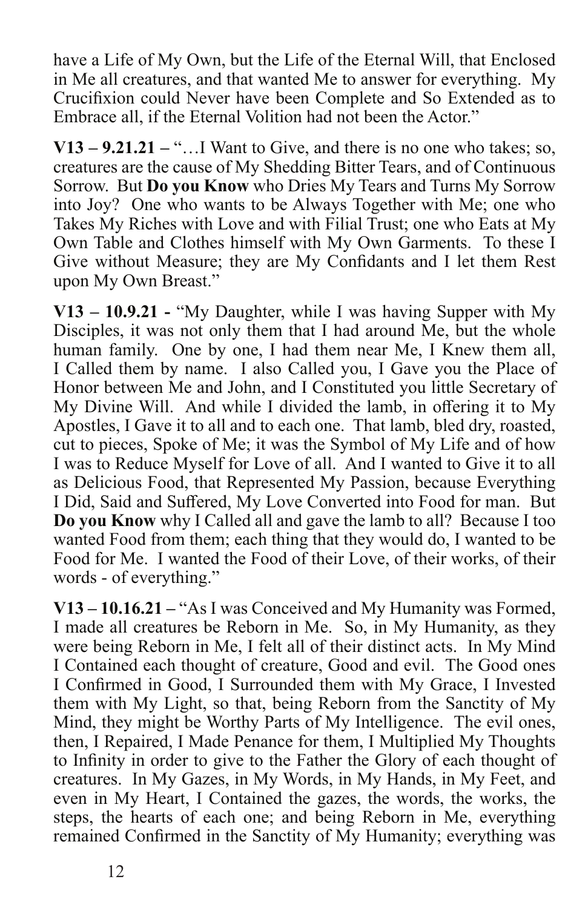have a Life of My Own, but the Life of the Eternal Will, that Enclosed in Me all creatures, and that wanted Me to answer for everything. My Crucifixion could Never have been Complete and So Extended as to Embrace all, if the Eternal Volition had not been the Actor."

**V13 – 9.21.21 –** "…I Want to Give, and there is no one who takes; so, creatures are the cause of My Shedding Bitter Tears, and of Continuous Sorrow. But **Do you Know** who Dries My Tears and Turns My Sorrow into Joy? One who wants to be Always Together with Me; one who Takes My Riches with Love and with Filial Trust; one who Eats at My Own Table and Clothes himself with My Own Garments. To these I Give without Measure; they are My Confidants and I let them Rest upon My Own Breast."

**V13 – 10.9.21 -** "My Daughter, while I was having Supper with My Disciples, it was not only them that I had around Me, but the whole human family. One by one, I had them near Me, I Knew them all, I Called them by name. I also Called you, I Gave you the Place of Honor between Me and John, and I Constituted you little Secretary of My Divine Will. And while I divided the lamb, in offering it to My Apostles, I Gave it to all and to each one. That lamb, bled dry, roasted, cut to pieces, Spoke of Me; it was the Symbol of My Life and of how I was to Reduce Myself for Love of all. And I wanted to Give it to all as Delicious Food, that Represented My Passion, because Everything I Did, Said and Suffered, My Love Converted into Food for man. But **Do you Know** why I Called all and gave the lamb to all? Because I too wanted Food from them; each thing that they would do, I wanted to be Food for Me. I wanted the Food of their Love, of their works, of their words - of everything."

**V13 – 10.16.21 –** "As I was Conceived and My Humanity was Formed, I made all creatures be Reborn in Me. So, in My Humanity, as they were being Reborn in Me, I felt all of their distinct acts. In My Mind I Contained each thought of creature, Good and evil. The Good ones I Confirmed in Good, I Surrounded them with My Grace, I Invested them with My Light, so that, being Reborn from the Sanctity of My Mind, they might be Worthy Parts of My Intelligence. The evil ones, then, I Repaired, I Made Penance for them, I Multiplied My Thoughts to Infinity in order to give to the Father the Glory of each thought of creatures. In My Gazes, in My Words, in My Hands, in My Feet, and even in My Heart, I Contained the gazes, the words, the works, the steps, the hearts of each one; and being Reborn in Me, everything remained Confirmed in the Sanctity of My Humanity; everything was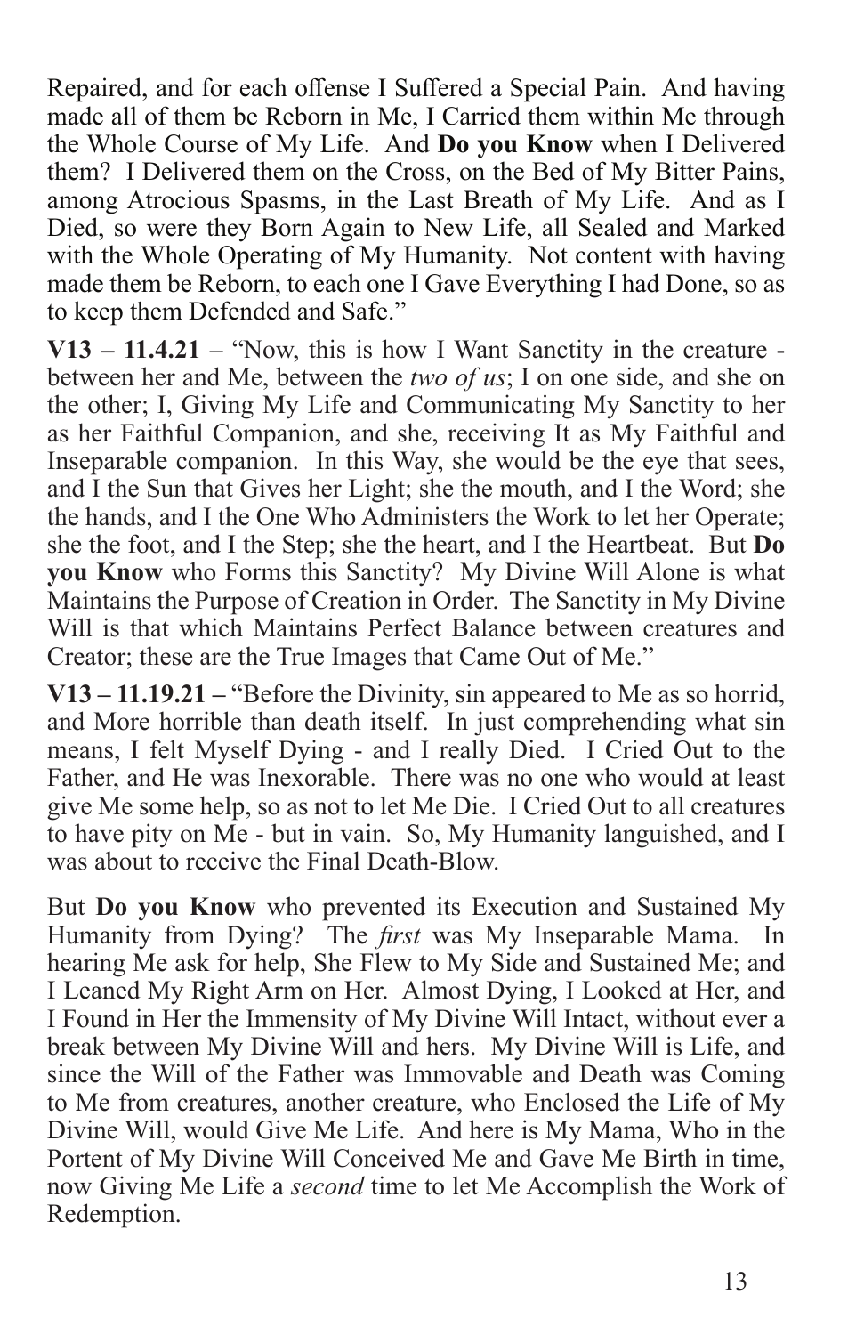Repaired, and for each offense I Suffered a Special Pain. And having made all of them be Reborn in Me, I Carried them within Me through the Whole Course of My Life. And **Do you Know** when I Delivered them? I Delivered them on the Cross, on the Bed of My Bitter Pains, among Atrocious Spasms, in the Last Breath of My Life. And as I Died, so were they Born Again to New Life, all Sealed and Marked with the Whole Operating of My Humanity. Not content with having made them be Reborn, to each one I Gave Everything I had Done, so as to keep them Defended and Safe."

**V13 – 11.4.21** – "Now, this is how I Want Sanctity in the creature - between her and Me, between the *two of us*; I on one side, and she on the other; I, Giving My Life and Communicating My Sanctity to her as her Faithful Companion, and she, receiving It as My Faithful and Inseparable companion. In this Way, she would be the eye that sees, and I the Sun that Gives her Light; she the mouth, and I the Word; she the hands, and I the One Who Administers the Work to let her Operate; she the foot, and I the Step; she the heart, and I the Heartbeat. But **Do you Know** who Forms this Sanctity? My Divine Will Alone is what Maintains the Purpose of Creation in Order. The Sanctity in My Divine Will is that which Maintains Perfect Balance between creatures and Creator; these are the True Images that Came Out of Me."

**V13 – 11.19.21 –** "Before the Divinity, sin appeared to Me as so horrid, and More horrible than death itself. In just comprehending what sin means, I felt Myself Dying - and I really Died. I Cried Out to the Father, and He was Inexorable. There was no one who would at least give Me some help, so as not to let Me Die. I Cried Out to all creatures to have pity on Me - but in vain. So, My Humanity languished, and I was about to receive the Final Death-Blow.

But **Do you Know** who prevented its Execution and Sustained My Humanity from Dying? The *first* was My Inseparable Mama. In hearing Me ask for help, She Flew to My Side and Sustained Me; and I Leaned My Right Arm on Her. Almost Dying, I Looked at Her, and I Found in Her the Immensity of My Divine Will Intact, without ever a break between My Divine Will and hers. My Divine Will is Life, and since the Will of the Father was Immovable and Death was Coming to Me from creatures, another creature, who Enclosed the Life of My Divine Will, would Give Me Life. And here is My Mama, Who in the Portent of My Divine Will Conceived Me and Gave Me Birth in time, now Giving Me Life a *second* time to let Me Accomplish the Work of Redemption.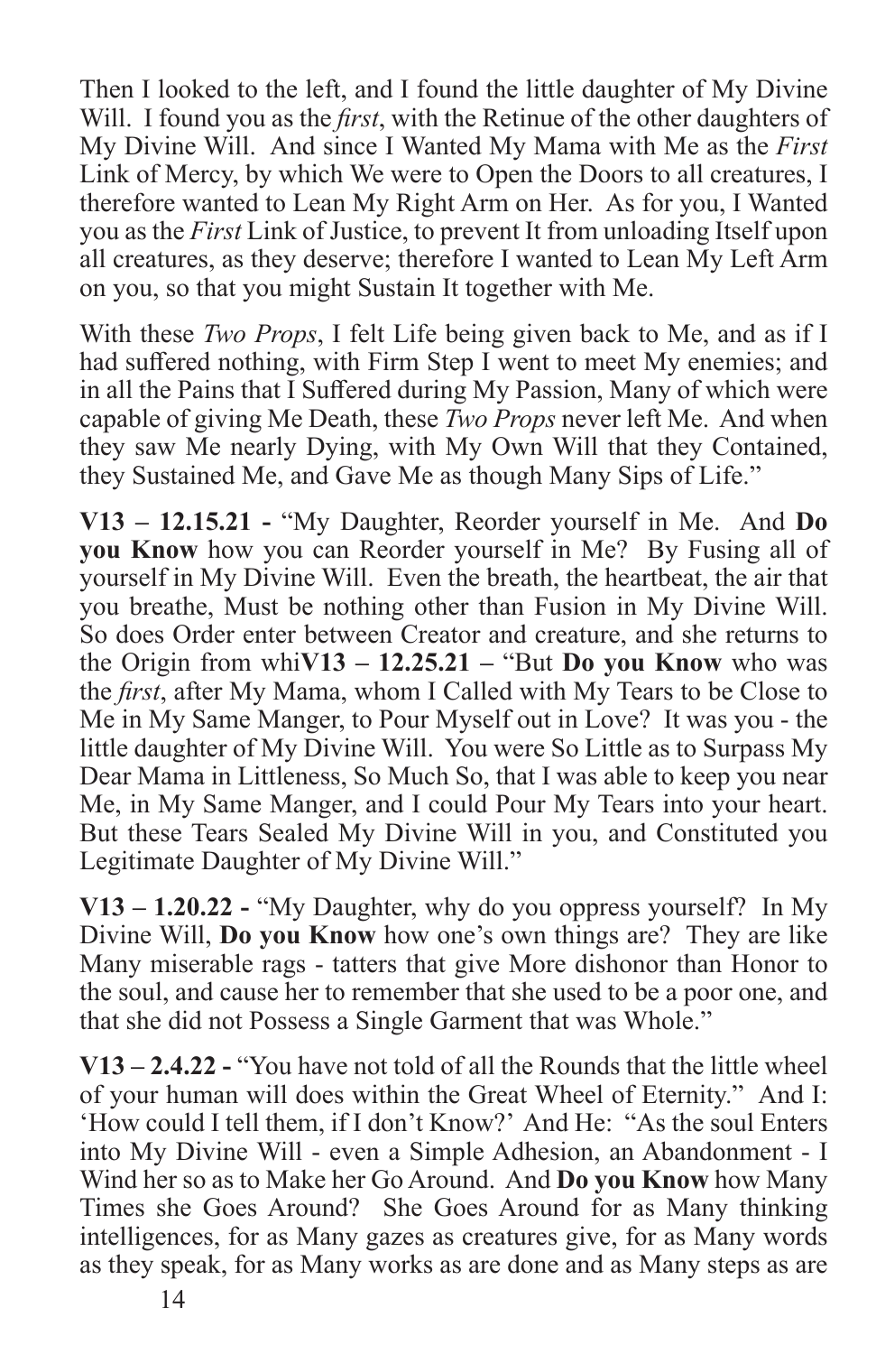Then I looked to the left, and I found the little daughter of My Divine Will. I found you as the *first*, with the Retinue of the other daughters of My Divine Will. And since I Wanted My Mama with Me as the *First* Link of Mercy, by which We were to Open the Doors to all creatures, I therefore wanted to Lean My Right Arm on Her. As for you, I Wanted you as the *First* Link of Justice, to prevent It from unloading Itself upon all creatures, as they deserve; therefore I wanted to Lean My Left Arm on you, so that you might Sustain It together with Me.

With these *Two Props*, I felt Life being given back to Me, and as if I had suffered nothing, with Firm Step I went to meet My enemies; and in all the Pains that I Suffered during My Passion, Many of which were capable of giving Me Death, these *Two Props* never left Me. And when they saw Me nearly Dying, with My Own Will that they Contained, they Sustained Me, and Gave Me as though Many Sips of Life."

**V13 – 12.15.21 -** "My Daughter, Reorder yourself in Me. And **Do you Know** how you can Reorder yourself in Me? By Fusing all of yourself in My Divine Will. Even the breath, the heartbeat, the air that you breathe, Must be nothing other than Fusion in My Divine Will. So does Order enter between Creator and creature, and she returns to the Origin from whi**V13 – 12.25.21 –** "But **Do you Know** who was the *first*, after My Mama, whom I Called with My Tears to be Close to Me in My Same Manger, to Pour Myself out in Love? It was you - the little daughter of My Divine Will. You were So Little as to Surpass My Dear Mama in Littleness, So Much So, that I was able to keep you near Me, in My Same Manger, and I could Pour My Tears into your heart. But these Tears Sealed My Divine Will in you, and Constituted you Legitimate Daughter of My Divine Will."

**V13 – 1.20.22 -** "My Daughter, why do you oppress yourself? In My Divine Will, **Do you Know** how one's own things are? They are like Many miserable rags - tatters that give More dishonor than Honor to the soul, and cause her to remember that she used to be a poor one, and that she did not Possess a Single Garment that was Whole."

**V13 – 2.4.22 -** "You have not told of all the Rounds that the little wheel of your human will does within the Great Wheel of Eternity." And I: 'How could I tell them, if I don't Know?' And He: "As the soul Enters into My Divine Will - even a Simple Adhesion, an Abandonment - I Wind her so as to Make her Go Around. And **Do you Know** how Many Times she Goes Around? She Goes Around for as Many thinking intelligences, for as Many gazes as creatures give, for as Many words as they speak, for as Many works as are done and as Many steps as are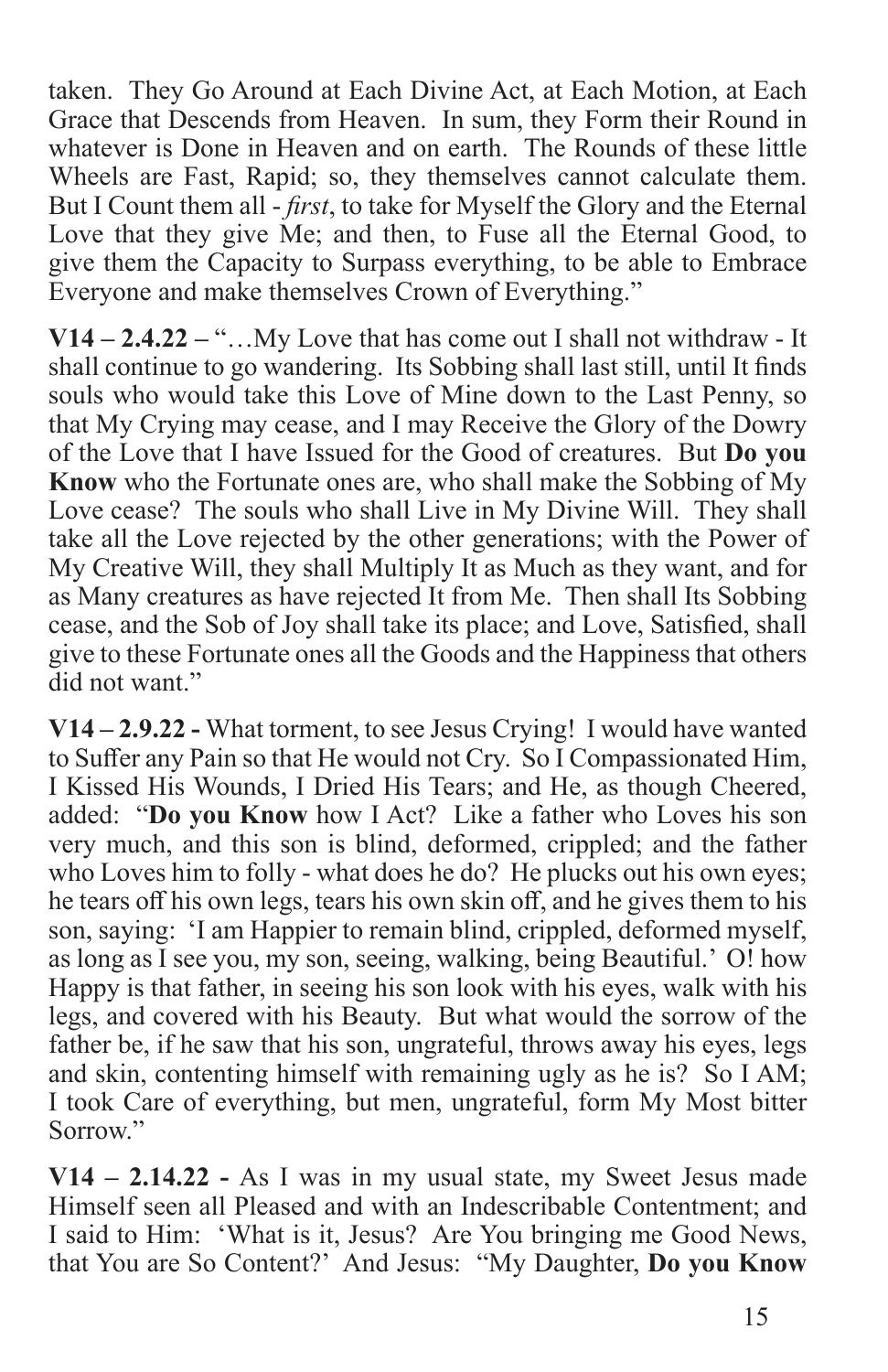taken. They Go Around at Each Divine Act, at Each Motion, at Each Grace that Descends from Heaven. In sum, they Form their Round in whatever is Done in Heaven and on earth. The Rounds of these little Wheels are Fast, Rapid; so, they themselves cannot calculate them. But I Count them all - *first*, to take for Myself the Glory and the Eternal Love that they give Me; and then, to Fuse all the Eternal Good, to give them the Capacity to Surpass everything, to be able to Embrace Everyone and make themselves Crown of Everything."

**V14 – 2.4.22 –** "…My Love that has come out I shall not withdraw - It shall continue to go wandering. Its Sobbing shall last still, until It finds souls who would take this Love of Mine down to the Last Penny, so that My Crying may cease, and I may Receive the Glory of the Dowry of the Love that I have Issued for the Good of creatures. But **Do you Know** who the Fortunate ones are, who shall make the Sobbing of My Love cease? The souls who shall Live in My Divine Will. They shall take all the Love rejected by the other generations; with the Power of My Creative Will, they shall Multiply It as Much as they want, and for as Many creatures as have rejected It from Me. Then shall Its Sobbing cease, and the Sob of Joy shall take its place; and Love, Satisfied, shall give to these Fortunate ones all the Goods and the Happiness that others did not want."

**V14 – 2.9.22 -** What torment, to see Jesus Crying! I would have wanted to Suffer any Pain so that He would not Cry. So I Compassionated Him, I Kissed His Wounds, I Dried His Tears; and He, as though Cheered, added: "**Do you Know** how I Act? Like a father who Loves his son very much, and this son is blind, deformed, crippled; and the father who Loves him to folly - what does he do? He plucks out his own eyes; he tears off his own legs, tears his own skin off, and he gives them to his son, saying: 'I am Happier to remain blind, crippled, deformed myself, as long as I see you, my son, seeing, walking, being Beautiful.' O! how Happy is that father, in seeing his son look with his eyes, walk with his legs, and covered with his Beauty. But what would the sorrow of the father be, if he saw that his son, ungrateful, throws away his eyes, legs and skin, contenting himself with remaining ugly as he is? So I AM; I took Care of everything, but men, ungrateful, form My Most bitter Sorrow."

**V14 – 2.14.22 -** As I was in my usual state, my Sweet Jesus made Himself seen all Pleased and with an Indescribable Contentment; and I said to Him: 'What is it, Jesus? Are You bringing me Good News, that You are So Content?' And Jesus: "My Daughter, **Do you Know**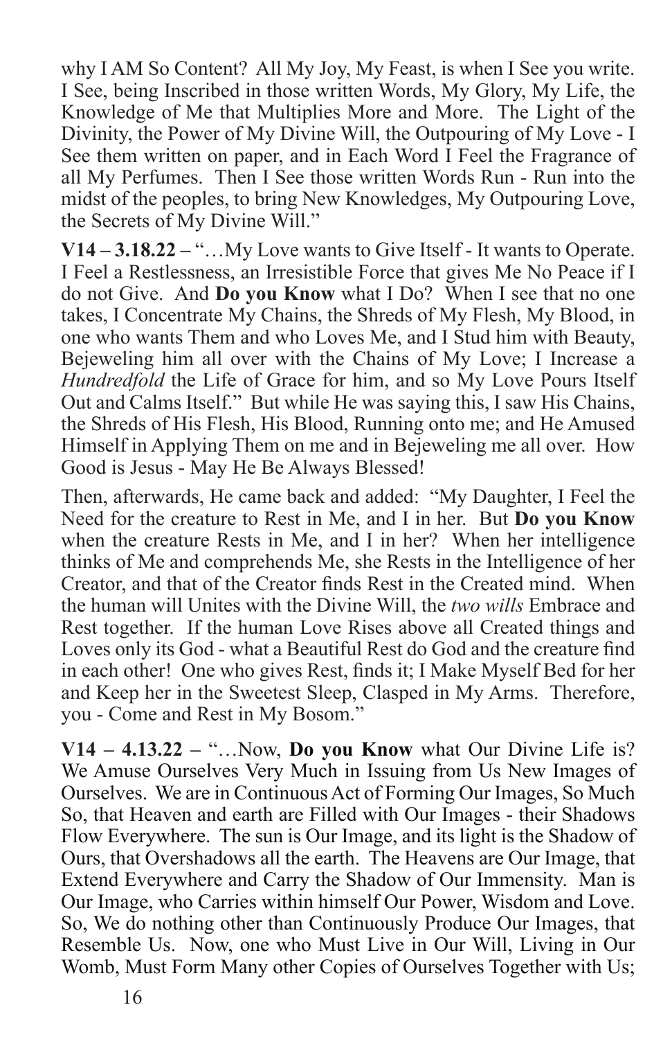why I AM So Content? All My Joy, My Feast, is when I See you write. I See, being Inscribed in those written Words, My Glory, My Life, the Knowledge of Me that Multiplies More and More. The Light of the Divinity, the Power of My Divine Will, the Outpouring of My Love - I See them written on paper, and in Each Word I Feel the Fragrance of all My Perfumes. Then I See those written Words Run - Run into the midst of the peoples, to bring New Knowledges, My Outpouring Love, the Secrets of My Divine Will."

**V14 – 3.18.22 –** "…My Love wants to Give Itself - It wants to Operate. I Feel a Restlessness, an Irresistible Force that gives Me No Peace if I do not Give. And **Do you Know** what I Do? When I see that no one takes, I Concentrate My Chains, the Shreds of My Flesh, My Blood, in one who wants Them and who Loves Me, and I Stud him with Beauty, Bejeweling him all over with the Chains of My Love; I Increase a *Hundredfold* the Life of Grace for him, and so My Love Pours Itself Out and Calms Itself." But while He was saying this, I saw His Chains, the Shreds of His Flesh, His Blood, Running onto me; and He Amused Himself in Applying Them on me and in Bejeweling me all over. How Good is Jesus - May He Be Always Blessed!

Then, afterwards, He came back and added: "My Daughter, I Feel the Need for the creature to Rest in Me, and I in her. But **Do you Know** when the creature Rests in Me, and I in her? When her intelligence thinks of Me and comprehends Me, she Rests in the Intelligence of her Creator, and that of the Creator finds Rest in the Created mind. When the human will Unites with the Divine Will, the *two wills* Embrace and Rest together. If the human Love Rises above all Created things and Loves only its God - what a Beautiful Rest do God and the creature find in each other! One who gives Rest, finds it; I Make Myself Bed for her and Keep her in the Sweetest Sleep, Clasped in My Arms. Therefore, you - Come and Rest in My Bosom."

**V14 – 4.13.22 –** "…Now, **Do you Know** what Our Divine Life is? We Amuse Ourselves Very Much in Issuing from Us New Images of Ourselves. We are in Continuous Act of Forming Our Images, So Much So, that Heaven and earth are Filled with Our Images - their Shadows Flow Everywhere. The sun is Our Image, and its light is the Shadow of Ours, that Overshadows all the earth. The Heavens are Our Image, that Extend Everywhere and Carry the Shadow of Our Immensity. Man is Our Image, who Carries within himself Our Power, Wisdom and Love. So, We do nothing other than Continuously Produce Our Images, that Resemble Us. Now, one who Must Live in Our Will, Living in Our Womb, Must Form Many other Copies of Ourselves Together with Us;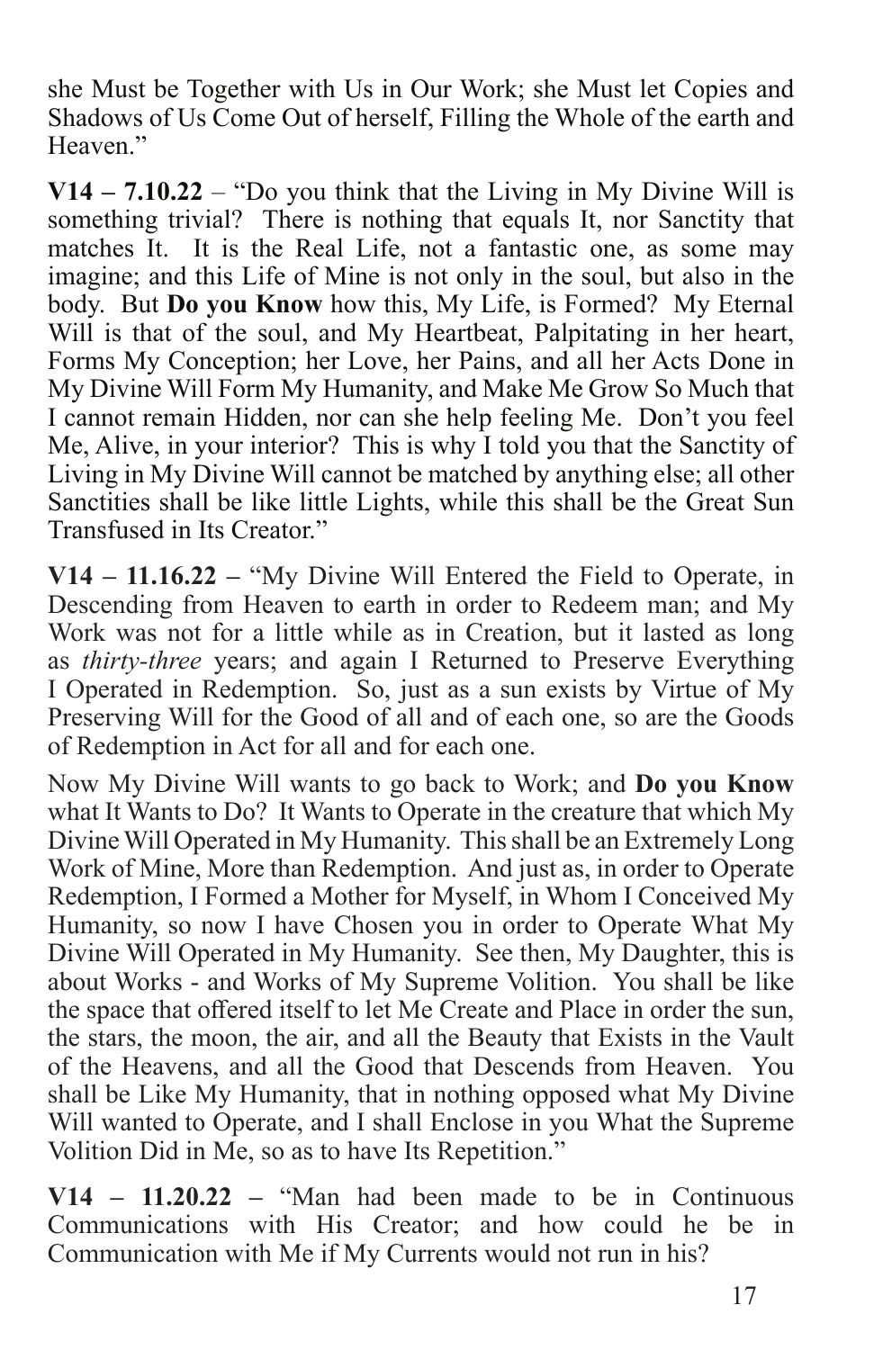she Must be Together with Us in Our Work; she Must let Copies and Shadows of Us Come Out of herself, Filling the Whole of the earth and Heaven."

**V14 – 7.10.22** – "Do you think that the Living in My Divine Will is something trivial? There is nothing that equals It, nor Sanctity that matches It. It is the Real Life, not a fantastic one, as some may imagine; and this Life of Mine is not only in the soul, but also in the body. But **Do you Know** how this, My Life, is Formed? My Eternal Will is that of the soul, and My Heartbeat, Palpitating in her heart, Forms My Conception; her Love, her Pains, and all her Acts Done in My Divine Will Form My Humanity, and Make Me Grow So Much that I cannot remain Hidden, nor can she help feeling Me. Don't you feel Me, Alive, in your interior? This is why I told you that the Sanctity of Living in My Divine Will cannot be matched by anything else; all other Sanctities shall be like little Lights, while this shall be the Great Sun Transfused in Its Creator."

**V14 – 11.16.22 –** "My Divine Will Entered the Field to Operate, in Descending from Heaven to earth in order to Redeem man; and My Work was not for a little while as in Creation, but it lasted as long as *thirty-three* years; and again I Returned to Preserve Everything I Operated in Redemption. So, just as a sun exists by Virtue of My Preserving Will for the Good of all and of each one, so are the Goods of Redemption in Act for all and for each one.

Now My Divine Will wants to go back to Work; and **Do you Know** what It Wants to Do? It Wants to Operate in the creature that which My Divine Will Operated in My Humanity. This shall be an Extremely Long Work of Mine, More than Redemption. And just as, in order to Operate Redemption, I Formed a Mother for Myself, in Whom I Conceived My Humanity, so now I have Chosen you in order to Operate What My Divine Will Operated in My Humanity. See then, My Daughter, this is about Works - and Works of My Supreme Volition. You shall be like the space that offered itself to let Me Create and Place in order the sun, the stars, the moon, the air, and all the Beauty that Exists in the Vault of the Heavens, and all the Good that Descends from Heaven. You shall be Like My Humanity, that in nothing opposed what My Divine Will wanted to Operate, and I shall Enclose in you What the Supreme Volition Did in Me, so as to have Its Repetition."

**V14 – 11.20.22 –** "Man had been made to be in Continuous Communications with His Creator; and how could he be in Communication with Me if My Currents would not run in his?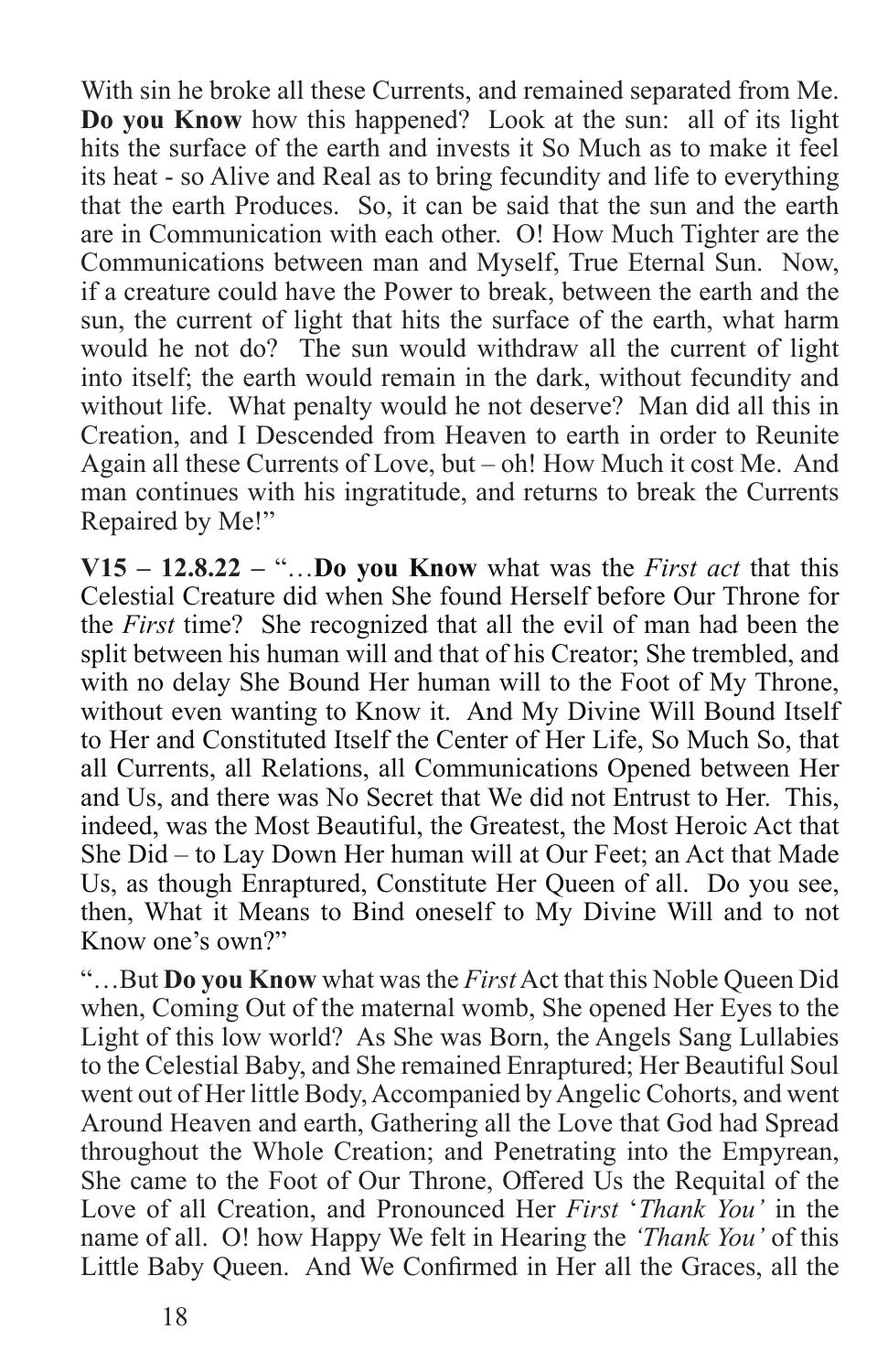With sin he broke all these Currents, and remained separated from Me. **Do you Know** how this happened? Look at the sun: all of its light hits the surface of the earth and invests it So Much as to make it feel its heat - so Alive and Real as to bring fecundity and life to everything that the earth Produces. So, it can be said that the sun and the earth are in Communication with each other. O! How Much Tighter are the Communications between man and Myself, True Eternal Sun. Now, if a creature could have the Power to break, between the earth and the sun, the current of light that hits the surface of the earth, what harm would he not do? The sun would withdraw all the current of light into itself; the earth would remain in the dark, without fecundity and without life. What penalty would he not deserve? Man did all this in Creation, and I Descended from Heaven to earth in order to Reunite Again all these Currents of Love, but – oh! How Much it cost Me. And man continues with his ingratitude, and returns to break the Currents Repaired by Me!"

**V15 – 12.8.22 –** "…**Do you Know** what was the *First act* that this Celestial Creature did when She found Herself before Our Throne for the *First* time? She recognized that all the evil of man had been the split between his human will and that of his Creator; She trembled, and with no delay She Bound Her human will to the Foot of My Throne, without even wanting to Know it. And My Divine Will Bound Itself to Her and Constituted Itself the Center of Her Life, So Much So, that all Currents, all Relations, all Communications Opened between Her and Us, and there was No Secret that We did not Entrust to Her. This, indeed, was the Most Beautiful, the Greatest, the Most Heroic Act that She Did – to Lay Down Her human will at Our Feet; an Act that Made Us, as though Enraptured, Constitute Her Queen of all. Do you see, then, What it Means to Bind oneself to My Divine Will and to not Know one's own?"

"…But **Do you Know** what was the *First* Act that this Noble Queen Did when, Coming Out of the maternal womb, She opened Her Eyes to the Light of this low world? As She was Born, the Angels Sang Lullabies to the Celestial Baby, and She remained Enraptured; Her Beautiful Soul went out of Her little Body, Accompanied by Angelic Cohorts, and went Around Heaven and earth, Gathering all the Love that God had Spread throughout the Whole Creation; and Penetrating into the Empyrean, She came to the Foot of Our Throne, Offered Us the Requital of the Love of all Creation, and Pronounced Her *First* '*Thank You'* in the name of all. O! how Happy We felt in Hearing the *'Thank You'* of this Little Baby Queen. And We Confirmed in Her all the Graces, all the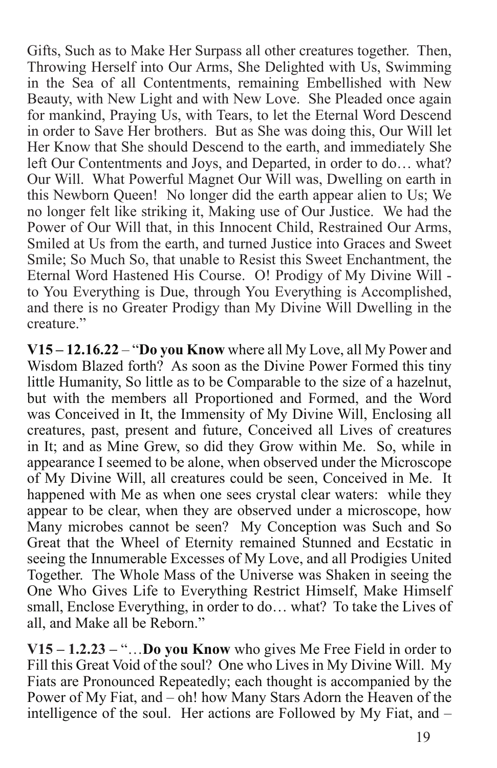Gifts, Such as to Make Her Surpass all other creatures together. Then, Throwing Herself into Our Arms, She Delighted with Us, Swimming in the Sea of all Contentments, remaining Embellished with New Beauty, with New Light and with New Love. She Pleaded once again for mankind, Praying Us, with Tears, to let the Eternal Word Descend in order to Save Her brothers. But as She was doing this, Our Will let Her Know that She should Descend to the earth, and immediately She left Our Contentments and Joys, and Departed, in order to do… what? Our Will. What Powerful Magnet Our Will was, Dwelling on earth in this Newborn Queen! No longer did the earth appear alien to Us; We no longer felt like striking it, Making use of Our Justice. We had the Power of Our Will that, in this Innocent Child, Restrained Our Arms, Smiled at Us from the earth, and turned Justice into Graces and Sweet Smile; So Much So, that unable to Resist this Sweet Enchantment, the Eternal Word Hastened His Course. O! Prodigy of My Divine Will - to You Everything is Due, through You Everything is Accomplished, and there is no Greater Prodigy than My Divine Will Dwelling in the creature."

**V15 – 12.16.22** – "**Do you Know** where all My Love, all My Power and Wisdom Blazed forth? As soon as the Divine Power Formed this tiny little Humanity, So little as to be Comparable to the size of a hazelnut, but with the members all Proportioned and Formed, and the Word was Conceived in It, the Immensity of My Divine Will, Enclosing all creatures, past, present and future, Conceived all Lives of creatures in It; and as Mine Grew, so did they Grow within Me. So, while in appearance I seemed to be alone, when observed under the Microscope of My Divine Will, all creatures could be seen, Conceived in Me. It happened with Me as when one sees crystal clear waters: while they appear to be clear, when they are observed under a microscope, how Many microbes cannot be seen? My Conception was Such and So Great that the Wheel of Eternity remained Stunned and Ecstatic in seeing the Innumerable Excesses of My Love, and all Prodigies United Together. The Whole Mass of the Universe was Shaken in seeing the One Who Gives Life to Everything Restrict Himself, Make Himself small, Enclose Everything, in order to do… what? To take the Lives of all, and Make all be Reborn."

**V15 – 1.2.23 –** "…**Do you Know** who gives Me Free Field in order to Fill this Great Void of the soul? One who Lives in My Divine Will. My Fiats are Pronounced Repeatedly; each thought is accompanied by the Power of My Fiat, and – oh! how Many Stars Adorn the Heaven of the intelligence of the soul. Her actions are Followed by My Fiat, and –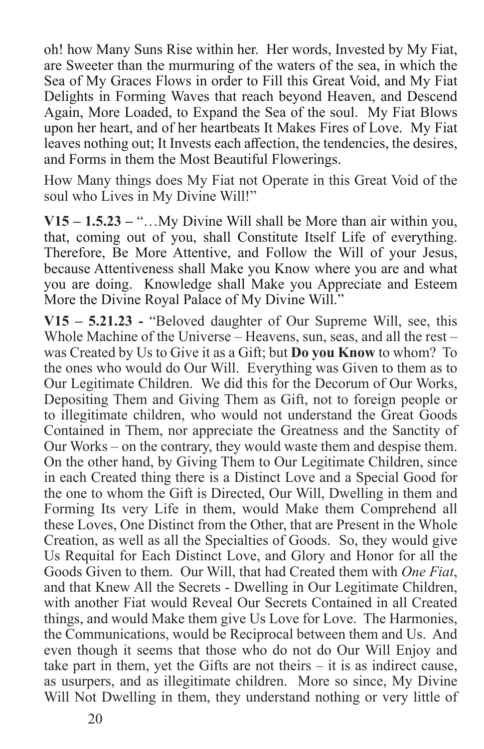oh! how Many Suns Rise within her. Her words, Invested by My Fiat, are Sweeter than the murmuring of the waters of the sea, in which the Sea of My Graces Flows in order to Fill this Great Void, and My Fiat Delights in Forming Waves that reach beyond Heaven, and Descend Again, More Loaded, to Expand the Sea of the soul. My Fiat Blows upon her heart, and of her heartbeats It Makes Fires of Love. My Fiat leaves nothing out; It Invests each affection, the tendencies, the desires, and Forms in them the Most Beautiful Flowerings.

How Many things does My Fiat not Operate in this Great Void of the soul who Lives in My Divine Will!"

**V15 – 1.5.23 –** "…My Divine Will shall be More than air within you, that, coming out of you, shall Constitute Itself Life of everything. Therefore, Be More Attentive, and Follow the Will of your Jesus, because Attentiveness shall Make you Know where you are and what you are doing. Knowledge shall Make you Appreciate and Esteem More the Divine Royal Palace of My Divine Will."

**V15 – 5.21.23 -** "Beloved daughter of Our Supreme Will, see, this Whole Machine of the Universe – Heavens, sun, seas, and all the rest – was Created by Us to Give it as a Gift; but **Do you Know** to whom? To the ones who would do Our Will. Everything was Given to them as to Our Legitimate Children. We did this for the Decorum of Our Works, Depositing Them and Giving Them as Gift, not to foreign people or to illegitimate children, who would not understand the Great Goods Contained in Them, nor appreciate the Greatness and the Sanctity of Our Works – on the contrary, they would waste them and despise them. On the other hand, by Giving Them to Our Legitimate Children, since in each Created thing there is a Distinct Love and a Special Good for the one to whom the Gift is Directed, Our Will, Dwelling in them and Forming Its very Life in them, would Make them Comprehend all these Loves, One Distinct from the Other, that are Present in the Whole Creation, as well as all the Specialties of Goods. So, they would give Us Requital for Each Distinct Love, and Glory and Honor for all the Goods Given to them. Our Will, that had Created them with *One Fiat*, and that Knew All the Secrets - Dwelling in Our Legitimate Children, with another Fiat would Reveal Our Secrets Contained in all Created things, and would Make them give Us Love for Love. The Harmonies, the Communications, would be Reciprocal between them and Us. And even though it seems that those who do not do Our Will Enjoy and take part in them, yet the Gifts are not theirs – it is as indirect cause, as usurpers, and as illegitimate children. More so since, My Divine Will Not Dwelling in them, they understand nothing or very little of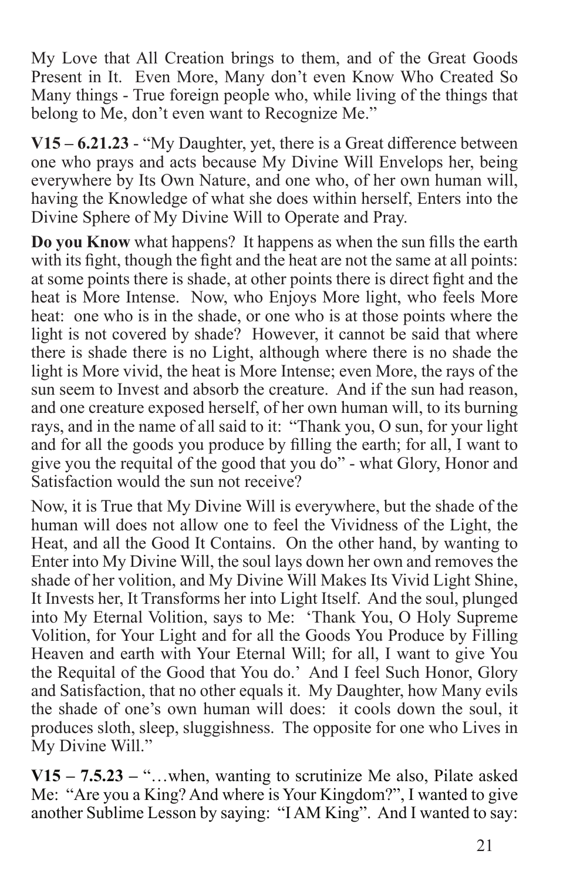My Love that All Creation brings to them, and of the Great Goods Present in It. Even More, Many don't even Know Who Created So Many things - True foreign people who, while living of the things that belong to Me, don't even want to Recognize Me."

**V15 – 6.21.23** - "My Daughter, yet, there is a Great difference between one who prays and acts because My Divine Will Envelops her, being everywhere by Its Own Nature, and one who, of her own human will, having the Knowledge of what she does within herself, Enters into the Divine Sphere of My Divine Will to Operate and Pray.

**Do you Know** what happens? It happens as when the sun fills the earth with its fight, though the fight and the heat are not the same at all points: at some points there is shade, at other points there is direct fight and the heat is More Intense. Now, who Enjoys More light, who feels More heat: one who is in the shade, or one who is at those points where the light is not covered by shade? However, it cannot be said that where there is shade there is no Light, although where there is no shade the light is More vivid, the heat is More Intense; even More, the rays of the sun seem to Invest and absorb the creature. And if the sun had reason, and one creature exposed herself, of her own human will, to its burning rays, and in the name of all said to it: "Thank you, O sun, for your light and for all the goods you produce by filling the earth; for all, I want to give you the requital of the good that you do" - what Glory, Honor and Satisfaction would the sun not receive?

Now, it is True that My Divine Will is everywhere, but the shade of the human will does not allow one to feel the Vividness of the Light, the Heat, and all the Good It Contains. On the other hand, by wanting to Enter into My Divine Will, the soul lays down her own and removes the shade of her volition, and My Divine Will Makes Its Vivid Light Shine, It Invests her, It Transforms her into Light Itself. And the soul, plunged into My Eternal Volition, says to Me: 'Thank You, O Holy Supreme Volition, for Your Light and for all the Goods You Produce by Filling Heaven and earth with Your Eternal Will; for all, I want to give You the Requital of the Good that You do.' And I feel Such Honor, Glory and Satisfaction, that no other equals it. My Daughter, how Many evils the shade of one's own human will does: it cools down the soul, it produces sloth, sleep, sluggishness. The opposite for one who Lives in My Divine Will."

**V15 – 7.5.23 –** "…when, wanting to scrutinize Me also, Pilate asked Me: "Are you a King? And where is Your Kingdom?", I wanted to give another Sublime Lesson by saying: "I AM King". And I wanted to say: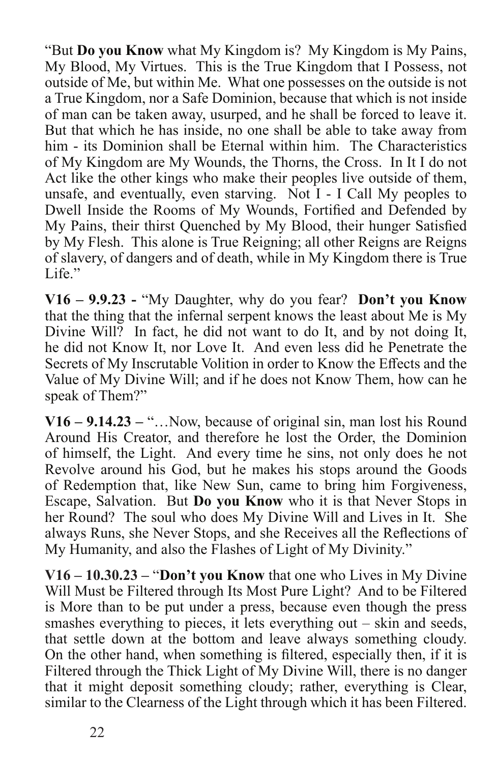"But **Do you Know** what My Kingdom is? My Kingdom is My Pains, My Blood, My Virtues. This is the True Kingdom that I Possess, not outside of Me, but within Me. What one possesses on the outside is not a True Kingdom, nor a Safe Dominion, because that which is not inside of man can be taken away, usurped, and he shall be forced to leave it. But that which he has inside, no one shall be able to take away from him - its Dominion shall be Eternal within him. The Characteristics of My Kingdom are My Wounds, the Thorns, the Cross. In It I do not Act like the other kings who make their peoples live outside of them, unsafe, and eventually, even starving. Not I - I Call My peoples to Dwell Inside the Rooms of My Wounds, Fortified and Defended by My Pains, their thirst Quenched by My Blood, their hunger Satisfied by My Flesh. This alone is True Reigning; all other Reigns are Reigns of slavery, of dangers and of death, while in My Kingdom there is True Life."

**V16 – 9.9.23 -** "My Daughter, why do you fear? **Don't you Know** that the thing that the infernal serpent knows the least about Me is My Divine Will? In fact, he did not want to do It, and by not doing It, he did not Know It, nor Love It. And even less did he Penetrate the Secrets of My Inscrutable Volition in order to Know the Effects and the Value of My Divine Will; and if he does not Know Them, how can he speak of Them?"

**V16 – 9.14.23 –** "…Now, because of original sin, man lost his Round Around His Creator, and therefore he lost the Order, the Dominion of himself, the Light. And every time he sins, not only does he not Revolve around his God, but he makes his stops around the Goods of Redemption that, like New Sun, came to bring him Forgiveness, Escape, Salvation. But **Do you Know** who it is that Never Stops in her Round? The soul who does My Divine Will and Lives in It. She always Runs, she Never Stops, and she Receives all the Reflections of My Humanity, and also the Flashes of Light of My Divinity."

**V16 – 10.30.23 –** "**Don't you Know** that one who Lives in My Divine Will Must be Filtered through Its Most Pure Light? And to be Filtered is More than to be put under a press, because even though the press smashes everything to pieces, it lets everything out – skin and seeds, that settle down at the bottom and leave always something cloudy. On the other hand, when something is filtered, especially then, if it is Filtered through the Thick Light of My Divine Will, there is no danger that it might deposit something cloudy; rather, everything is Clear, similar to the Clearness of the Light through which it has been Filtered.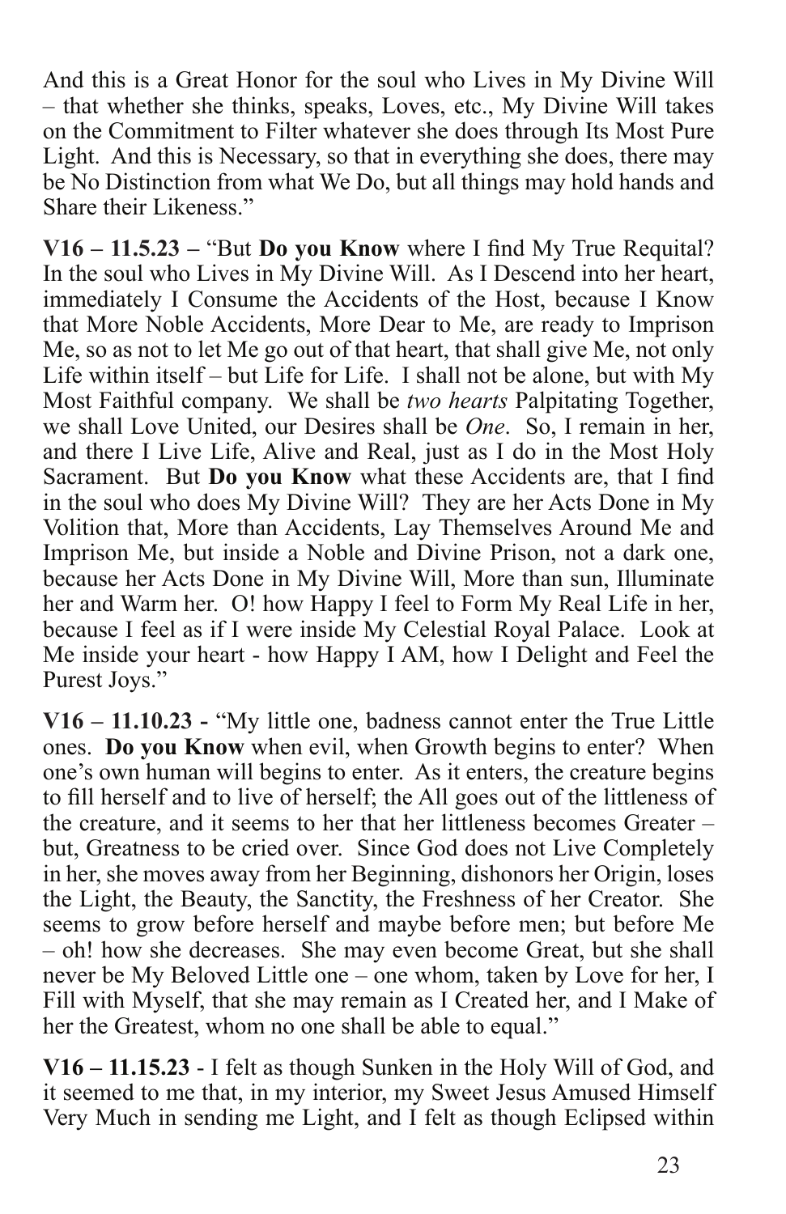And this is a Great Honor for the soul who Lives in My Divine Will – that whether she thinks, speaks, Loves, etc., My Divine Will takes on the Commitment to Filter whatever she does through Its Most Pure Light. And this is Necessary, so that in everything she does, there may be No Distinction from what We Do, but all things may hold hands and Share their Likeness."

**V16 – 11.5.23 –** "But **Do you Know** where I find My True Requital? In the soul who Lives in My Divine Will. As I Descend into her heart, immediately I Consume the Accidents of the Host, because I Know that More Noble Accidents, More Dear to Me, are ready to Imprison Me, so as not to let Me go out of that heart, that shall give Me, not only Life within itself – but Life for Life. I shall not be alone, but with My Most Faithful company. We shall be *two hearts* Palpitating Together, we shall Love United, our Desires shall be *One*. So, I remain in her, and there I Live Life, Alive and Real, just as I do in the Most Holy Sacrament. But **Do you Know** what these Accidents are, that I find in the soul who does My Divine Will? They are her Acts Done in My Volition that, More than Accidents, Lay Themselves Around Me and Imprison Me, but inside a Noble and Divine Prison, not a dark one, because her Acts Done in My Divine Will, More than sun, Illuminate her and Warm her. O! how Happy I feel to Form My Real Life in her, because I feel as if I were inside My Celestial Royal Palace. Look at Me inside your heart - how Happy I AM, how I Delight and Feel the Purest Joys."

**V16 – 11.10.23 -** "My little one, badness cannot enter the True Little ones. **Do you Know** when evil, when Growth begins to enter? When one's own human will begins to enter. As it enters, the creature begins to fill herself and to live of herself; the All goes out of the littleness of the creature, and it seems to her that her littleness becomes Greater – but, Greatness to be cried over. Since God does not Live Completely in her, she moves away from her Beginning, dishonors her Origin, loses the Light, the Beauty, the Sanctity, the Freshness of her Creator. She seems to grow before herself and maybe before men; but before Me – oh! how she decreases. She may even become Great, but she shall never be My Beloved Little one – one whom, taken by Love for her, I Fill with Myself, that she may remain as I Created her, and I Make of her the Greatest, whom no one shall be able to equal."

**V16 – 11.15.23** - I felt as though Sunken in the Holy Will of God, and it seemed to me that, in my interior, my Sweet Jesus Amused Himself Very Much in sending me Light, and I felt as though Eclipsed within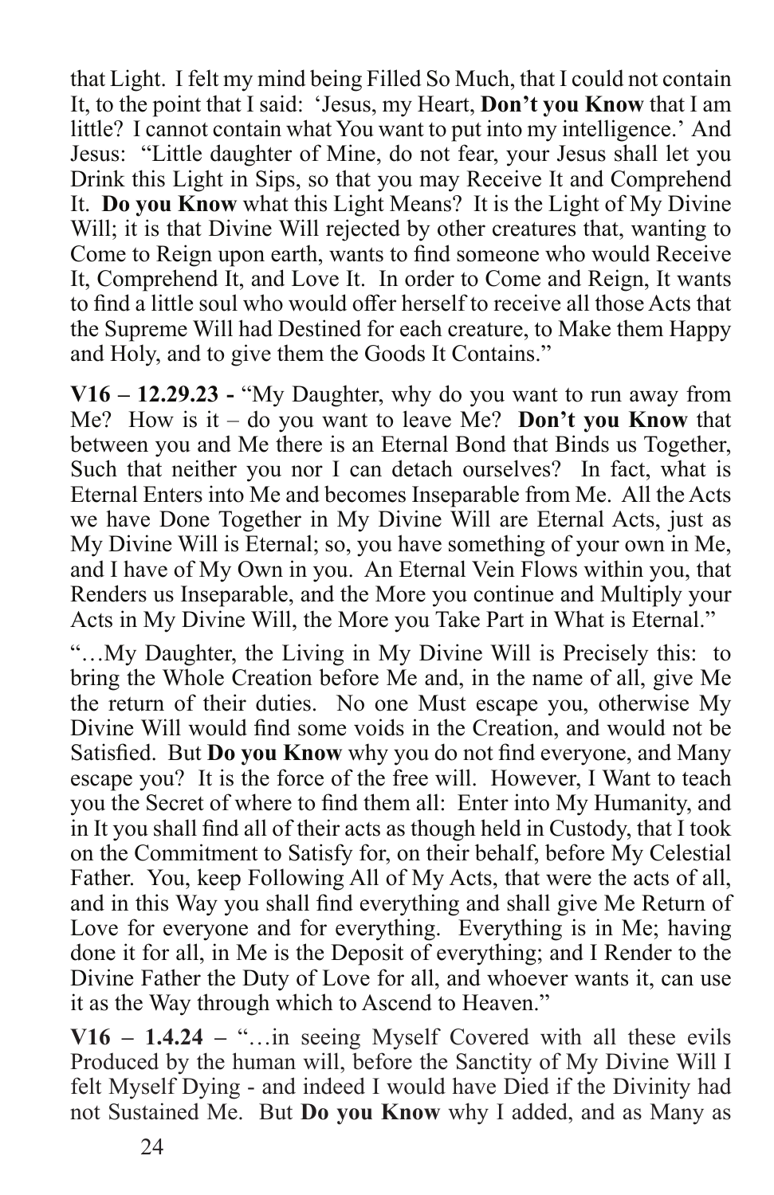that Light. I felt my mind being Filled So Much, that I could not contain It, to the point that I said: 'Jesus, my Heart, **Don't you Know** that I am little? I cannot contain what You want to put into my intelligence.' And Jesus: "Little daughter of Mine, do not fear, your Jesus shall let you Drink this Light in Sips, so that you may Receive It and Comprehend It. **Do you Know** what this Light Means? It is the Light of My Divine Will; it is that Divine Will rejected by other creatures that, wanting to Come to Reign upon earth, wants to find someone who would Receive It, Comprehend It, and Love It. In order to Come and Reign, It wants to find a little soul who would offer herself to receive all those Acts that the Supreme Will had Destined for each creature, to Make them Happy and Holy, and to give them the Goods It Contains."

**V16 – 12.29.23 -** "My Daughter, why do you want to run away from Me? How is it – do you want to leave Me? **Don't you Know** that between you and Me there is an Eternal Bond that Binds us Together, Such that neither you nor I can detach ourselves? In fact, what is Eternal Enters into Me and becomes Inseparable from Me. All the Acts we have Done Together in My Divine Will are Eternal Acts, just as My Divine Will is Eternal; so, you have something of your own in Me, and I have of My Own in you. An Eternal Vein Flows within you, that Renders us Inseparable, and the More you continue and Multiply your Acts in My Divine Will, the More you Take Part in What is Eternal."

"…My Daughter, the Living in My Divine Will is Precisely this: to bring the Whole Creation before Me and, in the name of all, give Me the return of their duties. No one Must escape you, otherwise My Divine Will would find some voids in the Creation, and would not be Satisfied. But **Do you Know** why you do not find everyone, and Many escape you? It is the force of the free will. However, I Want to teach you the Secret of where to find them all: Enter into My Humanity, and in It you shall find all of their acts as though held in Custody, that I took on the Commitment to Satisfy for, on their behalf, before My Celestial Father. You, keep Following All of My Acts, that were the acts of all, and in this Way you shall find everything and shall give Me Return of Love for everyone and for everything. Everything is in Me; having done it for all, in Me is the Deposit of everything; and I Render to the Divine Father the Duty of Love for all, and whoever wants it, can use it as the Way through which to Ascend to Heaven."

**V16 – 1.4.24 –** "…in seeing Myself Covered with all these evils Produced by the human will, before the Sanctity of My Divine Will I felt Myself Dying - and indeed I would have Died if the Divinity had not Sustained Me. But **Do you Know** why I added, and as Many as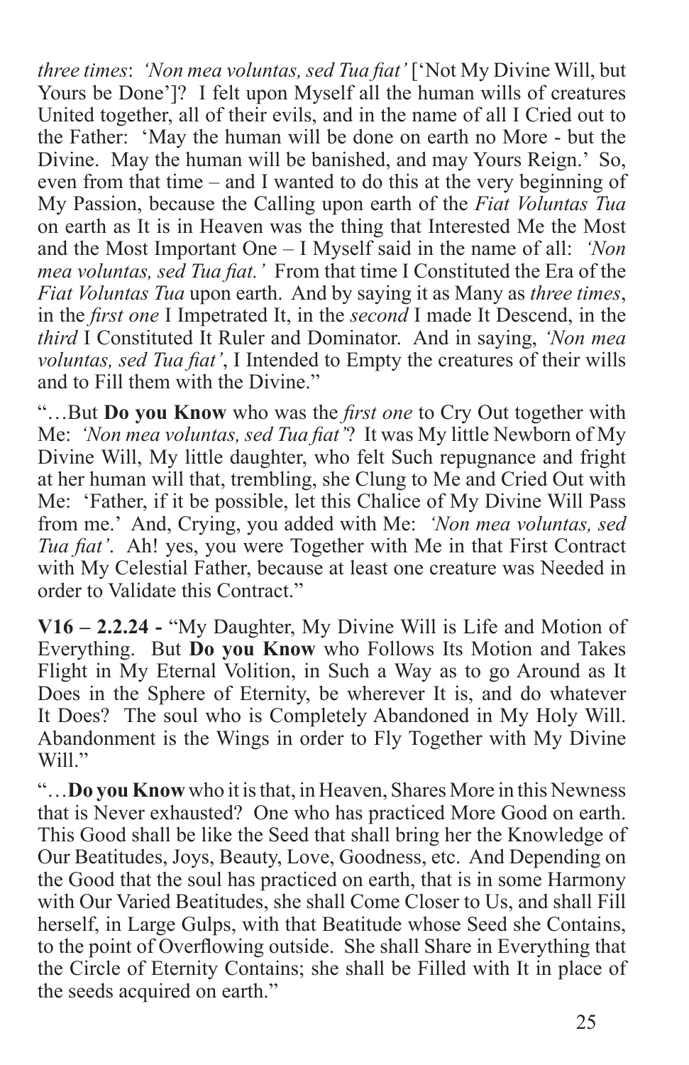*three times*: *'Non mea voluntas, sed Tua fiat'* ['Not My Divine Will, but Yours be Done']? I felt upon Myself all the human wills of creatures United together, all of their evils, and in the name of all I Cried out to the Father: 'May the human will be done on earth no More - but the Divine. May the human will be banished, and may Yours Reign.' So, even from that time – and I wanted to do this at the very beginning of My Passion, because the Calling upon earth of the *Fiat Voluntas Tua* on earth as It is in Heaven was the thing that Interested Me the Most and the Most Important One – I Myself said in the name of all: *'Non mea voluntas, sed Tua fiat.'* From that time I Constituted the Era of the *Fiat Voluntas Tua* upon earth. And by saying it as Many as *three times*, in the *first one* I Impetrated It, in the *second* I made It Descend, in the *third* I Constituted It Ruler and Dominator. And in saying, *'Non mea voluntas, sed Tua fiat'*, I Intended to Empty the creatures of their wills and to Fill them with the Divine."

"…But **Do you Know** who was the *first one* to Cry Out together with Me: *'Non mea voluntas, sed Tua fiat'*? It was My little Newborn of My Divine Will, My little daughter, who felt Such repugnance and fright at her human will that, trembling, she Clung to Me and Cried Out with Me: 'Father, if it be possible, let this Chalice of My Divine Will Pass from me.' And, Crying, you added with Me: *'Non mea voluntas, sed Tua fiat'*. Ah! yes, you were Together with Me in that First Contract with My Celestial Father, because at least one creature was Needed in order to Validate this Contract."

**V16 – 2.2.24 -** "My Daughter, My Divine Will is Life and Motion of Everything. But **Do you Know** who Follows Its Motion and Takes Flight in My Eternal Volition, in Such a Way as to go Around as It Does in the Sphere of Eternity, be wherever It is, and do whatever It Does? The soul who is Completely Abandoned in My Holy Will. Abandonment is the Wings in order to Fly Together with My Divine Will."

"…**Do you Know** who it is that, in Heaven, Shares More in this Newness that is Never exhausted? One who has practiced More Good on earth. This Good shall be like the Seed that shall bring her the Knowledge of Our Beatitudes, Joys, Beauty, Love, Goodness, etc. And Depending on the Good that the soul has practiced on earth, that is in some Harmony with Our Varied Beatitudes, she shall Come Closer to Us, and shall Fill herself, in Large Gulps, with that Beatitude whose Seed she Contains, to the point of Overflowing outside. She shall Share in Everything that the Circle of Eternity Contains; she shall be Filled with It in place of the seeds acquired on earth."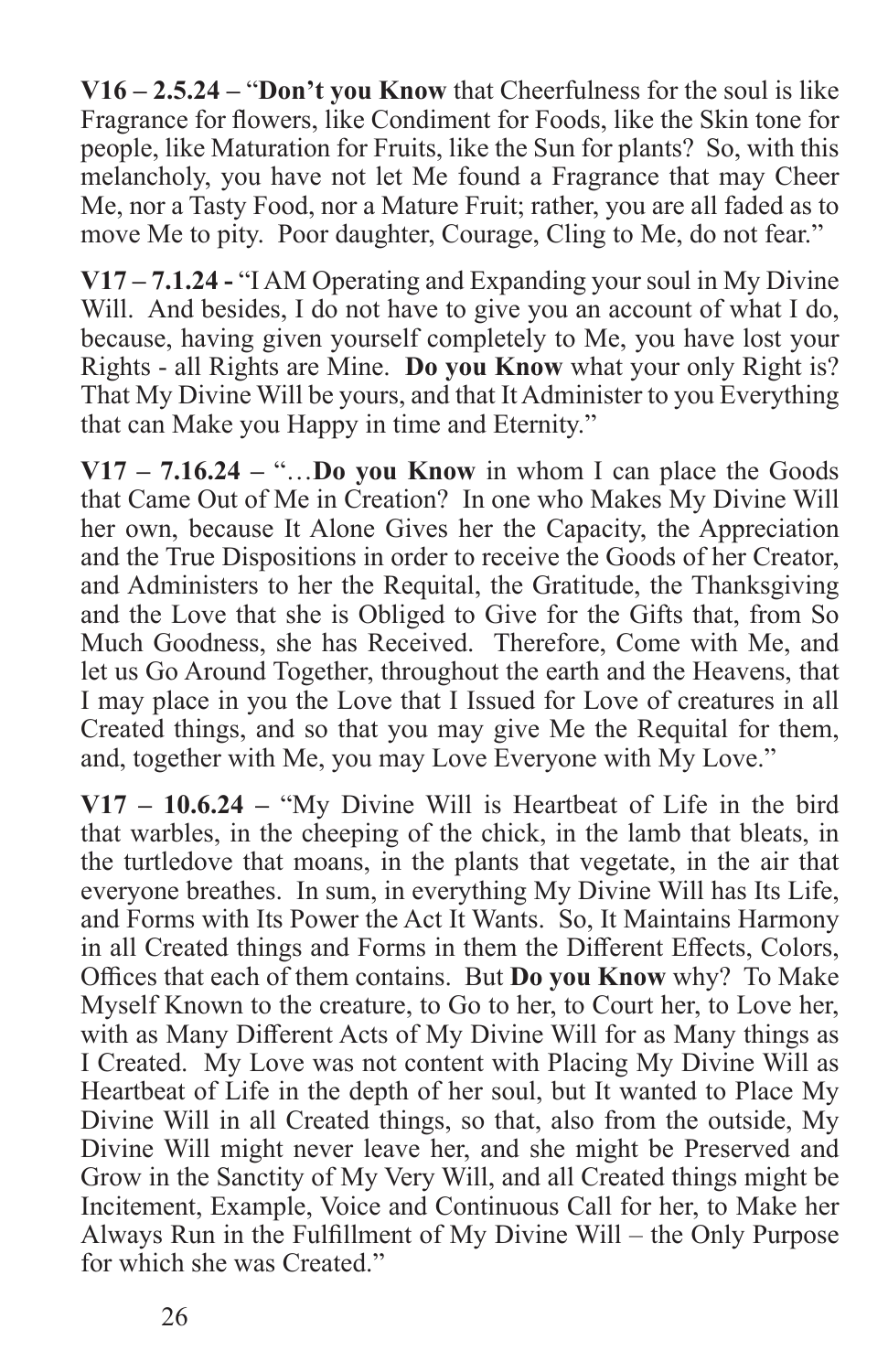**V16 – 2.5.24 –** "**Don't you Know** that Cheerfulness for the soul is like Fragrance for flowers, like Condiment for Foods, like the Skin tone for people, like Maturation for Fruits, like the Sun for plants? So, with this melancholy, you have not let Me found a Fragrance that may Cheer Me, nor a Tasty Food, nor a Mature Fruit; rather, you are all faded as to move Me to pity. Poor daughter, Courage, Cling to Me, do not fear."

**V17 – 7.1.24 -** "I AM Operating and Expanding your soul in My Divine Will. And besides, I do not have to give you an account of what I do, because, having given yourself completely to Me, you have lost your Rights - all Rights are Mine. **Do you Know** what your only Right is? That My Divine Will be yours, and that It Administer to you Everything that can Make you Happy in time and Eternity."

**V17 – 7.16.24 –** "…**Do you Know** in whom I can place the Goods that Came Out of Me in Creation? In one who Makes My Divine Will her own, because It Alone Gives her the Capacity, the Appreciation and the True Dispositions in order to receive the Goods of her Creator, and Administers to her the Requital, the Gratitude, the Thanksgiving and the Love that she is Obliged to Give for the Gifts that, from So Much Goodness, she has Received. Therefore, Come with Me, and let us Go Around Together, throughout the earth and the Heavens, that I may place in you the Love that I Issued for Love of creatures in all Created things, and so that you may give Me the Requital for them, and, together with Me, you may Love Everyone with My Love."

**V17 – 10.6.24 –** "My Divine Will is Heartbeat of Life in the bird that warbles, in the cheeping of the chick, in the lamb that bleats, in the turtledove that moans, in the plants that vegetate, in the air that everyone breathes. In sum, in everything My Divine Will has Its Life, and Forms with Its Power the Act It Wants. So, It Maintains Harmony in all Created things and Forms in them the Different Effects, Colors, Offices that each of them contains. But **Do you Know** why? To Make Myself Known to the creature, to Go to her, to Court her, to Love her, with as Many Different Acts of My Divine Will for as Many things as I Created. My Love was not content with Placing My Divine Will as Heartbeat of Life in the depth of her soul, but It wanted to Place My Divine Will in all Created things, so that, also from the outside, My Divine Will might never leave her, and she might be Preserved and Grow in the Sanctity of My Very Will, and all Created things might be Incitement, Example, Voice and Continuous Call for her, to Make her Always Run in the Fulfillment of My Divine Will – the Only Purpose for which she was Created."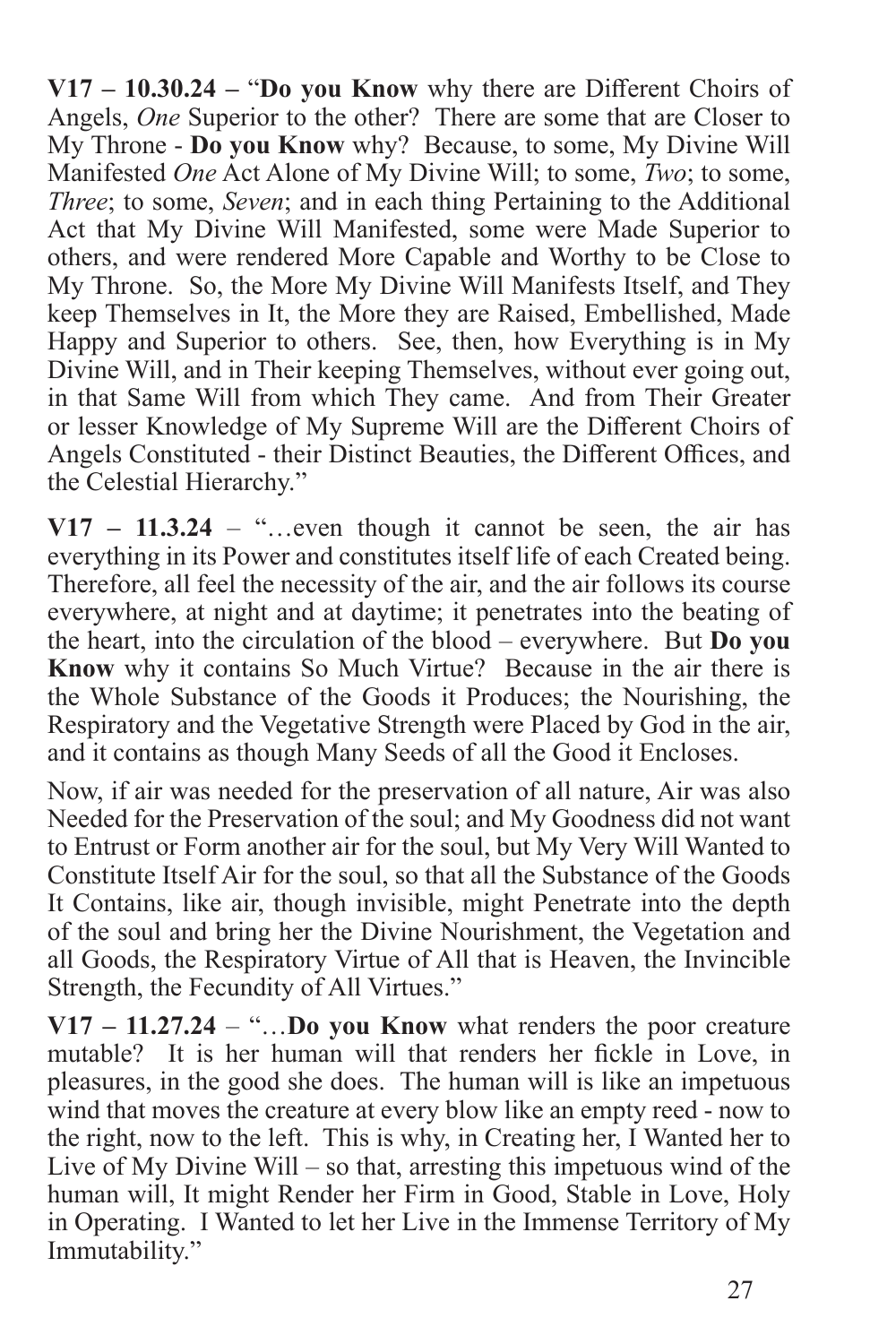**V17 – 10.30.24 –** "**Do you Know** why there are Different Choirs of Angels, *One* Superior to the other? There are some that are Closer to My Throne - **Do you Know** why? Because, to some, My Divine Will Manifested *One* Act Alone of My Divine Will; to some, *Two*; to some, *Three*; to some, *Seven*; and in each thing Pertaining to the Additional Act that My Divine Will Manifested, some were Made Superior to others, and were rendered More Capable and Worthy to be Close to My Throne. So, the More My Divine Will Manifests Itself, and They keep Themselves in It, the More they are Raised, Embellished, Made Happy and Superior to others. See, then, how Everything is in My Divine Will, and in Their keeping Themselves, without ever going out, in that Same Will from which They came. And from Their Greater or lesser Knowledge of My Supreme Will are the Different Choirs of Angels Constituted - their Distinct Beauties, the Different Offices, and the Celestial Hierarchy."

**V17 – 11.3.24** – "…even though it cannot be seen, the air has everything in its Power and constitutes itself life of each Created being. Therefore, all feel the necessity of the air, and the air follows its course everywhere, at night and at daytime; it penetrates into the beating of the heart, into the circulation of the blood – everywhere. But **Do you Know** why it contains So Much Virtue? Because in the air there is the Whole Substance of the Goods it Produces; the Nourishing, the Respiratory and the Vegetative Strength were Placed by God in the air, and it contains as though Many Seeds of all the Good it Encloses.

Now, if air was needed for the preservation of all nature, Air was also Needed for the Preservation of the soul; and My Goodness did not want to Entrust or Form another air for the soul, but My Very Will Wanted to Constitute Itself Air for the soul, so that all the Substance of the Goods It Contains, like air, though invisible, might Penetrate into the depth of the soul and bring her the Divine Nourishment, the Vegetation and all Goods, the Respiratory Virtue of All that is Heaven, the Invincible Strength, the Fecundity of All Virtues."

**V17 – 11.27.24** – "…**Do you Know** what renders the poor creature mutable? It is her human will that renders her fickle in Love, in pleasures, in the good she does. The human will is like an impetuous wind that moves the creature at every blow like an empty reed - now to the right, now to the left. This is why, in Creating her, I Wanted her to Live of My Divine Will – so that, arresting this impetuous wind of the human will, It might Render her Firm in Good, Stable in Love, Holy in Operating. I Wanted to let her Live in the Immense Territory of My Immutability."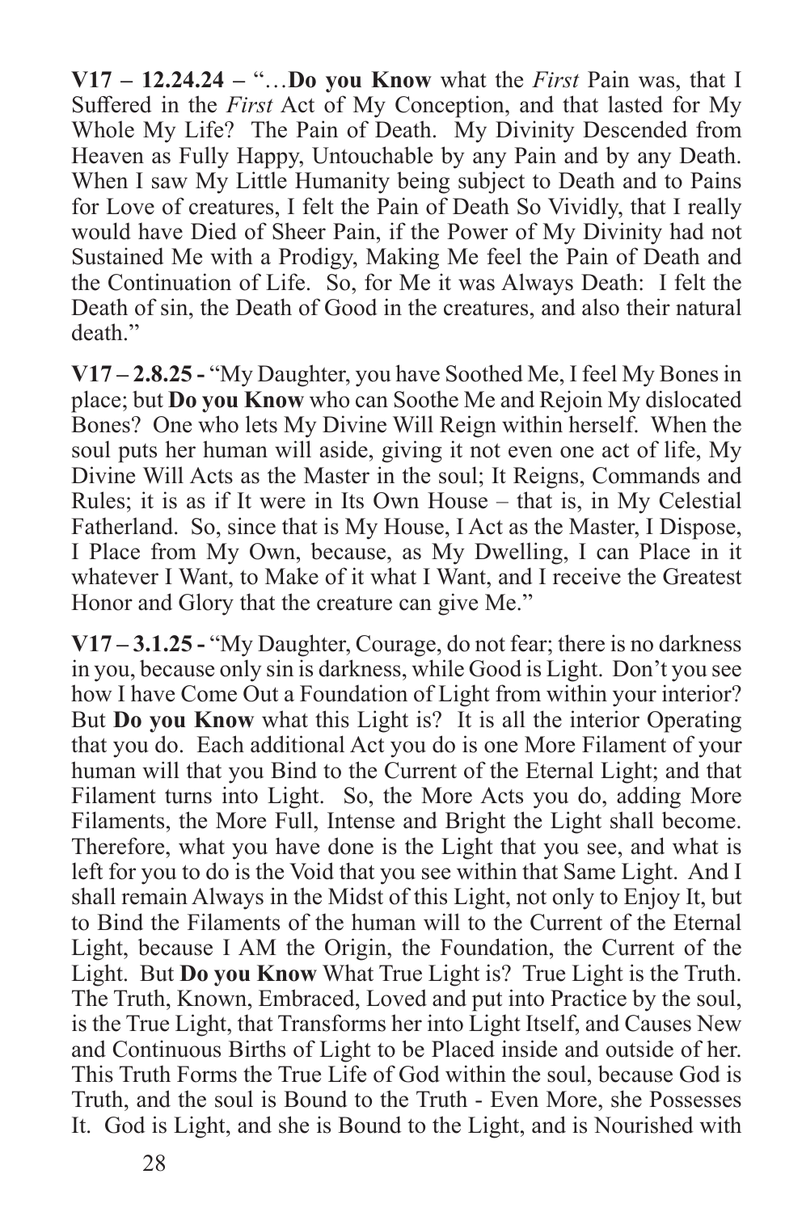**V17 – 12.24.24 –** "…**Do you Know** what the *First* Pain was, that I Suffered in the *First* Act of My Conception, and that lasted for My Whole My Life? The Pain of Death. My Divinity Descended from Heaven as Fully Happy, Untouchable by any Pain and by any Death. When I saw My Little Humanity being subject to Death and to Pains for Love of creatures, I felt the Pain of Death So Vividly, that I really would have Died of Sheer Pain, if the Power of My Divinity had not Sustained Me with a Prodigy, Making Me feel the Pain of Death and the Continuation of Life. So, for Me it was Always Death: I felt the Death of sin, the Death of Good in the creatures, and also their natural death."

**V17 – 2.8.25 -** "My Daughter, you have Soothed Me, I feel My Bones in place; but **Do you Know** who can Soothe Me and Rejoin My dislocated Bones? One who lets My Divine Will Reign within herself. When the soul puts her human will aside, giving it not even one act of life, My Divine Will Acts as the Master in the soul; It Reigns, Commands and Rules; it is as if It were in Its Own House – that is, in My Celestial Fatherland. So, since that is My House, I Act as the Master, I Dispose, I Place from My Own, because, as My Dwelling, I can Place in it whatever I Want, to Make of it what I Want, and I receive the Greatest Honor and Glory that the creature can give Me."

**V17 – 3.1.25 -** "My Daughter, Courage, do not fear; there is no darkness in you, because only sin is darkness, while Good is Light. Don't you see how I have Come Out a Foundation of Light from within your interior? But **Do you Know** what this Light is? It is all the interior Operating that you do. Each additional Act you do is one More Filament of your human will that you Bind to the Current of the Eternal Light; and that Filament turns into Light. So, the More Acts you do, adding More Filaments, the More Full, Intense and Bright the Light shall become. Therefore, what you have done is the Light that you see, and what is left for you to do is the Void that you see within that Same Light. And I shall remain Always in the Midst of this Light, not only to Enjoy It, but to Bind the Filaments of the human will to the Current of the Eternal Light, because I AM the Origin, the Foundation, the Current of the Light. But **Do you Know** What True Light is? True Light is the Truth. The Truth, Known, Embraced, Loved and put into Practice by the soul, is the True Light, that Transforms her into Light Itself, and Causes New and Continuous Births of Light to be Placed inside and outside of her. This Truth Forms the True Life of God within the soul, because God is Truth, and the soul is Bound to the Truth - Even More, she Possesses It. God is Light, and she is Bound to the Light, and is Nourished with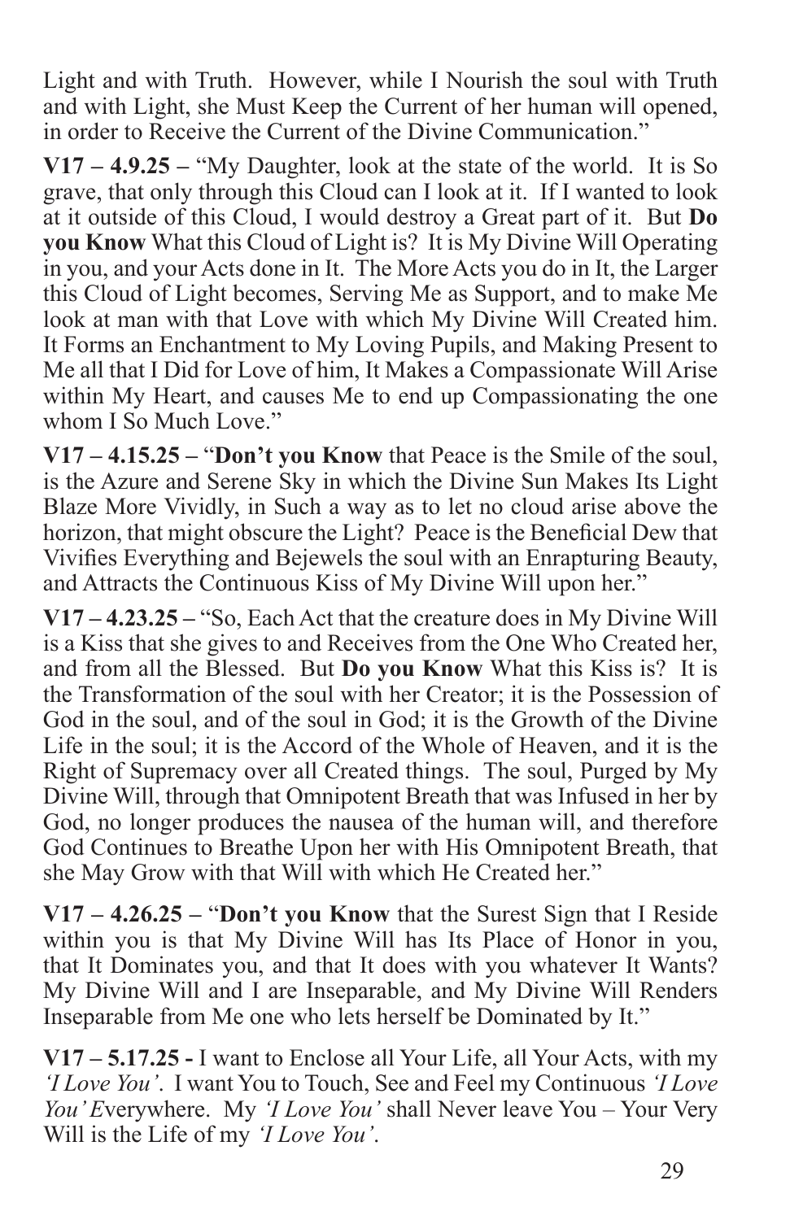Light and with Truth. However, while I Nourish the soul with Truth and with Light, she Must Keep the Current of her human will opened, in order to Receive the Current of the Divine Communication."

**V17 – 4.9.25 –** "My Daughter, look at the state of the world. It is So grave, that only through this Cloud can I look at it. If I wanted to look at it outside of this Cloud, I would destroy a Great part of it. But **Do you Know** What this Cloud of Light is? It is My Divine Will Operating in you, and your Acts done in It. The More Acts you do in It, the Larger this Cloud of Light becomes, Serving Me as Support, and to make Me look at man with that Love with which My Divine Will Created him. It Forms an Enchantment to My Loving Pupils, and Making Present to Me all that I Did for Love of him, It Makes a Compassionate Will Arise within My Heart, and causes Me to end up Compassionating the one whom I So Much Love."

**V17 – 4.15.25 –** "**Don't you Know** that Peace is the Smile of the soul, is the Azure and Serene Sky in which the Divine Sun Makes Its Light Blaze More Vividly, in Such a way as to let no cloud arise above the horizon, that might obscure the Light? Peace is the Beneficial Dew that Vivifies Everything and Bejewels the soul with an Enrapturing Beauty, and Attracts the Continuous Kiss of My Divine Will upon her."

**V17 – 4.23.25 –** "So, Each Act that the creature does in My Divine Will is a Kiss that she gives to and Receives from the One Who Created her, and from all the Blessed. But **Do you Know** What this Kiss is? It is the Transformation of the soul with her Creator; it is the Possession of God in the soul, and of the soul in God; it is the Growth of the Divine Life in the soul; it is the Accord of the Whole of Heaven, and it is the Right of Supremacy over all Created things. The soul, Purged by My Divine Will, through that Omnipotent Breath that was Infused in her by God, no longer produces the nausea of the human will, and therefore God Continues to Breathe Upon her with His Omnipotent Breath, that she May Grow with that Will with which He Created her."

**V17 – 4.26.25 –** "**Don't you Know** that the Surest Sign that I Reside within you is that My Divine Will has Its Place of Honor in you, that It Dominates you, and that It does with you whatever It Wants? My Divine Will and I are Inseparable, and My Divine Will Renders Inseparable from Me one who lets herself be Dominated by It."

**V17 – 5.17.25 -** I want to Enclose all Your Life, all Your Acts, with my *'I Love You'*. I want You to Touch, See and Feel my Continuous *'I Love You'* Everywhere. My *'I Love You'* shall Never leave You – Your Very Will is the Life of my *'I Love You'*.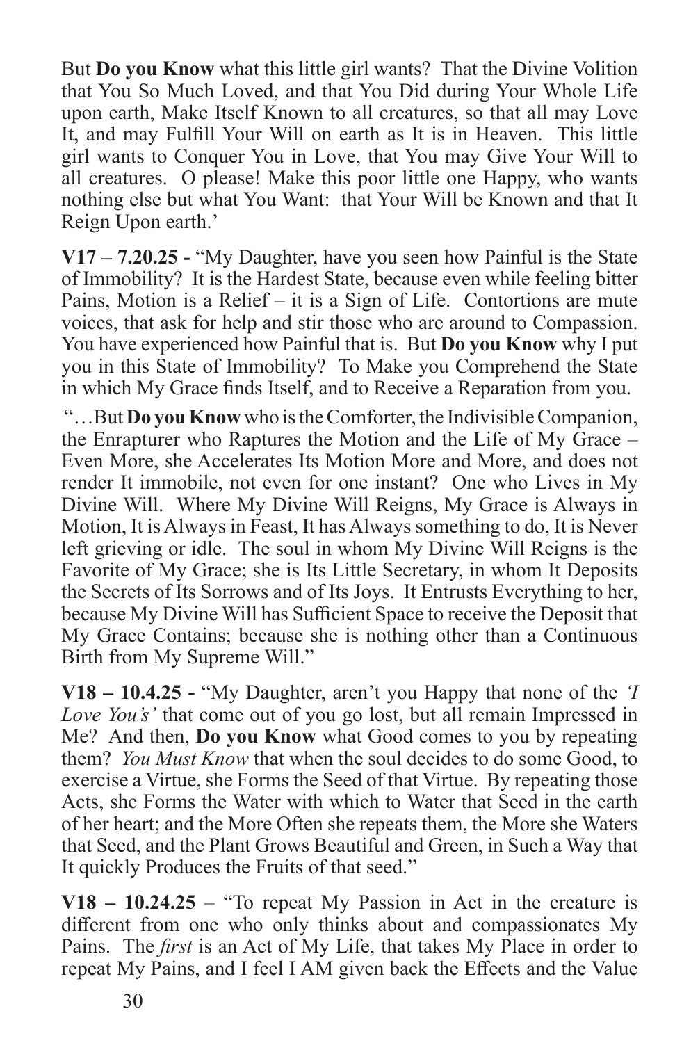But **Do you Know** what this little girl wants? That the Divine Volition that You So Much Loved, and that You Did during Your Whole Life upon earth, Make Itself Known to all creatures, so that all may Love It, and may Fulfill Your Will on earth as It is in Heaven. This little girl wants to Conquer You in Love, that You may Give Your Will to all creatures. O please! Make this poor little one Happy, who wants nothing else but what You Want: that Your Will be Known and that It Reign Upon earth.'

**V17 – 7.20.25 -** "My Daughter, have you seen how Painful is the State of Immobility? It is the Hardest State, because even while feeling bitter Pains, Motion is a Relief – it is a Sign of Life. Contortions are mute voices, that ask for help and stir those who are around to Compassion. You have experienced how Painful that is. But **Do you Know** why I put you in this State of Immobility? To Make you Comprehend the State in which My Grace finds Itself, and to Receive a Reparation from you.

"…But **Do you Know** who is the Comforter, the Indivisible Companion, the Enrapturer who Raptures the Motion and the Life of My Grace – Even More, she Accelerates Its Motion More and More, and does not render It immobile, not even for one instant? One who Lives in My Divine Will. Where My Divine Will Reigns, My Grace is Always in Motion, It is Always in Feast, It has Always something to do, It is Never left grieving or idle. The soul in whom My Divine Will Reigns is the Favorite of My Grace; she is Its Little Secretary, in whom It Deposits the Secrets of Its Sorrows and of Its Joys. It Entrusts Everything to her, because My Divine Will has Sufficient Space to receive the Deposit that My Grace Contains; because she is nothing other than a Continuous Birth from My Supreme Will."

**V18 – 10.4.25 -** "My Daughter, aren't you Happy that none of the *'I Love You's'* that come out of you go lost, but all remain Impressed in Me? And then, **Do you Know** what Good comes to you by repeating them? *You Must Know* that when the soul decides to do some Good, to exercise a Virtue, she Forms the Seed of that Virtue. By repeating those Acts, she Forms the Water with which to Water that Seed in the earth of her heart; and the More Often she repeats them, the More she Waters that Seed, and the Plant Grows Beautiful and Green, in Such a Way that It quickly Produces the Fruits of that seed."

**V18 – 10.24.25** – "To repeat My Passion in Act in the creature is different from one who only thinks about and compassionates My Pains. The *first* is an Act of My Life, that takes My Place in order to repeat My Pains, and I feel I AM given back the Effects and the Value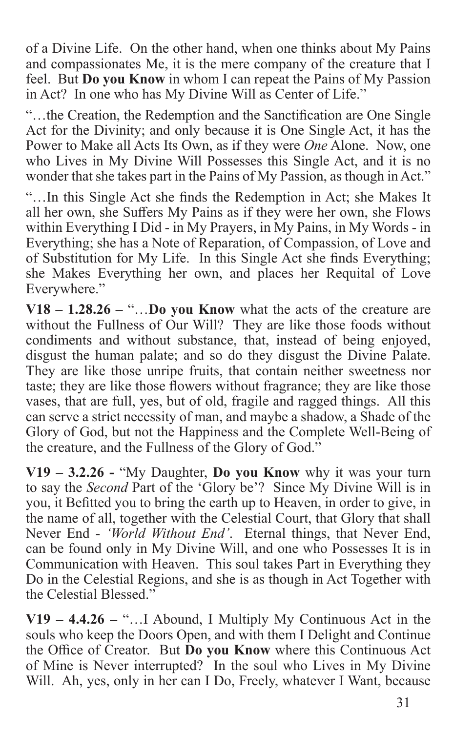of a Divine Life. On the other hand, when one thinks about My Pains and compassionates Me, it is the mere company of the creature that I feel. But **Do you Know** in whom I can repeat the Pains of My Passion in Act? In one who has My Divine Will as Center of Life."

"…the Creation, the Redemption and the Sanctification are One Single Act for the Divinity; and only because it is One Single Act, it has the Power to Make all Acts Its Own, as if they were *One* Alone. Now, one who Lives in My Divine Will Possesses this Single Act, and it is no wonder that she takes part in the Pains of My Passion, as though in Act."

"…In this Single Act she finds the Redemption in Act; she Makes It all her own, she Suffers My Pains as if they were her own, she Flows within Everything I Did - in My Prayers, in My Pains, in My Words - in Everything; she has a Note of Reparation, of Compassion, of Love and of Substitution for My Life. In this Single Act she finds Everything; she Makes Everything her own, and places her Requital of Love Everywhere."

**V18 – 1.28.26 –** "…**Do you Know** what the acts of the creature are without the Fullness of Our Will? They are like those foods without condiments and without substance, that, instead of being enjoyed, disgust the human palate; and so do they disgust the Divine Palate. They are like those unripe fruits, that contain neither sweetness nor taste; they are like those flowers without fragrance; they are like those vases, that are full, yes, but of old, fragile and ragged things. All this can serve a strict necessity of man, and maybe a shadow, a Shade of the Glory of God, but not the Happiness and the Complete Well-Being of the creature, and the Fullness of the Glory of God."

**V19 – 3.2.26 -** "My Daughter, **Do you Know** why it was your turn to say the *Second* Part of the 'Glory be'? Since My Divine Will is in you, it Befitted you to bring the earth up to Heaven, in order to give, in the name of all, together with the Celestial Court, that Glory that shall Never End - *'World Without End'*. Eternal things, that Never End, can be found only in My Divine Will, and one who Possesses It is in Communication with Heaven. This soul takes Part in Everything they Do in the Celestial Regions, and she is as though in Act Together with the Celestial Blessed."

**V19 – 4.4.26 –** "…I Abound, I Multiply My Continuous Act in the souls who keep the Doors Open, and with them I Delight and Continue the Office of Creator. But **Do you Know** where this Continuous Act of Mine is Never interrupted? In the soul who Lives in My Divine Will. Ah, yes, only in her can I Do, Freely, whatever I Want, because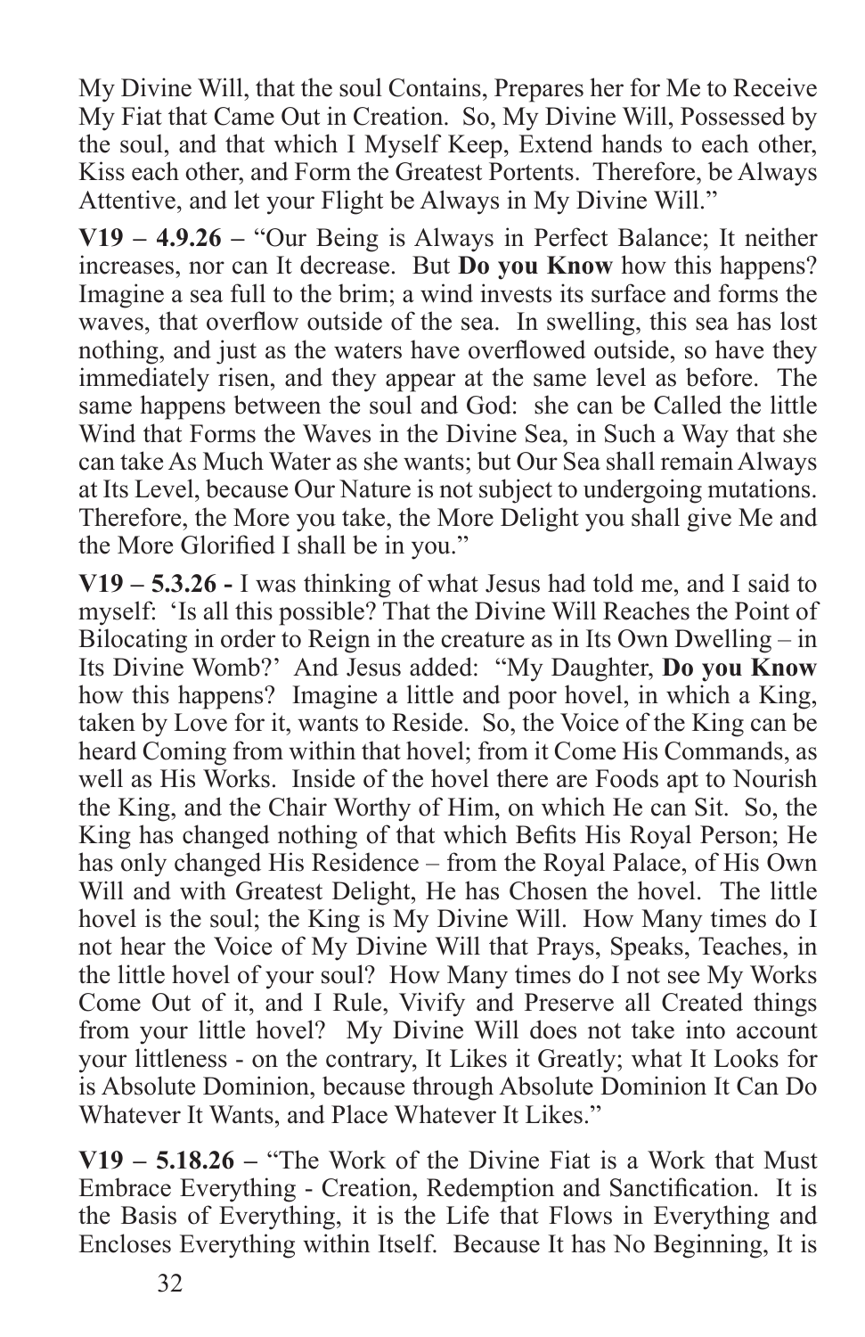My Divine Will, that the soul Contains, Prepares her for Me to Receive My Fiat that Came Out in Creation. So, My Divine Will, Possessed by the soul, and that which I Myself Keep, Extend hands to each other, Kiss each other, and Form the Greatest Portents. Therefore, be Always Attentive, and let your Flight be Always in My Divine Will."

**V19 – 4.9.26 –** "Our Being is Always in Perfect Balance; It neither increases, nor can It decrease. But **Do you Know** how this happens? Imagine a sea full to the brim; a wind invests its surface and forms the waves, that overflow outside of the sea. In swelling, this sea has lost nothing, and just as the waters have overflowed outside, so have they immediately risen, and they appear at the same level as before. The same happens between the soul and God: she can be Called the little Wind that Forms the Waves in the Divine Sea, in Such a Way that she can take As Much Water as she wants; but Our Sea shall remain Always at Its Level, because Our Nature is not subject to undergoing mutations. Therefore, the More you take, the More Delight you shall give Me and the More Glorified I shall be in you."

**V19 – 5.3.26 -** I was thinking of what Jesus had told me, and I said to myself: 'Is all this possible? That the Divine Will Reaches the Point of Bilocating in order to Reign in the creature as in Its Own Dwelling – in Its Divine Womb?' And Jesus added: "My Daughter, **Do you Know** how this happens? Imagine a little and poor hovel, in which a King, taken by Love for it, wants to Reside. So, the Voice of the King can be heard Coming from within that hovel; from it Come His Commands, as well as His Works. Inside of the hovel there are Foods apt to Nourish the King, and the Chair Worthy of Him, on which He can Sit. So, the King has changed nothing of that which Befits His Royal Person; He has only changed His Residence – from the Royal Palace, of His Own Will and with Greatest Delight, He has Chosen the hovel. The little hovel is the soul; the King is My Divine Will. How Many times do I not hear the Voice of My Divine Will that Prays, Speaks, Teaches, in the little hovel of your soul? How Many times do I not see My Works Come Out of it, and I Rule, Vivify and Preserve all Created things from your little hovel? My Divine Will does not take into account your littleness - on the contrary, It Likes it Greatly; what It Looks for is Absolute Dominion, because through Absolute Dominion It Can Do Whatever It Wants, and Place Whatever It Likes."

**V19 – 5.18.26 –** "The Work of the Divine Fiat is a Work that Must Embrace Everything - Creation, Redemption and Sanctification. It is the Basis of Everything, it is the Life that Flows in Everything and Encloses Everything within Itself. Because It has No Beginning, It is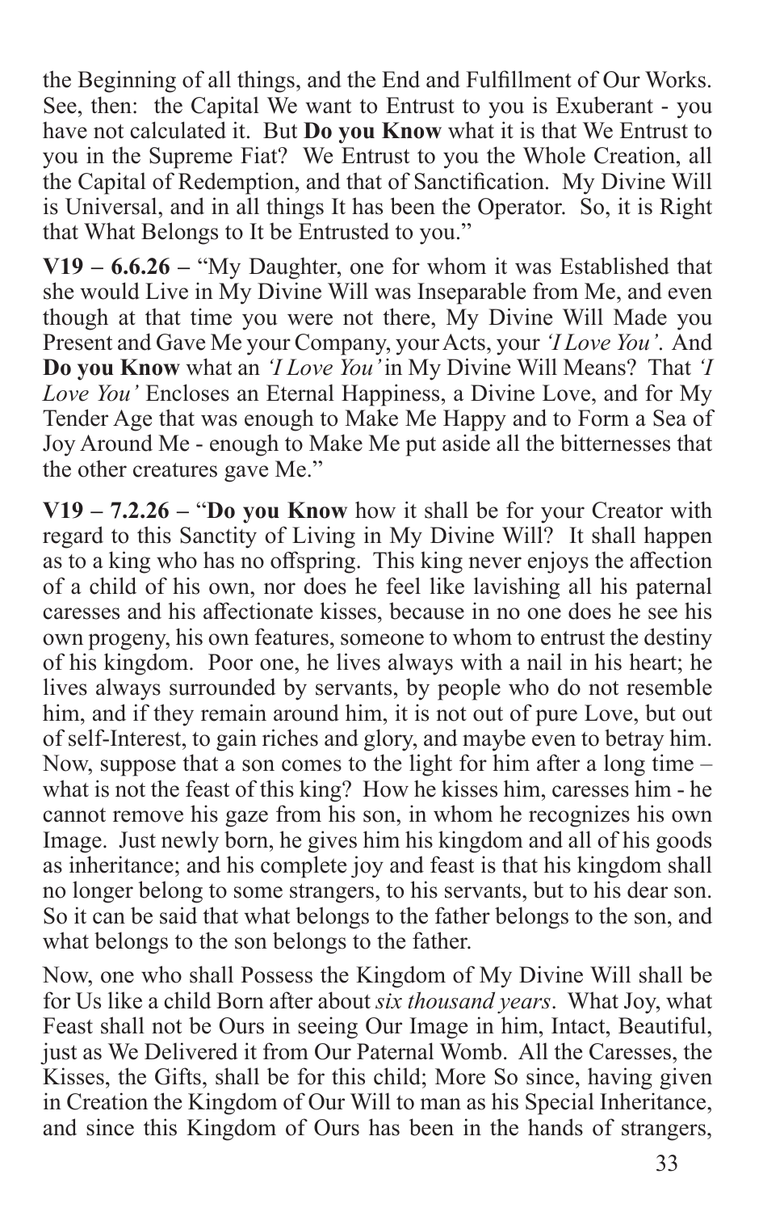the Beginning of all things, and the End and Fulfillment of Our Works. See, then: the Capital We want to Entrust to you is Exuberant - you have not calculated it. But **Do you Know** what it is that We Entrust to you in the Supreme Fiat? We Entrust to you the Whole Creation, all the Capital of Redemption, and that of Sanctification. My Divine Will is Universal, and in all things It has been the Operator. So, it is Right that What Belongs to It be Entrusted to you."

**V19 – 6.6.26 –** "My Daughter, one for whom it was Established that she would Live in My Divine Will was Inseparable from Me, and even though at that time you were not there, My Divine Will Made you Present and Gave Me your Company, your Acts, your *'I Love You'.* And **Do you Know** what an *'I Love You'* in My Divine Will Means? That *'I Love You'* Encloses an Eternal Happiness, a Divine Love, and for My Tender Age that was enough to Make Me Happy and to Form a Sea of Joy Around Me - enough to Make Me put aside all the bitternesses that the other creatures gave Me."

**V19 – 7.2.26 –** "**Do you Know** how it shall be for your Creator with regard to this Sanctity of Living in My Divine Will? It shall happen as to a king who has no offspring. This king never enjoys the affection of a child of his own, nor does he feel like lavishing all his paternal caresses and his affectionate kisses, because in no one does he see his own progeny, his own features, someone to whom to entrust the destiny of his kingdom. Poor one, he lives always with a nail in his heart; he lives always surrounded by servants, by people who do not resemble him, and if they remain around him, it is not out of pure Love, but out of self-Interest, to gain riches and glory, and maybe even to betray him. Now, suppose that a son comes to the light for him after a long time – what is not the feast of this king? How he kisses him, caresses him - he cannot remove his gaze from his son, in whom he recognizes his own Image. Just newly born, he gives him his kingdom and all of his goods as inheritance; and his complete joy and feast is that his kingdom shall no longer belong to some strangers, to his servants, but to his dear son. So it can be said that what belongs to the father belongs to the son, and what belongs to the son belongs to the father.

Now, one who shall Possess the Kingdom of My Divine Will shall be for Us like a child Born after about *six thousand years*. What Joy, what Feast shall not be Ours in seeing Our Image in him, Intact, Beautiful, just as We Delivered it from Our Paternal Womb. All the Caresses, the Kisses, the Gifts, shall be for this child; More So since, having given in Creation the Kingdom of Our Will to man as his Special Inheritance, and since this Kingdom of Ours has been in the hands of strangers,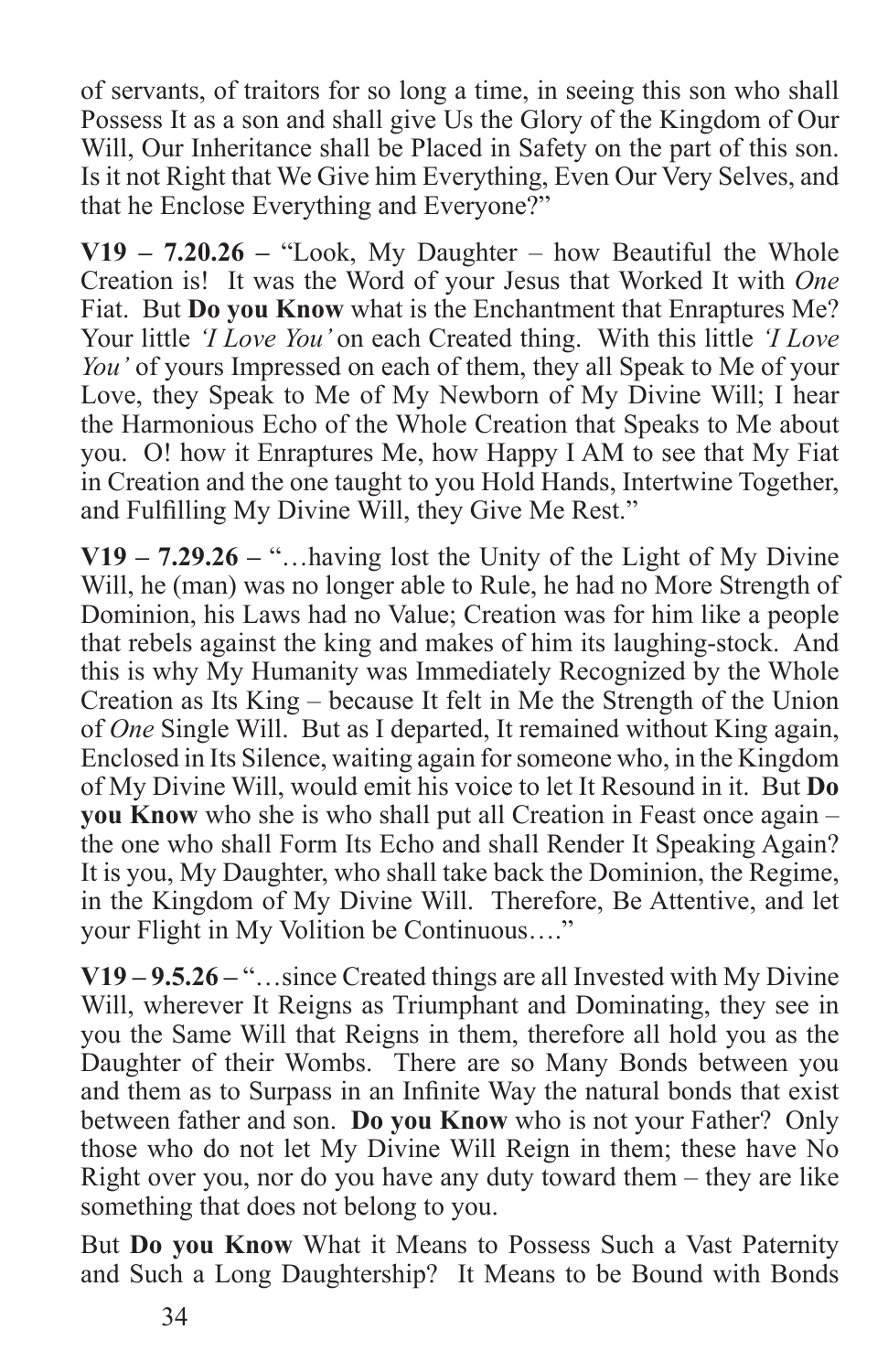of servants, of traitors for so long a time, in seeing this son who shall Possess It as a son and shall give Us the Glory of the Kingdom of Our Will, Our Inheritance shall be Placed in Safety on the part of this son. Is it not Right that We Give him Everything, Even Our Very Selves, and that he Enclose Everything and Everyone?"

**V19 – 7.20.26 –** "Look, My Daughter – how Beautiful the Whole Creation is! It was the Word of your Jesus that Worked It with *One* Fiat. But **Do you Know** what is the Enchantment that Enraptures Me? Your little *'I Love You'* on each Created thing. With this little *'I Love You'* of yours Impressed on each of them, they all Speak to Me of your Love, they Speak to Me of My Newborn of My Divine Will; I hear the Harmonious Echo of the Whole Creation that Speaks to Me about you. O! how it Enraptures Me, how Happy I AM to see that My Fiat in Creation and the one taught to you Hold Hands, Intertwine Together, and Fulfilling My Divine Will, they Give Me Rest."

**V19 – 7.29.26 –** "…having lost the Unity of the Light of My Divine Will, he (man) was no longer able to Rule, he had no More Strength of Dominion, his Laws had no Value; Creation was for him like a people that rebels against the king and makes of him its laughing-stock. And this is why My Humanity was Immediately Recognized by the Whole Creation as Its King – because It felt in Me the Strength of the Union of *One* Single Will. But as I departed, It remained without King again, Enclosed in Its Silence, waiting again for someone who, in the Kingdom of My Divine Will, would emit his voice to let It Resound in it. But **Do you Know** who she is who shall put all Creation in Feast once again – the one who shall Form Its Echo and shall Render It Speaking Again? It is you, My Daughter, who shall take back the Dominion, the Regime, in the Kingdom of My Divine Will. Therefore, Be Attentive, and let your Flight in My Volition be Continuous…."

**V19 – 9.5.26 –** "…since Created things are all Invested with My Divine Will, wherever It Reigns as Triumphant and Dominating, they see in you the Same Will that Reigns in them, therefore all hold you as the Daughter of their Wombs. There are so Many Bonds between you and them as to Surpass in an Infinite Way the natural bonds that exist between father and son. **Do you Know** who is not your Father? Only those who do not let My Divine Will Reign in them; these have No Right over you, nor do you have any duty toward them – they are like something that does not belong to you.

But **Do you Know** What it Means to Possess Such a Vast Paternity and Such a Long Daughtership? It Means to be Bound with Bonds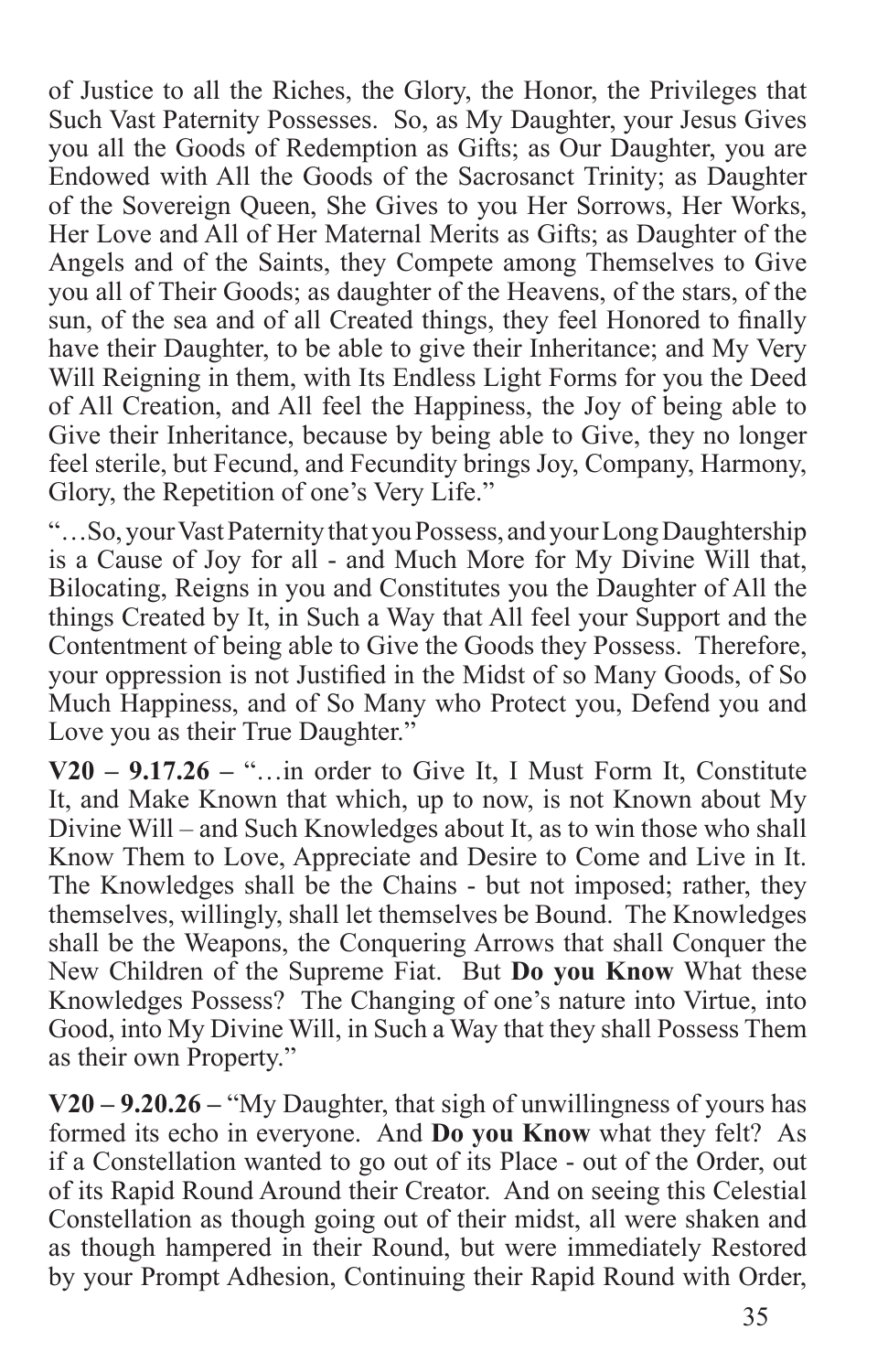of Justice to all the Riches, the Glory, the Honor, the Privileges that Such Vast Paternity Possesses. So, as My Daughter, your Jesus Gives you all the Goods of Redemption as Gifts; as Our Daughter, you are Endowed with All the Goods of the Sacrosanct Trinity; as Daughter of the Sovereign Queen, She Gives to you Her Sorrows, Her Works, Her Love and All of Her Maternal Merits as Gifts; as Daughter of the Angels and of the Saints, they Compete among Themselves to Give you all of Their Goods; as daughter of the Heavens, of the stars, of the sun, of the sea and of all Created things, they feel Honored to finally have their Daughter, to be able to give their Inheritance; and My Very Will Reigning in them, with Its Endless Light Forms for you the Deed of All Creation, and All feel the Happiness, the Joy of being able to Give their Inheritance, because by being able to Give, they no longer feel sterile, but Fecund, and Fecundity brings Joy, Company, Harmony, Glory, the Repetition of one's Very Life."

"…So, your Vast Paternity that you Possess, and your Long Daughtership is a Cause of Joy for all - and Much More for My Divine Will that, Bilocating, Reigns in you and Constitutes you the Daughter of All the things Created by It, in Such a Way that All feel your Support and the Contentment of being able to Give the Goods they Possess. Therefore, your oppression is not Justified in the Midst of so Many Goods, of So Much Happiness, and of So Many who Protect you, Defend you and Love you as their True Daughter."

**V20 – 9.17.26 –** "…in order to Give It, I Must Form It, Constitute It, and Make Known that which, up to now, is not Known about My Divine Will – and Such Knowledges about It, as to win those who shall Know Them to Love, Appreciate and Desire to Come and Live in It. The Knowledges shall be the Chains - but not imposed; rather, they themselves, willingly, shall let themselves be Bound. The Knowledges shall be the Weapons, the Conquering Arrows that shall Conquer the New Children of the Supreme Fiat. But **Do you Know** What these Knowledges Possess? The Changing of one's nature into Virtue, into Good, into My Divine Will, in Such a Way that they shall Possess Them as their own Property."

**V20 – 9.20.26 –** "My Daughter, that sigh of unwillingness of yours has formed its echo in everyone. And **Do you Know** what they felt? As if a Constellation wanted to go out of its Place - out of the Order, out of its Rapid Round Around their Creator. And on seeing this Celestial Constellation as though going out of their midst, all were shaken and as though hampered in their Round, but were immediately Restored by your Prompt Adhesion, Continuing their Rapid Round with Order,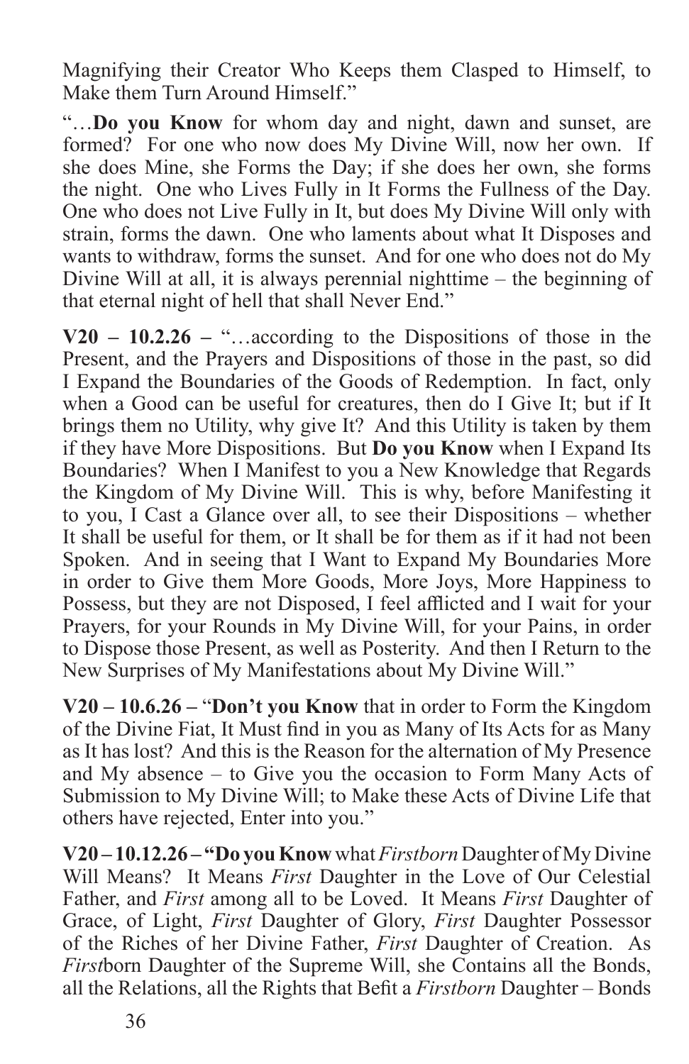Magnifying their Creator Who Keeps them Clasped to Himself, to Make them Turn Around Himself."

"…**Do you Know** for whom day and night, dawn and sunset, are formed? For one who now does My Divine Will, now her own. If she does Mine, she Forms the Day; if she does her own, she forms the night. One who Lives Fully in It Forms the Fullness of the Day. One who does not Live Fully in It, but does My Divine Will only with strain, forms the dawn. One who laments about what It Disposes and wants to withdraw, forms the sunset. And for one who does not do My Divine Will at all, it is always perennial nighttime – the beginning of that eternal night of hell that shall Never End."

**V20 – 10.2.26 –** "…according to the Dispositions of those in the Present, and the Prayers and Dispositions of those in the past, so did I Expand the Boundaries of the Goods of Redemption. In fact, only when a Good can be useful for creatures, then do I Give It; but if It brings them no Utility, why give It? And this Utility is taken by them if they have More Dispositions. But **Do you Know** when I Expand Its Boundaries? When I Manifest to you a New Knowledge that Regards the Kingdom of My Divine Will. This is why, before Manifesting it to you, I Cast a Glance over all, to see their Dispositions – whether It shall be useful for them, or It shall be for them as if it had not been Spoken. And in seeing that I Want to Expand My Boundaries More in order to Give them More Goods, More Joys, More Happiness to Possess, but they are not Disposed, I feel afflicted and I wait for your Prayers, for your Rounds in My Divine Will, for your Pains, in order to Dispose those Present, as well as Posterity. And then I Return to the New Surprises of My Manifestations about My Divine Will."

**V20 – 10.6.26 –** "**Don't you Know** that in order to Form the Kingdom of the Divine Fiat, It Must find in you as Many of Its Acts for as Many as It has lost? And this is the Reason for the alternation of My Presence and My absence – to Give you the occasion to Form Many Acts of Submission to My Divine Will; to Make these Acts of Divine Life that others have rejected, Enter into you."

**V20 – 10.12.26 – "Do you Know** what *Firstborn* Daughter of My Divine Will Means? It Means *First* Daughter in the Love of Our Celestial Father, and *First* among all to be Loved. It Means *First* Daughter of Grace, of Light, *First* Daughter of Glory, *First* Daughter Possessor of the Riches of her Divine Father, *First* Daughter of Creation. As *First*born Daughter of the Supreme Will, she Contains all the Bonds, all the Relations, all the Rights that Befit a *Firstborn* Daughter – Bonds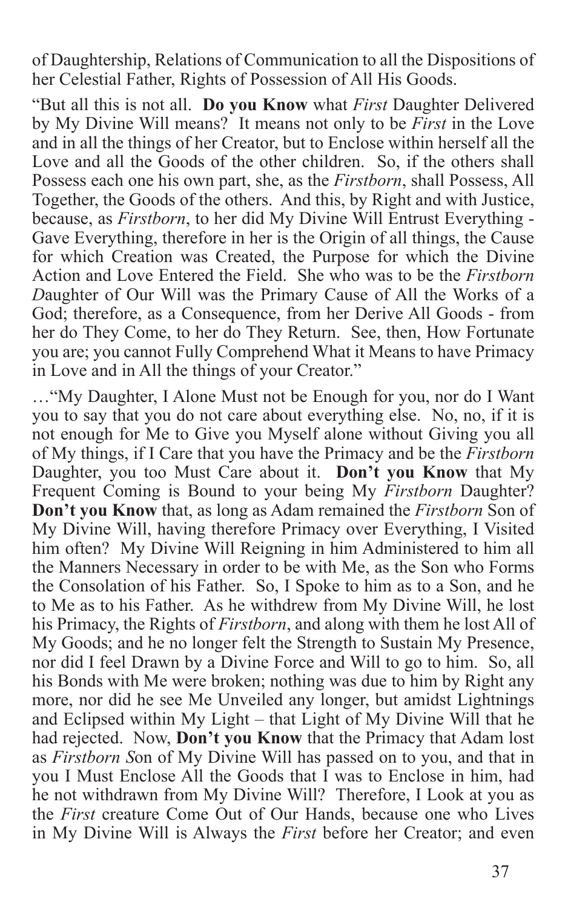of Daughtership, Relations of Communication to all the Dispositions of her Celestial Father, Rights of Possession of All His Goods.

"But all this is not all. **Do you Know** what *First* Daughter Delivered by My Divine Will means? It means not only to be *First* in the Love and in all the things of her Creator, but to Enclose within herself all the Love and all the Goods of the other children. So, if the others shall Possess each one his own part, she, as the *Firstborn*, shall Possess, All Together, the Goods of the others. And this, by Right and with Justice, because, as *Firstborn*, to her did My Divine Will Entrust Everything - Gave Everything, therefore in her is the Origin of all things, the Cause for which Creation was Created, the Purpose for which the Divine Action and Love Entered the Field. She who was to be the *Firstborn Daughter* of Our Will was the Primary Cause of All the Works of a God; therefore, as a Consequence, from her Derive All Goods - from her do They Come, to her do They Return. See, then, How Fortunate you are; you cannot Fully Comprehend What it Means to have Primacy in Love and in All the things of your Creator."

…"My Daughter, I Alone Must not be Enough for you, nor do I Want you to say that you do not care about everything else. No, no, if it is not enough for Me to Give you Myself alone without Giving you all of My things, if I Care that you have the Primacy and be the *Firstborn* Daughter, you too Must Care about it. **Don't you Know** that My Frequent Coming is Bound to your being My *Firstborn* Daughter? **Don't you Know** that, as long as Adam remained the *Firstborn* Son of My Divine Will, having therefore Primacy over Everything, I Visited him often? My Divine Will Reigning in him Administered to him all the Manners Necessary in order to be with Me, as the Son who Forms the Consolation of his Father. So, I Spoke to him as to a Son, and he to Me as to his Father. As he withdrew from My Divine Will, he lost his Primacy, the Rights of *Firstborn*, and along with them he lost All of My Goods; and he no longer felt the Strength to Sustain My Presence, nor did I feel Drawn by a Divine Force and Will to go to him. So, all his Bonds with Me were broken; nothing was due to him by Right any more, nor did he see Me Unveiled any longer, but amidst Lightnings and Eclipsed within My Light – that Light of My Divine Will that he had rejected. Now, **Don't you Know** that the Primacy that Adam lost as *Firstborn Son* of My Divine Will has passed on to you, and that in you I Must Enclose All the Goods that I was to Enclose in him, had he not withdrawn from My Divine Will? Therefore, I Look at you as the *First* creature Come Out of Our Hands, because one who Lives in My Divine Will is Always the *First* before her Creator; and even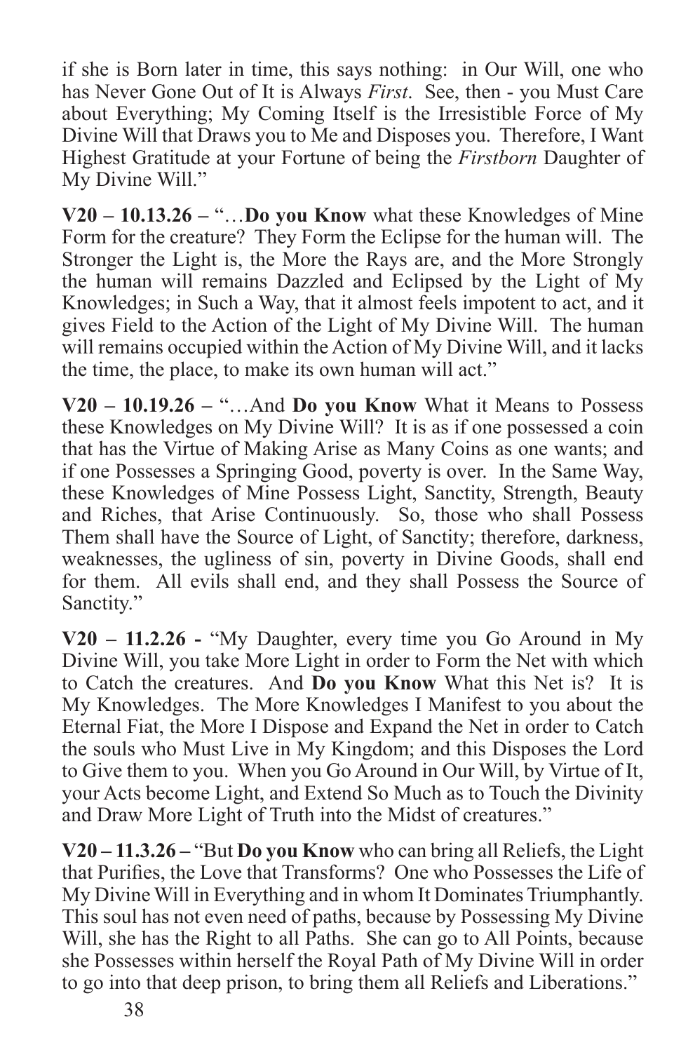if she is Born later in time, this says nothing: in Our Will, one who has Never Gone Out of It is Always *First*. See, then - you Must Care about Everything; My Coming Itself is the Irresistible Force of My Divine Will that Draws you to Me and Disposes you. Therefore, I Want Highest Gratitude at your Fortune of being the *Firstborn* Daughter of My Divine Will."

**V20 – 10.13.26 –** "…**Do you Know** what these Knowledges of Mine Form for the creature? They Form the Eclipse for the human will. The Stronger the Light is, the More the Rays are, and the More Strongly the human will remains Dazzled and Eclipsed by the Light of My Knowledges; in Such a Way, that it almost feels impotent to act, and it gives Field to the Action of the Light of My Divine Will. The human will remains occupied within the Action of My Divine Will, and it lacks the time, the place, to make its own human will act."

**V20 – 10.19.26 –** "…And **Do you Know** What it Means to Possess these Knowledges on My Divine Will? It is as if one possessed a coin that has the Virtue of Making Arise as Many Coins as one wants; and if one Possesses a Springing Good, poverty is over. In the Same Way, these Knowledges of Mine Possess Light, Sanctity, Strength, Beauty and Riches, that Arise Continuously. So, those who shall Possess Them shall have the Source of Light, of Sanctity; therefore, darkness, weaknesses, the ugliness of sin, poverty in Divine Goods, shall end for them. All evils shall end, and they shall Possess the Source of Sanctity."

**V20 – 11.2.26 -** "My Daughter, every time you Go Around in My Divine Will, you take More Light in order to Form the Net with which to Catch the creatures. And **Do you Know** What this Net is? It is My Knowledges. The More Knowledges I Manifest to you about the Eternal Fiat, the More I Dispose and Expand the Net in order to Catch the souls who Must Live in My Kingdom; and this Disposes the Lord to Give them to you. When you Go Around in Our Will, by Virtue of It, your Acts become Light, and Extend So Much as to Touch the Divinity and Draw More Light of Truth into the Midst of creatures."

**V20 – 11.3.26 –** "But **Do you Know** who can bring all Reliefs, the Light that Purifies, the Love that Transforms? One who Possesses the Life of My Divine Will in Everything and in whom It Dominates Triumphantly. This soul has not even need of paths, because by Possessing My Divine Will, she has the Right to all Paths. She can go to All Points, because she Possesses within herself the Royal Path of My Divine Will in order to go into that deep prison, to bring them all Reliefs and Liberations."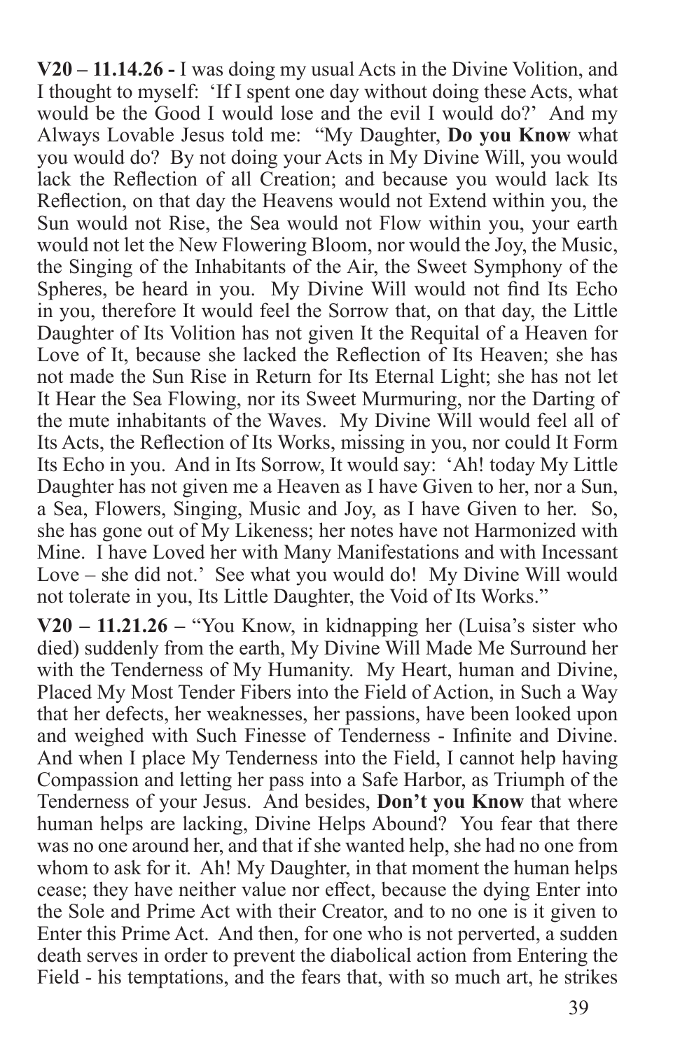**V20 – 11.14.26 -** I was doing my usual Acts in the Divine Volition, and I thought to myself: 'If I spent one day without doing these Acts, what would be the Good I would lose and the evil I would do?' And my Always Lovable Jesus told me: "My Daughter, **Do you Know** what you would do? By not doing your Acts in My Divine Will, you would lack the Reflection of all Creation; and because you would lack Its Reflection, on that day the Heavens would not Extend within you, the Sun would not Rise, the Sea would not Flow within you, your earth would not let the New Flowering Bloom, nor would the Joy, the Music, the Singing of the Inhabitants of the Air, the Sweet Symphony of the Spheres, be heard in you. My Divine Will would not find Its Echo in you, therefore It would feel the Sorrow that, on that day, the Little Daughter of Its Volition has not given It the Requital of a Heaven for Love of It, because she lacked the Reflection of Its Heaven; she has not made the Sun Rise in Return for Its Eternal Light; she has not let It Hear the Sea Flowing, nor its Sweet Murmuring, nor the Darting of the mute inhabitants of the Waves. My Divine Will would feel all of Its Acts, the Reflection of Its Works, missing in you, nor could It Form Its Echo in you. And in Its Sorrow, It would say: 'Ah! today My Little Daughter has not given me a Heaven as I have Given to her, nor a Sun, a Sea, Flowers, Singing, Music and Joy, as I have Given to her. So, she has gone out of My Likeness; her notes have not Harmonized with Mine. I have Loved her with Many Manifestations and with Incessant Love – she did not.' See what you would do! My Divine Will would not tolerate in you, Its Little Daughter, the Void of Its Works."

**V20 – 11.21.26 –** "You Know, in kidnapping her (Luisa's sister who died) suddenly from the earth, My Divine Will Made Me Surround her with the Tenderness of My Humanity. My Heart, human and Divine, Placed My Most Tender Fibers into the Field of Action, in Such a Way that her defects, her weaknesses, her passions, have been looked upon and weighed with Such Finesse of Tenderness - Infinite and Divine. And when I place My Tenderness into the Field, I cannot help having Compassion and letting her pass into a Safe Harbor, as Triumph of the Tenderness of your Jesus. And besides, **Don't you Know** that where human helps are lacking, Divine Helps Abound? You fear that there was no one around her, and that if she wanted help, she had no one from whom to ask for it. Ah! My Daughter, in that moment the human helps cease; they have neither value nor effect, because the dying Enter into the Sole and Prime Act with their Creator, and to no one is it given to Enter this Prime Act. And then, for one who is not perverted, a sudden death serves in order to prevent the diabolical action from Entering the Field - his temptations, and the fears that, with so much art, he strikes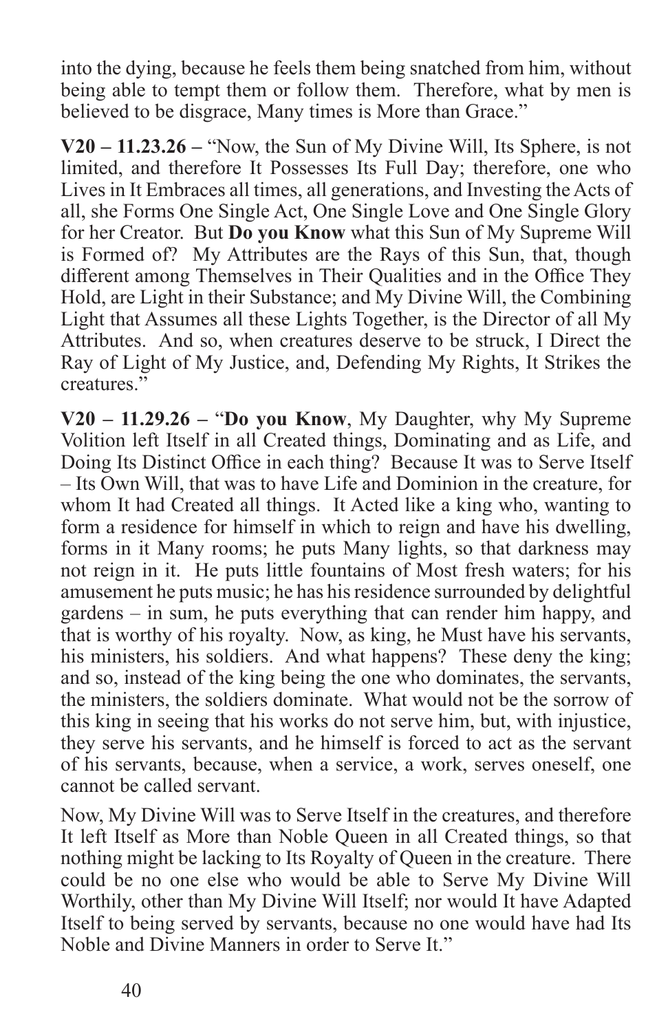into the dying, because he feels them being snatched from him, without being able to tempt them or follow them. Therefore, what by men is believed to be disgrace, Many times is More than Grace."

**V20 – 11.23.26 –** "Now, the Sun of My Divine Will, Its Sphere, is not limited, and therefore It Possesses Its Full Day; therefore, one who Lives in It Embraces all times, all generations, and Investing the Acts of all, she Forms One Single Act, One Single Love and One Single Glory for her Creator. But **Do you Know** what this Sun of My Supreme Will is Formed of? My Attributes are the Rays of this Sun, that, though different among Themselves in Their Qualities and in the Office They Hold, are Light in their Substance; and My Divine Will, the Combining Light that Assumes all these Lights Together, is the Director of all My Attributes. And so, when creatures deserve to be struck, I Direct the Ray of Light of My Justice, and, Defending My Rights, It Strikes the creatures."

**V20 – 11.29.26 –** "**Do you Know**, My Daughter, why My Supreme Volition left Itself in all Created things, Dominating and as Life, and Doing Its Distinct Office in each thing? Because It was to Serve Itself – Its Own Will, that was to have Life and Dominion in the creature, for whom It had Created all things. It Acted like a king who, wanting to form a residence for himself in which to reign and have his dwelling, forms in it Many rooms; he puts Many lights, so that darkness may not reign in it. He puts little fountains of Most fresh waters; for his amusement he puts music; he has his residence surrounded by delightful gardens – in sum, he puts everything that can render him happy, and that is worthy of his royalty. Now, as king, he Must have his servants, his ministers, his soldiers. And what happens? These deny the king; and so, instead of the king being the one who dominates, the servants, the ministers, the soldiers dominate. What would not be the sorrow of this king in seeing that his works do not serve him, but, with injustice, they serve his servants, and he himself is forced to act as the servant of his servants, because, when a service, a work, serves oneself, one cannot be called servant.

Now, My Divine Will was to Serve Itself in the creatures, and therefore It left Itself as More than Noble Queen in all Created things, so that nothing might be lacking to Its Royalty of Queen in the creature. There could be no one else who would be able to Serve My Divine Will Worthily, other than My Divine Will Itself; nor would It have Adapted Itself to being served by servants, because no one would have had Its Noble and Divine Manners in order to Serve It."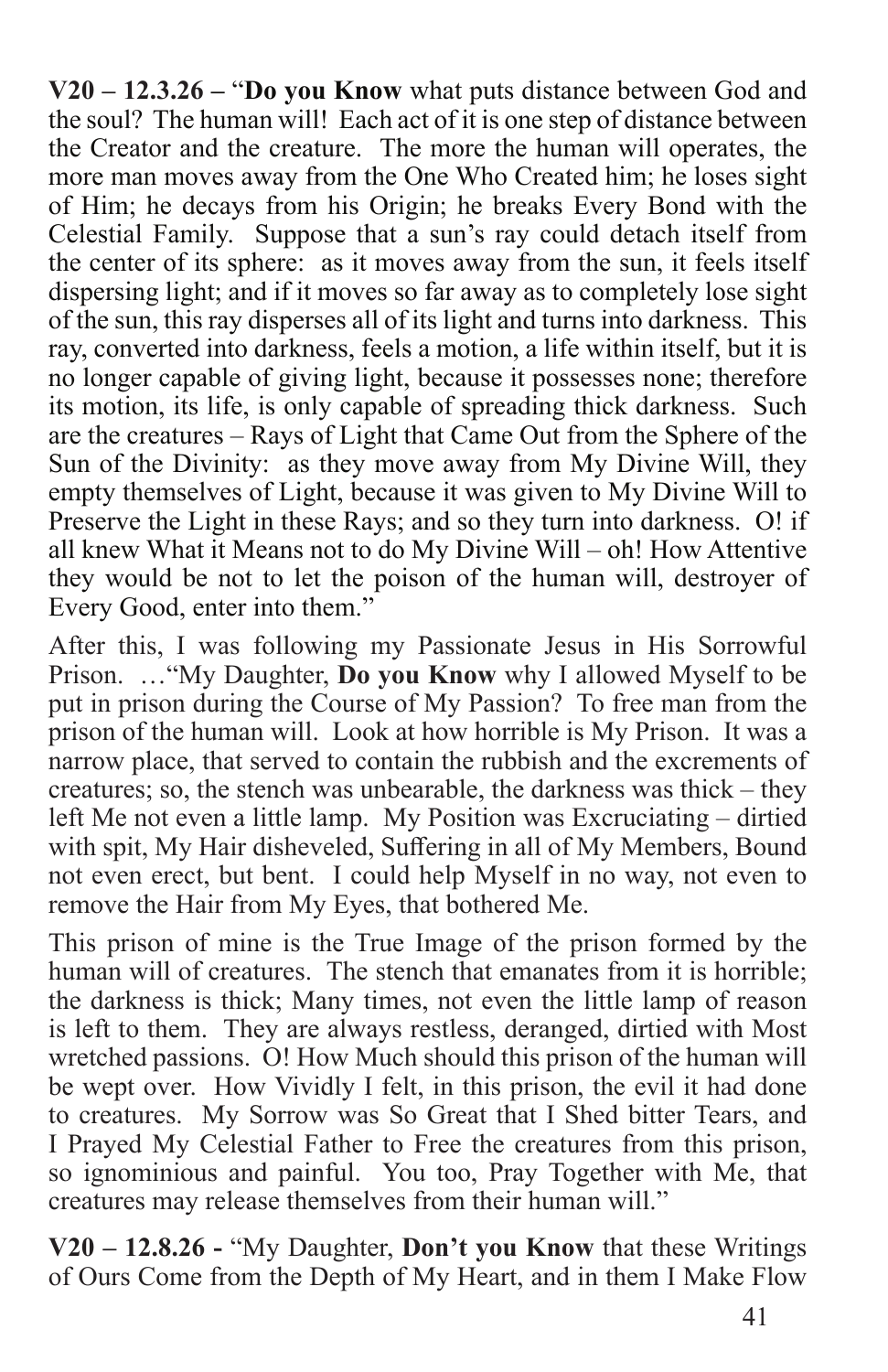**V20 – 12.3.26 –** "**Do you Know** what puts distance between God and the soul? The human will! Each act of it is one step of distance between the Creator and the creature. The more the human will operates, the more man moves away from the One Who Created him; he loses sight of Him; he decays from his Origin; he breaks Every Bond with the Celestial Family. Suppose that a sun's ray could detach itself from the center of its sphere: as it moves away from the sun, it feels itself dispersing light; and if it moves so far away as to completely lose sight of the sun, this ray disperses all of its light and turns into darkness. This ray, converted into darkness, feels a motion, a life within itself, but it is no longer capable of giving light, because it possesses none; therefore its motion, its life, is only capable of spreading thick darkness. Such are the creatures – Rays of Light that Came Out from the Sphere of the Sun of the Divinity: as they move away from My Divine Will, they empty themselves of Light, because it was given to My Divine Will to Preserve the Light in these Rays; and so they turn into darkness. O! if all knew What it Means not to do My Divine Will – oh! How Attentive they would be not to let the poison of the human will, destroyer of Every Good, enter into them."

After this, I was following my Passionate Jesus in His Sorrowful Prison. …"My Daughter, **Do you Know** why I allowed Myself to be put in prison during the Course of My Passion? To free man from the prison of the human will. Look at how horrible is My Prison. It was a narrow place, that served to contain the rubbish and the excrements of creatures; so, the stench was unbearable, the darkness was thick – they left Me not even a little lamp. My Position was Excruciating – dirtied with spit, My Hair disheveled, Suffering in all of My Members, Bound not even erect, but bent. I could help Myself in no way, not even to remove the Hair from My Eyes, that bothered Me.

This prison of mine is the True Image of the prison formed by the human will of creatures. The stench that emanates from it is horrible; the darkness is thick; Many times, not even the little lamp of reason is left to them. They are always restless, deranged, dirtied with Most wretched passions. O! How Much should this prison of the human will be wept over. How Vividly I felt, in this prison, the evil it had done to creatures. My Sorrow was So Great that I Shed bitter Tears, and I Prayed My Celestial Father to Free the creatures from this prison, so ignominious and painful. You too, Pray Together with Me, that creatures may release themselves from their human will."

**V20 – 12.8.26 -** "My Daughter, **Don't you Know** that these Writings of Ours Come from the Depth of My Heart, and in them I Make Flow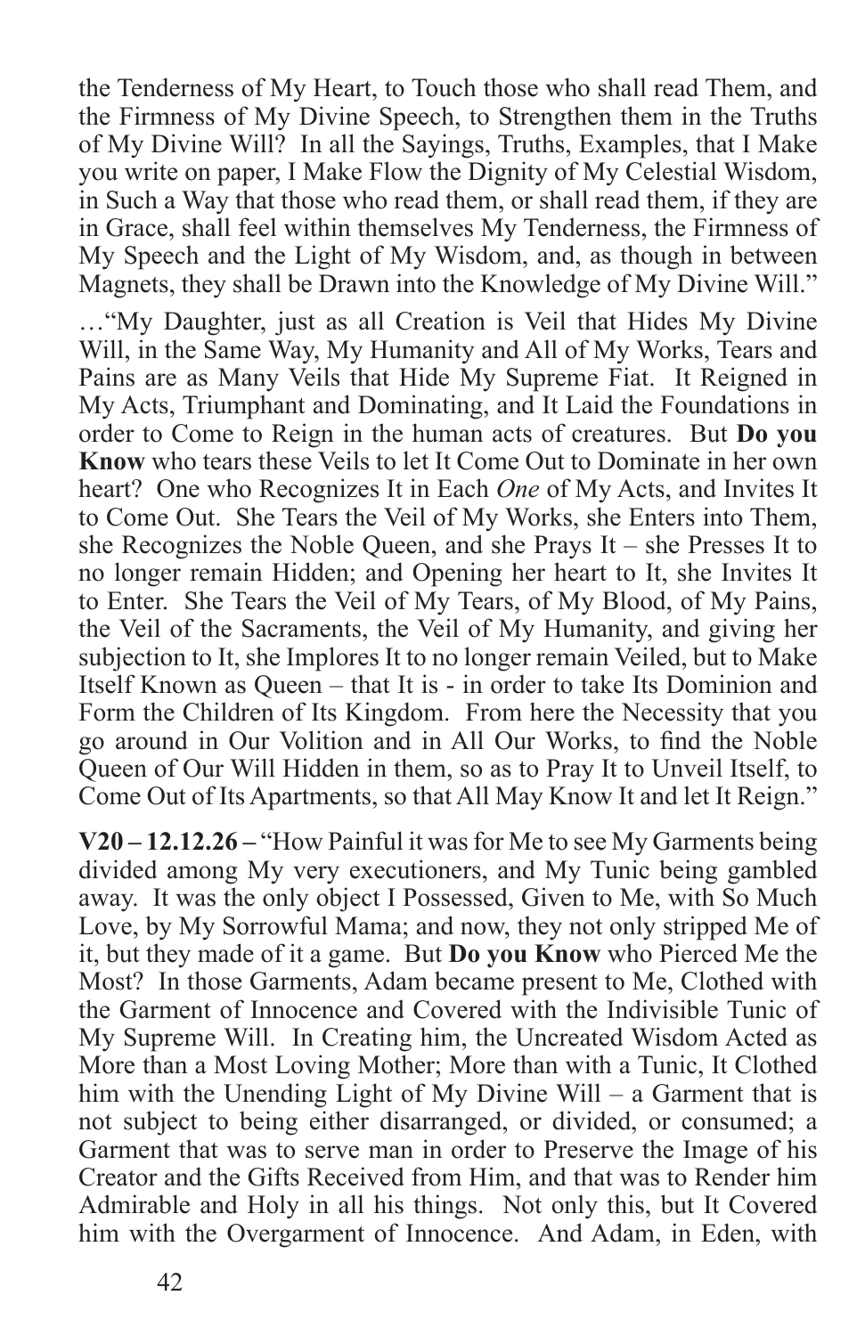the Tenderness of My Heart, to Touch those who shall read Them, and the Firmness of My Divine Speech, to Strengthen them in the Truths of My Divine Will? In all the Sayings, Truths, Examples, that I Make you write on paper, I Make Flow the Dignity of My Celestial Wisdom, in Such a Way that those who read them, or shall read them, if they are in Grace, shall feel within themselves My Tenderness, the Firmness of My Speech and the Light of My Wisdom, and, as though in between Magnets, they shall be Drawn into the Knowledge of My Divine Will."

…"My Daughter, just as all Creation is Veil that Hides My Divine Will, in the Same Way, My Humanity and All of My Works, Tears and Pains are as Many Veils that Hide My Supreme Fiat. It Reigned in My Acts, Triumphant and Dominating, and It Laid the Foundations in order to Come to Reign in the human acts of creatures. But **Do you Know** who tears these Veils to let It Come Out to Dominate in her own heart? One who Recognizes It in Each *One* of My Acts, and Invites It to Come Out. She Tears the Veil of My Works, she Enters into Them, she Recognizes the Noble Queen, and she Prays It – she Presses It to no longer remain Hidden; and Opening her heart to It, she Invites It to Enter. She Tears the Veil of My Tears, of My Blood, of My Pains, the Veil of the Sacraments, the Veil of My Humanity, and giving her subjection to It, she Implores It to no longer remain Veiled, but to Make Itself Known as Queen – that It is - in order to take Its Dominion and Form the Children of Its Kingdom. From here the Necessity that you go around in Our Volition and in All Our Works, to find the Noble Queen of Our Will Hidden in them, so as to Pray It to Unveil Itself, to Come Out of Its Apartments, so that All May Know It and let It Reign."

**V20 – 12.12.26 –** "How Painful it was for Me to see My Garments being divided among My very executioners, and My Tunic being gambled away. It was the only object I Possessed, Given to Me, with So Much Love, by My Sorrowful Mama; and now, they not only stripped Me of it, but they made of it a game. But **Do you Know** who Pierced Me the Most? In those Garments, Adam became present to Me, Clothed with the Garment of Innocence and Covered with the Indivisible Tunic of My Supreme Will. In Creating him, the Uncreated Wisdom Acted as More than a Most Loving Mother; More than with a Tunic, It Clothed him with the Unending Light of My Divine Will – a Garment that is not subject to being either disarranged, or divided, or consumed; a Garment that was to serve man in order to Preserve the Image of his Creator and the Gifts Received from Him, and that was to Render him Admirable and Holy in all his things. Not only this, but It Covered him with the Overgarment of Innocence. And Adam, in Eden, with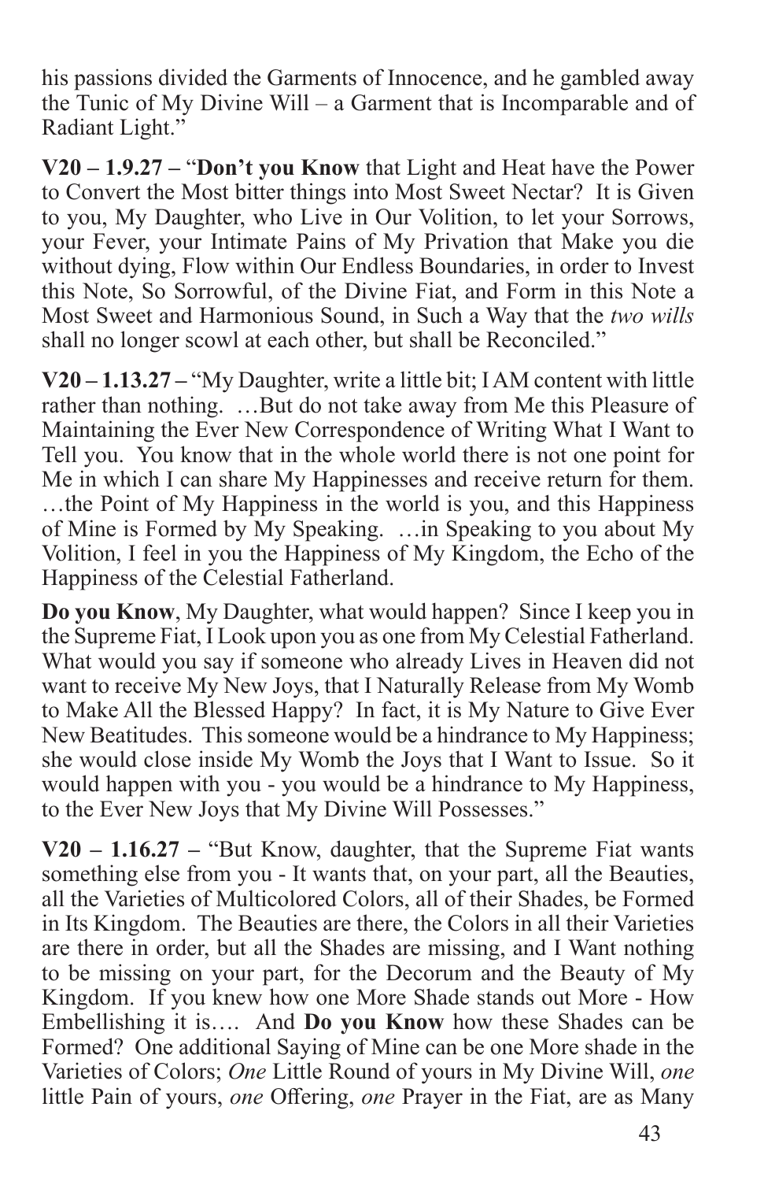his passions divided the Garments of Innocence, and he gambled away the Tunic of My Divine Will – a Garment that is Incomparable and of Radiant Light."

**V20 – 1.9.27 –** "**Don't you Know** that Light and Heat have the Power to Convert the Most bitter things into Most Sweet Nectar? It is Given to you, My Daughter, who Live in Our Volition, to let your Sorrows, your Fever, your Intimate Pains of My Privation that Make you die without dying, Flow within Our Endless Boundaries, in order to Invest this Note, So Sorrowful, of the Divine Fiat, and Form in this Note a Most Sweet and Harmonious Sound, in Such a Way that the *two wills* shall no longer scowl at each other, but shall be Reconciled."

**V20 – 1.13.27 –** "My Daughter, write a little bit; I AM content with little rather than nothing. …But do not take away from Me this Pleasure of Maintaining the Ever New Correspondence of Writing What I Want to Tell you. You know that in the whole world there is not one point for Me in which I can share My Happinesses and receive return for them. …the Point of My Happiness in the world is you, and this Happiness of Mine is Formed by My Speaking. …in Speaking to you about My Volition, I feel in you the Happiness of My Kingdom, the Echo of the Happiness of the Celestial Fatherland.

**Do you Know**, My Daughter, what would happen? Since I keep you in the Supreme Fiat, I Look upon you as one from My Celestial Fatherland. What would you say if someone who already Lives in Heaven did not want to receive My New Joys, that I Naturally Release from My Womb to Make All the Blessed Happy? In fact, it is My Nature to Give Ever New Beatitudes. This someone would be a hindrance to My Happiness; she would close inside My Womb the Joys that I Want to Issue. So it would happen with you - you would be a hindrance to My Happiness, to the Ever New Joys that My Divine Will Possesses."

**V20 – 1.16.27 –** "But Know, daughter, that the Supreme Fiat wants something else from you - It wants that, on your part, all the Beauties, all the Varieties of Multicolored Colors, all of their Shades, be Formed in Its Kingdom. The Beauties are there, the Colors in all their Varieties are there in order, but all the Shades are missing, and I Want nothing to be missing on your part, for the Decorum and the Beauty of My Kingdom. If you knew how one More Shade stands out More - How Embellishing it is…. And **Do you Know** how these Shades can be Formed? One additional Saying of Mine can be one More shade in the Varieties of Colors; *One* Little Round of yours in My Divine Will, *one* little Pain of yours, *one* Offering, *one* Prayer in the Fiat, are as Many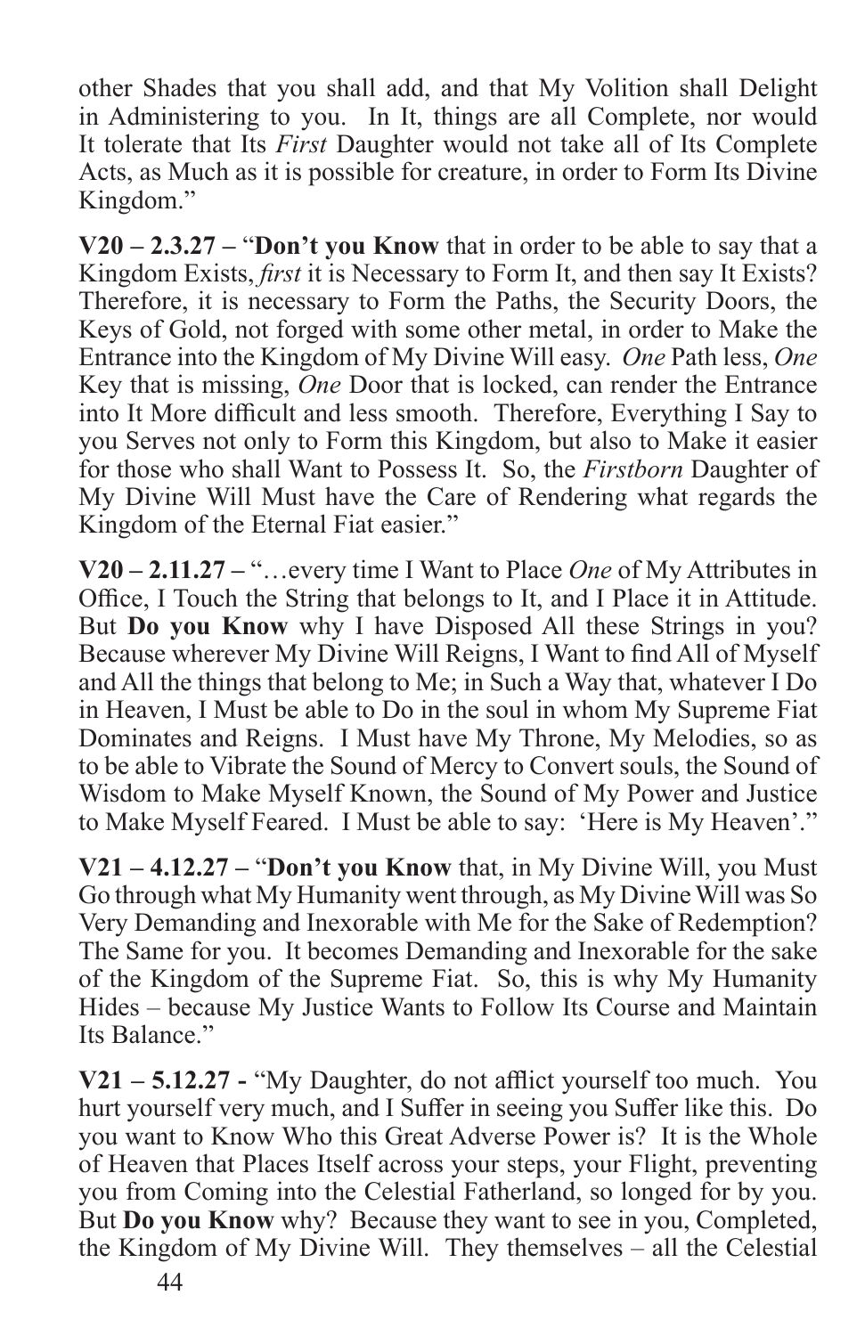other Shades that you shall add, and that My Volition shall Delight in Administering to you. In It, things are all Complete, nor would It tolerate that Its *First* Daughter would not take all of Its Complete Acts, as Much as it is possible for creature, in order to Form Its Divine Kingdom."

**V20 – 2.3.27 –** "**Don't you Know** that in order to be able to say that a Kingdom Exists, *first* it is Necessary to Form It, and then say It Exists? Therefore, it is necessary to Form the Paths, the Security Doors, the Keys of Gold, not forged with some other metal, in order to Make the Entrance into the Kingdom of My Divine Will easy. *One* Path less, *One* Key that is missing, *One* Door that is locked, can render the Entrance into It More difficult and less smooth. Therefore, Everything I Say to you Serves not only to Form this Kingdom, but also to Make it easier for those who shall Want to Possess It. So, the *Firstborn* Daughter of My Divine Will Must have the Care of Rendering what regards the Kingdom of the Eternal Fiat easier."

**V20 – 2.11.27 –** "…every time I Want to Place *One* of My Attributes in Office, I Touch the String that belongs to It, and I Place it in Attitude. But **Do you Know** why I have Disposed All these Strings in you? Because wherever My Divine Will Reigns, I Want to find All of Myself and All the things that belong to Me; in Such a Way that, whatever I Do in Heaven, I Must be able to Do in the soul in whom My Supreme Fiat Dominates and Reigns. I Must have My Throne, My Melodies, so as to be able to Vibrate the Sound of Mercy to Convert souls, the Sound of Wisdom to Make Myself Known, the Sound of My Power and Justice to Make Myself Feared. I Must be able to say: 'Here is My Heaven'."

**V21 – 4.12.27 –** "**Don't you Know** that, in My Divine Will, you Must Go through what My Humanity went through, as My Divine Will was So Very Demanding and Inexorable with Me for the Sake of Redemption? The Same for you. It becomes Demanding and Inexorable for the sake of the Kingdom of the Supreme Fiat. So, this is why My Humanity Hides – because My Justice Wants to Follow Its Course and Maintain Its Balance."

**V21 – 5.12.27 -** "My Daughter, do not afflict yourself too much. You hurt yourself very much, and I Suffer in seeing you Suffer like this. Do you want to Know Who this Great Adverse Power is? It is the Whole of Heaven that Places Itself across your steps, your Flight, preventing you from Coming into the Celestial Fatherland, so longed for by you. But **Do you Know** why? Because they want to see in you, Completed, the Kingdom of My Divine Will. They themselves – all the Celestial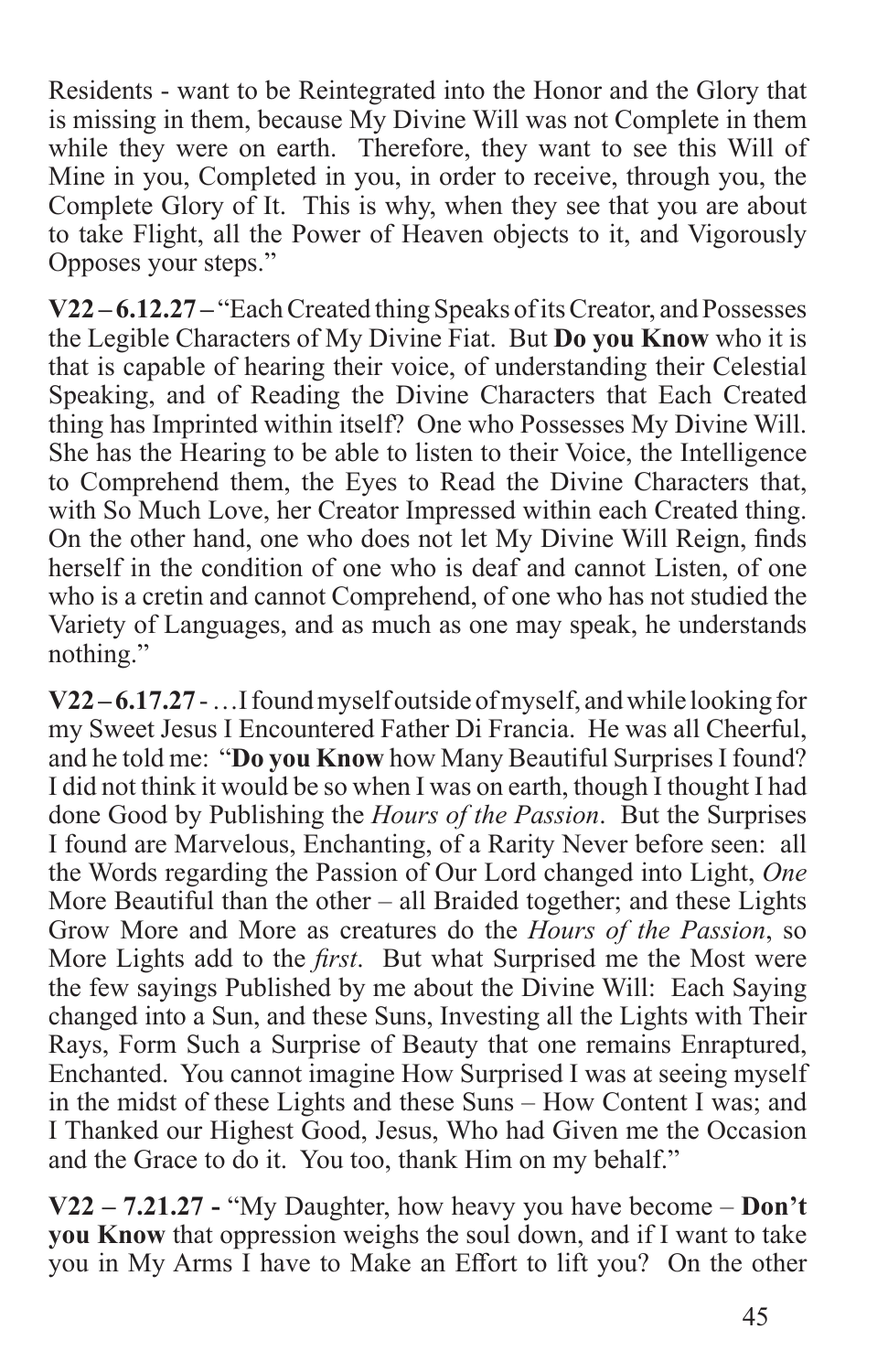Residents - want to be Reintegrated into the Honor and the Glory that is missing in them, because My Divine Will was not Complete in them while they were on earth. Therefore, they want to see this Will of Mine in you, Completed in you, in order to receive, through you, the Complete Glory of It. This is why, when they see that you are about to take Flight, all the Power of Heaven objects to it, and Vigorously Opposes your steps."

**V22 – 6.12.27 –** "Each Created thing Speaks of its Creator, and Possesses the Legible Characters of My Divine Fiat. But **Do you Know** who it is that is capable of hearing their voice, of understanding their Celestial Speaking, and of Reading the Divine Characters that Each Created thing has Imprinted within itself? One who Possesses My Divine Will. She has the Hearing to be able to listen to their Voice, the Intelligence to Comprehend them, the Eyes to Read the Divine Characters that, with So Much Love, her Creator Impressed within each Created thing. On the other hand, one who does not let My Divine Will Reign, finds herself in the condition of one who is deaf and cannot Listen, of one who is a cretin and cannot Comprehend, of one who has not studied the Variety of Languages, and as much as one may speak, he understands nothing."

**V22 – 6.17.27** - …I found myself outside of myself, and while looking for my Sweet Jesus I Encountered Father Di Francia. He was all Cheerful, and he told me: "**Do you Know** how Many Beautiful Surprises I found? I did not think it would be so when I was on earth, though I thought I had done Good by Publishing the *Hours of the Passion*. But the Surprises I found are Marvelous, Enchanting, of a Rarity Never before seen: all the Words regarding the Passion of Our Lord changed into Light, *One* More Beautiful than the other – all Braided together; and these Lights Grow More and More as creatures do the *Hours of the Passion*, so More Lights add to the *first*. But what Surprised me the Most were the few sayings Published by me about the Divine Will: Each Saying changed into a Sun, and these Suns, Investing all the Lights with Their Rays, Form Such a Surprise of Beauty that one remains Enraptured, Enchanted. You cannot imagine How Surprised I was at seeing myself in the midst of these Lights and these Suns – How Content I was; and I Thanked our Highest Good, Jesus, Who had Given me the Occasion and the Grace to do it. You too, thank Him on my behalf."

**V22 – 7.21.27 -** "My Daughter, how heavy you have become – **Don't you Know** that oppression weighs the soul down, and if I want to take you in My Arms I have to Make an Effort to lift you? On the other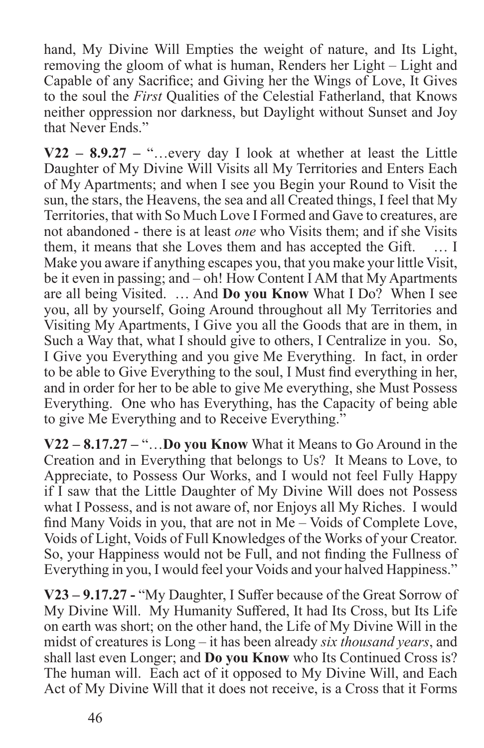hand, My Divine Will Empties the weight of nature, and Its Light, removing the gloom of what is human, Renders her Light – Light and Capable of any Sacrifice; and Giving her the Wings of Love, It Gives to the soul the *First* Qualities of the Celestial Fatherland, that Knows neither oppression nor darkness, but Daylight without Sunset and Joy that Never Ends."

**V22 – 8.9.27 –** "…every day I look at whether at least the Little Daughter of My Divine Will Visits all My Territories and Enters Each of My Apartments; and when I see you Begin your Round to Visit the sun, the stars, the Heavens, the sea and all Created things, I feel that My Territories, that with So Much Love I Formed and Gave to creatures, are not abandoned - there is at least *one* who Visits them; and if she Visits them, it means that she Loves them and has accepted the Gift. … I Make you aware if anything escapes you, that you make your little Visit, be it even in passing; and – oh! How Content I AM that My Apartments are all being Visited. … And **Do you Know** What I Do? When I see you, all by yourself, Going Around throughout all My Territories and Visiting My Apartments, I Give you all the Goods that are in them, in Such a Way that, what I should give to others, I Centralize in you. So, I Give you Everything and you give Me Everything. In fact, in order to be able to Give Everything to the soul, I Must find everything in her, and in order for her to be able to give Me everything, she Must Possess Everything. One who has Everything, has the Capacity of being able to give Me Everything and to Receive Everything."

**V22 – 8.17.27 –** "…**Do you Know** What it Means to Go Around in the Creation and in Everything that belongs to Us? It Means to Love, to Appreciate, to Possess Our Works, and I would not feel Fully Happy if I saw that the Little Daughter of My Divine Will does not Possess what I Possess, and is not aware of, nor Enjoys all My Riches. I would find Many Voids in you, that are not in Me – Voids of Complete Love, Voids of Light, Voids of Full Knowledges of the Works of your Creator. So, your Happiness would not be Full, and not finding the Fullness of Everything in you, I would feel your Voids and your halved Happiness."

**V23 – 9.17.27 -** "My Daughter, I Suffer because of the Great Sorrow of My Divine Will. My Humanity Suffered, It had Its Cross, but Its Life on earth was short; on the other hand, the Life of My Divine Will in the midst of creatures is Long – it has been already *six thousand years*, and shall last even Longer; and **Do you Know** who Its Continued Cross is? The human will. Each act of it opposed to My Divine Will, and Each Act of My Divine Will that it does not receive, is a Cross that it Forms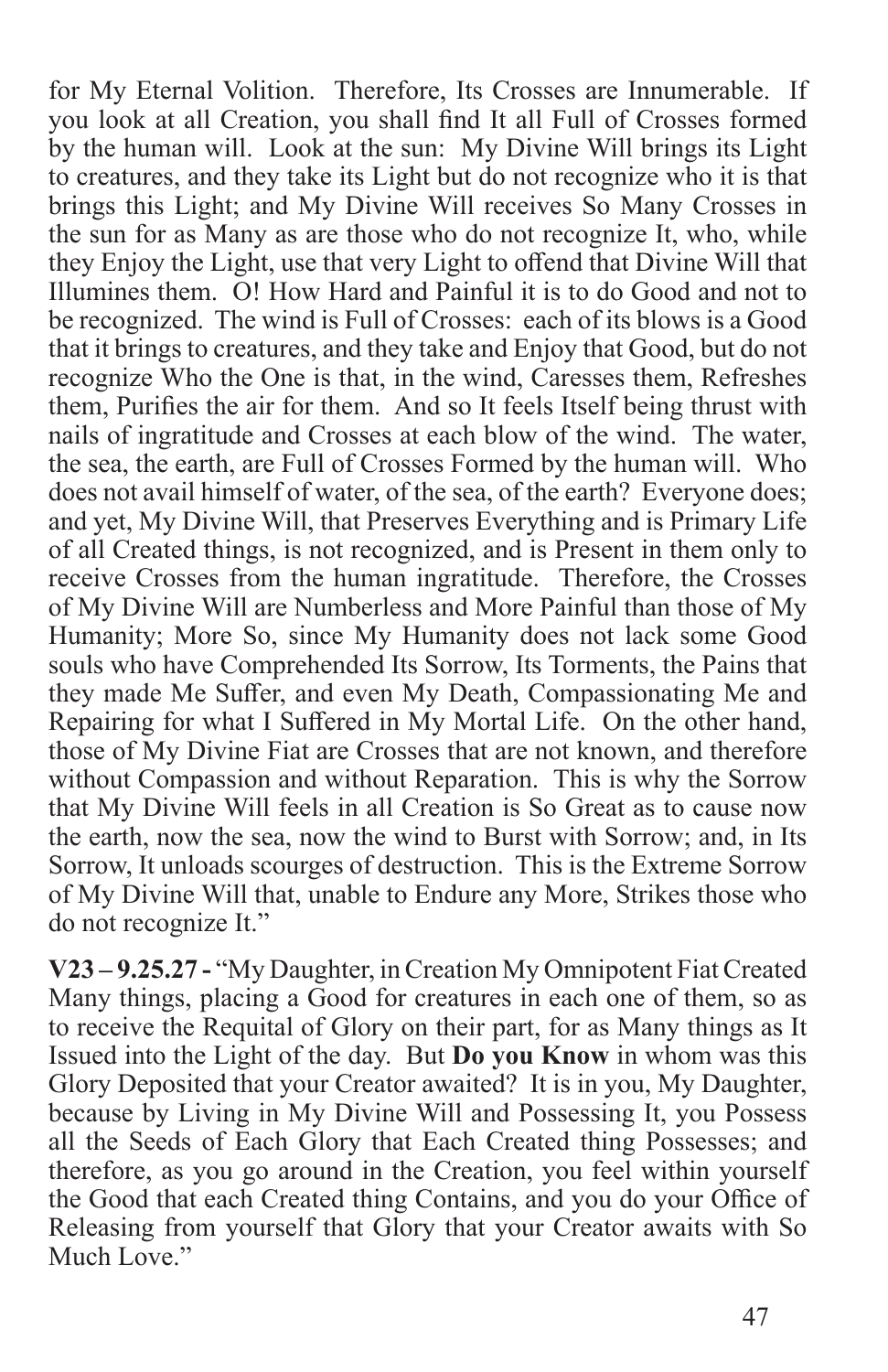for My Eternal Volition. Therefore, Its Crosses are Innumerable. If you look at all Creation, you shall find It all Full of Crosses formed by the human will. Look at the sun: My Divine Will brings its Light to creatures, and they take its Light but do not recognize who it is that brings this Light; and My Divine Will receives So Many Crosses in the sun for as Many as are those who do not recognize It, who, while they Enjoy the Light, use that very Light to offend that Divine Will that Illumines them. O! How Hard and Painful it is to do Good and not to be recognized. The wind is Full of Crosses: each of its blows is a Good that it brings to creatures, and they take and Enjoy that Good, but do not recognize Who the One is that, in the wind, Caresses them, Refreshes them, Purifies the air for them. And so It feels Itself being thrust with nails of ingratitude and Crosses at each blow of the wind. The water, the sea, the earth, are Full of Crosses Formed by the human will. Who does not avail himself of water, of the sea, of the earth? Everyone does; and yet, My Divine Will, that Preserves Everything and is Primary Life of all Created things, is not recognized, and is Present in them only to receive Crosses from the human ingratitude. Therefore, the Crosses of My Divine Will are Numberless and More Painful than those of My Humanity; More So, since My Humanity does not lack some Good souls who have Comprehended Its Sorrow, Its Torments, the Pains that they made Me Suffer, and even My Death, Compassionating Me and Repairing for what I Suffered in My Mortal Life. On the other hand, those of My Divine Fiat are Crosses that are not known, and therefore without Compassion and without Reparation. This is why the Sorrow that My Divine Will feels in all Creation is So Great as to cause now the earth, now the sea, now the wind to Burst with Sorrow; and, in Its Sorrow, It unloads scourges of destruction. This is the Extreme Sorrow of My Divine Will that, unable to Endure any More, Strikes those who do not recognize It."

**V23 – 9.25.27 -** "My Daughter, in Creation My Omnipotent Fiat Created Many things, placing a Good for creatures in each one of them, so as to receive the Requital of Glory on their part, for as Many things as It Issued into the Light of the day. But **Do you Know** in whom was this Glory Deposited that your Creator awaited? It is in you, My Daughter, because by Living in My Divine Will and Possessing It, you Possess all the Seeds of Each Glory that Each Created thing Possesses; and therefore, as you go around in the Creation, you feel within yourself the Good that each Created thing Contains, and you do your Office of Releasing from yourself that Glory that your Creator awaits with So Much Love."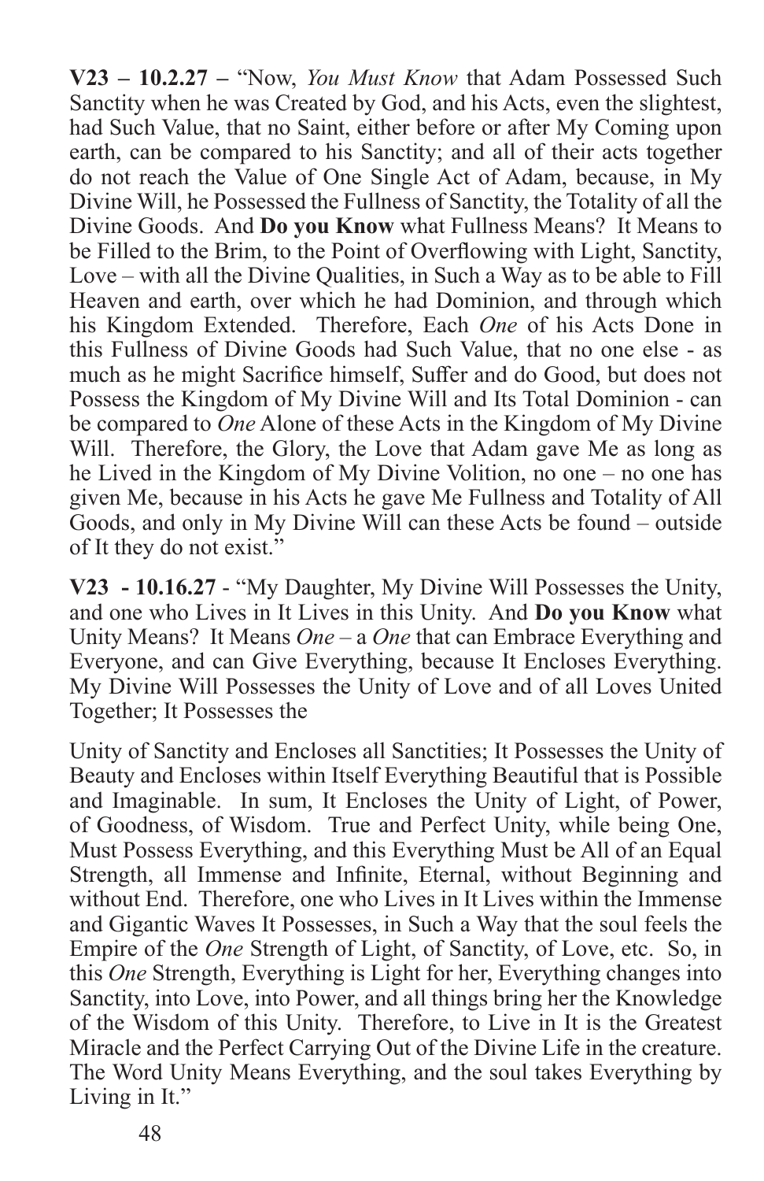**V23 – 10.2.27 –** "Now, *You Must Know* that Adam Possessed Such Sanctity when he was Created by God, and his Acts, even the slightest, had Such Value, that no Saint, either before or after My Coming upon earth, can be compared to his Sanctity; and all of their acts together do not reach the Value of One Single Act of Adam, because, in My Divine Will, he Possessed the Fullness of Sanctity, the Totality of all the Divine Goods. And **Do you Know** what Fullness Means? It Means to be Filled to the Brim, to the Point of Overflowing with Light, Sanctity, Love – with all the Divine Qualities, in Such a Way as to be able to Fill Heaven and earth, over which he had Dominion, and through which his Kingdom Extended. Therefore, Each *One* of his Acts Done in this Fullness of Divine Goods had Such Value, that no one else - as much as he might Sacrifice himself, Suffer and do Good, but does not Possess the Kingdom of My Divine Will and Its Total Dominion - can be compared to *One* Alone of these Acts in the Kingdom of My Divine Will. Therefore, the Glory, the Love that Adam gave Me as long as he Lived in the Kingdom of My Divine Volition, no one – no one has given Me, because in his Acts he gave Me Fullness and Totality of All Goods, and only in My Divine Will can these Acts be found – outside of It they do not exist."

**V23 - 10.16.27** - "My Daughter, My Divine Will Possesses the Unity, and one who Lives in It Lives in this Unity. And **Do you Know** what Unity Means? It Means *One* – a *One* that can Embrace Everything and Everyone, and can Give Everything, because It Encloses Everything. My Divine Will Possesses the Unity of Love and of all Loves United Together; It Possesses the Unity of Sanctity and Encloses all Sanctities; It Possesses the Unity of Beauty and Encloses within Itself Everything Beautiful that is Possible and Imaginable. In sum, It Encloses the Unity of Light, of Power, of Goodness, of Wisdom. True and Perfect Unity, while being One, Must Possess Everything, and this Everything Must be All of an Equal Strength, all Immense and Infinite, Eternal, without Beginning and without End. Therefore, one who Lives in It Lives within the Immense and Gigantic Waves It Possesses, in Such a Way that the soul feels the Empire of the *One* Strength of Light, of Sanctity, of Love, etc. So, in this *One* Strength, Everything is Light for her, Everything changes into Sanctity, into Love, into Power, and all things bring her the Knowledge of the Wisdom of this Unity. Therefore, to Live in It is the Greatest Miracle and the Perfect Carrying Out of the Divine Life in the creature. The Word Unity Means Everything, and the soul takes Everything by Living in It."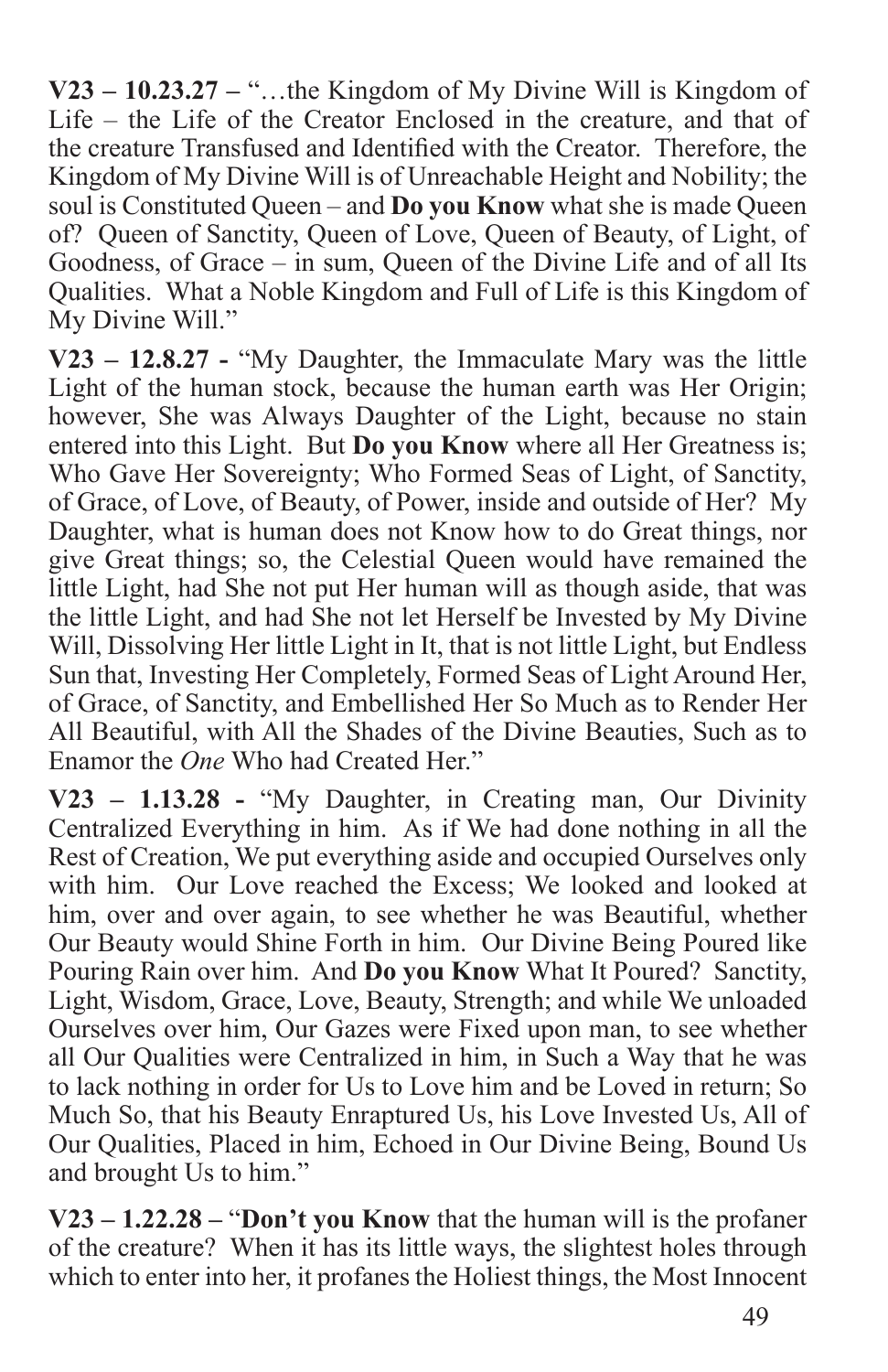**V23 – 10.23.27 –** "…the Kingdom of My Divine Will is Kingdom of Life – the Life of the Creator Enclosed in the creature, and that of the creature Transfused and Identified with the Creator. Therefore, the Kingdom of My Divine Will is of Unreachable Height and Nobility; the soul is Constituted Queen – and **Do you Know** what she is made Queen of? Queen of Sanctity, Queen of Love, Queen of Beauty, of Light, of Goodness, of Grace – in sum, Queen of the Divine Life and of all Its Qualities. What a Noble Kingdom and Full of Life is this Kingdom of My Divine Will."

**V23 – 12.8.27 -** "My Daughter, the Immaculate Mary was the little Light of the human stock, because the human earth was Her Origin; however, She was Always Daughter of the Light, because no stain entered into this Light. But **Do you Know** where all Her Greatness is; Who Gave Her Sovereignty; Who Formed Seas of Light, of Sanctity, of Grace, of Love, of Beauty, of Power, inside and outside of Her? My Daughter, what is human does not Know how to do Great things, nor give Great things; so, the Celestial Queen would have remained the little Light, had She not put Her human will as though aside, that was the little Light, and had She not let Herself be Invested by My Divine Will, Dissolving Her little Light in It, that is not little Light, but Endless Sun that, Investing Her Completely, Formed Seas of Light Around Her, of Grace, of Sanctity, and Embellished Her So Much as to Render Her All Beautiful, with All the Shades of the Divine Beauties, Such as to Enamor the *One* Who had Created Her."

**V23 – 1.13.28 -** "My Daughter, in Creating man, Our Divinity Centralized Everything in him. As if We had done nothing in all the Rest of Creation, We put everything aside and occupied Ourselves only with him. Our Love reached the Excess; We looked and looked at him, over and over again, to see whether he was Beautiful, whether Our Beauty would Shine Forth in him. Our Divine Being Poured like Pouring Rain over him. And **Do you Know** What It Poured? Sanctity, Light, Wisdom, Grace, Love, Beauty, Strength; and while We unloaded Ourselves over him, Our Gazes were Fixed upon man, to see whether all Our Qualities were Centralized in him, in Such a Way that he was to lack nothing in order for Us to Love him and be Loved in return; So Much So, that his Beauty Enraptured Us, his Love Invested Us, All of Our Qualities, Placed in him, Echoed in Our Divine Being, Bound Us and brought Us to him."

**V23 – 1.22.28 –** "**Don't you Know** that the human will is the profaner of the creature? When it has its little ways, the slightest holes through which to enter into her, it profanes the Holiest things, the Most Innocent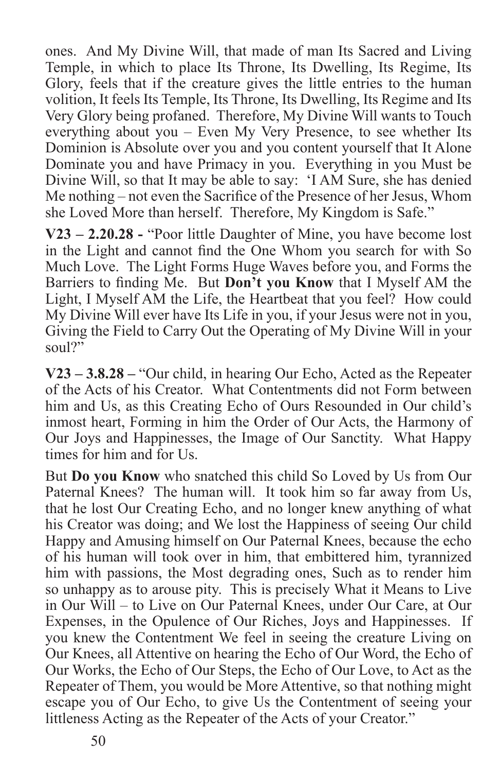ones. And My Divine Will, that made of man Its Sacred and Living Temple, in which to place Its Throne, Its Dwelling, Its Regime, Its Glory, feels that if the creature gives the little entries to the human volition, It feels Its Temple, Its Throne, Its Dwelling, Its Regime and Its Very Glory being profaned. Therefore, My Divine Will wants to Touch everything about you – Even My Very Presence, to see whether Its Dominion is Absolute over you and you content yourself that It Alone Dominate you and have Primacy in you. Everything in you Must be Divine Will, so that It may be able to say: 'I AM Sure, she has denied Me nothing – not even the Sacrifice of the Presence of her Jesus, Whom she Loved More than herself. Therefore, My Kingdom is Safe."

**V23 – 2.20.28 -** "Poor little Daughter of Mine, you have become lost in the Light and cannot find the One Whom you search for with So Much Love. The Light Forms Huge Waves before you, and Forms the Barriers to finding Me. But **Don't you Know** that I Myself AM the Light, I Myself AM the Life, the Heartbeat that you feel? How could My Divine Will ever have Its Life in you, if your Jesus were not in you, Giving the Field to Carry Out the Operating of My Divine Will in your soul?"

**V23 – 3.8.28 –** "Our child, in hearing Our Echo, Acted as the Repeater of the Acts of his Creator. What Contentments did not Form between him and Us, as this Creating Echo of Ours Resounded in Our child's inmost heart, Forming in him the Order of Our Acts, the Harmony of Our Joys and Happinesses, the Image of Our Sanctity. What Happy times for him and for Us.

But **Do you Know** who snatched this child So Loved by Us from Our Paternal Knees? The human will. It took him so far away from Us, that he lost Our Creating Echo, and no longer knew anything of what his Creator was doing; and We lost the Happiness of seeing Our child Happy and Amusing himself on Our Paternal Knees, because the echo of his human will took over in him, that embittered him, tyrannized him with passions, the Most degrading ones, Such as to render him so unhappy as to arouse pity. This is precisely What it Means to Live in Our Will – to Live on Our Paternal Knees, under Our Care, at Our Expenses, in the Opulence of Our Riches, Joys and Happinesses. If you knew the Contentment We feel in seeing the creature Living on Our Knees, all Attentive on hearing the Echo of Our Word, the Echo of Our Works, the Echo of Our Steps, the Echo of Our Love, to Act as the Repeater of Them, you would be More Attentive, so that nothing might escape you of Our Echo, to give Us the Contentment of seeing your littleness Acting as the Repeater of the Acts of your Creator."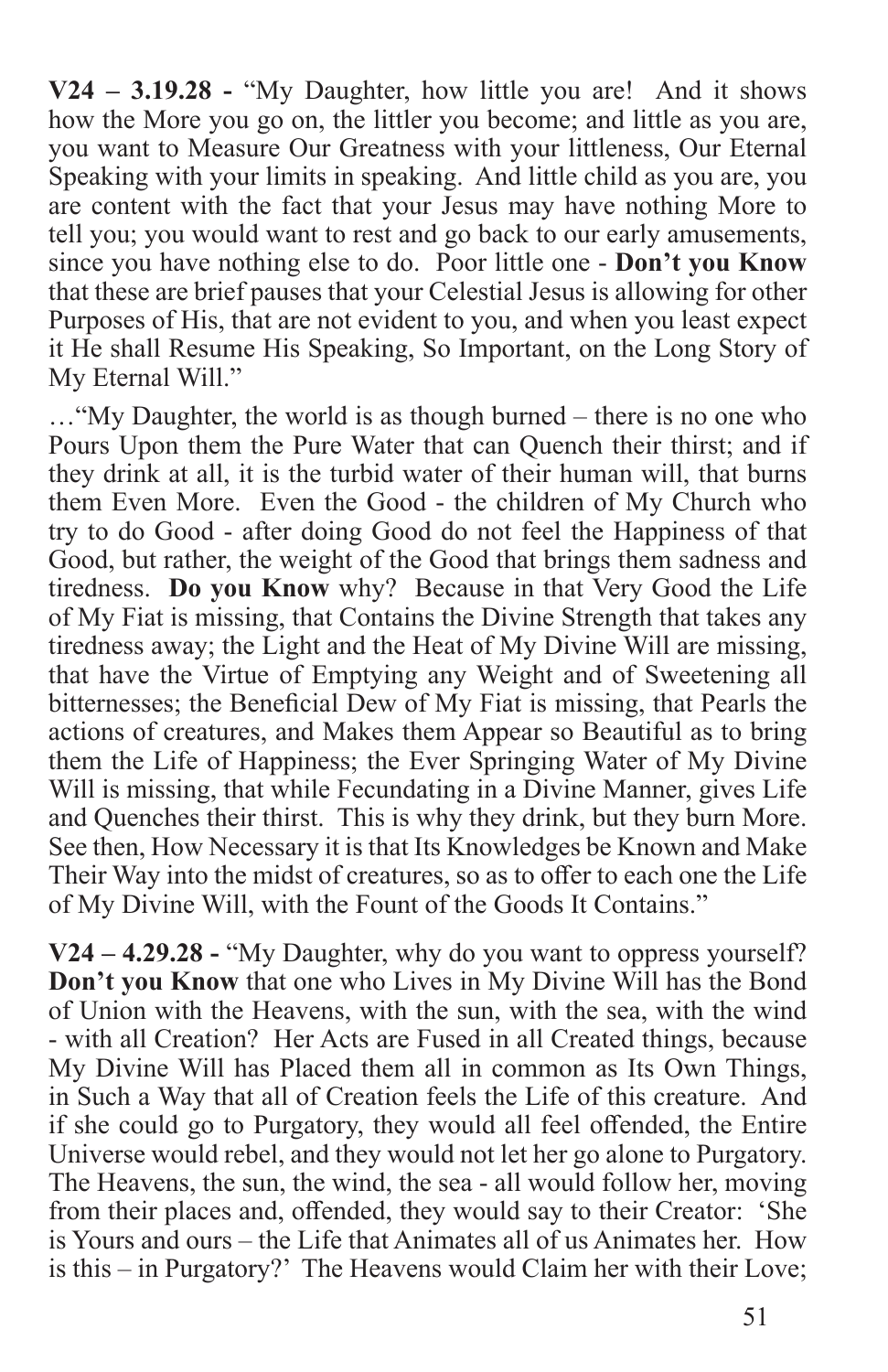**V24 – 3.19.28 -** “My Daughter, how little you are! And it shows how the More you go on, the littler you become; and little as you are, you want to Measure Our Greatness with your littleness, Our Eternal Speaking with your limits in speaking. And little child as you are, you are content with the fact that your Jesus may have nothing More to tell you; you would want to rest and go back to our early amusements, since you have nothing else to do. Poor little one - **Don’t you Know** that these are brief pauses that your Celestial Jesus is allowing for other Purposes of His, that are not evident to you, and when you least expect it He shall Resume His Speaking, So Important, on the Long Story of My Eternal Will.”

…“My Daughter, the world is as though burned – there is no one who Pours Upon them the Pure Water that can Quench their thirst; and if they drink at all, it is the turbid water of their human will, that burns them Even More. Even the Good - the children of My Church who try to do Good - after doing Good do not feel the Happiness of that Good, but rather, the weight of the Good that brings them sadness and tiredness. **Do you Know** why? Because in that Very Good the Life of My Fiat is missing, that Contains the Divine Strength that takes any tiredness away; the Light and the Heat of My Divine Will are missing, that have the Virtue of Emptying any Weight and of Sweetening all bitternesses; the Beneficial Dew of My Fiat is missing, that Pearls the actions of creatures, and Makes them Appear so Beautiful as to bring them the Life of Happiness; the Ever Springing Water of My Divine Will is missing, that while Fecundating in a Divine Manner, gives Life and Quenches their thirst. This is why they drink, but they burn More. See then, How Necessary it is that Its Knowledges be Known and Make Their Way into the midst of creatures, so as to offer to each one the Life of My Divine Will, with the Fount of the Goods It Contains.”

**V24 – 4.29.28 -** “My Daughter, why do you want to oppress yourself? **Don’t you Know** that one who Lives in My Divine Will has the Bond of Union with the Heavens, with the sun, with the sea, with the wind - with all Creation? Her Acts are Fused in all Created things, because My Divine Will has Placed them all in common as Its Own Things, in Such a Way that all of Creation feels the Life of this creature. And if she could go to Purgatory, they would all feel offended, the Entire Universe would rebel, and they would not let her go alone to Purgatory. The Heavens, the sun, the wind, the sea - all would follow her, moving from their places and, offended, they would say to their Creator: ‘She is Yours and ours – the Life that Animates all of us Animates her. How is this – in Purgatory?’ The Heavens would Claim her with their Love;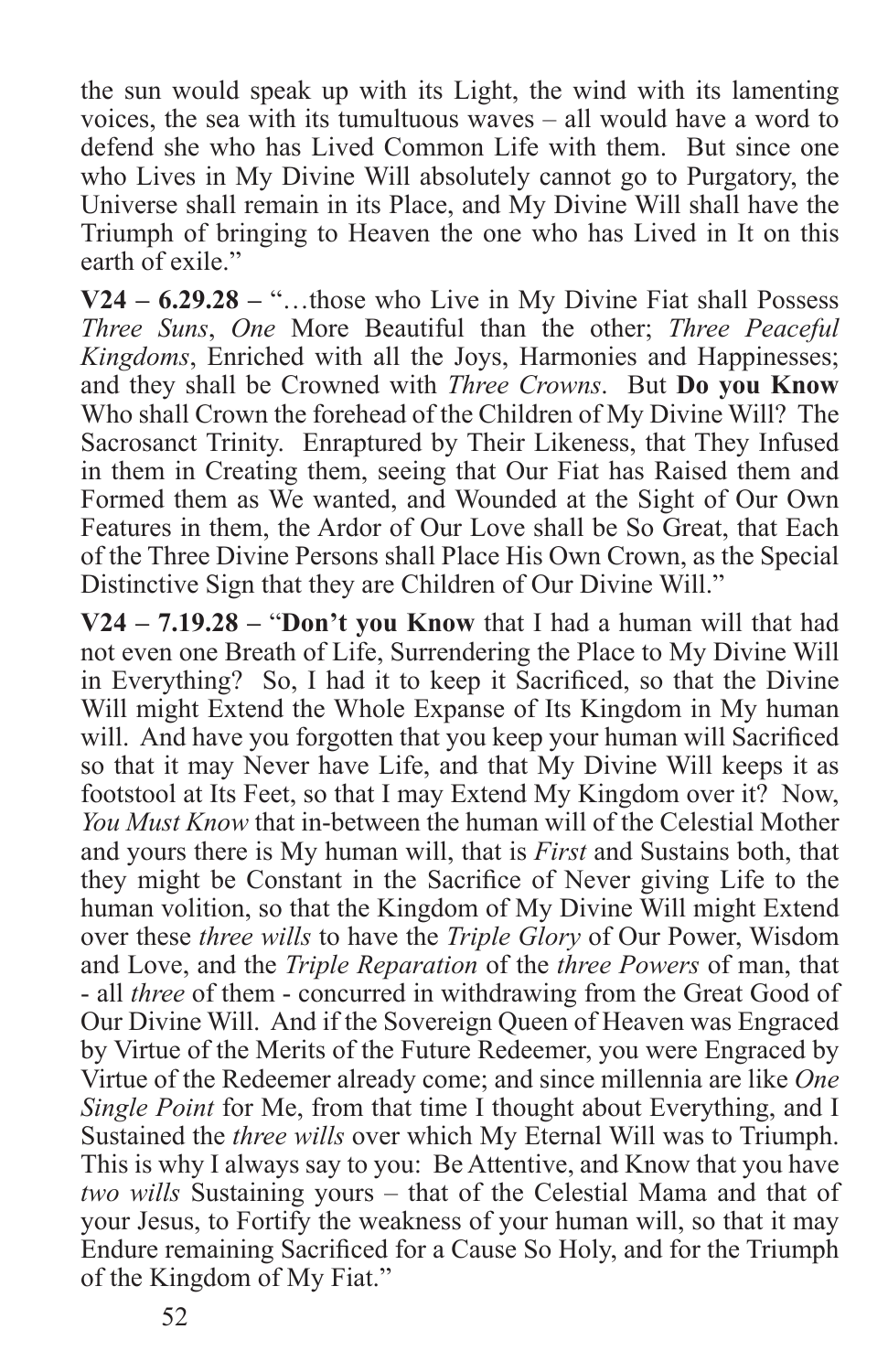the sun would speak up with its Light, the wind with its lamenting voices, the sea with its tumultuous waves – all would have a word to defend she who has Lived Common Life with them. But since one who Lives in My Divine Will absolutely cannot go to Purgatory, the Universe shall remain in its Place, and My Divine Will shall have the Triumph of bringing to Heaven the one who has Lived in It on this earth of exile."

**V24 – 6.29.28 –** "…those who Live in My Divine Fiat shall Possess *Three Suns*, *One* More Beautiful than the other; *Three Peaceful Kingdoms*, Enriched with all the Joys, Harmonies and Happinesses; and they shall be Crowned with *Three Crowns*. But **Do you Know** Who shall Crown the forehead of the Children of My Divine Will? The Sacrosanct Trinity. Enraptured by Their Likeness, that They Infused in them in Creating them, seeing that Our Fiat has Raised them and Formed them as We wanted, and Wounded at the Sight of Our Own Features in them, the Ardor of Our Love shall be So Great, that Each of the Three Divine Persons shall Place His Own Crown, as the Special Distinctive Sign that they are Children of Our Divine Will."

**V24 – 7.19.28 –** "**Don't you Know** that I had a human will that had not even one Breath of Life, Surrendering the Place to My Divine Will in Everything? So, I had it to keep it Sacrificed, so that the Divine Will might Extend the Whole Expanse of Its Kingdom in My human will. And have you forgotten that you keep your human will Sacrificed so that it may Never have Life, and that My Divine Will keeps it as footstool at Its Feet, so that I may Extend My Kingdom over it? Now, *You Must Know* that in-between the human will of the Celestial Mother and yours there is My human will, that is *First* and Sustains both, that they might be Constant in the Sacrifice of Never giving Life to the human volition, so that the Kingdom of My Divine Will might Extend over these *three wills* to have the *Triple Glory* of Our Power, Wisdom and Love, and the *Triple Reparation* of the *three Powers* of man, that - all *three* of them - concurred in withdrawing from the Great Good of Our Divine Will. And if the Sovereign Queen of Heaven was Engraced by Virtue of the Merits of the Future Redeemer, you were Engraced by Virtue of the Redeemer already come; and since millennia are like *One Single Point* for Me, from that time I thought about Everything, and I Sustained the *three wills* over which My Eternal Will was to Triumph. This is why I always say to you: Be Attentive, and Know that you have *two wills* Sustaining yours – that of the Celestial Mama and that of your Jesus, to Fortify the weakness of your human will, so that it may Endure remaining Sacrificed for a Cause So Holy, and for the Triumph of the Kingdom of My Fiat."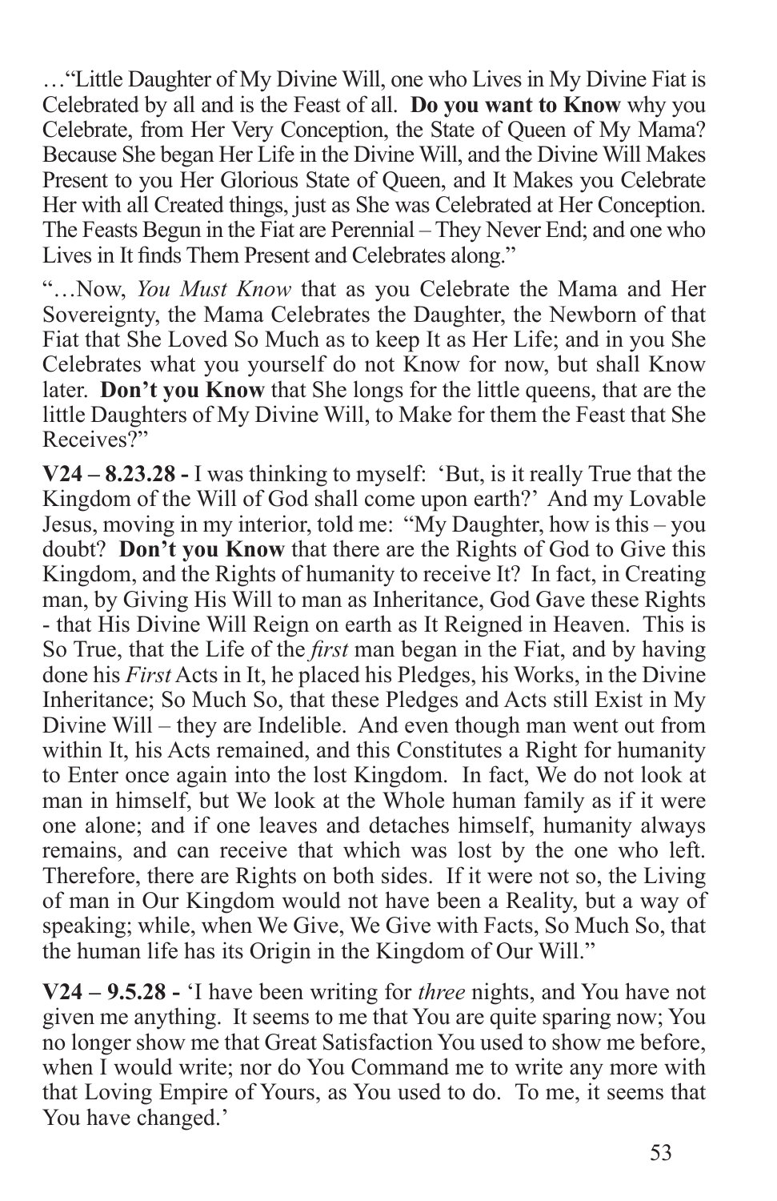…"Little Daughter of My Divine Will, one who Lives in My Divine Fiat is Celebrated by all and is the Feast of all. **Do you want to Know** why you Celebrate, from Her Very Conception, the State of Queen of My Mama? Because She began Her Life in the Divine Will, and the Divine Will Makes Present to you Her Glorious State of Queen, and It Makes you Celebrate Her with all Created things, just as She was Celebrated at Her Conception. The Feasts Begun in the Fiat are Perennial – They Never End; and one who Lives in It finds Them Present and Celebrates along."

"…Now, *You Must Know* that as you Celebrate the Mama and Her Sovereignty, the Mama Celebrates the Daughter, the Newborn of that Fiat that She Loved So Much as to keep It as Her Life; and in you She Celebrates what you yourself do not Know for now, but shall Know later. **Don't you Know** that She longs for the little queens, that are the little Daughters of My Divine Will, to Make for them the Feast that She Receives?"

**V24 – 8.23.28 -** I was thinking to myself: 'But, is it really True that the Kingdom of the Will of God shall come upon earth?' And my Lovable Jesus, moving in my interior, told me: "My Daughter, how is this – you doubt? **Don't you Know** that there are the Rights of God to Give this Kingdom, and the Rights of humanity to receive It? In fact, in Creating man, by Giving His Will to man as Inheritance, God Gave these Rights - that His Divine Will Reign on earth as It Reigned in Heaven. This is So True, that the Life of the *first* man began in the Fiat, and by having done his *First* Acts in It, he placed his Pledges, his Works, in the Divine Inheritance; So Much So, that these Pledges and Acts still Exist in My Divine Will – they are Indelible. And even though man went out from within It, his Acts remained, and this Constitutes a Right for humanity to Enter once again into the lost Kingdom. In fact, We do not look at man in himself, but We look at the Whole human family as if it were one alone; and if one leaves and detaches himself, humanity always remains, and can receive that which was lost by the one who left. Therefore, there are Rights on both sides. If it were not so, the Living of man in Our Kingdom would not have been a Reality, but a way of speaking; while, when We Give, We Give with Facts, So Much So, that the human life has its Origin in the Kingdom of Our Will."

**V24 – 9.5.28 -** 'I have been writing for *three* nights, and You have not given me anything. It seems to me that You are quite sparing now; You no longer show me that Great Satisfaction You used to show me before, when I would write; nor do You Command me to write any more with that Loving Empire of Yours, as You used to do. To me, it seems that You have changed.'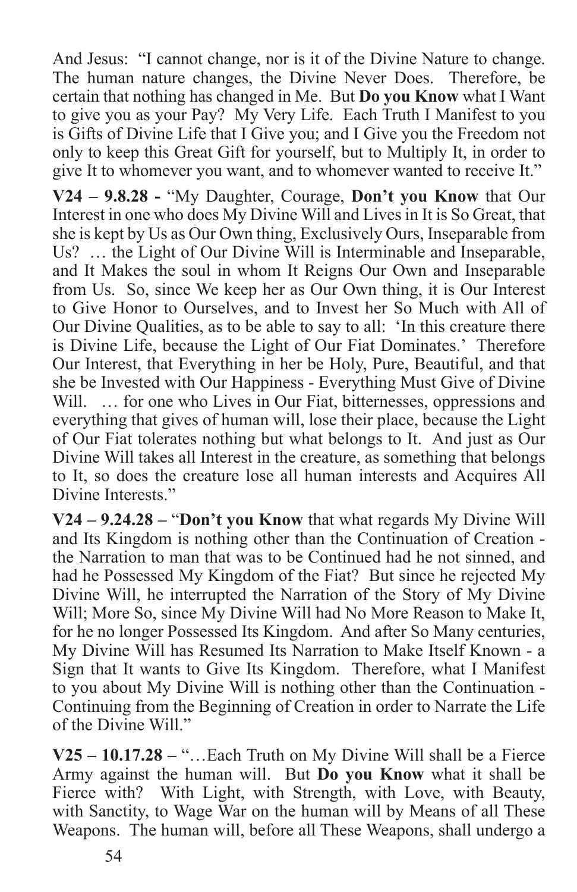And Jesus: "I cannot change, nor is it of the Divine Nature to change. The human nature changes, the Divine Never Does. Therefore, be certain that nothing has changed in Me. But **Do you Know** what I Want to give you as your Pay? My Very Life. Each Truth I Manifest to you is Gifts of Divine Life that I Give you; and I Give you the Freedom not only to keep this Great Gift for yourself, but to Multiply It, in order to give It to whomever you want, and to whomever wanted to receive It."

**V24 – 9.8.28 -** "My Daughter, Courage, **Don't you Know** that Our Interest in one who does My Divine Will and Lives in It is So Great, that she is kept by Us as Our Own thing, Exclusively Ours, Inseparable from Us? … the Light of Our Divine Will is Interminable and Inseparable, and It Makes the soul in whom It Reigns Our Own and Inseparable from Us. So, since We keep her as Our Own thing, it is Our Interest to Give Honor to Ourselves, and to Invest her So Much with All of Our Divine Qualities, as to be able to say to all: 'In this creature there is Divine Life, because the Light of Our Fiat Dominates.' Therefore Our Interest, that Everything in her be Holy, Pure, Beautiful, and that she be Invested with Our Happiness - Everything Must Give of Divine Will. … for one who Lives in Our Fiat, bitternesses, oppressions and everything that gives of human will, lose their place, because the Light of Our Fiat tolerates nothing but what belongs to It. And just as Our Divine Will takes all Interest in the creature, as something that belongs to It, so does the creature lose all human interests and Acquires All Divine Interests."

**V24 – 9.24.28 –** "**Don't you Know** that what regards My Divine Will and Its Kingdom is nothing other than the Continuation of Creation - the Narration to man that was to be Continued had he not sinned, and had he Possessed My Kingdom of the Fiat? But since he rejected My Divine Will, he interrupted the Narration of the Story of My Divine Will; More So, since My Divine Will had No More Reason to Make It, for he no longer Possessed Its Kingdom. And after So Many centuries, My Divine Will has Resumed Its Narration to Make Itself Known - a Sign that It wants to Give Its Kingdom. Therefore, what I Manifest to you about My Divine Will is nothing other than the Continuation - Continuing from the Beginning of Creation in order to Narrate the Life of the Divine Will."

**V25 – 10.17.28 –** "…Each Truth on My Divine Will shall be a Fierce Army against the human will. But **Do you Know** what it shall be Fierce with? With Light, with Strength, with Love, with Beauty, with Sanctity, to Wage War on the human will by Means of all These Weapons. The human will, before all These Weapons, shall undergo a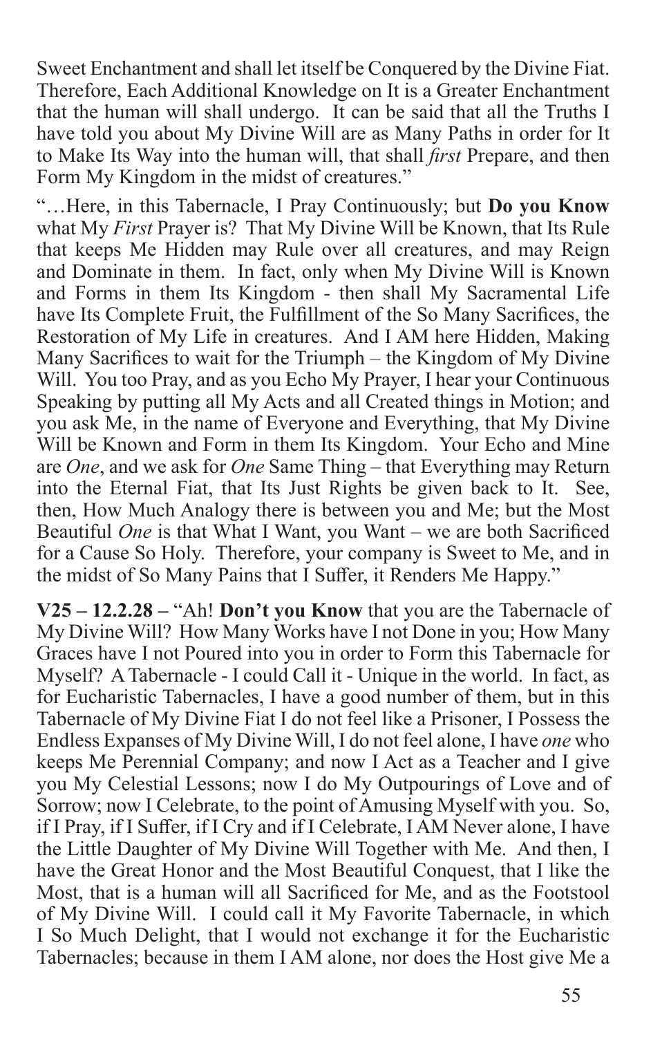Sweet Enchantment and shall let itself be Conquered by the Divine Fiat. Therefore, Each Additional Knowledge on It is a Greater Enchantment that the human will shall undergo. It can be said that all the Truths I have told you about My Divine Will are as Many Paths in order for It to Make Its Way into the human will, that shall *first* Prepare, and then Form My Kingdom in the midst of creatures."

"…Here, in this Tabernacle, I Pray Continuously; but **Do you Know** what My *First* Prayer is? That My Divine Will be Known, that Its Rule that keeps Me Hidden may Rule over all creatures, and may Reign and Dominate in them. In fact, only when My Divine Will is Known and Forms in them Its Kingdom - then shall My Sacramental Life have Its Complete Fruit, the Fulfillment of the So Many Sacrifices, the Restoration of My Life in creatures. And I AM here Hidden, Making Many Sacrifices to wait for the Triumph – the Kingdom of My Divine Will. You too Pray, and as you Echo My Prayer, I hear your Continuous Speaking by putting all My Acts and all Created things in Motion; and you ask Me, in the name of Everyone and Everything, that My Divine Will be Known and Form in them Its Kingdom. Your Echo and Mine are *One*, and we ask for *One* Same Thing – that Everything may Return into the Eternal Fiat, that Its Just Rights be given back to It. See, then, How Much Analogy there is between you and Me; but the Most Beautiful *One* is that What I Want, you Want – we are both Sacrificed for a Cause So Holy. Therefore, your company is Sweet to Me, and in the midst of So Many Pains that I Suffer, it Renders Me Happy."

**V25 – 12.2.28 –** "Ah! **Don't you Know** that you are the Tabernacle of My Divine Will? How Many Works have I not Done in you; How Many Graces have I not Poured into you in order to Form this Tabernacle for Myself? A Tabernacle - I could Call it - Unique in the world. In fact, as for Eucharistic Tabernacles, I have a good number of them, but in this Tabernacle of My Divine Fiat I do not feel like a Prisoner, I Possess the Endless Expanses of My Divine Will, I do not feel alone, I have *one* who keeps Me Perennial Company; and now I Act as a Teacher and I give you My Celestial Lessons; now I do My Outpourings of Love and of Sorrow; now I Celebrate, to the point of Amusing Myself with you. So, if I Pray, if I Suffer, if I Cry and if I Celebrate, I AM Never alone, I have the Little Daughter of My Divine Will Together with Me. And then, I have the Great Honor and the Most Beautiful Conquest, that I like the Most, that is a human will all Sacrificed for Me, and as the Footstool of My Divine Will. I could call it My Favorite Tabernacle, in which I So Much Delight, that I would not exchange it for the Eucharistic Tabernacles; because in them I AM alone, nor does the Host give Me a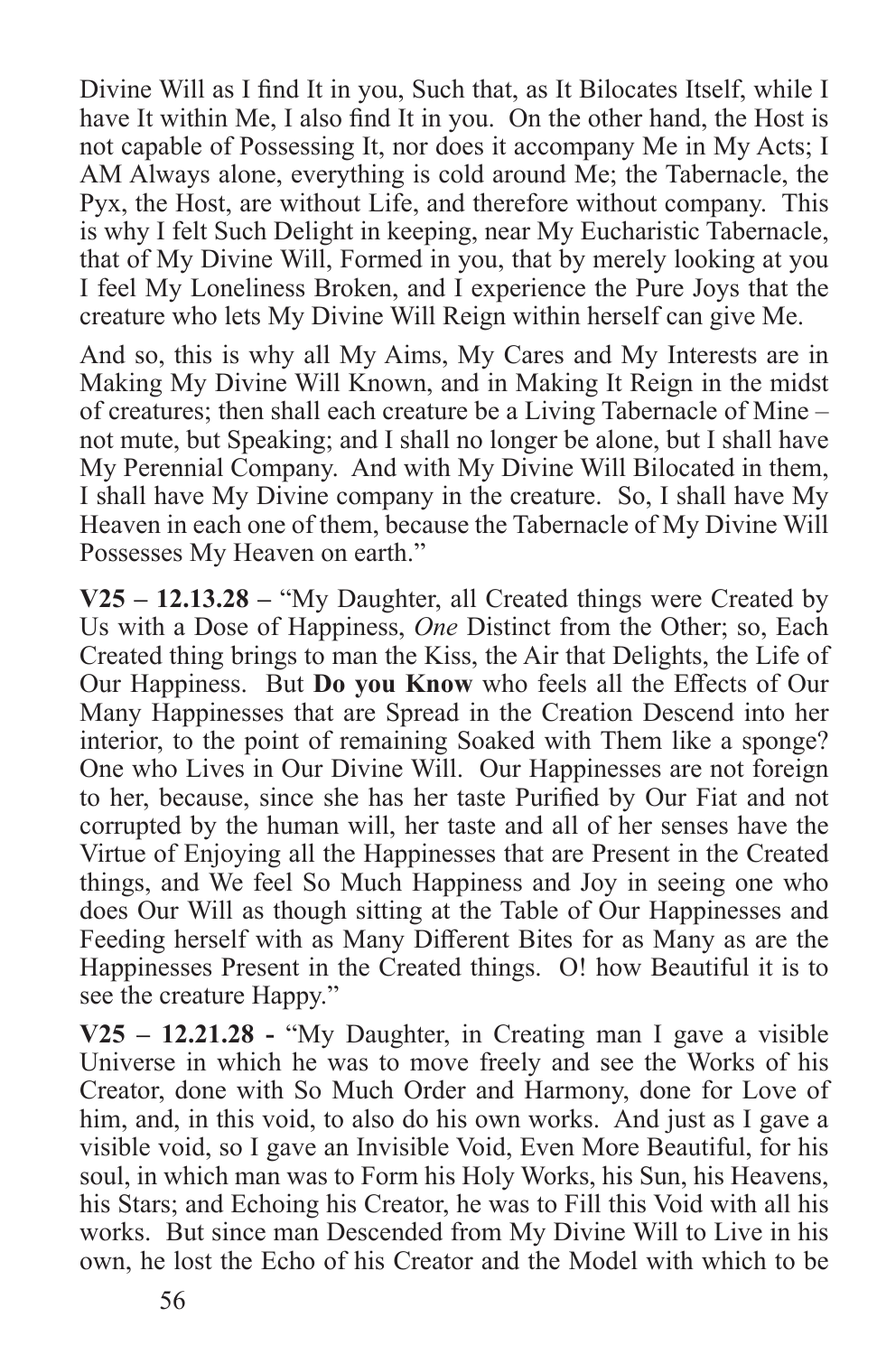Divine Will as I find It in you, Such that, as It Bilocates Itself, while I have It within Me, I also find It in you. On the other hand, the Host is not capable of Possessing It, nor does it accompany Me in My Acts; I AM Always alone, everything is cold around Me; the Tabernacle, the Pyx, the Host, are without Life, and therefore without company. This is why I felt Such Delight in keeping, near My Eucharistic Tabernacle, that of My Divine Will, Formed in you, that by merely looking at you I feel My Loneliness Broken, and I experience the Pure Joys that the creature who lets My Divine Will Reign within herself can give Me.

And so, this is why all My Aims, My Cares and My Interests are in Making My Divine Will Known, and in Making It Reign in the midst of creatures; then shall each creature be a Living Tabernacle of Mine – not mute, but Speaking; and I shall no longer be alone, but I shall have My Perennial Company. And with My Divine Will Bilocated in them, I shall have My Divine company in the creature. So, I shall have My Heaven in each one of them, because the Tabernacle of My Divine Will Possesses My Heaven on earth."

**V25 – 12.13.28 –** "My Daughter, all Created things were Created by Us with a Dose of Happiness, *One* Distinct from the Other; so, Each Created thing brings to man the Kiss, the Air that Delights, the Life of Our Happiness. But **Do you Know** who feels all the Effects of Our Many Happinesses that are Spread in the Creation Descend into her interior, to the point of remaining Soaked with Them like a sponge? One who Lives in Our Divine Will. Our Happinesses are not foreign to her, because, since she has her taste Purified by Our Fiat and not corrupted by the human will, her taste and all of her senses have the Virtue of Enjoying all the Happinesses that are Present in the Created things, and We feel So Much Happiness and Joy in seeing one who does Our Will as though sitting at the Table of Our Happinesses and Feeding herself with as Many Different Bites for as Many as are the Happinesses Present in the Created things. O! how Beautiful it is to see the creature Happy."

**V25 – 12.21.28 -** "My Daughter, in Creating man I gave a visible Universe in which he was to move freely and see the Works of his Creator, done with So Much Order and Harmony, done for Love of him, and, in this void, to also do his own works. And just as I gave a visible void, so I gave an Invisible Void, Even More Beautiful, for his soul, in which man was to Form his Holy Works, his Sun, his Heavens, his Stars; and Echoing his Creator, he was to Fill this Void with all his works. But since man Descended from My Divine Will to Live in his own, he lost the Echo of his Creator and the Model with which to be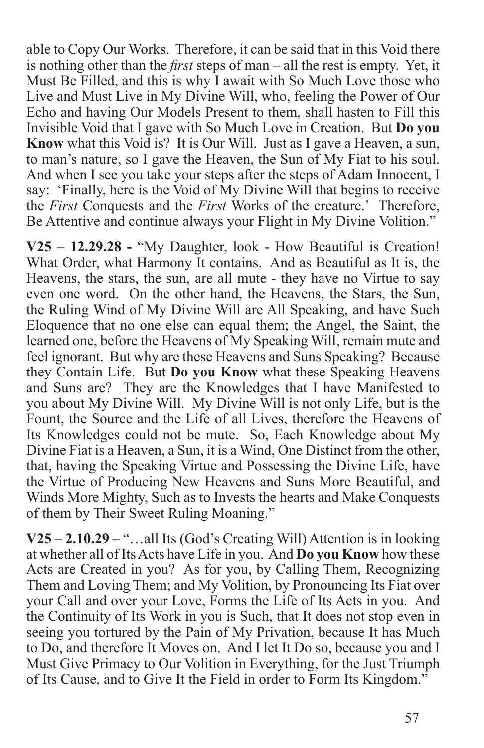able to Copy Our Works. Therefore, it can be said that in this Void there is nothing other than the *first* steps of man – all the rest is empty. Yet, it Must Be Filled, and this is why I await with So Much Love those who Live and Must Live in My Divine Will, who, feeling the Power of Our Echo and having Our Models Present to them, shall hasten to Fill this Invisible Void that I gave with So Much Love in Creation. But **Do you Know** what this Void is? It is Our Will. Just as I gave a Heaven, a sun, to man's nature, so I gave the Heaven, the Sun of My Fiat to his soul. And when I see you take your steps after the steps of Adam Innocent, I say: 'Finally, here is the Void of My Divine Will that begins to receive the *First* Conquests and the *First* Works of the creature.' Therefore, Be Attentive and continue always your Flight in My Divine Volition."

**V25 – 12.29.28 -** "My Daughter, look - How Beautiful is Creation! What Order, what Harmony It contains. And as Beautiful as It is, the Heavens, the stars, the sun, are all mute - they have no Virtue to say even one word. On the other hand, the Heavens, the Stars, the Sun, the Ruling Wind of My Divine Will are All Speaking, and have Such Eloquence that no one else can equal them; the Angel, the Saint, the learned one, before the Heavens of My Speaking Will, remain mute and feel ignorant. But why are these Heavens and Suns Speaking? Because they Contain Life. But **Do you Know** what these Speaking Heavens and Suns are? They are the Knowledges that I have Manifested to you about My Divine Will. My Divine Will is not only Life, but is the Fount, the Source and the Life of all Lives, therefore the Heavens of Its Knowledges could not be mute. So, Each Knowledge about My Divine Fiat is a Heaven, a Sun, it is a Wind, One Distinct from the other, that, having the Speaking Virtue and Possessing the Divine Life, have the Virtue of Producing New Heavens and Suns More Beautiful, and Winds More Mighty, Such as to Invests the hearts and Make Conquests of them by Their Sweet Ruling Moaning."

**V25 – 2.10.29 –** "…all Its (God's Creating Will) Attention is in looking at whether all of Its Acts have Life in you. And **Do you Know** how these Acts are Created in you? As for you, by Calling Them, Recognizing Them and Loving Them; and My Volition, by Pronouncing Its Fiat over your Call and over your Love, Forms the Life of Its Acts in you. And the Continuity of Its Work in you is Such, that It does not stop even in seeing you tortured by the Pain of My Privation, because It has Much to Do, and therefore It Moves on. And I let It Do so, because you and I Must Give Primacy to Our Volition in Everything, for the Just Triumph of Its Cause, and to Give It the Field in order to Form Its Kingdom."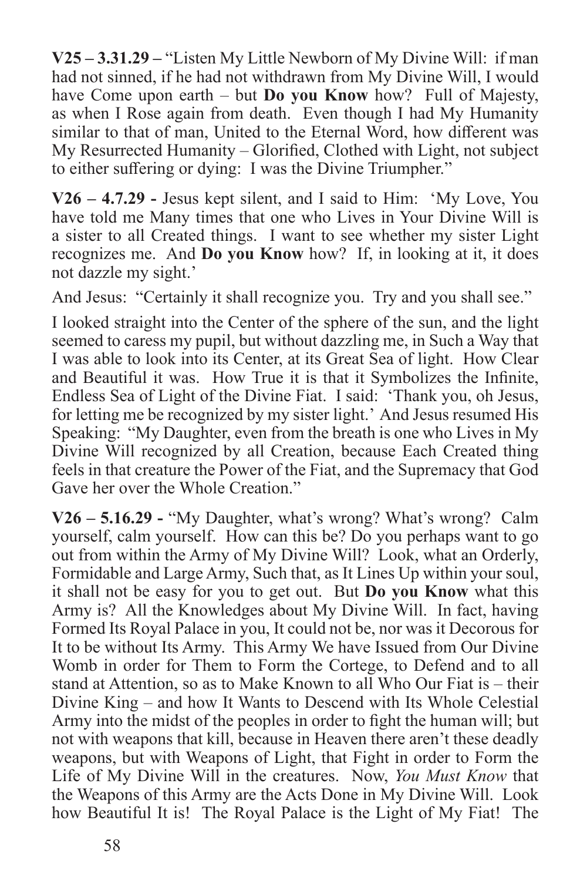**V25 – 3.31.29 –** "Listen My Little Newborn of My Divine Will: if man had not sinned, if he had not withdrawn from My Divine Will, I would have Come upon earth – but **Do you Know** how? Full of Majesty, as when I Rose again from death. Even though I had My Humanity similar to that of man, United to the Eternal Word, how different was My Resurrected Humanity – Glorified, Clothed with Light, not subject to either suffering or dying: I was the Divine Triumpher."

**V26 – 4.7.29 -** Jesus kept silent, and I said to Him: 'My Love, You have told me Many times that one who Lives in Your Divine Will is a sister to all Created things. I want to see whether my sister Light recognizes me. And **Do you Know** how? If, in looking at it, it does not dazzle my sight.'

And Jesus: "Certainly it shall recognize you. Try and you shall see."

I looked straight into the Center of the sphere of the sun, and the light seemed to caress my pupil, but without dazzling me, in Such a Way that I was able to look into its Center, at its Great Sea of light. How Clear and Beautiful it was. How True it is that it Symbolizes the Infinite, Endless Sea of Light of the Divine Fiat. I said: 'Thank you, oh Jesus, for letting me be recognized by my sister light.' And Jesus resumed His Speaking: "My Daughter, even from the breath is one who Lives in My Divine Will recognized by all Creation, because Each Created thing feels in that creature the Power of the Fiat, and the Supremacy that God Gave her over the Whole Creation."

**V26 – 5.16.29 -** "My Daughter, what's wrong? What's wrong? Calm yourself, calm yourself. How can this be? Do you perhaps want to go out from within the Army of My Divine Will? Look, what an Orderly, Formidable and Large Army, Such that, as It Lines Up within your soul, it shall not be easy for you to get out. But **Do you Know** what this Army is? All the Knowledges about My Divine Will. In fact, having Formed Its Royal Palace in you, It could not be, nor was it Decorous for It to be without Its Army. This Army We have Issued from Our Divine Womb in order for Them to Form the Cortege, to Defend and to all stand at Attention, so as to Make Known to all Who Our Fiat is – their Divine King – and how It Wants to Descend with Its Whole Celestial Army into the midst of the peoples in order to fight the human will; but not with weapons that kill, because in Heaven there aren't these deadly weapons, but with Weapons of Light, that Fight in order to Form the Life of My Divine Will in the creatures. Now, *You Must Know* that the Weapons of this Army are the Acts Done in My Divine Will. Look how Beautiful It is! The Royal Palace is the Light of My Fiat! The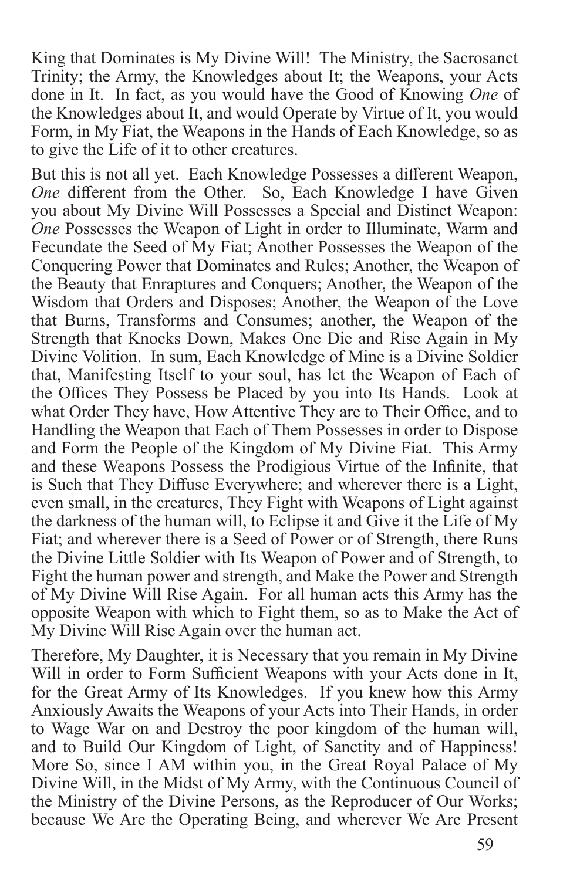King that Dominates is My Divine Will! The Ministry, the Sacrosanct Trinity; the Army, the Knowledges about It; the Weapons, your Acts done in It. In fact, as you would have the Good of Knowing *One* of the Knowledges about It, and would Operate by Virtue of It, you would Form, in My Fiat, the Weapons in the Hands of Each Knowledge, so as to give the Life of it to other creatures.

But this is not all yet. Each Knowledge Possesses a different Weapon, *One* different from the Other. So, Each Knowledge I have Given you about My Divine Will Possesses a Special and Distinct Weapon: *One* Possesses the Weapon of Light in order to Illuminate, Warm and Fecundate the Seed of My Fiat; Another Possesses the Weapon of the Conquering Power that Dominates and Rules; Another, the Weapon of the Beauty that Enraptures and Conquers; Another, the Weapon of the Wisdom that Orders and Disposes; Another, the Weapon of the Love that Burns, Transforms and Consumes; another, the Weapon of the Strength that Knocks Down, Makes One Die and Rise Again in My Divine Volition. In sum, Each Knowledge of Mine is a Divine Soldier that, Manifesting Itself to your soul, has let the Weapon of Each of the Offices They Possess be Placed by you into Its Hands. Look at what Order They have, How Attentive They are to Their Office, and to Handling the Weapon that Each of Them Possesses in order to Dispose and Form the People of the Kingdom of My Divine Fiat. This Army and these Weapons Possess the Prodigious Virtue of the Infinite, that is Such that They Diffuse Everywhere; and wherever there is a Light, even small, in the creatures, They Fight with Weapons of Light against the darkness of the human will, to Eclipse it and Give it the Life of My Fiat; and wherever there is a Seed of Power or of Strength, there Runs the Divine Little Soldier with Its Weapon of Power and of Strength, to Fight the human power and strength, and Make the Power and Strength of My Divine Will Rise Again. For all human acts this Army has the opposite Weapon with which to Fight them, so as to Make the Act of My Divine Will Rise Again over the human act.

Therefore, My Daughter, it is Necessary that you remain in My Divine Will in order to Form Sufficient Weapons with your Acts done in It, for the Great Army of Its Knowledges. If you knew how this Army Anxiously Awaits the Weapons of your Acts into Their Hands, in order to Wage War on and Destroy the poor kingdom of the human will, and to Build Our Kingdom of Light, of Sanctity and of Happiness! More So, since I AM within you, in the Great Royal Palace of My Divine Will, in the Midst of My Army, with the Continuous Council of the Ministry of the Divine Persons, as the Reproducer of Our Works; because We Are the Operating Being, and wherever We Are Present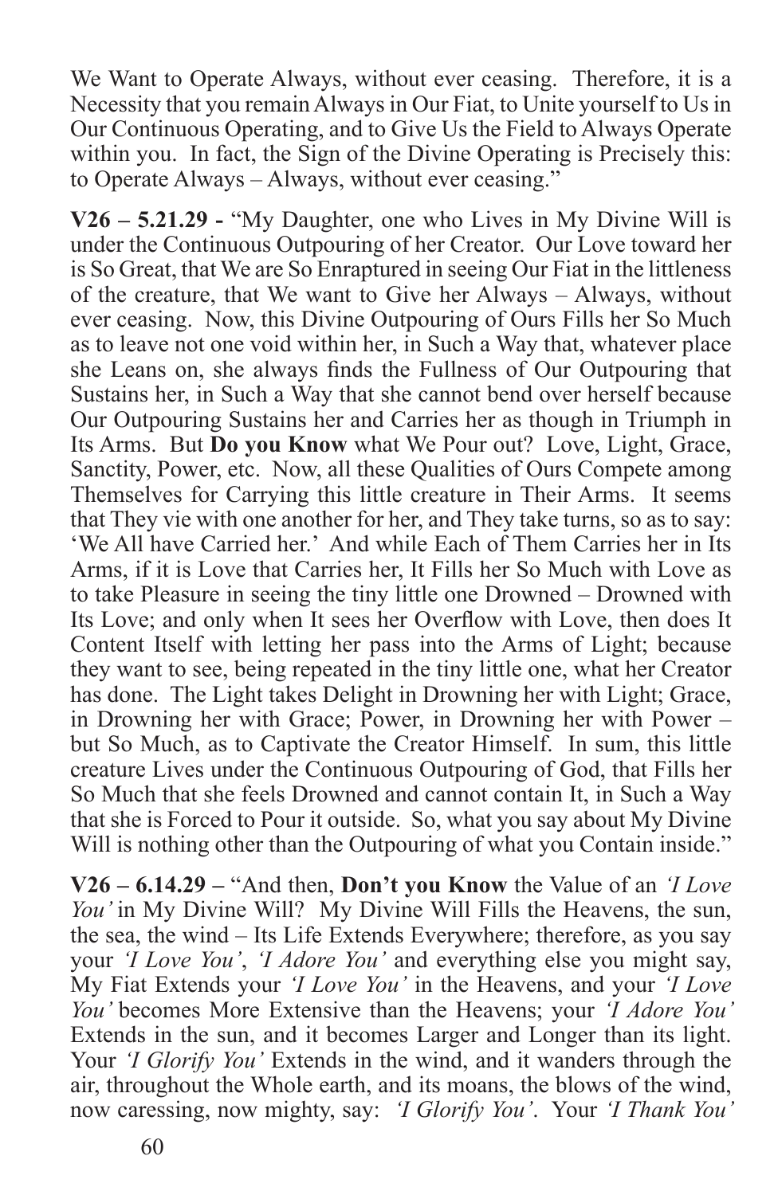We Want to Operate Always, without ever ceasing. Therefore, it is a Necessity that you remain Always in Our Fiat, to Unite yourself to Us in Our Continuous Operating, and to Give Us the Field to Always Operate within you. In fact, the Sign of the Divine Operating is Precisely this: to Operate Always – Always, without ever ceasing."

**V26 – 5.21.29 -** "My Daughter, one who Lives in My Divine Will is under the Continuous Outpouring of her Creator. Our Love toward her is So Great, that We are So Enraptured in seeing Our Fiat in the littleness of the creature, that We want to Give her Always – Always, without ever ceasing. Now, this Divine Outpouring of Ours Fills her So Much as to leave not one void within her, in Such a Way that, whatever place she Leans on, she always finds the Fullness of Our Outpouring that Sustains her, in Such a Way that she cannot bend over herself because Our Outpouring Sustains her and Carries her as though in Triumph in Its Arms. But **Do you Know** what We Pour out? Love, Light, Grace, Sanctity, Power, etc. Now, all these Qualities of Ours Compete among Themselves for Carrying this little creature in Their Arms. It seems that They vie with one another for her, and They take turns, so as to say: 'We All have Carried her.' And while Each of Them Carries her in Its Arms, if it is Love that Carries her, It Fills her So Much with Love as to take Pleasure in seeing the tiny little one Drowned – Drowned with Its Love; and only when It sees her Overflow with Love, then does It Content Itself with letting her pass into the Arms of Light; because they want to see, being repeated in the tiny little one, what her Creator has done. The Light takes Delight in Drowning her with Light; Grace, in Drowning her with Grace; Power, in Drowning her with Power – but So Much, as to Captivate the Creator Himself. In sum, this little creature Lives under the Continuous Outpouring of God, that Fills her So Much that she feels Drowned and cannot contain It, in Such a Way that she is Forced to Pour it outside. So, what you say about My Divine Will is nothing other than the Outpouring of what you Contain inside."

**V26 – 6.14.29 –** "And then, **Don't you Know** the Value of an *'I Love You'* in My Divine Will? My Divine Will Fills the Heavens, the sun, the sea, the wind – Its Life Extends Everywhere; therefore, as you say your *'I Love You'*, *'I Adore You'* and everything else you might say, My Fiat Extends your *'I Love You'* in the Heavens, and your *'I Love You'* becomes More Extensive than the Heavens; your *'I Adore You'* Extends in the sun, and it becomes Larger and Longer than its light. Your *'I Glorify You'* Extends in the wind, and it wanders through the air, throughout the Whole earth, and its moans, the blows of the wind, now caressing, now mighty, say: *'I Glorify You'*. Your *'I Thank You'*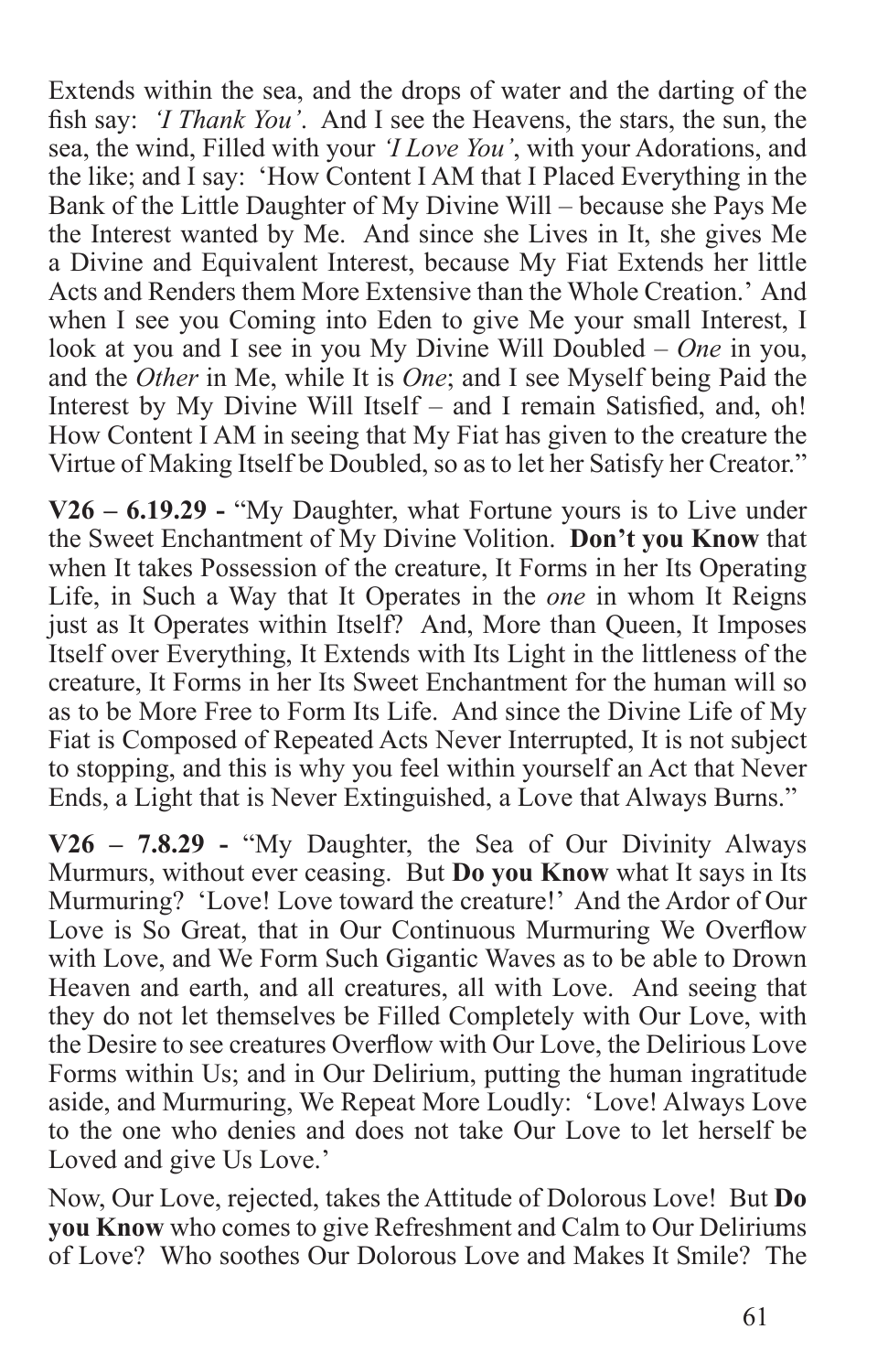Extends within the sea, and the drops of water and the darting of the fish say: *'I Thank You'*. And I see the Heavens, the stars, the sun, the sea, the wind, Filled with your *'I Love You'*, with your Adorations, and the like; and I say: 'How Content I AM that I Placed Everything in the Bank of the Little Daughter of My Divine Will – because she Pays Me the Interest wanted by Me. And since she Lives in It, she gives Me a Divine and Equivalent Interest, because My Fiat Extends her little Acts and Renders them More Extensive than the Whole Creation.' And when I see you Coming into Eden to give Me your small Interest, I look at you and I see in you My Divine Will Doubled – *One* in you, and the *Other* in Me, while It is *One*; and I see Myself being Paid the Interest by My Divine Will Itself – and I remain Satisfied, and, oh! How Content I AM in seeing that My Fiat has given to the creature the Virtue of Making Itself be Doubled, so as to let her Satisfy her Creator."

**V26 – 6.19.29 -** "My Daughter, what Fortune yours is to Live under the Sweet Enchantment of My Divine Volition. **Don't you Know** that when It takes Possession of the creature, It Forms in her Its Operating Life, in Such a Way that It Operates in the *one* in whom It Reigns just as It Operates within Itself? And, More than Queen, It Imposes Itself over Everything, It Extends with Its Light in the littleness of the creature, It Forms in her Its Sweet Enchantment for the human will so as to be More Free to Form Its Life. And since the Divine Life of My Fiat is Composed of Repeated Acts Never Interrupted, It is not subject to stopping, and this is why you feel within yourself an Act that Never Ends, a Light that is Never Extinguished, a Love that Always Burns."

**V26 – 7.8.29 -** "My Daughter, the Sea of Our Divinity Always Murmurs, without ever ceasing. But **Do you Know** what It says in Its Murmuring? 'Love! Love toward the creature!' And the Ardor of Our Love is So Great, that in Our Continuous Murmuring We Overflow with Love, and We Form Such Gigantic Waves as to be able to Drown Heaven and earth, and all creatures, all with Love. And seeing that they do not let themselves be Filled Completely with Our Love, with the Desire to see creatures Overflow with Our Love, the Delirious Love Forms within Us; and in Our Delirium, putting the human ingratitude aside, and Murmuring, We Repeat More Loudly: 'Love! Always Love to the one who denies and does not take Our Love to let herself be Loved and give Us Love.'

Now, Our Love, rejected, takes the Attitude of Dolorous Love! But **Do you Know** who comes to give Refreshment and Calm to Our Deliriums of Love? Who soothes Our Dolorous Love and Makes It Smile? The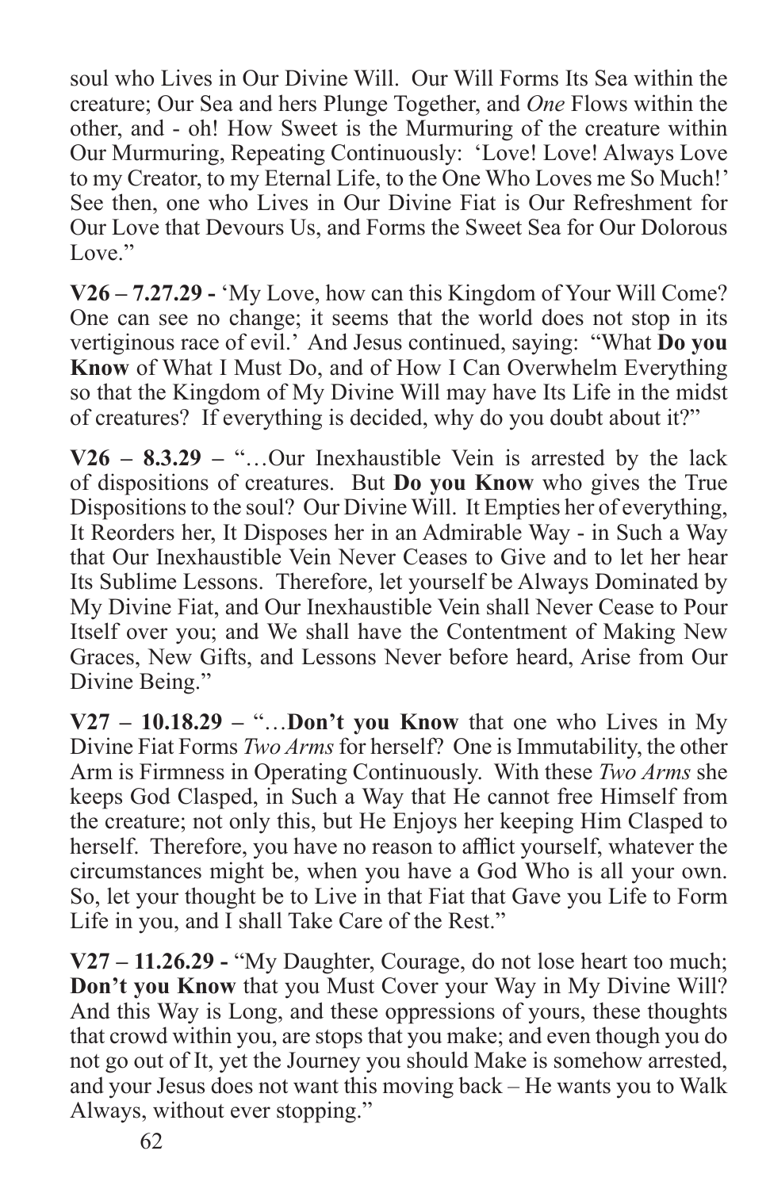soul who Lives in Our Divine Will. Our Will Forms Its Sea within the creature; Our Sea and hers Plunge Together, and *One* Flows within the other, and - oh! How Sweet is the Murmuring of the creature within Our Murmuring, Repeating Continuously: 'Love! Love! Always Love to my Creator, to my Eternal Life, to the One Who Loves me So Much!' See then, one who Lives in Our Divine Fiat is Our Refreshment for Our Love that Devours Us, and Forms the Sweet Sea for Our Dolorous Love."

**V26 – 7.27.29 -** 'My Love, how can this Kingdom of Your Will Come? One can see no change; it seems that the world does not stop in its vertiginous race of evil.' And Jesus continued, saying: "What **Do you Know** of What I Must Do, and of How I Can Overwhelm Everything so that the Kingdom of My Divine Will may have Its Life in the midst of creatures? If everything is decided, why do you doubt about it?"

**V26 – 8.3.29 –** "…Our Inexhaustible Vein is arrested by the lack of dispositions of creatures. But **Do you Know** who gives the True Dispositions to the soul? Our Divine Will. It Empties her of everything, It Reorders her, It Disposes her in an Admirable Way - in Such a Way that Our Inexhaustible Vein Never Ceases to Give and to let her hear Its Sublime Lessons. Therefore, let yourself be Always Dominated by My Divine Fiat, and Our Inexhaustible Vein shall Never Cease to Pour Itself over you; and We shall have the Contentment of Making New Graces, New Gifts, and Lessons Never before heard, Arise from Our Divine Being."

**V27 – 10.18.29 –** "…**Don't you Know** that one who Lives in My Divine Fiat Forms *Two Arms* for herself? One is Immutability, the other Arm is Firmness in Operating Continuously. With these *Two Arms* she keeps God Clasped, in Such a Way that He cannot free Himself from the creature; not only this, but He Enjoys her keeping Him Clasped to herself. Therefore, you have no reason to afflict yourself, whatever the circumstances might be, when you have a God Who is all your own. So, let your thought be to Live in that Fiat that Gave you Life to Form Life in you, and I shall Take Care of the Rest."

**V27 – 11.26.29 -** "My Daughter, Courage, do not lose heart too much; **Don't you Know** that you Must Cover your Way in My Divine Will? And this Way is Long, and these oppressions of yours, these thoughts that crowd within you, are stops that you make; and even though you do not go out of It, yet the Journey you should Make is somehow arrested, and your Jesus does not want this moving back – He wants you to Walk Always, without ever stopping."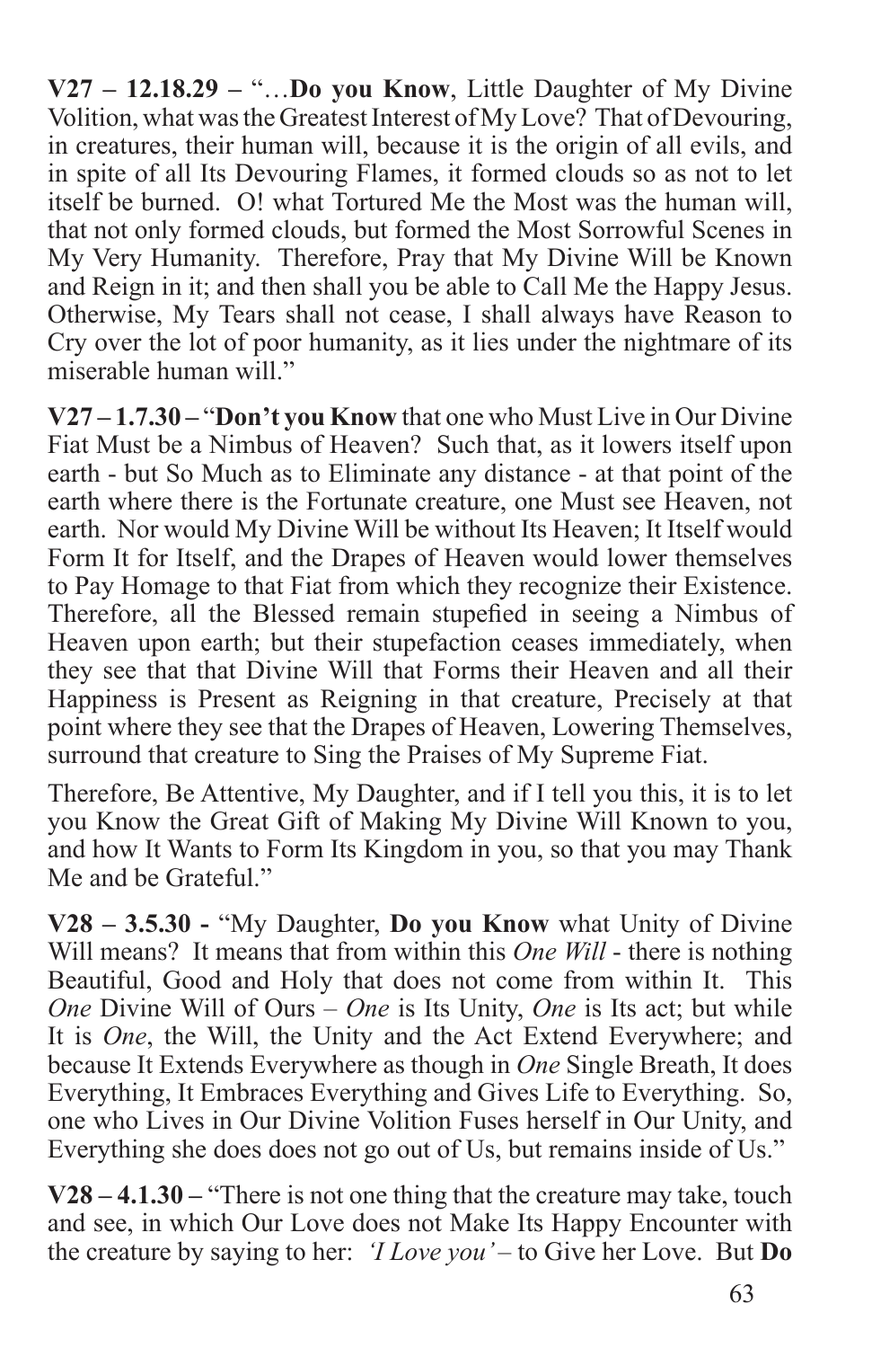**V27 – 12.18.29 –** "…**Do you Know**, Little Daughter of My Divine Volition, what was the Greatest Interest of My Love? That of Devouring, in creatures, their human will, because it is the origin of all evils, and in spite of all Its Devouring Flames, it formed clouds so as not to let itself be burned. O! what Tortured Me the Most was the human will, that not only formed clouds, but formed the Most Sorrowful Scenes in My Very Humanity. Therefore, Pray that My Divine Will be Known and Reign in it; and then shall you be able to Call Me the Happy Jesus. Otherwise, My Tears shall not cease, I shall always have Reason to Cry over the lot of poor humanity, as it lies under the nightmare of its miserable human will."

**V27 – 1.7.30 –** "**Don't you Know** that one who Must Live in Our Divine Fiat Must be a Nimbus of Heaven? Such that, as it lowers itself upon earth - but So Much as to Eliminate any distance - at that point of the earth where there is the Fortunate creature, one Must see Heaven, not earth. Nor would My Divine Will be without Its Heaven; It Itself would Form It for Itself, and the Drapes of Heaven would lower themselves to Pay Homage to that Fiat from which they recognize their Existence. Therefore, all the Blessed remain stupefied in seeing a Nimbus of Heaven upon earth; but their stupefaction ceases immediately, when they see that that Divine Will that Forms their Heaven and all their Happiness is Present as Reigning in that creature, Precisely at that point where they see that the Drapes of Heaven, Lowering Themselves, surround that creature to Sing the Praises of My Supreme Fiat.

Therefore, Be Attentive, My Daughter, and if I tell you this, it is to let you Know the Great Gift of Making My Divine Will Known to you, and how It Wants to Form Its Kingdom in you, so that you may Thank Me and be Grateful."

**V28 – 3.5.30 -** "My Daughter, **Do you Know** what Unity of Divine Will means? It means that from within this *One Will* - there is nothing Beautiful, Good and Holy that does not come from within It. This *One* Divine Will of Ours – *One* is Its Unity, *One* is Its act; but while It is *One*, the Will, the Unity and the Act Extend Everywhere; and because It Extends Everywhere as though in *One* Single Breath, It does Everything, It Embraces Everything and Gives Life to Everything. So, one who Lives in Our Divine Volition Fuses herself in Our Unity, and Everything she does does not go out of Us, but remains inside of Us."

**V28 – 4.1.30 –** "There is not one thing that the creature may take, touch and see, in which Our Love does not Make Its Happy Encounter with the creature by saying to her: *'I Love you'* – to Give her Love. But **Do**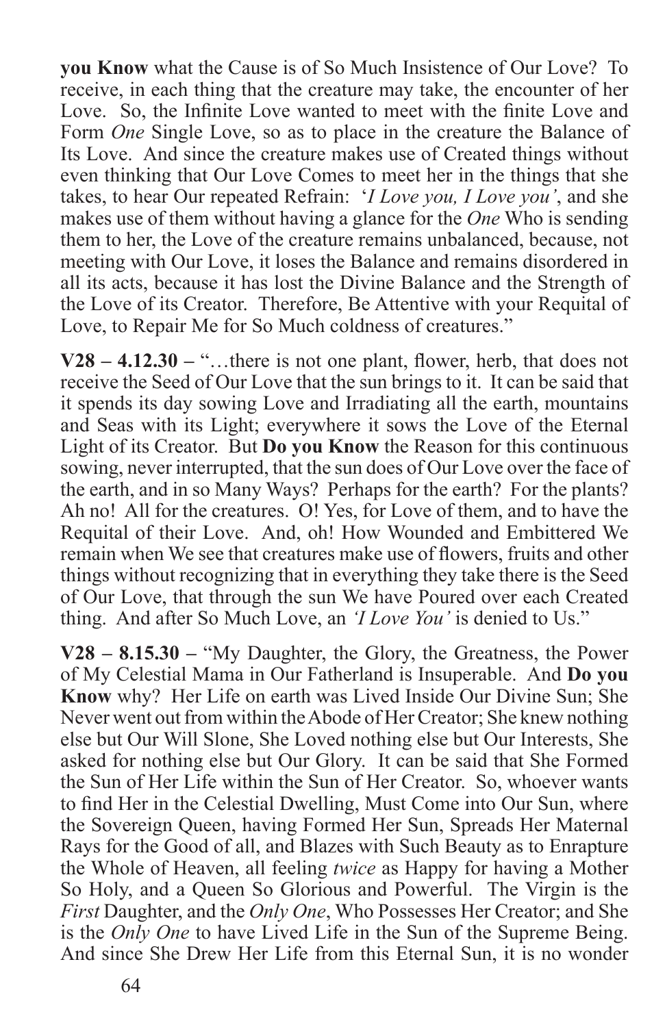**you Know** what the Cause is of So Much Insistence of Our Love? To receive, in each thing that the creature may take, the encounter of her Love. So, the Infinite Love wanted to meet with the finite Love and Form *One* Single Love, so as to place in the creature the Balance of Its Love. And since the creature makes use of Created things without even thinking that Our Love Comes to meet her in the things that she takes, to hear Our repeated Refrain: '*I Love you, I Love you'*, and she makes use of them without having a glance for the *One* Who is sending them to her, the Love of the creature remains unbalanced, because, not meeting with Our Love, it loses the Balance and remains disordered in all its acts, because it has lost the Divine Balance and the Strength of the Love of its Creator. Therefore, Be Attentive with your Requital of Love, to Repair Me for So Much coldness of creatures."

**V28 – 4.12.30 –** "…there is not one plant, flower, herb, that does not receive the Seed of Our Love that the sun brings to it. It can be said that it spends its day sowing Love and Irradiating all the earth, mountains and Seas with its Light; everywhere it sows the Love of the Eternal Light of its Creator. But **Do you Know** the Reason for this continuous sowing, never interrupted, that the sun does of Our Love over the face of the earth, and in so Many Ways? Perhaps for the earth? For the plants? Ah no! All for the creatures. O! Yes, for Love of them, and to have the Requital of their Love. And, oh! How Wounded and Embittered We remain when We see that creatures make use of flowers, fruits and other things without recognizing that in everything they take there is the Seed of Our Love, that through the sun We have Poured over each Created thing. And after So Much Love, an *'I Love You'* is denied to Us."

**V28 – 8.15.30 –** "My Daughter, the Glory, the Greatness, the Power of My Celestial Mama in Our Fatherland is Insuperable. And **Do you Know** why? Her Life on earth was Lived Inside Our Divine Sun; She Never went out from within the Abode of Her Creator; She knew nothing else but Our Will Slone, She Loved nothing else but Our Interests, She asked for nothing else but Our Glory. It can be said that She Formed the Sun of Her Life within the Sun of Her Creator. So, whoever wants to find Her in the Celestial Dwelling, Must Come into Our Sun, where the Sovereign Queen, having Formed Her Sun, Spreads Her Maternal Rays for the Good of all, and Blazes with Such Beauty as to Enrapture the Whole of Heaven, all feeling *twice* as Happy for having a Mother So Holy, and a Queen So Glorious and Powerful. The Virgin is the *First* Daughter, and the *Only One*, Who Possesses Her Creator; and She is the *Only One* to have Lived Life in the Sun of the Supreme Being. And since She Drew Her Life from this Eternal Sun, it is no wonder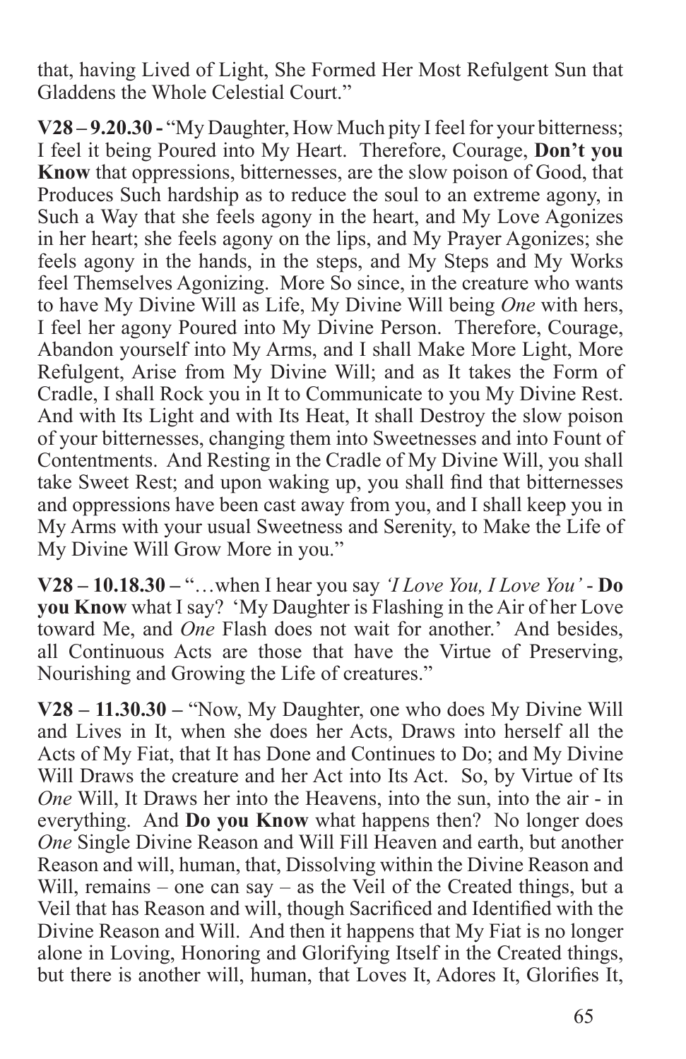that, having Lived of Light, She Formed Her Most Refulgent Sun that Gladdens the Whole Celestial Court."

**V28 – 9.20.30 -** "My Daughter, How Much pity I feel for your bitterness; I feel it being Poured into My Heart. Therefore, Courage, **Don't you Know** that oppressions, bitternesses, are the slow poison of Good, that Produces Such hardship as to reduce the soul to an extreme agony, in Such a Way that she feels agony in the heart, and My Love Agonizes in her heart; she feels agony on the lips, and My Prayer Agonizes; she feels agony in the hands, in the steps, and My Steps and My Works feel Themselves Agonizing. More So since, in the creature who wants to have My Divine Will as Life, My Divine Will being *One* with hers, I feel her agony Poured into My Divine Person. Therefore, Courage, Abandon yourself into My Arms, and I shall Make More Light, More Refulgent, Arise from My Divine Will; and as It takes the Form of Cradle, I shall Rock you in It to Communicate to you My Divine Rest. And with Its Light and with Its Heat, It shall Destroy the slow poison of your bitternesses, changing them into Sweetnesses and into Fount of Contentments. And Resting in the Cradle of My Divine Will, you shall take Sweet Rest; and upon waking up, you shall find that bitternesses and oppressions have been cast away from you, and I shall keep you in My Arms with your usual Sweetness and Serenity, to Make the Life of My Divine Will Grow More in you."

**V28 – 10.18.30 –** "…when I hear you say *'I Love You, I Love You'* - **Do you Know** what I say? 'My Daughter is Flashing in the Air of her Love toward Me, and *One* Flash does not wait for another.' And besides, all Continuous Acts are those that have the Virtue of Preserving, Nourishing and Growing the Life of creatures."

**V28 – 11.30.30 –** "Now, My Daughter, one who does My Divine Will and Lives in It, when she does her Acts, Draws into herself all the Acts of My Fiat, that It has Done and Continues to Do; and My Divine Will Draws the creature and her Act into Its Act. So, by Virtue of Its *One* Will, It Draws her into the Heavens, into the sun, into the air - in everything. And **Do you Know** what happens then? No longer does *One* Single Divine Reason and Will Fill Heaven and earth, but another Reason and will, human, that, Dissolving within the Divine Reason and Will, remains – one can say – as the Veil of the Created things, but a Veil that has Reason and will, though Sacrificed and Identified with the Divine Reason and Will. And then it happens that My Fiat is no longer alone in Loving, Honoring and Glorifying Itself in the Created things, but there is another will, human, that Loves It, Adores It, Glorifies It,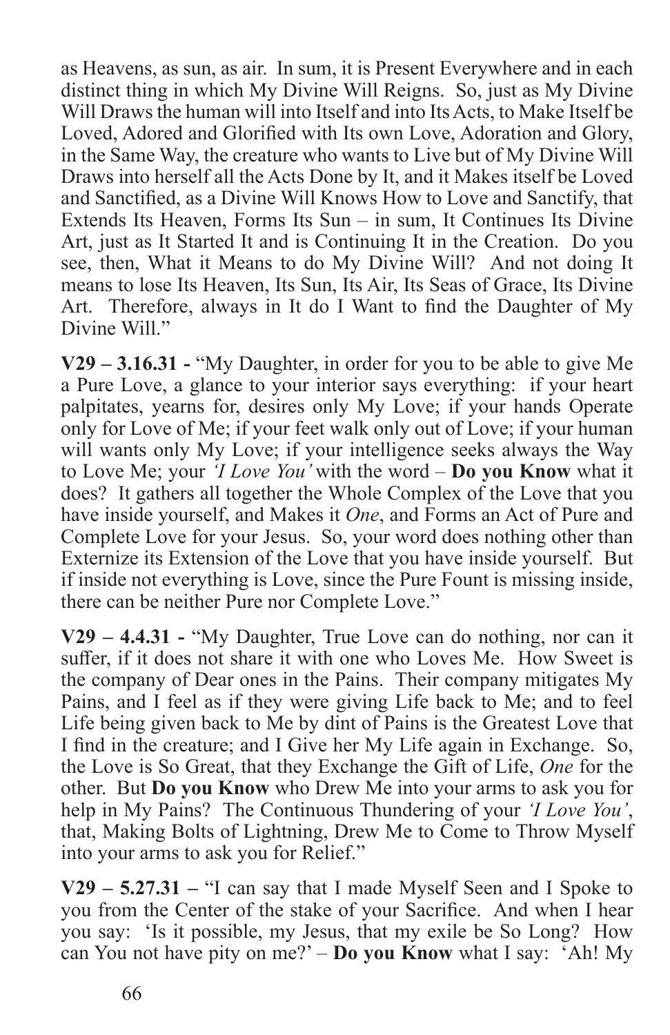as Heavens, as sun, as air. In sum, it is Present Everywhere and in each distinct thing in which My Divine Will Reigns. So, just as My Divine Will Draws the human will into Itself and into Its Acts, to Make Itself be Loved, Adored and Glorified with Its own Love, Adoration and Glory, in the Same Way, the creature who wants to Live but of My Divine Will Draws into herself all the Acts Done by It, and it Makes itself be Loved and Sanctified, as a Divine Will Knows How to Love and Sanctify, that Extends Its Heaven, Forms Its Sun – in sum, It Continues Its Divine Art, just as It Started It and is Continuing It in the Creation. Do you see, then, What it Means to do My Divine Will? And not doing It means to lose Its Heaven, Its Sun, Its Air, Its Seas of Grace, Its Divine Art. Therefore, always in It do I Want to find the Daughter of My Divine Will."

**V29 – 3.16.31 -** "My Daughter, in order for you to be able to give Me a Pure Love, a glance to your interior says everything: if your heart palpitates, yearns for, desires only My Love; if your hands Operate only for Love of Me; if your feet walk only out of Love; if your human will wants only My Love; if your intelligence seeks always the Way to Love Me; your *'I Love You'* with the word – **Do you Know** what it does? It gathers all together the Whole Complex of the Love that you have inside yourself, and Makes it *One*, and Forms an Act of Pure and Complete Love for your Jesus. So, your word does nothing other than Externize its Extension of the Love that you have inside yourself. But if inside not everything is Love, since the Pure Fount is missing inside, there can be neither Pure nor Complete Love."

**V29 – 4.4.31 -** "My Daughter, True Love can do nothing, nor can it suffer, if it does not share it with one who Loves Me. How Sweet is the company of Dear ones in the Pains. Their company mitigates My Pains, and I feel as if they were giving Life back to Me; and to feel Life being given back to Me by dint of Pains is the Greatest Love that I find in the creature; and I Give her My Life again in Exchange. So, the Love is So Great, that they Exchange the Gift of Life, *One* for the other. But **Do you Know** who Drew Me into your arms to ask you for help in My Pains? The Continuous Thundering of your *'I Love You'*, that, Making Bolts of Lightning, Drew Me to Come to Throw Myself into your arms to ask you for Relief."

**V29 – 5.27.31 –** "I can say that I made Myself Seen and I Spoke to you from the Center of the stake of your Sacrifice. And when I hear you say: 'Is it possible, my Jesus, that my exile be So Long? How can You not have pity on me?' – **Do you Know** what I say: 'Ah! My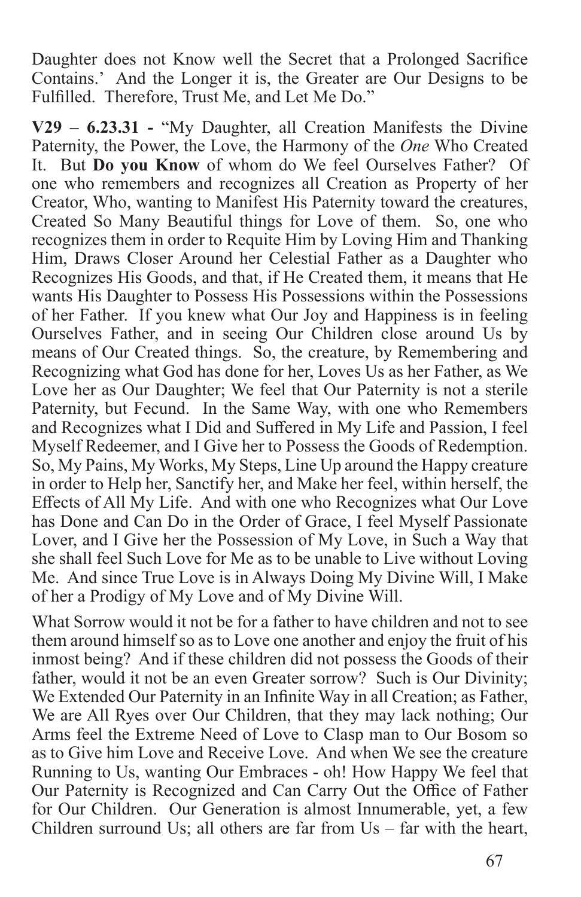Daughter does not Know well the Secret that a Prolonged Sacrifice Contains.' And the Longer it is, the Greater are Our Designs to be Fulfilled. Therefore, Trust Me, and Let Me Do."

**V29 – 6.23.31 -** "My Daughter, all Creation Manifests the Divine Paternity, the Power, the Love, the Harmony of the *One* Who Created It. But **Do you Know** of whom do We feel Ourselves Father? Of one who remembers and recognizes all Creation as Property of her Creator, Who, wanting to Manifest His Paternity toward the creatures, Created So Many Beautiful things for Love of them. So, one who recognizes them in order to Requite Him by Loving Him and Thanking Him, Draws Closer Around her Celestial Father as a Daughter who Recognizes His Goods, and that, if He Created them, it means that He wants His Daughter to Possess His Possessions within the Possessions of her Father. If you knew what Our Joy and Happiness is in feeling Ourselves Father, and in seeing Our Children close around Us by means of Our Created things. So, the creature, by Remembering and Recognizing what God has done for her, Loves Us as her Father, as We Love her as Our Daughter; We feel that Our Paternity is not a sterile Paternity, but Fecund. In the Same Way, with one who Remembers and Recognizes what I Did and Suffered in My Life and Passion, I feel Myself Redeemer, and I Give her to Possess the Goods of Redemption. So, My Pains, My Works, My Steps, Line Up around the Happy creature in order to Help her, Sanctify her, and Make her feel, within herself, the Effects of All My Life. And with one who Recognizes what Our Love has Done and Can Do in the Order of Grace, I feel Myself Passionate Lover, and I Give her the Possession of My Love, in Such a Way that she shall feel Such Love for Me as to be unable to Live without Loving Me. And since True Love is in Always Doing My Divine Will, I Make of her a Prodigy of My Love and of My Divine Will.

What Sorrow would it not be for a father to have children and not to see them around himself so as to Love one another and enjoy the fruit of his inmost being? And if these children did not possess the Goods of their father, would it not be an even Greater sorrow? Such is Our Divinity; We Extended Our Paternity in an Infinite Way in all Creation; as Father, We are All Ryes over Our Children, that they may lack nothing; Our Arms feel the Extreme Need of Love to Clasp man to Our Bosom so as to Give him Love and Receive Love. And when We see the creature Running to Us, wanting Our Embraces - oh! How Happy We feel that Our Paternity is Recognized and Can Carry Out the Office of Father for Our Children. Our Generation is almost Innumerable, yet, a few Children surround Us; all others are far from Us – far with the heart,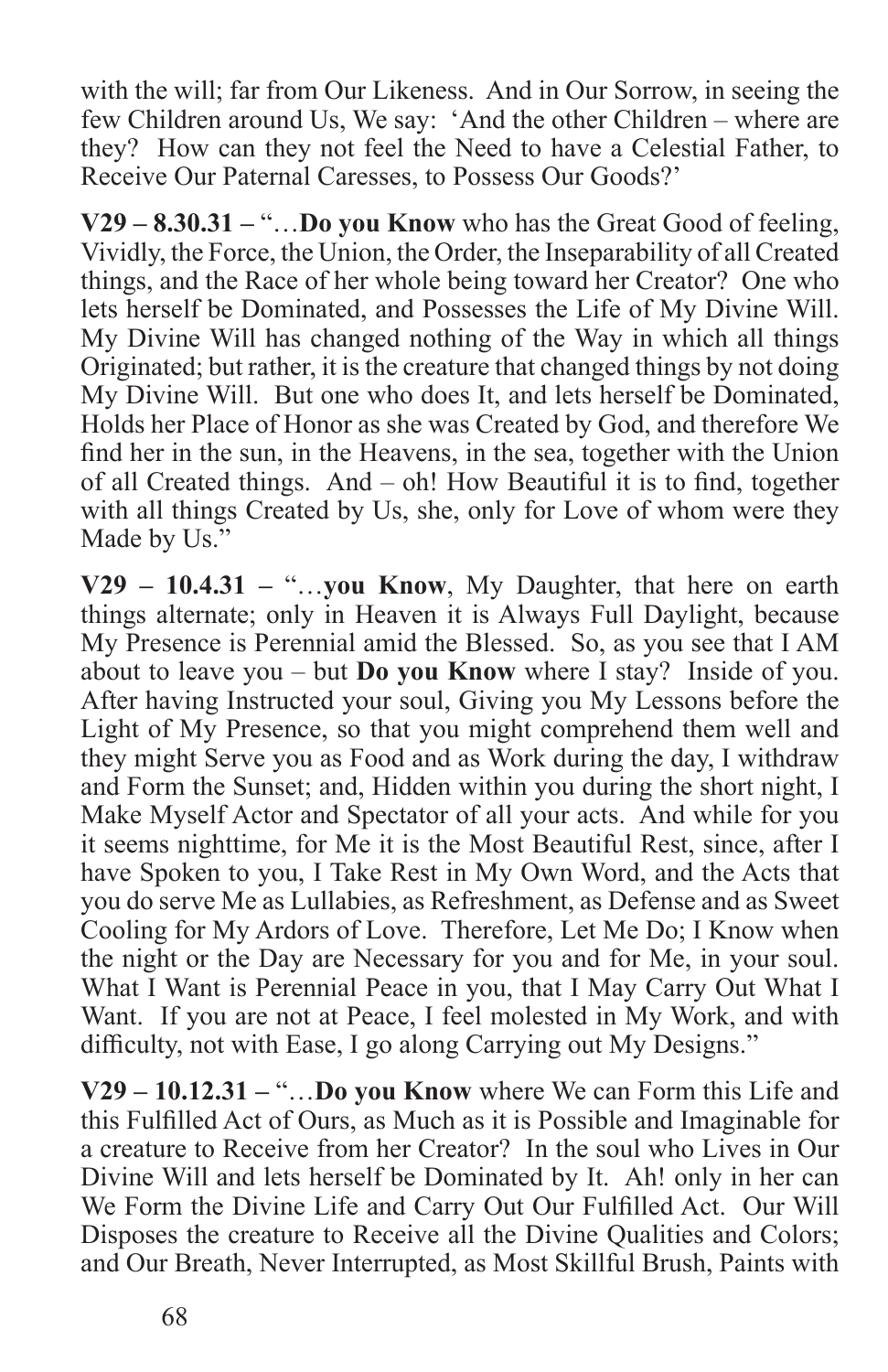with the will; far from Our Likeness. And in Our Sorrow, in seeing the few Children around Us, We say: 'And the other Children – where are they? How can they not feel the Need to have a Celestial Father, to Receive Our Paternal Caresses, to Possess Our Goods?'

**V29 – 8.30.31 –** "…**Do you Know** who has the Great Good of feeling, Vividly, the Force, the Union, the Order, the Inseparability of all Created things, and the Race of her whole being toward her Creator? One who lets herself be Dominated, and Possesses the Life of My Divine Will. My Divine Will has changed nothing of the Way in which all things Originated; but rather, it is the creature that changed things by not doing My Divine Will. But one who does It, and lets herself be Dominated, Holds her Place of Honor as she was Created by God, and therefore We find her in the sun, in the Heavens, in the sea, together with the Union of all Created things. And – oh! How Beautiful it is to find, together with all things Created by Us, she, only for Love of whom were they Made by Us."

**V29 – 10.4.31 –** "…**you Know**, My Daughter, that here on earth things alternate; only in Heaven it is Always Full Daylight, because My Presence is Perennial amid the Blessed. So, as you see that I AM about to leave you – but **Do you Know** where I stay? Inside of you. After having Instructed your soul, Giving you My Lessons before the Light of My Presence, so that you might comprehend them well and they might Serve you as Food and as Work during the day, I withdraw and Form the Sunset; and, Hidden within you during the short night, I Make Myself Actor and Spectator of all your acts. And while for you it seems nighttime, for Me it is the Most Beautiful Rest, since, after I have Spoken to you, I Take Rest in My Own Word, and the Acts that you do serve Me as Lullabies, as Refreshment, as Defense and as Sweet Cooling for My Ardors of Love. Therefore, Let Me Do; I Know when the night or the Day are Necessary for you and for Me, in your soul. What I Want is Perennial Peace in you, that I May Carry Out What I Want. If you are not at Peace, I feel molested in My Work, and with difficulty, not with Ease, I go along Carrying out My Designs."

**V29 – 10.12.31 –** "…**Do you Know** where We can Form this Life and this Fulfilled Act of Ours, as Much as it is Possible and Imaginable for a creature to Receive from her Creator? In the soul who Lives in Our Divine Will and lets herself be Dominated by It. Ah! only in her can We Form the Divine Life and Carry Out Our Fulfilled Act. Our Will Disposes the creature to Receive all the Divine Qualities and Colors; and Our Breath, Never Interrupted, as Most Skillful Brush, Paints with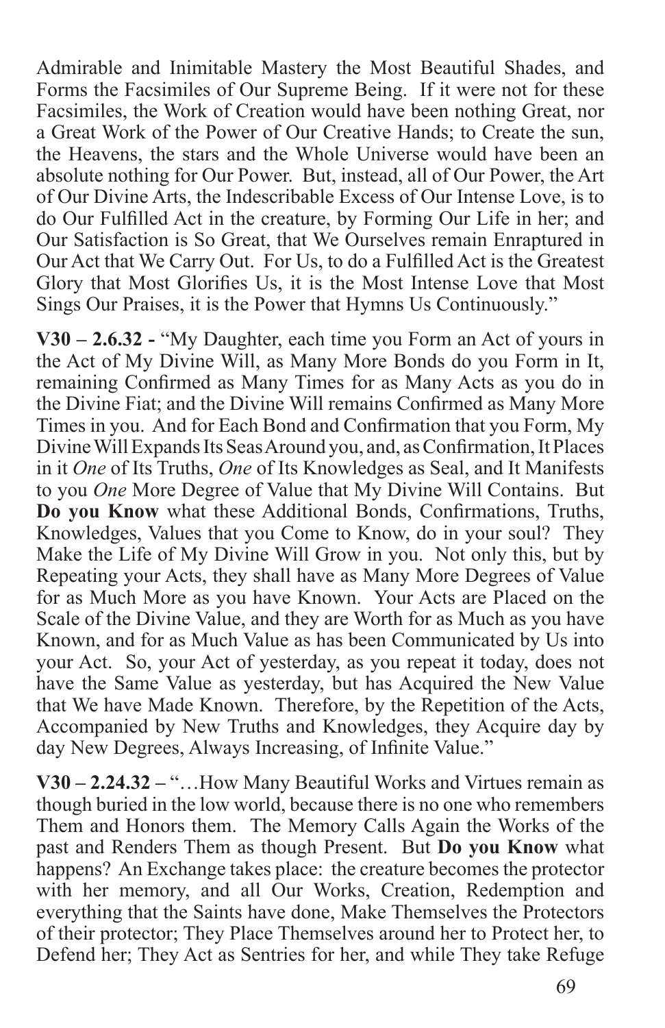Admirable and Inimitable Mastery the Most Beautiful Shades, and Forms the Facsimiles of Our Supreme Being. If it were not for these Facsimiles, the Work of Creation would have been nothing Great, nor a Great Work of the Power of Our Creative Hands; to Create the sun, the Heavens, the stars and the Whole Universe would have been an absolute nothing for Our Power. But, instead, all of Our Power, the Art of Our Divine Arts, the Indescribable Excess of Our Intense Love, is to do Our Fulfilled Act in the creature, by Forming Our Life in her; and Our Satisfaction is So Great, that We Ourselves remain Enraptured in Our Act that We Carry Out. For Us, to do a Fulfilled Act is the Greatest Glory that Most Glorifies Us, it is the Most Intense Love that Most Sings Our Praises, it is the Power that Hymns Us Continuously."

**V30 – 2.6.32 -** "My Daughter, each time you Form an Act of yours in the Act of My Divine Will, as Many More Bonds do you Form in It, remaining Confirmed as Many Times for as Many Acts as you do in the Divine Fiat; and the Divine Will remains Confirmed as Many More Times in you. And for Each Bond and Confirmation that you Form, My Divine Will Expands Its Seas Around you, and, as Confirmation, It Places in it *One* of Its Truths, *One* of Its Knowledges as Seal, and It Manifests to you *One* More Degree of Value that My Divine Will Contains. But **Do you Know** what these Additional Bonds, Confirmations, Truths, Knowledges, Values that you Come to Know, do in your soul? They Make the Life of My Divine Will Grow in you. Not only this, but by Repeating your Acts, they shall have as Many More Degrees of Value for as Much More as you have Known. Your Acts are Placed on the Scale of the Divine Value, and they are Worth for as Much as you have Known, and for as Much Value as has been Communicated by Us into your Act. So, your Act of yesterday, as you repeat it today, does not have the Same Value as yesterday, but has Acquired the New Value that We have Made Known. Therefore, by the Repetition of the Acts, Accompanied by New Truths and Knowledges, they Acquire day by day New Degrees, Always Increasing, of Infinite Value."

**V30 – 2.24.32 –** "…How Many Beautiful Works and Virtues remain as though buried in the low world, because there is no one who remembers Them and Honors them. The Memory Calls Again the Works of the past and Renders Them as though Present. But **Do you Know** what happens? An Exchange takes place: the creature becomes the protector with her memory, and all Our Works, Creation, Redemption and everything that the Saints have done, Make Themselves the Protectors of their protector; They Place Themselves around her to Protect her, to Defend her; They Act as Sentries for her, and while They take Refuge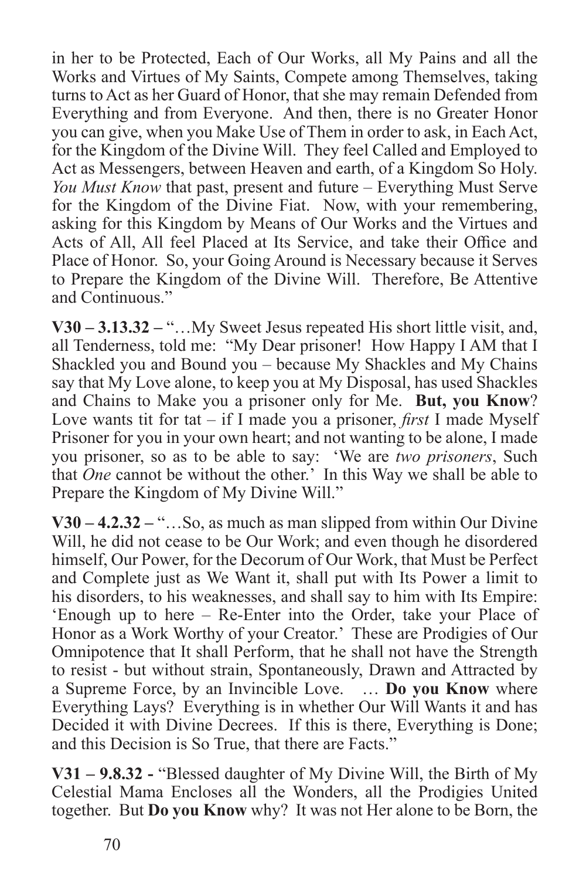in her to be Protected, Each of Our Works, all My Pains and all the Works and Virtues of My Saints, Compete among Themselves, taking turns to Act as her Guard of Honor, that she may remain Defended from Everything and from Everyone. And then, there is no Greater Honor you can give, when you Make Use of Them in order to ask, in Each Act, for the Kingdom of the Divine Will. They feel Called and Employed to Act as Messengers, between Heaven and earth, of a Kingdom So Holy. *You Must Know* that past, present and future – Everything Must Serve for the Kingdom of the Divine Fiat. Now, with your remembering, asking for this Kingdom by Means of Our Works and the Virtues and Acts of All, All feel Placed at Its Service, and take their Office and Place of Honor. So, your Going Around is Necessary because it Serves to Prepare the Kingdom of the Divine Will. Therefore, Be Attentive and Continuous."

**V30 – 3.13.32 –** "…My Sweet Jesus repeated His short little visit, and, all Tenderness, told me: "My Dear prisoner! How Happy I AM that I Shackled you and Bound you – because My Shackles and My Chains say that My Love alone, to keep you at My Disposal, has used Shackles and Chains to Make you a prisoner only for Me. **But, you Know**? Love wants tit for tat – if I made you a prisoner, *first* I made Myself Prisoner for you in your own heart; and not wanting to be alone, I made you prisoner, so as to be able to say: 'We are *two prisoners*, Such that *One* cannot be without the other.' In this Way we shall be able to Prepare the Kingdom of My Divine Will."

**V30 – 4.2.32 –** "…So, as much as man slipped from within Our Divine Will, he did not cease to be Our Work; and even though he disordered himself, Our Power, for the Decorum of Our Work, that Must be Perfect and Complete just as We Want it, shall put with Its Power a limit to his disorders, to his weaknesses, and shall say to him with Its Empire: 'Enough up to here – Re-Enter into the Order, take your Place of Honor as a Work Worthy of your Creator.' These are Prodigies of Our Omnipotence that It shall Perform, that he shall not have the Strength to resist - but without strain, Spontaneously, Drawn and Attracted by a Supreme Force, by an Invincible Love. … **Do you Know** where Everything Lays? Everything is in whether Our Will Wants it and has Decided it with Divine Decrees. If this is there, Everything is Done; and this Decision is So True, that there are Facts."

**V31 – 9.8.32 -** "Blessed daughter of My Divine Will, the Birth of My Celestial Mama Encloses all the Wonders, all the Prodigies United together. But **Do you Know** why? It was not Her alone to be Born, the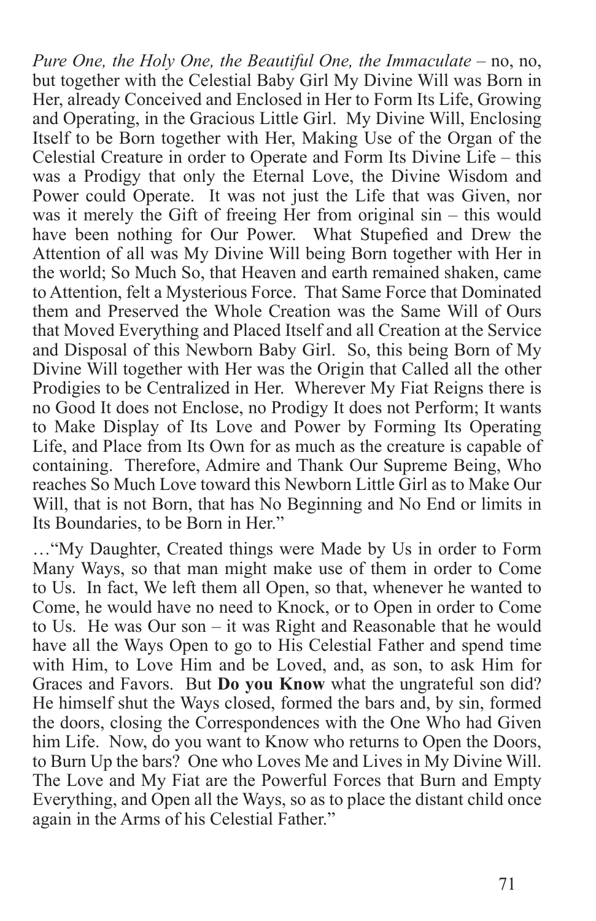*Pure One, the Holy One, the Beautiful One, the Immaculate* – no, no, but together with the Celestial Baby Girl My Divine Will was Born in Her, already Conceived and Enclosed in Her to Form Its Life, Growing and Operating, in the Gracious Little Girl. My Divine Will, Enclosing Itself to be Born together with Her, Making Use of the Organ of the Celestial Creature in order to Operate and Form Its Divine Life – this was a Prodigy that only the Eternal Love, the Divine Wisdom and Power could Operate. It was not just the Life that was Given, nor was it merely the Gift of freeing Her from original sin – this would have been nothing for Our Power. What Stupefied and Drew the Attention of all was My Divine Will being Born together with Her in the world; So Much So, that Heaven and earth remained shaken, came to Attention, felt a Mysterious Force. That Same Force that Dominated them and Preserved the Whole Creation was the Same Will of Ours that Moved Everything and Placed Itself and all Creation at the Service and Disposal of this Newborn Baby Girl. So, this being Born of My Divine Will together with Her was the Origin that Called all the other Prodigies to be Centralized in Her. Wherever My Fiat Reigns there is no Good It does not Enclose, no Prodigy It does not Perform; It wants to Make Display of Its Love and Power by Forming Its Operating Life, and Place from Its Own for as much as the creature is capable of containing. Therefore, Admire and Thank Our Supreme Being, Who reaches So Much Love toward this Newborn Little Girl as to Make Our Will, that is not Born, that has No Beginning and No End or limits in Its Boundaries, to be Born in Her."

…"My Daughter, Created things were Made by Us in order to Form Many Ways, so that man might make use of them in order to Come to Us. In fact, We left them all Open, so that, whenever he wanted to Come, he would have no need to Knock, or to Open in order to Come to Us. He was Our son – it was Right and Reasonable that he would have all the Ways Open to go to His Celestial Father and spend time with Him, to Love Him and be Loved, and, as son, to ask Him for Graces and Favors. But **Do you Know** what the ungrateful son did? He himself shut the Ways closed, formed the bars and, by sin, formed the doors, closing the Correspondences with the One Who had Given him Life. Now, do you want to Know who returns to Open the Doors, to Burn Up the bars? One who Loves Me and Lives in My Divine Will. The Love and My Fiat are the Powerful Forces that Burn and Empty Everything, and Open all the Ways, so as to place the distant child once again in the Arms of his Celestial Father."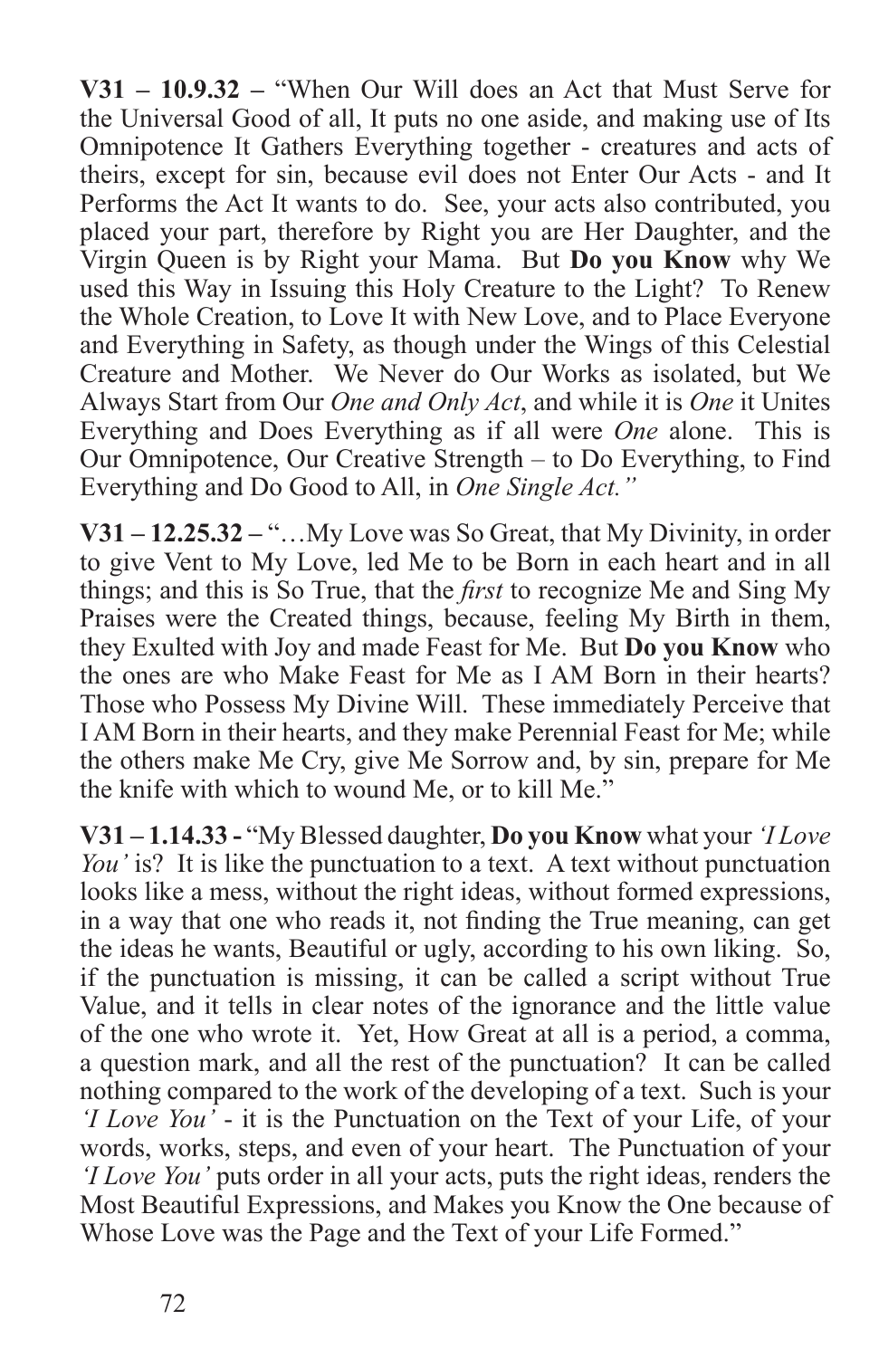**V31 – 10.9.32 –** "When Our Will does an Act that Must Serve for the Universal Good of all, It puts no one aside, and making use of Its Omnipotence It Gathers Everything together - creatures and acts of theirs, except for sin, because evil does not Enter Our Acts - and It Performs the Act It wants to do. See, your acts also contributed, you placed your part, therefore by Right you are Her Daughter, and the Virgin Queen is by Right your Mama. But **Do you Know** why We used this Way in Issuing this Holy Creature to the Light? To Renew the Whole Creation, to Love It with New Love, and to Place Everyone and Everything in Safety, as though under the Wings of this Celestial Creature and Mother. We Never do Our Works as isolated, but We Always Start from Our *One and Only Act*, and while it is *One* it Unites Everything and Does Everything as if all were *One* alone. This is Our Omnipotence, Our Creative Strength – to Do Everything, to Find Everything and Do Good to All, in *One Single Act."*

**V31 – 12.25.32 –** "…My Love was So Great, that My Divinity, in order to give Vent to My Love, led Me to be Born in each heart and in all things; and this is So True, that the *first* to recognize Me and Sing My Praises were the Created things, because, feeling My Birth in them, they Exulted with Joy and made Feast for Me. But **Do you Know** who the ones are who Make Feast for Me as I AM Born in their hearts? Those who Possess My Divine Will. These immediately Perceive that I AM Born in their hearts, and they make Perennial Feast for Me; while the others make Me Cry, give Me Sorrow and, by sin, prepare for Me the knife with which to wound Me, or to kill Me."

**V31 – 1.14.33 -** "My Blessed daughter, **Do you Know** what your *'I Love You'* is? It is like the punctuation to a text. A text without punctuation looks like a mess, without the right ideas, without formed expressions, in a way that one who reads it, not finding the True meaning, can get the ideas he wants, Beautiful or ugly, according to his own liking. So, if the punctuation is missing, it can be called a script without True Value, and it tells in clear notes of the ignorance and the little value of the one who wrote it. Yet, How Great at all is a period, a comma, a question mark, and all the rest of the punctuation? It can be called nothing compared to the work of the developing of a text. Such is your *'I Love You'* - it is the Punctuation on the Text of your Life, of your words, works, steps, and even of your heart. The Punctuation of your *'I Love You'* puts order in all your acts, puts the right ideas, renders the Most Beautiful Expressions, and Makes you Know the One because of Whose Love was the Page and the Text of your Life Formed."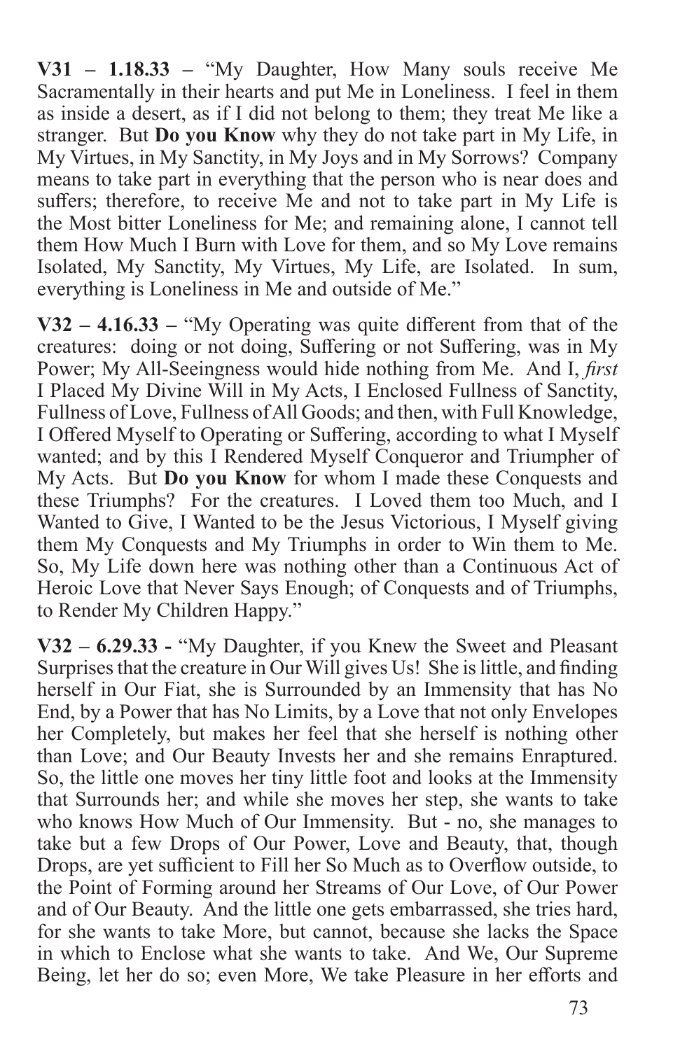**V31 – 1.18.33 –** "My Daughter, How Many souls receive Me Sacramentally in their hearts and put Me in Loneliness. I feel in them as inside a desert, as if I did not belong to them; they treat Me like a stranger. But **Do you Know** why they do not take part in My Life, in My Virtues, in My Sanctity, in My Joys and in My Sorrows? Company means to take part in everything that the person who is near does and suffers; therefore, to receive Me and not to take part in My Life is the Most bitter Loneliness for Me; and remaining alone, I cannot tell them How Much I Burn with Love for them, and so My Love remains Isolated, My Sanctity, My Virtues, My Life, are Isolated. In sum, everything is Loneliness in Me and outside of Me."

**V32 – 4.16.33 –** "My Operating was quite different from that of the creatures: doing or not doing, Suffering or not Suffering, was in My Power; My All-Seeingness would hide nothing from Me. And I, *first* I Placed My Divine Will in My Acts, I Enclosed Fullness of Sanctity, Fullness of Love, Fullness of All Goods; and then, with Full Knowledge, I Offered Myself to Operating or Suffering, according to what I Myself wanted; and by this I Rendered Myself Conqueror and Triumpher of My Acts. But **Do you Know** for whom I made these Conquests and these Triumphs? For the creatures. I Loved them too Much, and I Wanted to Give, I Wanted to be the Jesus Victorious, I Myself giving them My Conquests and My Triumphs in order to Win them to Me. So, My Life down here was nothing other than a Continuous Act of Heroic Love that Never Says Enough; of Conquests and of Triumphs, to Render My Children Happy."

**V32 – 6.29.33 -** "My Daughter, if you Knew the Sweet and Pleasant Surprises that the creature in Our Will gives Us! She is little, and finding herself in Our Fiat, she is Surrounded by an Immensity that has No End, by a Power that has No Limits, by a Love that not only Envelopes her Completely, but makes her feel that she herself is nothing other than Love; and Our Beauty Invests her and she remains Enraptured. So, the little one moves her tiny little foot and looks at the Immensity that Surrounds her; and while she moves her step, she wants to take who knows How Much of Our Immensity. But - no, she manages to take but a few Drops of Our Power, Love and Beauty, that, though Drops, are yet sufficient to Fill her So Much as to Overflow outside, to the Point of Forming around her Streams of Our Love, of Our Power and of Our Beauty. And the little one gets embarrassed, she tries hard, for she wants to take More, but cannot, because she lacks the Space in which to Enclose what she wants to take. And We, Our Supreme Being, let her do so; even More, We take Pleasure in her efforts and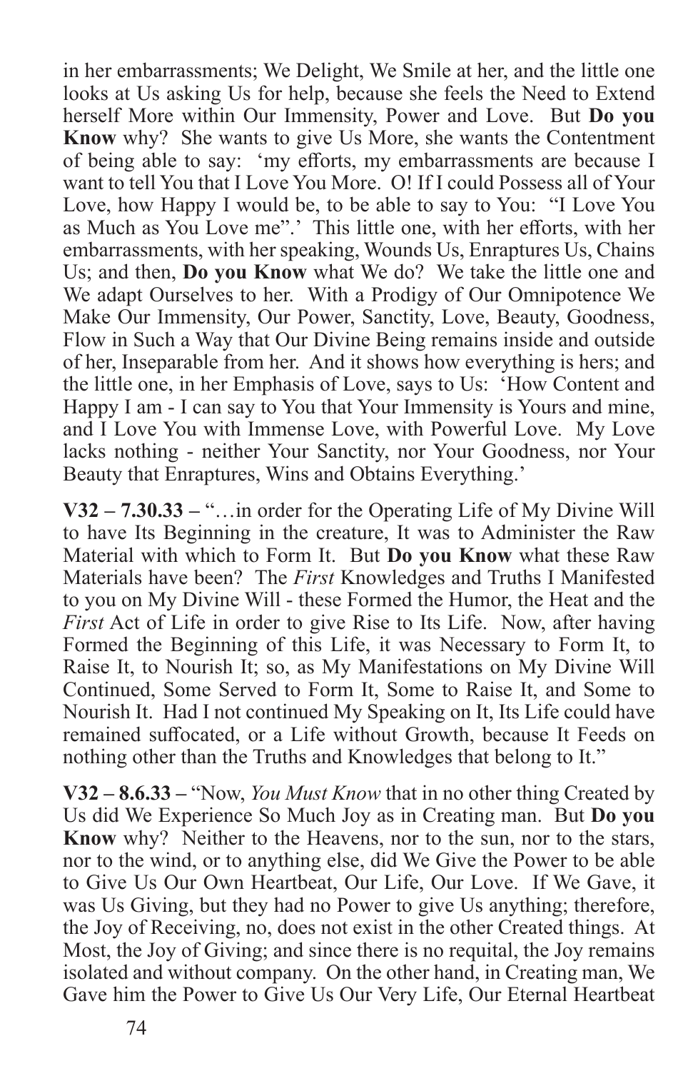in her embarrassments; We Delight, We Smile at her, and the little one looks at Us asking Us for help, because she feels the Need to Extend herself More within Our Immensity, Power and Love. But **Do you Know** why? She wants to give Us More, she wants the Contentment of being able to say: 'my efforts, my embarrassments are because I want to tell You that I Love You More. O! If I could Possess all of Your Love, how Happy I would be, to be able to say to You: "I Love You as Much as You Love me".' This little one, with her efforts, with her embarrassments, with her speaking, Wounds Us, Enraptures Us, Chains Us; and then, **Do you Know** what We do? We take the little one and We adapt Ourselves to her. With a Prodigy of Our Omnipotence We Make Our Immensity, Our Power, Sanctity, Love, Beauty, Goodness, Flow in Such a Way that Our Divine Being remains inside and outside of her, Inseparable from her. And it shows how everything is hers; and the little one, in her Emphasis of Love, says to Us: 'How Content and Happy I am - I can say to You that Your Immensity is Yours and mine, and I Love You with Immense Love, with Powerful Love. My Love lacks nothing - neither Your Sanctity, nor Your Goodness, nor Your Beauty that Enraptures, Wins and Obtains Everything.'

**V32 – 7.30.33 –** "…in order for the Operating Life of My Divine Will to have Its Beginning in the creature, It was to Administer the Raw Material with which to Form It. But **Do you Know** what these Raw Materials have been? The *First* Knowledges and Truths I Manifested to you on My Divine Will - these Formed the Humor, the Heat and the *First* Act of Life in order to give Rise to Its Life. Now, after having Formed the Beginning of this Life, it was Necessary to Form It, to Raise It, to Nourish It; so, as My Manifestations on My Divine Will Continued, Some Served to Form It, Some to Raise It, and Some to Nourish It. Had I not continued My Speaking on It, Its Life could have remained suffocated, or a Life without Growth, because It Feeds on nothing other than the Truths and Knowledges that belong to It."

**V32 – 8.6.33 –** "Now, *You Must Know* that in no other thing Created by Us did We Experience So Much Joy as in Creating man. But **Do you Know** why? Neither to the Heavens, nor to the sun, nor to the stars, nor to the wind, or to anything else, did We Give the Power to be able to Give Us Our Own Heartbeat, Our Life, Our Love. If We Gave, it was Us Giving, but they had no Power to give Us anything; therefore, the Joy of Receiving, no, does not exist in the other Created things. At Most, the Joy of Giving; and since there is no requital, the Joy remains isolated and without company. On the other hand, in Creating man, We Gave him the Power to Give Us Our Very Life, Our Eternal Heartbeat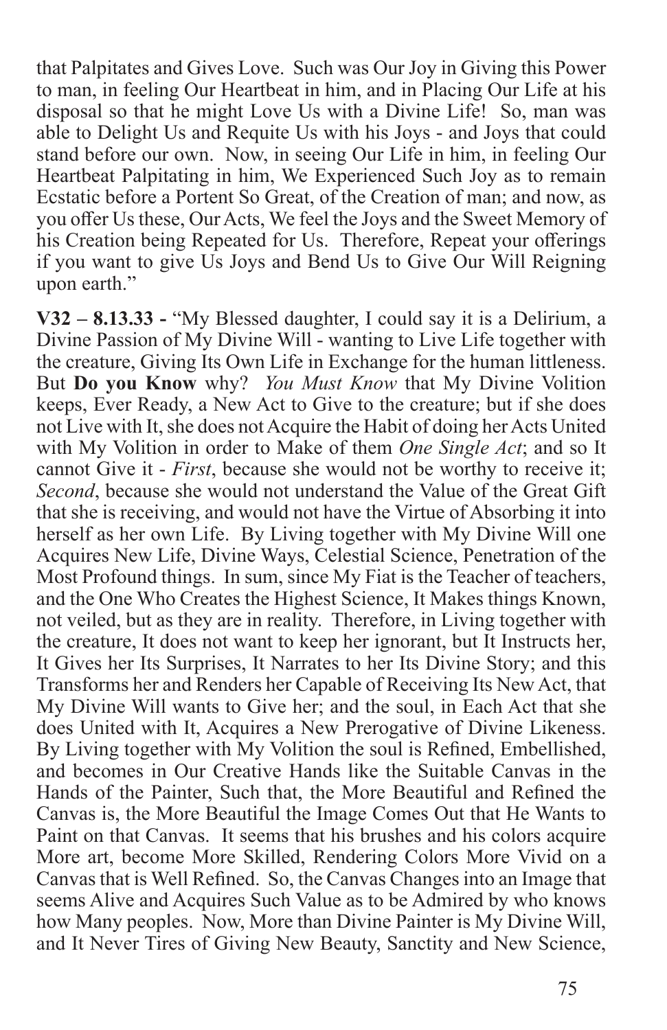that Palpitates and Gives Love. Such was Our Joy in Giving this Power to man, in feeling Our Heartbeat in him, and in Placing Our Life at his disposal so that he might Love Us with a Divine Life! So, man was able to Delight Us and Requite Us with his Joys - and Joys that could stand before our own. Now, in seeing Our Life in him, in feeling Our Heartbeat Palpitating in him, We Experienced Such Joy as to remain Ecstatic before a Portent So Great, of the Creation of man; and now, as you offer Us these, Our Acts, We feel the Joys and the Sweet Memory of his Creation being Repeated for Us. Therefore, Repeat your offerings if you want to give Us Joys and Bend Us to Give Our Will Reigning upon earth."

**V32 – 8.13.33 -** "My Blessed daughter, I could say it is a Delirium, a Divine Passion of My Divine Will - wanting to Live Life together with the creature, Giving Its Own Life in Exchange for the human littleness. But **Do you Know** why? *You Must Know* that My Divine Volition keeps, Ever Ready, a New Act to Give to the creature; but if she does not Live with It, she does not Acquire the Habit of doing her Acts United with My Volition in order to Make of them *One Single Act*; and so It cannot Give it - *First*, because she would not be worthy to receive it; *Second*, because she would not understand the Value of the Great Gift that she is receiving, and would not have the Virtue of Absorbing it into herself as her own Life. By Living together with My Divine Will one Acquires New Life, Divine Ways, Celestial Science, Penetration of the Most Profound things. In sum, since My Fiat is the Teacher of teachers, and the One Who Creates the Highest Science, It Makes things Known, not veiled, but as they are in reality. Therefore, in Living together with the creature, It does not want to keep her ignorant, but It Instructs her, It Gives her Its Surprises, It Narrates to her Its Divine Story; and this Transforms her and Renders her Capable of Receiving Its New Act, that My Divine Will wants to Give her; and the soul, in Each Act that she does United with It, Acquires a New Prerogative of Divine Likeness. By Living together with My Volition the soul is Refined, Embellished, and becomes in Our Creative Hands like the Suitable Canvas in the Hands of the Painter, Such that, the More Beautiful and Refined the Canvas is, the More Beautiful the Image Comes Out that He Wants to Paint on that Canvas. It seems that his brushes and his colors acquire More art, become More Skilled, Rendering Colors More Vivid on a Canvas that is Well Refined. So, the Canvas Changes into an Image that seems Alive and Acquires Such Value as to be Admired by who knows how Many peoples. Now, More than Divine Painter is My Divine Will, and It Never Tires of Giving New Beauty, Sanctity and New Science,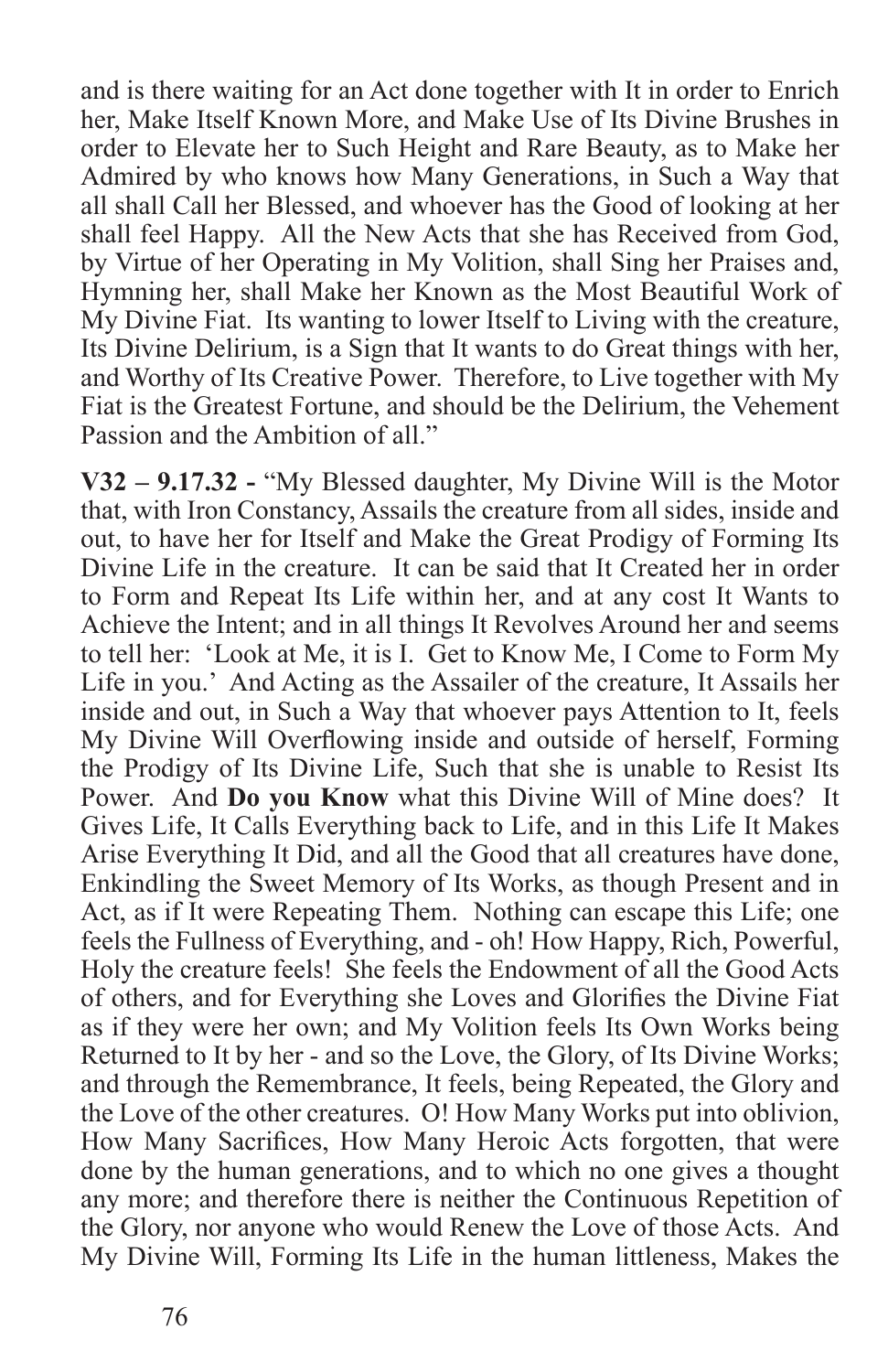and is there waiting for an Act done together with It in order to Enrich her, Make Itself Known More, and Make Use of Its Divine Brushes in order to Elevate her to Such Height and Rare Beauty, as to Make her Admired by who knows how Many Generations, in Such a Way that all shall Call her Blessed, and whoever has the Good of looking at her shall feel Happy. All the New Acts that she has Received from God, by Virtue of her Operating in My Volition, shall Sing her Praises and, Hymning her, shall Make her Known as the Most Beautiful Work of My Divine Fiat. Its wanting to lower Itself to Living with the creature, Its Divine Delirium, is a Sign that It wants to do Great things with her, and Worthy of Its Creative Power. Therefore, to Live together with My Fiat is the Greatest Fortune, and should be the Delirium, the Vehement Passion and the Ambition of all."

**V32 – 9.17.32 -** "My Blessed daughter, My Divine Will is the Motor that, with Iron Constancy, Assails the creature from all sides, inside and out, to have her for Itself and Make the Great Prodigy of Forming Its Divine Life in the creature. It can be said that It Created her in order to Form and Repeat Its Life within her, and at any cost It Wants to Achieve the Intent; and in all things It Revolves Around her and seems to tell her: 'Look at Me, it is I. Get to Know Me, I Come to Form My Life in you.' And Acting as the Assailer of the creature, It Assails her inside and out, in Such a Way that whoever pays Attention to It, feels My Divine Will Overflowing inside and outside of herself, Forming the Prodigy of Its Divine Life, Such that she is unable to Resist Its Power. And **Do you Know** what this Divine Will of Mine does? It Gives Life, It Calls Everything back to Life, and in this Life It Makes Arise Everything It Did, and all the Good that all creatures have done, Enkindling the Sweet Memory of Its Works, as though Present and in Act, as if It were Repeating Them. Nothing can escape this Life; one feels the Fullness of Everything, and - oh! How Happy, Rich, Powerful, Holy the creature feels! She feels the Endowment of all the Good Acts of others, and for Everything she Loves and Glorifies the Divine Fiat as if they were her own; and My Volition feels Its Own Works being Returned to It by her - and so the Love, the Glory, of Its Divine Works; and through the Remembrance, It feels, being Repeated, the Glory and the Love of the other creatures. O! How Many Works put into oblivion, How Many Sacrifices, How Many Heroic Acts forgotten, that were done by the human generations, and to which no one gives a thought any more; and therefore there is neither the Continuous Repetition of the Glory, nor anyone who would Renew the Love of those Acts. And My Divine Will, Forming Its Life in the human littleness, Makes the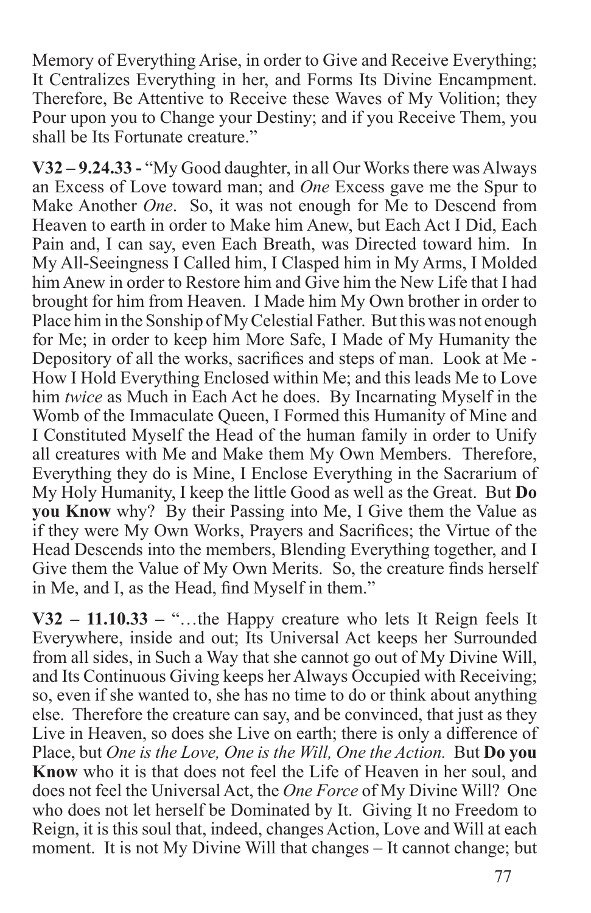Memory of Everything Arise, in order to Give and Receive Everything; It Centralizes Everything in her, and Forms Its Divine Encampment. Therefore, Be Attentive to Receive these Waves of My Volition; they Pour upon you to Change your Destiny; and if you Receive Them, you shall be Its Fortunate creature."

**V32 – 9.24.33 -** "My Good daughter, in all Our Works there was Always an Excess of Love toward man; and *One* Excess gave me the Spur to Make Another *One*. So, it was not enough for Me to Descend from Heaven to earth in order to Make him Anew, but Each Act I Did, Each Pain and, I can say, even Each Breath, was Directed toward him. In My All-Seeingness I Called him, I Clasped him in My Arms, I Molded him Anew in order to Restore him and Give him the New Life that I had brought for him from Heaven. I Made him My Own brother in order to Place him in the Sonship of My Celestial Father. But this was not enough for Me; in order to keep him More Safe, I Made of My Humanity the Depository of all the works, sacrifices and steps of man. Look at Me - How I Hold Everything Enclosed within Me; and this leads Me to Love him *twice* as Much in Each Act he does. By Incarnating Myself in the Womb of the Immaculate Queen, I Formed this Humanity of Mine and I Constituted Myself the Head of the human family in order to Unify all creatures with Me and Make them My Own Members. Therefore, Everything they do is Mine, I Enclose Everything in the Sacrarium of My Holy Humanity, I keep the little Good as well as the Great. But **Do you Know** why? By their Passing into Me, I Give them the Value as if they were My Own Works, Prayers and Sacrifices; the Virtue of the Head Descends into the members, Blending Everything together, and I Give them the Value of My Own Merits. So, the creature finds herself in Me, and I, as the Head, find Myself in them."

**V32 – 11.10.33 –** "…the Happy creature who lets It Reign feels It Everywhere, inside and out; Its Universal Act keeps her Surrounded from all sides, in Such a Way that she cannot go out of My Divine Will, and Its Continuous Giving keeps her Always Occupied with Receiving; so, even if she wanted to, she has no time to do or think about anything else. Therefore the creature can say, and be convinced, that just as they Live in Heaven, so does she Live on earth; there is only a difference of Place, but *One is the Love, One is the Will, One the Action.* But **Do you Know** who it is that does not feel the Life of Heaven in her soul, and does not feel the Universal Act, the *One Force* of My Divine Will? One who does not let herself be Dominated by It. Giving It no Freedom to Reign, it is this soul that, indeed, changes Action, Love and Will at each moment. It is not My Divine Will that changes – It cannot change; but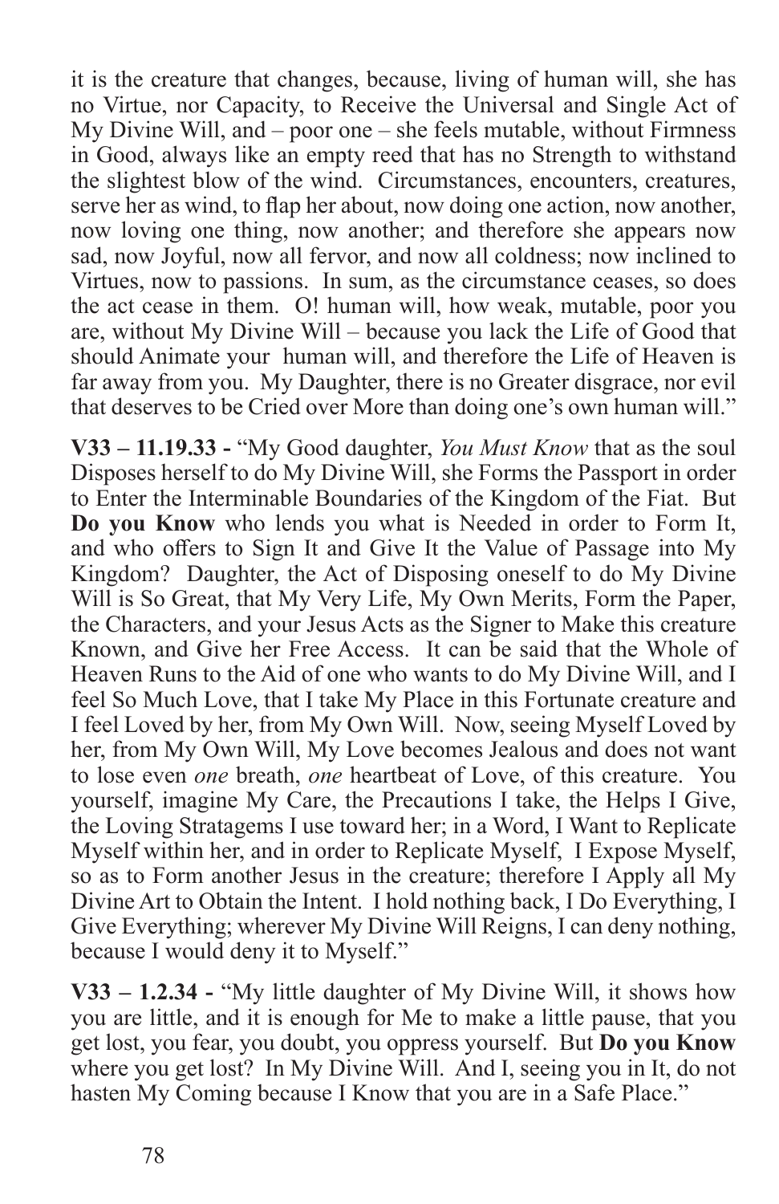it is the creature that changes, because, living of human will, she has no Virtue, nor Capacity, to Receive the Universal and Single Act of My Divine Will, and – poor one – she feels mutable, without Firmness in Good, always like an empty reed that has no Strength to withstand the slightest blow of the wind. Circumstances, encounters, creatures, serve her as wind, to flap her about, now doing one action, now another, now loving one thing, now another; and therefore she appears now sad, now Joyful, now all fervor, and now all coldness; now inclined to Virtues, now to passions. In sum, as the circumstance ceases, so does the act cease in them. O! human will, how weak, mutable, poor you are, without My Divine Will – because you lack the Life of Good that should Animate your human will, and therefore the Life of Heaven is far away from you. My Daughter, there is no Greater disgrace, nor evil that deserves to be Cried over More than doing one's own human will."

**V33 – 11.19.33 -** "My Good daughter, *You Must Know* that as the soul Disposes herself to do My Divine Will, she Forms the Passport in order to Enter the Interminable Boundaries of the Kingdom of the Fiat. But **Do you Know** who lends you what is Needed in order to Form It, and who offers to Sign It and Give It the Value of Passage into My Kingdom? Daughter, the Act of Disposing oneself to do My Divine Will is So Great, that My Very Life, My Own Merits, Form the Paper, the Characters, and your Jesus Acts as the Signer to Make this creature Known, and Give her Free Access. It can be said that the Whole of Heaven Runs to the Aid of one who wants to do My Divine Will, and I feel So Much Love, that I take My Place in this Fortunate creature and I feel Loved by her, from My Own Will. Now, seeing Myself Loved by her, from My Own Will, My Love becomes Jealous and does not want to lose even *one* breath, *one* heartbeat of Love, of this creature. You yourself, imagine My Care, the Precautions I take, the Helps I Give, the Loving Stratagems I use toward her; in a Word, I Want to Replicate Myself within her, and in order to Replicate Myself, I Expose Myself, so as to Form another Jesus in the creature; therefore I Apply all My Divine Art to Obtain the Intent. I hold nothing back, I Do Everything, I Give Everything; wherever My Divine Will Reigns, I can deny nothing, because I would deny it to Myself."

**V33 – 1.2.34 -** "My little daughter of My Divine Will, it shows how you are little, and it is enough for Me to make a little pause, that you get lost, you fear, you doubt, you oppress yourself. But **Do you Know** where you get lost? In My Divine Will. And I, seeing you in It, do not hasten My Coming because I Know that you are in a Safe Place."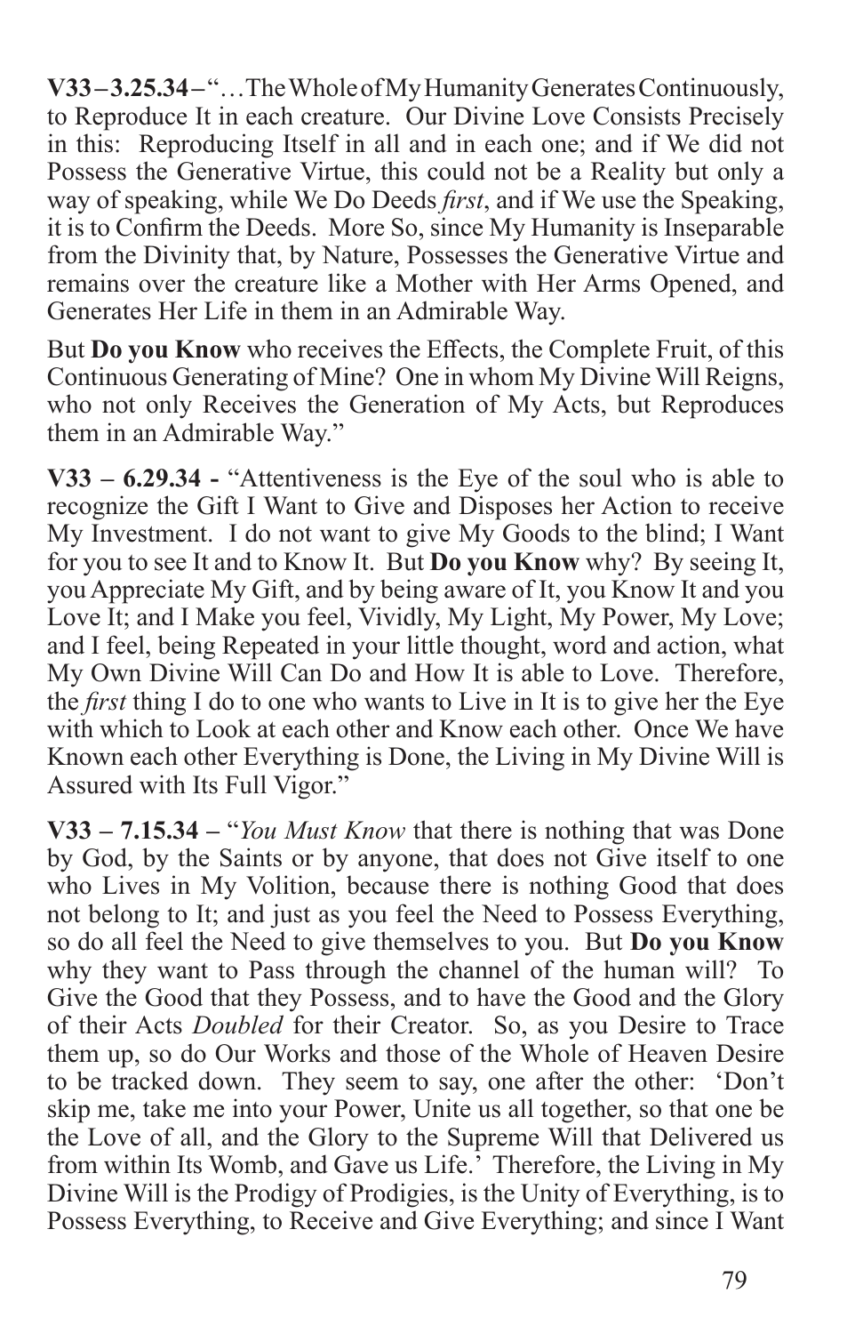**V33 – 3.25.34 –** "…The Whole of My Humanity Generates Continuously, to Reproduce It in each creature. Our Divine Love Consists Precisely in this: Reproducing Itself in all and in each one; and if We did not Possess the Generative Virtue, this could not be a Reality but only a way of speaking, while We Do Deeds *first*, and if We use the Speaking, it is to Confirm the Deeds. More So, since My Humanity is Inseparable from the Divinity that, by Nature, Possesses the Generative Virtue and remains over the creature like a Mother with Her Arms Opened, and Generates Her Life in them in an Admirable Way.

But **Do you Know** who receives the Effects, the Complete Fruit, of this Continuous Generating of Mine? One in whom My Divine Will Reigns, who not only Receives the Generation of My Acts, but Reproduces them in an Admirable Way."

**V33 – 6.29.34 -** "Attentiveness is the Eye of the soul who is able to recognize the Gift I Want to Give and Disposes her Action to receive My Investment. I do not want to give My Goods to the blind; I Want for you to see It and to Know It. But **Do you Know** why? By seeing It, you Appreciate My Gift, and by being aware of It, you Know It and you Love It; and I Make you feel, Vividly, My Light, My Power, My Love; and I feel, being Repeated in your little thought, word and action, what My Own Divine Will Can Do and How It is able to Love. Therefore, the *first* thing I do to one who wants to Live in It is to give her the Eye with which to Look at each other and Know each other. Once We have Known each other Everything is Done, the Living in My Divine Will is Assured with Its Full Vigor."

**V33 – 7.15.34 –** "*You Must Know* that there is nothing that was Done by God, by the Saints or by anyone, that does not Give itself to one who Lives in My Volition, because there is nothing Good that does not belong to It; and just as you feel the Need to Possess Everything, so do all feel the Need to give themselves to you. But **Do you Know** why they want to Pass through the channel of the human will? To Give the Good that they Possess, and to have the Good and the Glory of their Acts *Doubled* for their Creator. So, as you Desire to Trace them up, so do Our Works and those of the Whole of Heaven Desire to be tracked down. They seem to say, one after the other: 'Don't skip me, take me into your Power, Unite us all together, so that one be the Love of all, and the Glory to the Supreme Will that Delivered us from within Its Womb, and Gave us Life.' Therefore, the Living in My Divine Will is the Prodigy of Prodigies, is the Unity of Everything, is to Possess Everything, to Receive and Give Everything; and since I Want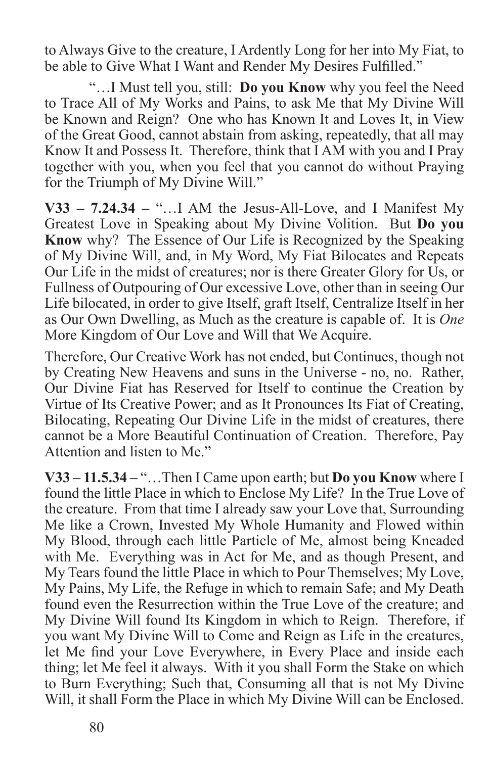to Always Give to the creature, I Ardently Long for her into My Fiat, to be able to Give What I Want and Render My Desires Fulfilled."

"…I Must tell you, still: **Do you Know** why you feel the Need to Trace All of My Works and Pains, to ask Me that My Divine Will be Known and Reign? One who has Known It and Loves It, in View of the Great Good, cannot abstain from asking, repeatedly, that all may Know It and Possess It. Therefore, think that I AM with you and I Pray together with you, when you feel that you cannot do without Praying for the Triumph of My Divine Will."

**V33 – 7.24.34 –** "…I AM the Jesus-All-Love, and I Manifest My Greatest Love in Speaking about My Divine Volition. But **Do you Know** why? The Essence of Our Life is Recognized by the Speaking of My Divine Will, and, in My Word, My Fiat Bilocates and Repeats Our Life in the midst of creatures; nor is there Greater Glory for Us, or Fullness of Outpouring of Our excessive Love, other than in seeing Our Life bilocated, in order to give Itself, graft Itself, Centralize Itself in her as Our Own Dwelling, as Much as the creature is capable of. It is *One* More Kingdom of Our Love and Will that We Acquire.

Therefore, Our Creative Work has not ended, but Continues, though not by Creating New Heavens and suns in the Universe - no, no. Rather, Our Divine Fiat has Reserved for Itself to continue the Creation by Virtue of Its Creative Power; and as It Pronounces Its Fiat of Creating, Bilocating, Repeating Our Divine Life in the midst of creatures, there cannot be a More Beautiful Continuation of Creation. Therefore, Pay Attention and listen to Me."

**V33 – 11.5.34 –** "…Then I Came upon earth; but **Do you Know** where I found the little Place in which to Enclose My Life? In the True Love of the creature. From that time I already saw your Love that, Surrounding Me like a Crown, Invested My Whole Humanity and Flowed within My Blood, through each little Particle of Me, almost being Kneaded with Me. Everything was in Act for Me, and as though Present, and My Tears found the little Place in which to Pour Themselves; My Love, My Pains, My Life, the Refuge in which to remain Safe; and My Death found even the Resurrection within the True Love of the creature; and My Divine Will found Its Kingdom in which to Reign. Therefore, if you want My Divine Will to Come and Reign as Life in the creatures, let Me find your Love Everywhere, in Every Place and inside each thing; let Me feel it always. With it you shall Form the Stake on which to Burn Everything; Such that, Consuming all that is not My Divine Will, it shall Form the Place in which My Divine Will can be Enclosed.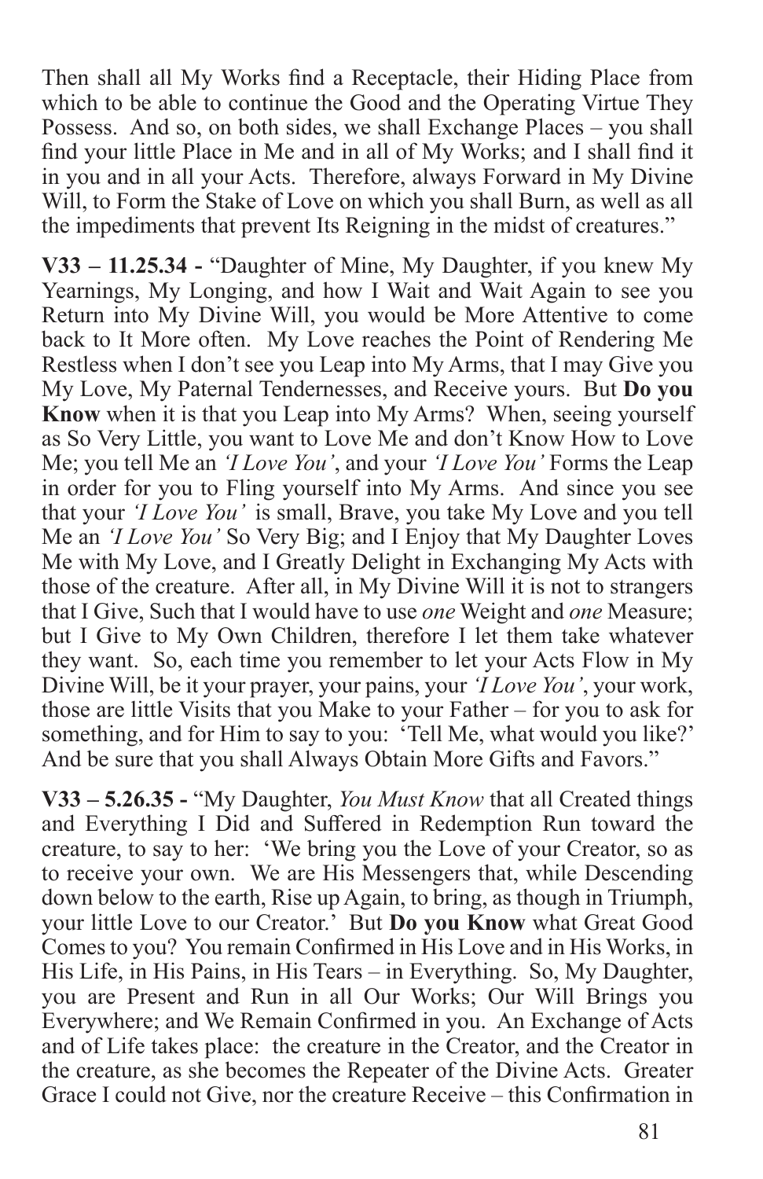Then shall all My Works find a Receptacle, their Hiding Place from which to be able to continue the Good and the Operating Virtue They Possess. And so, on both sides, we shall Exchange Places – you shall find your little Place in Me and in all of My Works; and I shall find it in you and in all your Acts. Therefore, always Forward in My Divine Will, to Form the Stake of Love on which you shall Burn, as well as all the impediments that prevent Its Reigning in the midst of creatures."

**V33 – 11.25.34 -** "Daughter of Mine, My Daughter, if you knew My Yearnings, My Longing, and how I Wait and Wait Again to see you Return into My Divine Will, you would be More Attentive to come back to It More often. My Love reaches the Point of Rendering Me Restless when I don't see you Leap into My Arms, that I may Give you My Love, My Paternal Tendernesses, and Receive yours. But **Do you Know** when it is that you Leap into My Arms? When, seeing yourself as So Very Little, you want to Love Me and don't Know How to Love Me; you tell Me an *'I Love You'*, and your *'I Love You'* Forms the Leap in order for you to Fling yourself into My Arms. And since you see that your *'I Love You'* is small, Brave, you take My Love and you tell Me an *'I Love You'* So Very Big; and I Enjoy that My Daughter Loves Me with My Love, and I Greatly Delight in Exchanging My Acts with those of the creature. After all, in My Divine Will it is not to strangers that I Give, Such that I would have to use *one* Weight and *one* Measure; but I Give to My Own Children, therefore I let them take whatever they want. So, each time you remember to let your Acts Flow in My Divine Will, be it your prayer, your pains, your *'I Love You'*, your work, those are little Visits that you Make to your Father – for you to ask for something, and for Him to say to you: 'Tell Me, what would you like?' And be sure that you shall Always Obtain More Gifts and Favors."

**V33 – 5.26.35 -** "My Daughter, *You Must Know* that all Created things and Everything I Did and Suffered in Redemption Run toward the creature, to say to her: 'We bring you the Love of your Creator, so as to receive your own. We are His Messengers that, while Descending down below to the earth, Rise up Again, to bring, as though in Triumph, your little Love to our Creator.' But **Do you Know** what Great Good Comes to you? You remain Confirmed in His Love and in His Works, in His Life, in His Pains, in His Tears – in Everything. So, My Daughter, you are Present and Run in all Our Works; Our Will Brings you Everywhere; and We Remain Confirmed in you. An Exchange of Acts and of Life takes place: the creature in the Creator, and the Creator in the creature, as she becomes the Repeater of the Divine Acts. Greater Grace I could not Give, nor the creature Receive – this Confirmation in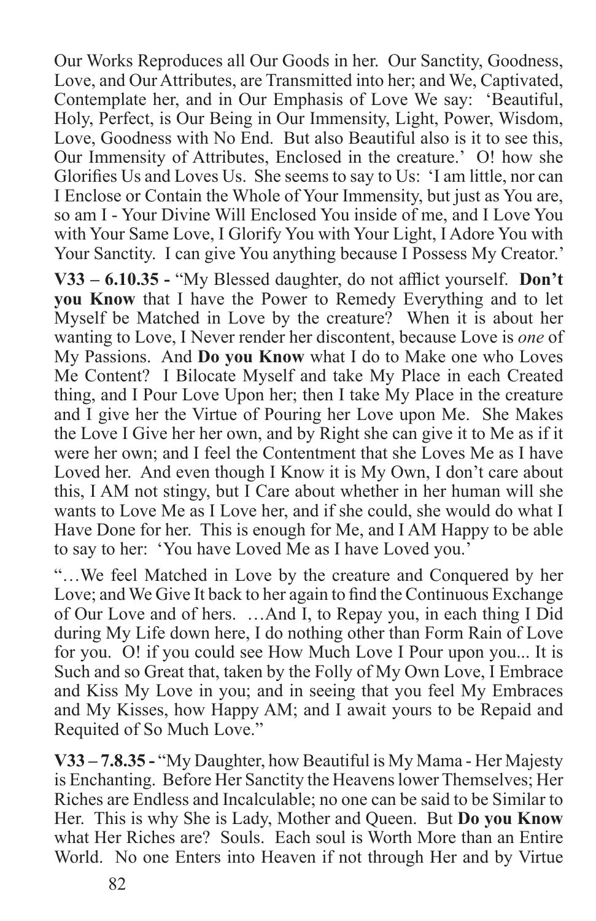Our Works Reproduces all Our Goods in her. Our Sanctity, Goodness, Love, and Our Attributes, are Transmitted into her; and We, Captivated, Contemplate her, and in Our Emphasis of Love We say: 'Beautiful, Holy, Perfect, is Our Being in Our Immensity, Light, Power, Wisdom, Love, Goodness with No End. But also Beautiful also is it to see this, Our Immensity of Attributes, Enclosed in the creature.' O! how she Glorifies Us and Loves Us. She seems to say to Us: 'I am little, nor can I Enclose or Contain the Whole of Your Immensity, but just as You are, so am I - Your Divine Will Enclosed You inside of me, and I Love You with Your Same Love, I Glorify You with Your Light, I Adore You with Your Sanctity. I can give You anything because I Possess My Creator.'

**V33 – 6.10.35 -** "My Blessed daughter, do not afflict yourself. **Don't you Know** that I have the Power to Remedy Everything and to let Myself be Matched in Love by the creature? When it is about her wanting to Love, I Never render her discontent, because Love is *one* of My Passions. And **Do you Know** what I do to Make one who Loves Me Content? I Bilocate Myself and take My Place in each Created thing, and I Pour Love Upon her; then I take My Place in the creature and I give her the Virtue of Pouring her Love upon Me. She Makes the Love I Give her her own, and by Right she can give it to Me as if it were her own; and I feel the Contentment that she Loves Me as I have Loved her. And even though I Know it is My Own, I don't care about this, I AM not stingy, but I Care about whether in her human will she wants to Love Me as I Love her, and if she could, she would do what I Have Done for her. This is enough for Me, and I AM Happy to be able to say to her: 'You have Loved Me as I have Loved you.'

"…We feel Matched in Love by the creature and Conquered by her Love; and We Give It back to her again to find the Continuous Exchange of Our Love and of hers. …And I, to Repay you, in each thing I Did during My Life down here, I do nothing other than Form Rain of Love for you. O! if you could see How Much Love I Pour upon you... It is Such and so Great that, taken by the Folly of My Own Love, I Embrace and Kiss My Love in you; and in seeing that you feel My Embraces and My Kisses, how Happy AM; and I await yours to be Repaid and Requited of So Much Love."

**V33 – 7.8.35 -** "My Daughter, how Beautiful is My Mama - Her Majesty is Enchanting. Before Her Sanctity the Heavens lower Themselves; Her Riches are Endless and Incalculable; no one can be said to be Similar to Her. This is why She is Lady, Mother and Queen. But **Do you Know** what Her Riches are? Souls. Each soul is Worth More than an Entire World. No one Enters into Heaven if not through Her and by Virtue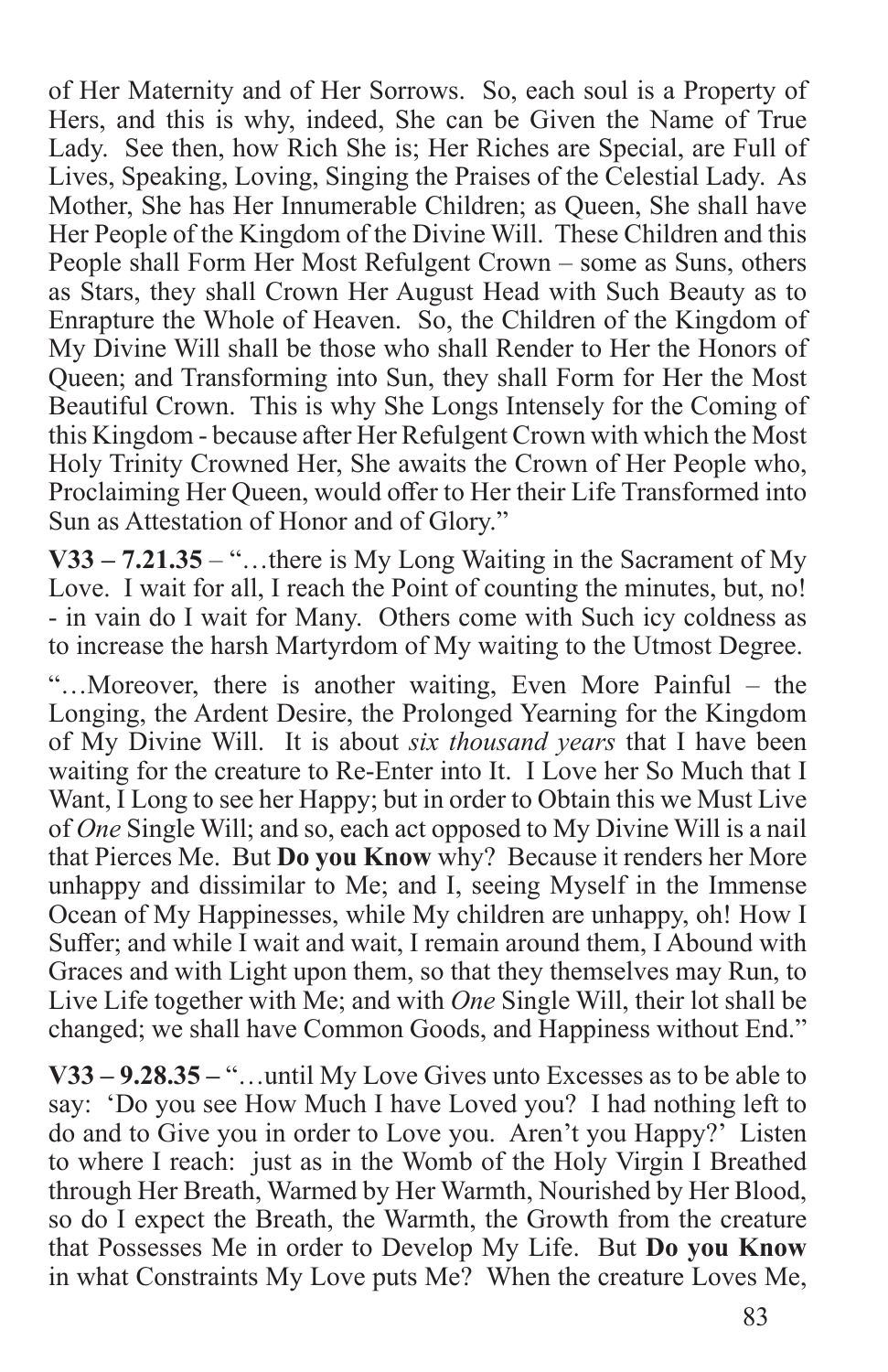of Her Maternity and of Her Sorrows. So, each soul is a Property of Hers, and this is why, indeed, She can be Given the Name of True Lady. See then, how Rich She is; Her Riches are Special, are Full of Lives, Speaking, Loving, Singing the Praises of the Celestial Lady. As Mother, She has Her Innumerable Children; as Queen, She shall have Her People of the Kingdom of the Divine Will. These Children and this People shall Form Her Most Refulgent Crown – some as Suns, others as Stars, they shall Crown Her August Head with Such Beauty as to Enrapture the Whole of Heaven. So, the Children of the Kingdom of My Divine Will shall be those who shall Render to Her the Honors of Queen; and Transforming into Sun, they shall Form for Her the Most Beautiful Crown. This is why She Longs Intensely for the Coming of this Kingdom - because after Her Refulgent Crown with which the Most Holy Trinity Crowned Her, She awaits the Crown of Her People who, Proclaiming Her Queen, would offer to Her their Life Transformed into Sun as Attestation of Honor and of Glory."

**V33 – 7.21.35** – "…there is My Long Waiting in the Sacrament of My Love. I wait for all, I reach the Point of counting the minutes, but, no! - in vain do I wait for Many. Others come with Such icy coldness as to increase the harsh Martyrdom of My waiting to the Utmost Degree.

"…Moreover, there is another waiting, Even More Painful – the Longing, the Ardent Desire, the Prolonged Yearning for the Kingdom of My Divine Will. It is about *six thousand years* that I have been waiting for the creature to Re-Enter into It. I Love her So Much that I Want, I Long to see her Happy; but in order to Obtain this we Must Live of *One* Single Will; and so, each act opposed to My Divine Will is a nail that Pierces Me. But **Do you Know** why? Because it renders her More unhappy and dissimilar to Me; and I, seeing Myself in the Immense Ocean of My Happinesses, while My children are unhappy, oh! How I Suffer; and while I wait and wait, I remain around them, I Abound with Graces and with Light upon them, so that they themselves may Run, to Live Life together with Me; and with *One* Single Will, their lot shall be changed; we shall have Common Goods, and Happiness without End."

**V33 – 9.28.35 –** "…until My Love Gives unto Excesses as to be able to say: 'Do you see How Much I have Loved you? I had nothing left to do and to Give you in order to Love you. Aren't you Happy?' Listen to where I reach: just as in the Womb of the Holy Virgin I Breathed through Her Breath, Warmed by Her Warmth, Nourished by Her Blood, so do I expect the Breath, the Warmth, the Growth from the creature that Possesses Me in order to Develop My Life. But **Do you Know** in what Constraints My Love puts Me? When the creature Loves Me,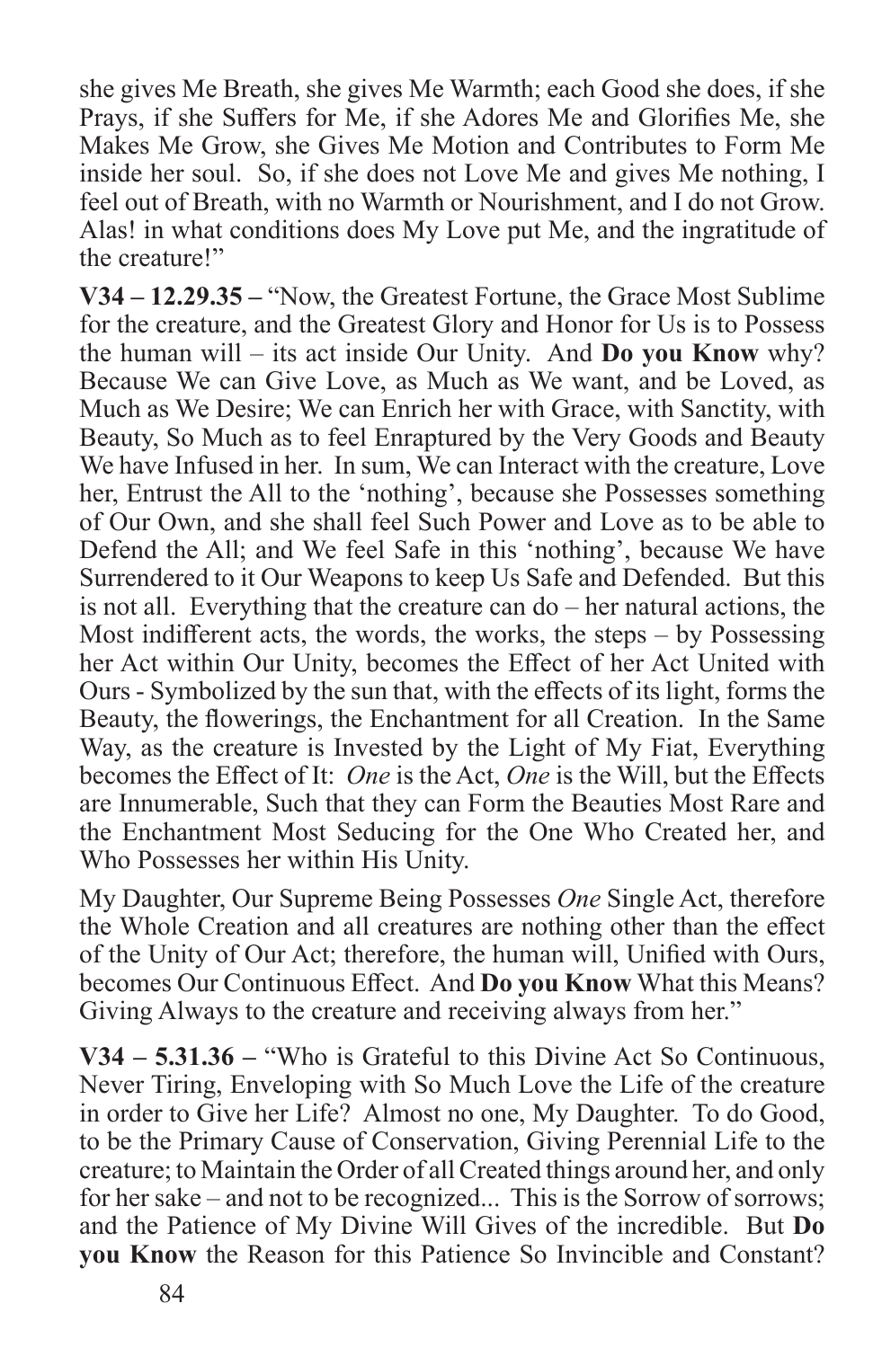she gives Me Breath, she gives Me Warmth; each Good she does, if she Prays, if she Suffers for Me, if she Adores Me and Glorifies Me, she Makes Me Grow, she Gives Me Motion and Contributes to Form Me inside her soul. So, if she does not Love Me and gives Me nothing, I feel out of Breath, with no Warmth or Nourishment, and I do not Grow. Alas! in what conditions does My Love put Me, and the ingratitude of the creature!"

**V34 – 12.29.35 –** "Now, the Greatest Fortune, the Grace Most Sublime for the creature, and the Greatest Glory and Honor for Us is to Possess the human will – its act inside Our Unity. And **Do you Know** why? Because We can Give Love, as Much as We want, and be Loved, as Much as We Desire; We can Enrich her with Grace, with Sanctity, with Beauty, So Much as to feel Enraptured by the Very Goods and Beauty We have Infused in her. In sum, We can Interact with the creature, Love her, Entrust the All to the 'nothing', because she Possesses something of Our Own, and she shall feel Such Power and Love as to be able to Defend the All; and We feel Safe in this 'nothing', because We have Surrendered to it Our Weapons to keep Us Safe and Defended. But this is not all. Everything that the creature can do – her natural actions, the Most indifferent acts, the words, the works, the steps – by Possessing her Act within Our Unity, becomes the Effect of her Act United with Ours - Symbolized by the sun that, with the effects of its light, forms the Beauty, the flowerings, the Enchantment for all Creation. In the Same Way, as the creature is Invested by the Light of My Fiat, Everything becomes the Effect of It: *One* is the Act, *One* is the Will, but the Effects are Innumerable, Such that they can Form the Beauties Most Rare and the Enchantment Most Seducing for the One Who Created her, and Who Possesses her within His Unity.

My Daughter, Our Supreme Being Possesses *One* Single Act, therefore the Whole Creation and all creatures are nothing other than the effect of the Unity of Our Act; therefore, the human will, Unified with Ours, becomes Our Continuous Effect. And **Do you Know** What this Means? Giving Always to the creature and receiving always from her."

**V34 – 5.31.36 –** "Who is Grateful to this Divine Act So Continuous, Never Tiring, Enveloping with So Much Love the Life of the creature in order to Give her Life? Almost no one, My Daughter. To do Good, to be the Primary Cause of Conservation, Giving Perennial Life to the creature; to Maintain the Order of all Created things around her, and only for her sake – and not to be recognized... This is the Sorrow of sorrows; and the Patience of My Divine Will Gives of the incredible. But **Do you Know** the Reason for this Patience So Invincible and Constant?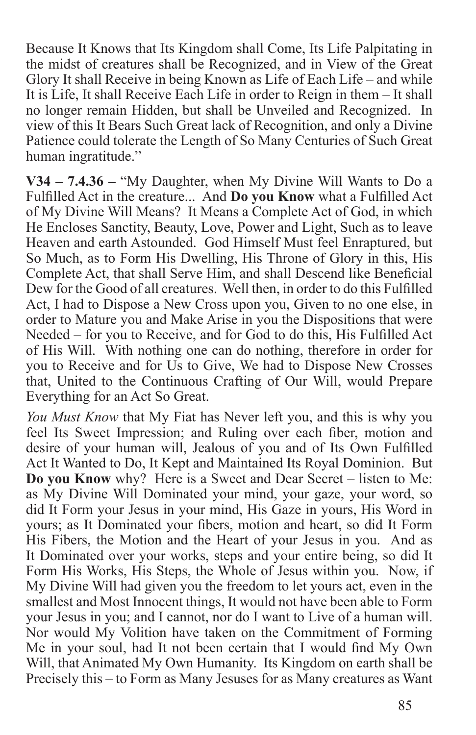Because It Knows that Its Kingdom shall Come, Its Life Palpitating in the midst of creatures shall be Recognized, and in View of the Great Glory It shall Receive in being Known as Life of Each Life – and while It is Life, It shall Receive Each Life in order to Reign in them – It shall no longer remain Hidden, but shall be Unveiled and Recognized. In view of this It Bears Such Great lack of Recognition, and only a Divine Patience could tolerate the Length of So Many Centuries of Such Great human ingratitude."

**V34 – 7.4.36 –** "My Daughter, when My Divine Will Wants to Do a Fulfilled Act in the creature... And **Do you Know** what a Fulfilled Act of My Divine Will Means? It Means a Complete Act of God, in which He Encloses Sanctity, Beauty, Love, Power and Light, Such as to leave Heaven and earth Astounded. God Himself Must feel Enraptured, but So Much, as to Form His Dwelling, His Throne of Glory in this, His Complete Act, that shall Serve Him, and shall Descend like Beneficial Dew for the Good of all creatures. Well then, in order to do this Fulfilled Act, I had to Dispose a New Cross upon you, Given to no one else, in order to Mature you and Make Arise in you the Dispositions that were Needed – for you to Receive, and for God to do this, His Fulfilled Act of His Will. With nothing one can do nothing, therefore in order for you to Receive and for Us to Give, We had to Dispose New Crosses that, United to the Continuous Crafting of Our Will, would Prepare Everything for an Act So Great.

*You Must Know* that My Fiat has Never left you, and this is why you feel Its Sweet Impression; and Ruling over each fiber, motion and desire of your human will, Jealous of you and of Its Own Fulfilled Act It Wanted to Do, It Kept and Maintained Its Royal Dominion. But **Do you Know** why? Here is a Sweet and Dear Secret – listen to Me: as My Divine Will Dominated your mind, your gaze, your word, so did It Form your Jesus in your mind, His Gaze in yours, His Word in yours; as It Dominated your fibers, motion and heart, so did It Form His Fibers, the Motion and the Heart of your Jesus in you. And as It Dominated over your works, steps and your entire being, so did It Form His Works, His Steps, the Whole of Jesus within you. Now, if My Divine Will had given you the freedom to let yours act, even in the smallest and Most Innocent things, It would not have been able to Form your Jesus in you; and I cannot, nor do I want to Live of a human will. Nor would My Volition have taken on the Commitment of Forming Me in your soul, had It not been certain that I would find My Own Will, that Animated My Own Humanity. Its Kingdom on earth shall be Precisely this – to Form as Many Jesuses for as Many creatures as Want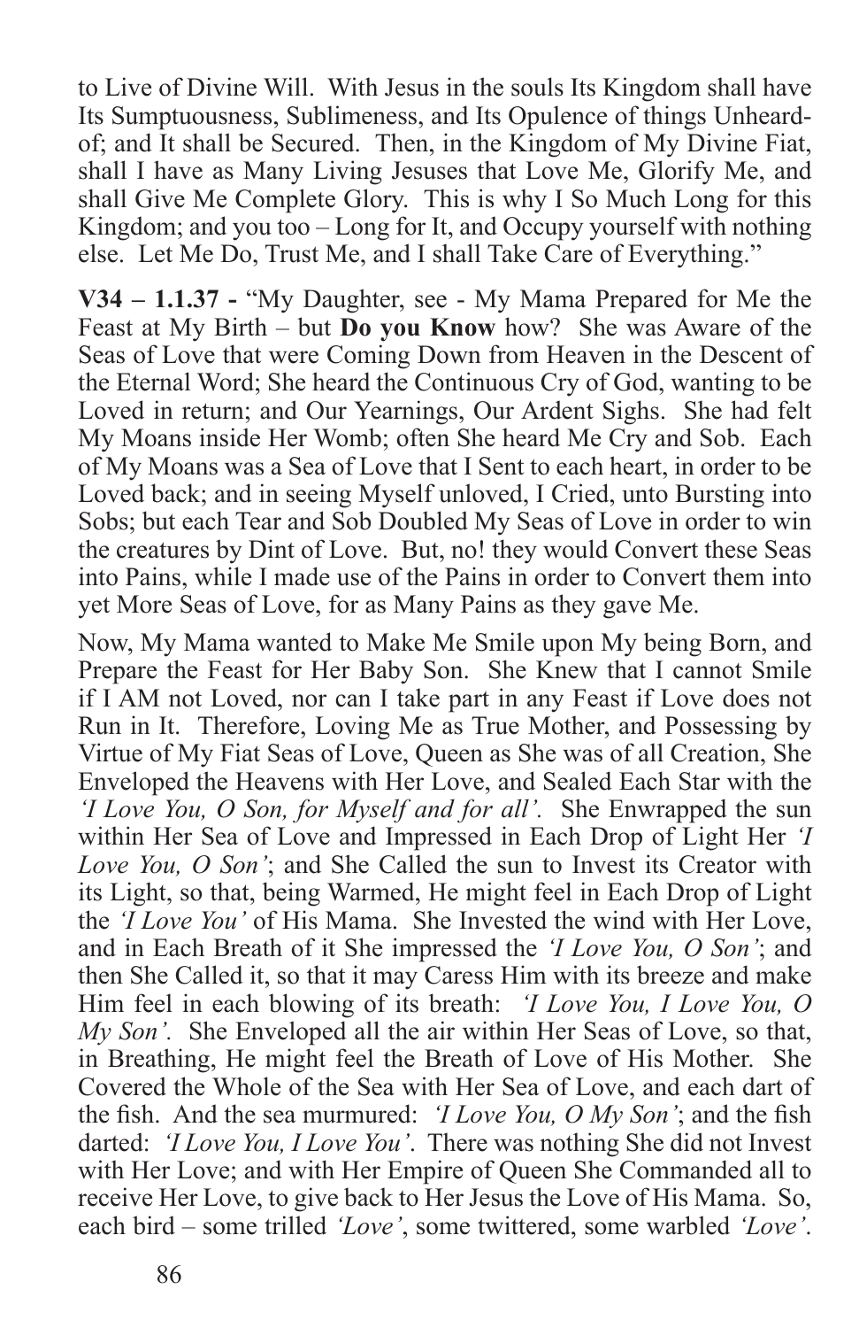to Live of Divine Will. With Jesus in the souls Its Kingdom shall have Its Sumptuousness, Sublimeness, and Its Opulence of things Unheard-of; and It shall be Secured. Then, in the Kingdom of My Divine Fiat, shall I have as Many Living Jesuses that Love Me, Glorify Me, and shall Give Me Complete Glory. This is why I So Much Long for this Kingdom; and you too – Long for It, and Occupy yourself with nothing else. Let Me Do, Trust Me, and I shall Take Care of Everything."

**V34 – 1.1.37 -** "My Daughter, see - My Mama Prepared for Me the Feast at My Birth – but **Do you Know** how? She was Aware of the Seas of Love that were Coming Down from Heaven in the Descent of the Eternal Word; She heard the Continuous Cry of God, wanting to be Loved in return; and Our Yearnings, Our Ardent Sighs. She had felt My Moans inside Her Womb; often She heard Me Cry and Sob. Each of My Moans was a Sea of Love that I Sent to each heart, in order to be Loved back; and in seeing Myself unloved, I Cried, unto Bursting into Sobs; but each Tear and Sob Doubled My Seas of Love in order to win the creatures by Dint of Love. But, no! they would Convert these Seas into Pains, while I made use of the Pains in order to Convert them into yet More Seas of Love, for as Many Pains as they gave Me.

Now, My Mama wanted to Make Me Smile upon My being Born, and Prepare the Feast for Her Baby Son. She Knew that I cannot Smile if I AM not Loved, nor can I take part in any Feast if Love does not Run in It. Therefore, Loving Me as True Mother, and Possessing by Virtue of My Fiat Seas of Love, Queen as She was of all Creation, She Enveloped the Heavens with Her Love, and Sealed Each Star with the *'I Love You, O Son, for Myself and for all'.* She Enwrapped the sun within Her Sea of Love and Impressed in Each Drop of Light Her *'I Love You, O Son'*; and She Called the sun to Invest its Creator with its Light, so that, being Warmed, He might feel in Each Drop of Light the *'I Love You'* of His Mama. She Invested the wind with Her Love, and in Each Breath of it She impressed the *'I Love You, O Son'*; and then She Called it, so that it may Caress Him with its breeze and make Him feel in each blowing of its breath: *'I Love You, I Love You, O My Son'.* She Enveloped all the air within Her Seas of Love, so that, in Breathing, He might feel the Breath of Love of His Mother. She Covered the Whole of the Sea with Her Sea of Love, and each dart of the fish. And the sea murmured: *'I Love You, O My Son'*; and the fish darted: *'I Love You, I Love You'*. There was nothing She did not Invest with Her Love; and with Her Empire of Queen She Commanded all to receive Her Love, to give back to Her Jesus the Love of His Mama. So, each bird – some trilled *'Love'*, some twittered, some warbled *'Love'*.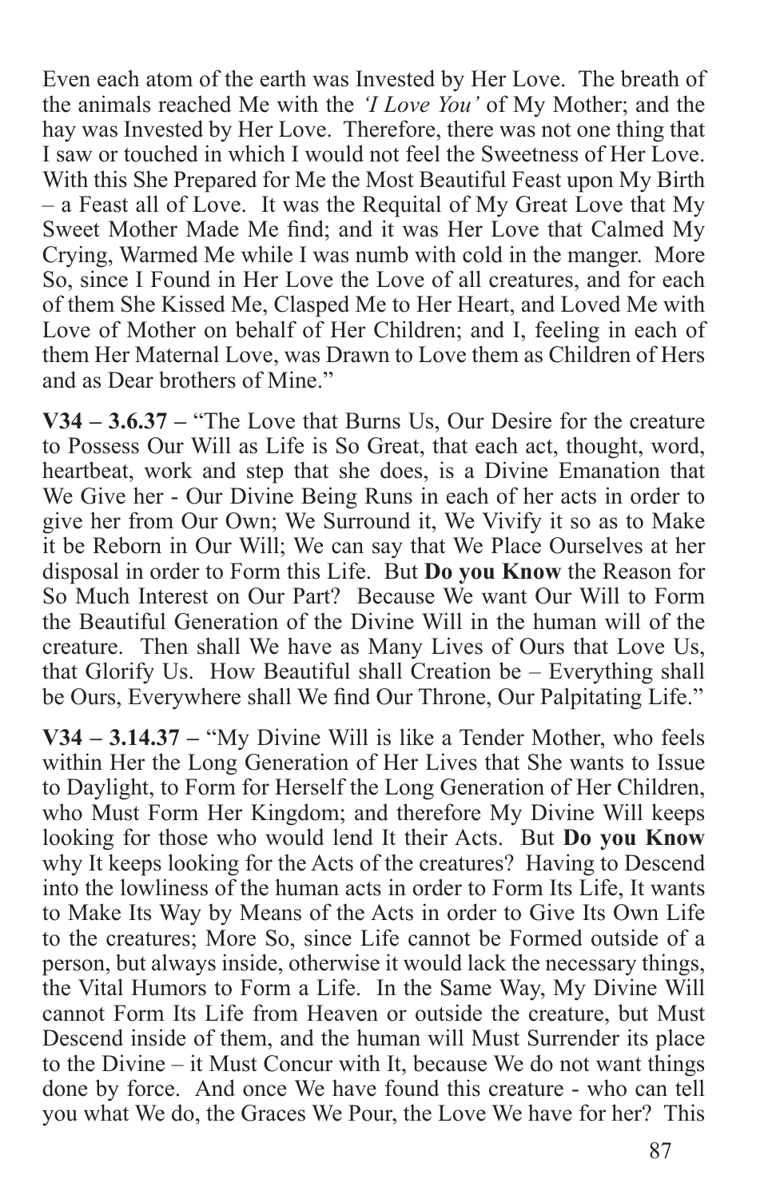Even each atom of the earth was Invested by Her Love. The breath of the animals reached Me with the *'I Love You'* of My Mother; and the hay was Invested by Her Love. Therefore, there was not one thing that I saw or touched in which I would not feel the Sweetness of Her Love. With this She Prepared for Me the Most Beautiful Feast upon My Birth – a Feast all of Love. It was the Requital of My Great Love that My Sweet Mother Made Me find; and it was Her Love that Calmed My Crying, Warmed Me while I was numb with cold in the manger. More So, since I Found in Her Love the Love of all creatures, and for each of them She Kissed Me, Clasped Me to Her Heart, and Loved Me with Love of Mother on behalf of Her Children; and I, feeling in each of them Her Maternal Love, was Drawn to Love them as Children of Hers and as Dear brothers of Mine."

**V34 – 3.6.37 –** "The Love that Burns Us, Our Desire for the creature to Possess Our Will as Life is So Great, that each act, thought, word, heartbeat, work and step that she does, is a Divine Emanation that We Give her - Our Divine Being Runs in each of her acts in order to give her from Our Own; We Surround it, We Vivify it so as to Make it be Reborn in Our Will; We can say that We Place Ourselves at her disposal in order to Form this Life. But **Do you Know** the Reason for So Much Interest on Our Part? Because We want Our Will to Form the Beautiful Generation of the Divine Will in the human will of the creature. Then shall We have as Many Lives of Ours that Love Us, that Glorify Us. How Beautiful shall Creation be – Everything shall be Ours, Everywhere shall We find Our Throne, Our Palpitating Life."

**V34 – 3.14.37 –** "My Divine Will is like a Tender Mother, who feels within Her the Long Generation of Her Lives that She wants to Issue to Daylight, to Form for Herself the Long Generation of Her Children, who Must Form Her Kingdom; and therefore My Divine Will keeps looking for those who would lend It their Acts. But **Do you Know** why It keeps looking for the Acts of the creatures? Having to Descend into the lowliness of the human acts in order to Form Its Life, It wants to Make Its Way by Means of the Acts in order to Give Its Own Life to the creatures; More So, since Life cannot be Formed outside of a person, but always inside, otherwise it would lack the necessary things, the Vital Humors to Form a Life. In the Same Way, My Divine Will cannot Form Its Life from Heaven or outside the creature, but Must Descend inside of them, and the human will Must Surrender its place to the Divine – it Must Concur with It, because We do not want things done by force. And once We have found this creature - who can tell you what We do, the Graces We Pour, the Love We have for her? This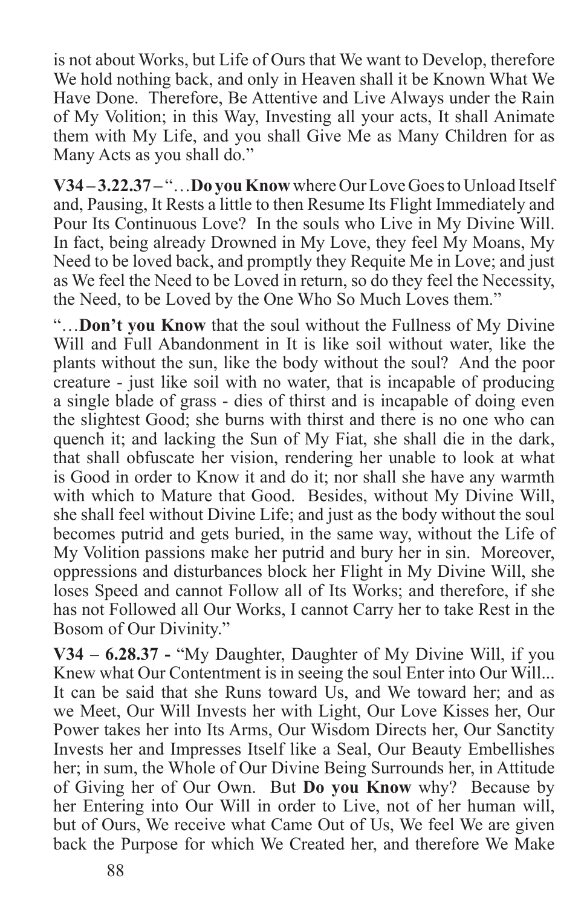is not about Works, but Life of Ours that We want to Develop, therefore We hold nothing back, and only in Heaven shall it be Known What We Have Done. Therefore, Be Attentive and Live Always under the Rain of My Volition; in this Way, Investing all your acts, It shall Animate them with My Life, and you shall Give Me as Many Children for as Many Acts as you shall do."

**V34 – 3.22.37 –** "…**Do you Know** where Our Love Goes to Unload Itself and, Pausing, It Rests a little to then Resume Its Flight Immediately and Pour Its Continuous Love? In the souls who Live in My Divine Will. In fact, being already Drowned in My Love, they feel My Moans, My Need to be loved back, and promptly they Requite Me in Love; and just as We feel the Need to be Loved in return, so do they feel the Necessity, the Need, to be Loved by the One Who So Much Loves them."

"…**Don't you Know** that the soul without the Fullness of My Divine Will and Full Abandonment in It is like soil without water, like the plants without the sun, like the body without the soul? And the poor creature - just like soil with no water, that is incapable of producing a single blade of grass - dies of thirst and is incapable of doing even the slightest Good; she burns with thirst and there is no one who can quench it; and lacking the Sun of My Fiat, she shall die in the dark, that shall obfuscate her vision, rendering her unable to look at what is Good in order to Know it and do it; nor shall she have any warmth with which to Mature that Good. Besides, without My Divine Will, she shall feel without Divine Life; and just as the body without the soul becomes putrid and gets buried, in the same way, without the Life of My Volition passions make her putrid and bury her in sin. Moreover, oppressions and disturbances block her Flight in My Divine Will, she loses Speed and cannot Follow all of Its Works; and therefore, if she has not Followed all Our Works, I cannot Carry her to take Rest in the Bosom of Our Divinity."

**V34 – 6.28.37 -** "My Daughter, Daughter of My Divine Will, if you Knew what Our Contentment is in seeing the soul Enter into Our Will... It can be said that she Runs toward Us, and We toward her; and as we Meet, Our Will Invests her with Light, Our Love Kisses her, Our Power takes her into Its Arms, Our Wisdom Directs her, Our Sanctity Invests her and Impresses Itself like a Seal, Our Beauty Embellishes her; in sum, the Whole of Our Divine Being Surrounds her, in Attitude of Giving her of Our Own. But **Do you Know** why? Because by her Entering into Our Will in order to Live, not of her human will, but of Ours, We receive what Came Out of Us, We feel We are given back the Purpose for which We Created her, and therefore We Make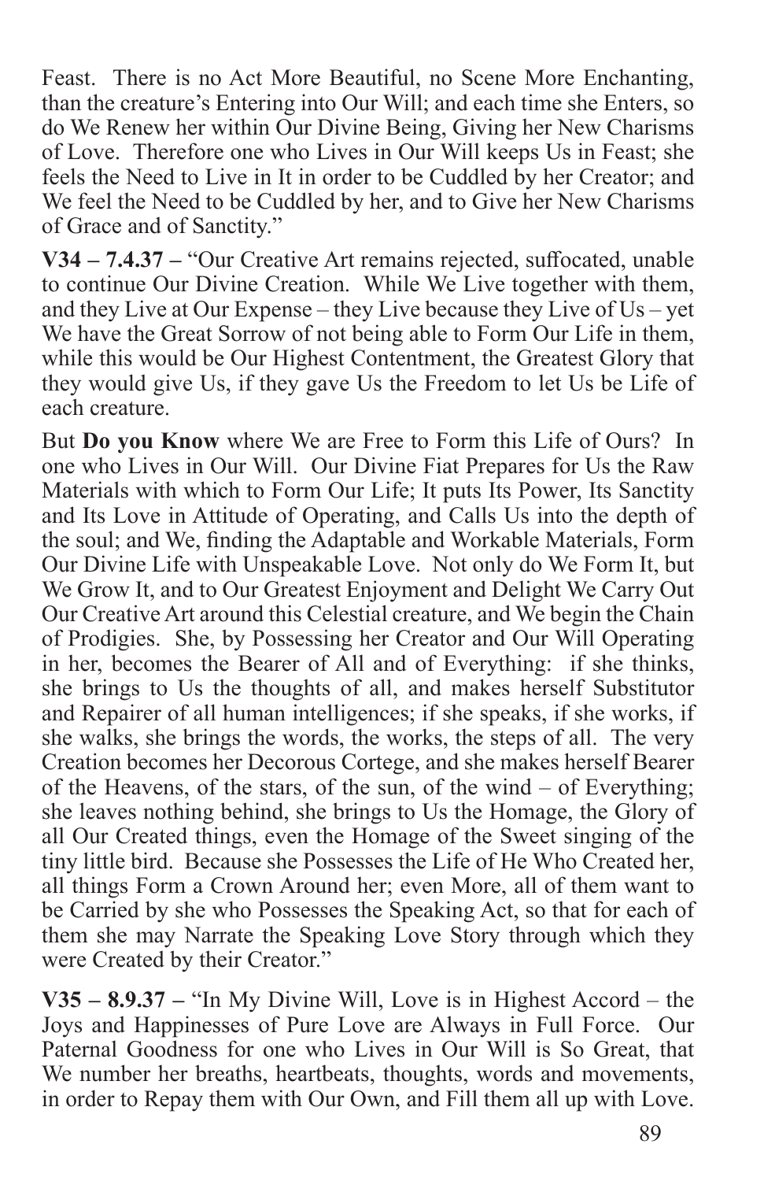Feast. There is no Act More Beautiful, no Scene More Enchanting, than the creature's Entering into Our Will; and each time she Enters, so do We Renew her within Our Divine Being, Giving her New Charisms of Love. Therefore one who Lives in Our Will keeps Us in Feast; she feels the Need to Live in It in order to be Cuddled by her Creator; and We feel the Need to be Cuddled by her, and to Give her New Charisms of Grace and of Sanctity."

**V34 – 7.4.37 –** "Our Creative Art remains rejected, suffocated, unable to continue Our Divine Creation. While We Live together with them, and they Live at Our Expense – they Live because they Live of Us – yet We have the Great Sorrow of not being able to Form Our Life in them, while this would be Our Highest Contentment, the Greatest Glory that they would give Us, if they gave Us the Freedom to let Us be Life of each creature.

But **Do you Know** where We are Free to Form this Life of Ours? In one who Lives in Our Will. Our Divine Fiat Prepares for Us the Raw Materials with which to Form Our Life; It puts Its Power, Its Sanctity and Its Love in Attitude of Operating, and Calls Us into the depth of the soul; and We, finding the Adaptable and Workable Materials, Form Our Divine Life with Unspeakable Love. Not only do We Form It, but We Grow It, and to Our Greatest Enjoyment and Delight We Carry Out Our Creative Art around this Celestial creature, and We begin the Chain of Prodigies. She, by Possessing her Creator and Our Will Operating in her, becomes the Bearer of All and of Everything: if she thinks, she brings to Us the thoughts of all, and makes herself Substitutor and Repairer of all human intelligences; if she speaks, if she works, if she walks, she brings the words, the works, the steps of all. The very Creation becomes her Decorous Cortege, and she makes herself Bearer of the Heavens, of the stars, of the sun, of the wind – of Everything; she leaves nothing behind, she brings to Us the Homage, the Glory of all Our Created things, even the Homage of the Sweet singing of the tiny little bird. Because she Possesses the Life of He Who Created her, all things Form a Crown Around her; even More, all of them want to be Carried by she who Possesses the Speaking Act, so that for each of them she may Narrate the Speaking Love Story through which they were Created by their Creator."

**V35 – 8.9.37 –** "In My Divine Will, Love is in Highest Accord – the Joys and Happinesses of Pure Love are Always in Full Force. Our Paternal Goodness for one who Lives in Our Will is So Great, that We number her breaths, heartbeats, thoughts, words and movements, in order to Repay them with Our Own, and Fill them all up with Love.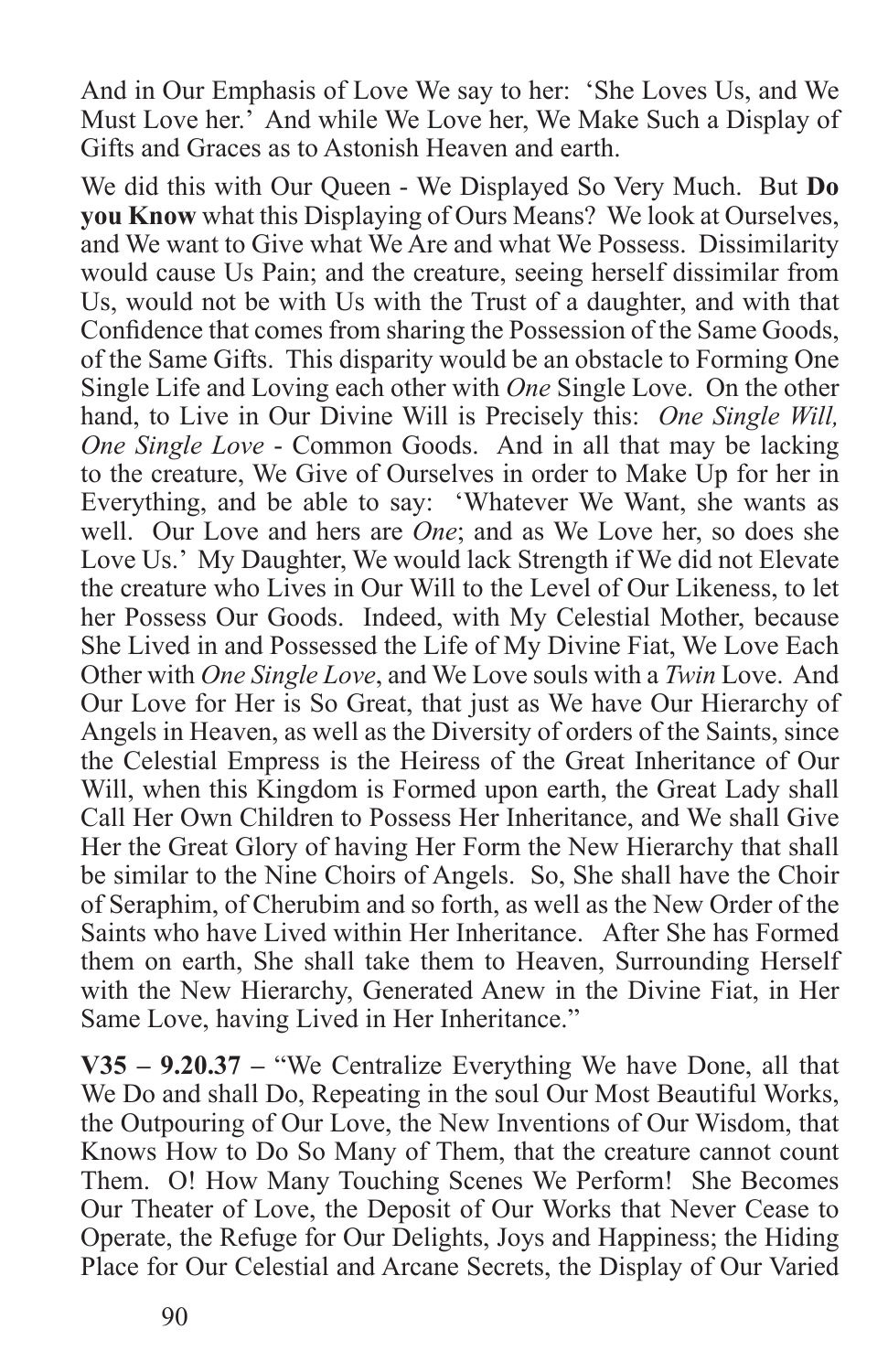And in Our Emphasis of Love We say to her: 'She Loves Us, and We Must Love her.' And while We Love her, We Make Such a Display of Gifts and Graces as to Astonish Heaven and earth.

We did this with Our Queen - We Displayed So Very Much. But **Do you Know** what this Displaying of Ours Means? We look at Ourselves, and We want to Give what We Are and what We Possess. Dissimilarity would cause Us Pain; and the creature, seeing herself dissimilar from Us, would not be with Us with the Trust of a daughter, and with that Confidence that comes from sharing the Possession of the Same Goods, of the Same Gifts. This disparity would be an obstacle to Forming One Single Life and Loving each other with *One* Single Love. On the other hand, to Live in Our Divine Will is Precisely this: *One Single Will, One Single Love* - Common Goods. And in all that may be lacking to the creature, We Give of Ourselves in order to Make Up for her in Everything, and be able to say: 'Whatever We Want, she wants as well. Our Love and hers are *One*; and as We Love her, so does she Love Us.' My Daughter, We would lack Strength if We did not Elevate the creature who Lives in Our Will to the Level of Our Likeness, to let her Possess Our Goods. Indeed, with My Celestial Mother, because She Lived in and Possessed the Life of My Divine Fiat, We Love Each Other with *One Single Love*, and We Love souls with a *Twin* Love. And Our Love for Her is So Great, that just as We have Our Hierarchy of Angels in Heaven, as well as the Diversity of orders of the Saints, since the Celestial Empress is the Heiress of the Great Inheritance of Our Will, when this Kingdom is Formed upon earth, the Great Lady shall Call Her Own Children to Possess Her Inheritance, and We shall Give Her the Great Glory of having Her Form the New Hierarchy that shall be similar to the Nine Choirs of Angels. So, She shall have the Choir of Seraphim, of Cherubim and so forth, as well as the New Order of the Saints who have Lived within Her Inheritance. After She has Formed them on earth, She shall take them to Heaven, Surrounding Herself with the New Hierarchy, Generated Anew in the Divine Fiat, in Her Same Love, having Lived in Her Inheritance."

**V35 – 9.20.37 –** "We Centralize Everything We have Done, all that We Do and shall Do, Repeating in the soul Our Most Beautiful Works, the Outpouring of Our Love, the New Inventions of Our Wisdom, that Knows How to Do So Many of Them, that the creature cannot count Them. O! How Many Touching Scenes We Perform! She Becomes Our Theater of Love, the Deposit of Our Works that Never Cease to Operate, the Refuge for Our Delights, Joys and Happiness; the Hiding Place for Our Celestial and Arcane Secrets, the Display of Our Varied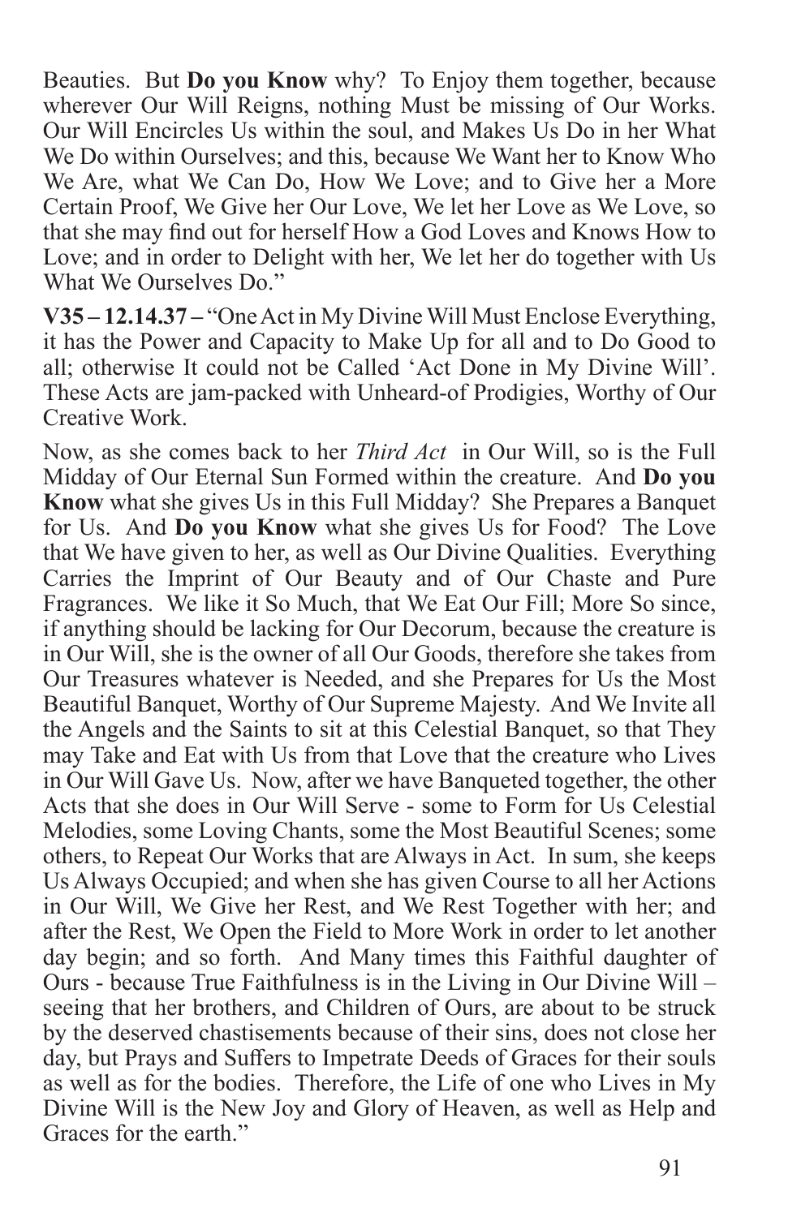Beauties. But **Do you Know** why? To Enjoy them together, because wherever Our Will Reigns, nothing Must be missing of Our Works. Our Will Encircles Us within the soul, and Makes Us Do in her What We Do within Ourselves; and this, because We Want her to Know Who We Are, what We Can Do, How We Love; and to Give her a More Certain Proof, We Give her Our Love, We let her Love as We Love, so that she may find out for herself How a God Loves and Knows How to Love; and in order to Delight with her, We let her do together with Us What We Ourselves Do."

**V35 – 12.14.37 –** "One Act in My Divine Will Must Enclose Everything, it has the Power and Capacity to Make Up for all and to Do Good to all; otherwise It could not be Called 'Act Done in My Divine Will'. These Acts are jam-packed with Unheard-of Prodigies, Worthy of Our Creative Work.

Now, as she comes back to her *Third Act* in Our Will, so is the Full Midday of Our Eternal Sun Formed within the creature. And **Do you Know** what she gives Us in this Full Midday? She Prepares a Banquet for Us. And **Do you Know** what she gives Us for Food? The Love that We have given to her, as well as Our Divine Qualities. Everything Carries the Imprint of Our Beauty and of Our Chaste and Pure Fragrances. We like it So Much, that We Eat Our Fill; More So since, if anything should be lacking for Our Decorum, because the creature is in Our Will, she is the owner of all Our Goods, therefore she takes from Our Treasures whatever is Needed, and she Prepares for Us the Most Beautiful Banquet, Worthy of Our Supreme Majesty. And We Invite all the Angels and the Saints to sit at this Celestial Banquet, so that They may Take and Eat with Us from that Love that the creature who Lives in Our Will Gave Us. Now, after we have Banqueted together, the other Acts that she does in Our Will Serve - some to Form for Us Celestial Melodies, some Loving Chants, some the Most Beautiful Scenes; some others, to Repeat Our Works that are Always in Act. In sum, she keeps Us Always Occupied; and when she has given Course to all her Actions in Our Will, We Give her Rest, and We Rest Together with her; and after the Rest, We Open the Field to More Work in order to let another day begin; and so forth. And Many times this Faithful daughter of Ours - because True Faithfulness is in the Living in Our Divine Will – seeing that her brothers, and Children of Ours, are about to be struck by the deserved chastisements because of their sins, does not close her day, but Prays and Suffers to Impetrate Deeds of Graces for their souls as well as for the bodies. Therefore, the Life of one who Lives in My Divine Will is the New Joy and Glory of Heaven, as well as Help and Graces for the earth."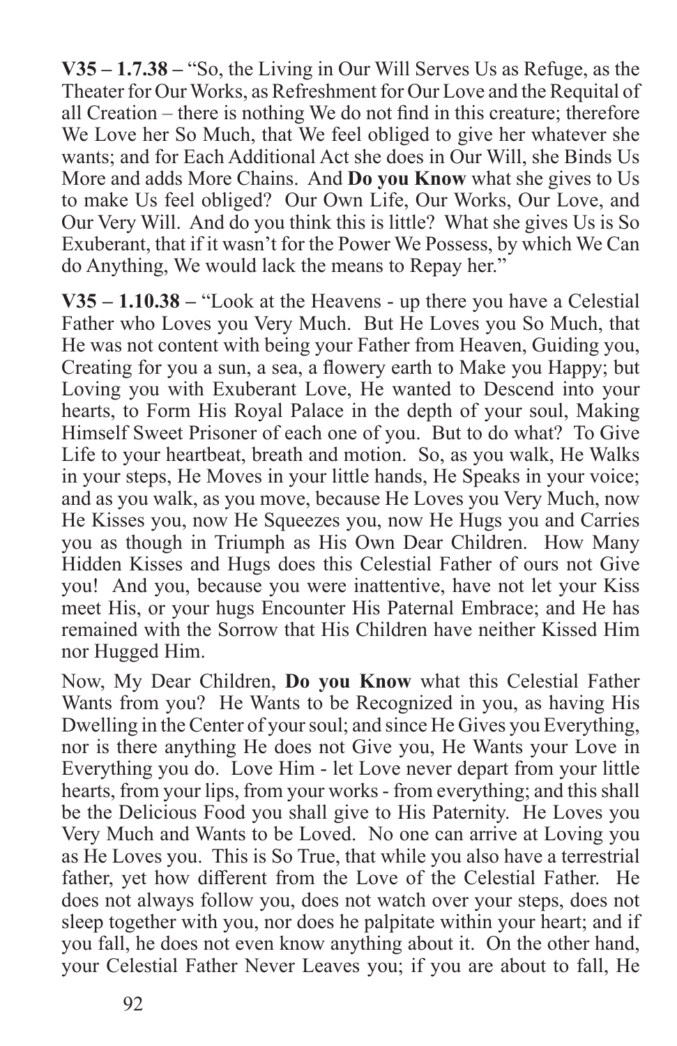**V35 – 1.7.38 –** "So, the Living in Our Will Serves Us as Refuge, as the Theater for Our Works, as Refreshment for Our Love and the Requital of all Creation – there is nothing We do not find in this creature; therefore We Love her So Much, that We feel obliged to give her whatever she wants; and for Each Additional Act she does in Our Will, she Binds Us More and adds More Chains. And **Do you Know** what she gives to Us to make Us feel obliged? Our Own Life, Our Works, Our Love, and Our Very Will. And do you think this is little? What she gives Us is So Exuberant, that if it wasn't for the Power We Possess, by which We Can do Anything, We would lack the means to Repay her."

**V35 – 1.10.38 –** "Look at the Heavens - up there you have a Celestial Father who Loves you Very Much. But He Loves you So Much, that He was not content with being your Father from Heaven, Guiding you, Creating for you a sun, a sea, a flowery earth to Make you Happy; but Loving you with Exuberant Love, He wanted to Descend into your hearts, to Form His Royal Palace in the depth of your soul, Making Himself Sweet Prisoner of each one of you. But to do what? To Give Life to your heartbeat, breath and motion. So, as you walk, He Walks in your steps, He Moves in your little hands, He Speaks in your voice; and as you walk, as you move, because He Loves you Very Much, now He Kisses you, now He Squeezes you, now He Hugs you and Carries you as though in Triumph as His Own Dear Children. How Many Hidden Kisses and Hugs does this Celestial Father of ours not Give you! And you, because you were inattentive, have not let your Kiss meet His, or your hugs Encounter His Paternal Embrace; and He has remained with the Sorrow that His Children have neither Kissed Him nor Hugged Him.

Now, My Dear Children, **Do you Know** what this Celestial Father Wants from you? He Wants to be Recognized in you, as having His Dwelling in the Center of your soul; and since He Gives you Everything, nor is there anything He does not Give you, He Wants your Love in Everything you do. Love Him - let Love never depart from your little hearts, from your lips, from your works - from everything; and this shall be the Delicious Food you shall give to His Paternity. He Loves you Very Much and Wants to be Loved. No one can arrive at Loving you as He Loves you. This is So True, that while you also have a terrestrial father, yet how different from the Love of the Celestial Father. He does not always follow you, does not watch over your steps, does not sleep together with you, nor does he palpitate within your heart; and if you fall, he does not even know anything about it. On the other hand, your Celestial Father Never Leaves you; if you are about to fall, He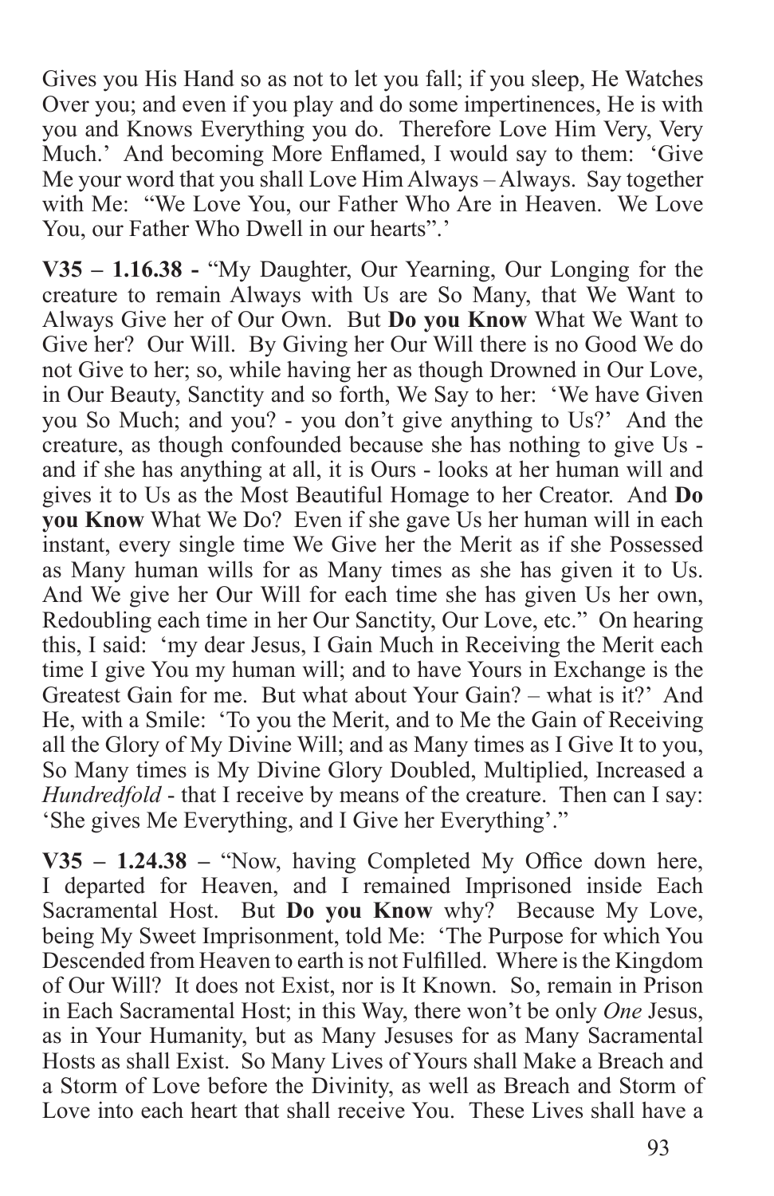Gives you His Hand so as not to let you fall; if you sleep, He Watches Over you; and even if you play and do some impertinences, He is with you and Knows Everything you do. Therefore Love Him Very, Very Much.' And becoming More Enflamed, I would say to them: 'Give Me your word that you shall Love Him Always – Always. Say together with Me: "We Love You, our Father Who Are in Heaven. We Love You, our Father Who Dwell in our hearts".'

**V35 – 1.16.38 -** "My Daughter, Our Yearning, Our Longing for the creature to remain Always with Us are So Many, that We Want to Always Give her of Our Own. But **Do you Know** What We Want to Give her? Our Will. By Giving her Our Will there is no Good We do not Give to her; so, while having her as though Drowned in Our Love, in Our Beauty, Sanctity and so forth, We Say to her: 'We have Given you So Much; and you? - you don't give anything to Us?' And the creature, as though confounded because she has nothing to give Us - and if she has anything at all, it is Ours - looks at her human will and gives it to Us as the Most Beautiful Homage to her Creator. And **Do you Know** What We Do? Even if she gave Us her human will in each instant, every single time We Give her the Merit as if she Possessed as Many human wills for as Many times as she has given it to Us. And We give her Our Will for each time she has given Us her own, Redoubling each time in her Our Sanctity, Our Love, etc." On hearing this, I said: 'my dear Jesus, I Gain Much in Receiving the Merit each time I give You my human will; and to have Yours in Exchange is the Greatest Gain for me. But what about Your Gain? – what is it?' And He, with a Smile: 'To you the Merit, and to Me the Gain of Receiving all the Glory of My Divine Will; and as Many times as I Give It to you, So Many times is My Divine Glory Doubled, Multiplied, Increased a *Hundredfold* - that I receive by means of the creature. Then can I say: 'She gives Me Everything, and I Give her Everything'."

**V35 – 1.24.38 –** "Now, having Completed My Office down here, I departed for Heaven, and I remained Imprisoned inside Each Sacramental Host. But **Do you Know** why? Because My Love, being My Sweet Imprisonment, told Me: 'The Purpose for which You Descended from Heaven to earth is not Fulfilled. Where is the Kingdom of Our Will? It does not Exist, nor is It Known. So, remain in Prison in Each Sacramental Host; in this Way, there won't be only *One* Jesus, as in Your Humanity, but as Many Jesuses for as Many Sacramental Hosts as shall Exist. So Many Lives of Yours shall Make a Breach and a Storm of Love before the Divinity, as well as Breach and Storm of Love into each heart that shall receive You. These Lives shall have a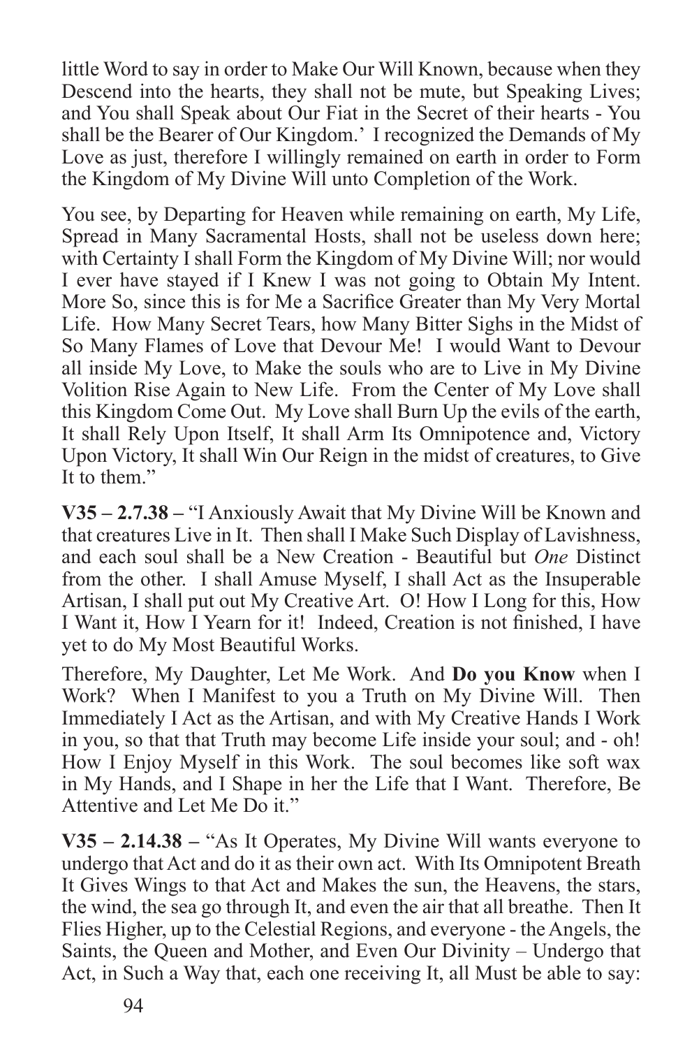little Word to say in order to Make Our Will Known, because when they Descend into the hearts, they shall not be mute, but Speaking Lives; and You shall Speak about Our Fiat in the Secret of their hearts - You shall be the Bearer of Our Kingdom.' I recognized the Demands of My Love as just, therefore I willingly remained on earth in order to Form the Kingdom of My Divine Will unto Completion of the Work.

You see, by Departing for Heaven while remaining on earth, My Life, Spread in Many Sacramental Hosts, shall not be useless down here; with Certainty I shall Form the Kingdom of My Divine Will; nor would I ever have stayed if I Knew I was not going to Obtain My Intent. More So, since this is for Me a Sacrifice Greater than My Very Mortal Life. How Many Secret Tears, how Many Bitter Sighs in the Midst of So Many Flames of Love that Devour Me! I would Want to Devour all inside My Love, to Make the souls who are to Live in My Divine Volition Rise Again to New Life. From the Center of My Love shall this Kingdom Come Out. My Love shall Burn Up the evils of the earth, It shall Rely Upon Itself, It shall Arm Its Omnipotence and, Victory Upon Victory, It shall Win Our Reign in the midst of creatures, to Give It to them."

**V35 – 2.7.38 –** "I Anxiously Await that My Divine Will be Known and that creatures Live in It. Then shall I Make Such Display of Lavishness, and each soul shall be a New Creation - Beautiful but *One* Distinct from the other. I shall Amuse Myself, I shall Act as the Insuperable Artisan, I shall put out My Creative Art. O! How I Long for this, How I Want it, How I Yearn for it! Indeed, Creation is not finished, I have yet to do My Most Beautiful Works.

Therefore, My Daughter, Let Me Work. And **Do you Know** when I Work? When I Manifest to you a Truth on My Divine Will. Then Immediately I Act as the Artisan, and with My Creative Hands I Work in you, so that that Truth may become Life inside your soul; and - oh! How I Enjoy Myself in this Work. The soul becomes like soft wax in My Hands, and I Shape in her the Life that I Want. Therefore, Be Attentive and Let Me Do it."

**V35 – 2.14.38 –** "As It Operates, My Divine Will wants everyone to undergo that Act and do it as their own act. With Its Omnipotent Breath It Gives Wings to that Act and Makes the sun, the Heavens, the stars, the wind, the sea go through It, and even the air that all breathe. Then It Flies Higher, up to the Celestial Regions, and everyone - the Angels, the Saints, the Queen and Mother, and Even Our Divinity – Undergo that Act, in Such a Way that, each one receiving It, all Must be able to say: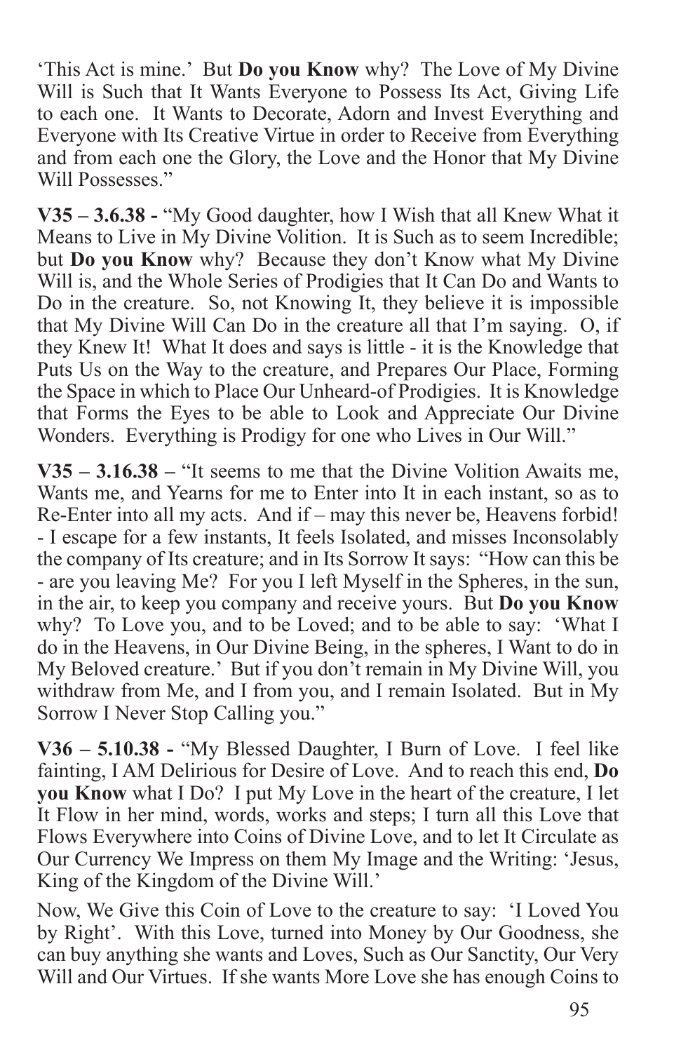'This Act is mine.' But **Do you Know** why? The Love of My Divine Will is Such that It Wants Everyone to Possess Its Act, Giving Life to each one. It Wants to Decorate, Adorn and Invest Everything and Everyone with Its Creative Virtue in order to Receive from Everything and from each one the Glory, the Love and the Honor that My Divine Will Possesses."

**V35 – 3.6.38 -** "My Good daughter, how I Wish that all Knew What it Means to Live in My Divine Volition. It is Such as to seem Incredible; but **Do you Know** why? Because they don't Know what My Divine Will is, and the Whole Series of Prodigies that It Can Do and Wants to Do in the creature. So, not Knowing It, they believe it is impossible that My Divine Will Can Do in the creature all that I'm saying. O, if they Knew It! What It does and says is little - it is the Knowledge that Puts Us on the Way to the creature, and Prepares Our Place, Forming the Space in which to Place Our Unheard-of Prodigies. It is Knowledge that Forms the Eyes to be able to Look and Appreciate Our Divine Wonders. Everything is Prodigy for one who Lives in Our Will."

**V35 – 3.16.38 –** "It seems to me that the Divine Volition Awaits me, Wants me, and Yearns for me to Enter into It in each instant, so as to Re-Enter into all my acts. And if – may this never be, Heavens forbid! - I escape for a few instants, It feels Isolated, and misses Inconsolably the company of Its creature; and in Its Sorrow It says: "How can this be - are you leaving Me? For you I left Myself in the Spheres, in the sun, in the air, to keep you company and receive yours. But **Do you Know** why? To Love you, and to be Loved; and to be able to say: 'What I do in the Heavens, in Our Divine Being, in the spheres, I Want to do in My Beloved creature.' But if you don't remain in My Divine Will, you withdraw from Me, and I from you, and I remain Isolated. But in My Sorrow I Never Stop Calling you."

**V36 – 5.10.38 -** "My Blessed Daughter, I Burn of Love. I feel like fainting, I AM Delirious for Desire of Love. And to reach this end, **Do you Know** what I Do? I put My Love in the heart of the creature, I let It Flow in her mind, words, works and steps; I turn all this Love that Flows Everywhere into Coins of Divine Love, and to let It Circulate as Our Currency We Impress on them My Image and the Writing: 'Jesus, King of the Kingdom of the Divine Will.'

Now, We Give this Coin of Love to the creature to say: 'I Loved You by Right'. With this Love, turned into Money by Our Goodness, she can buy anything she wants and Loves, Such as Our Sanctity, Our Very Will and Our Virtues. If she wants More Love she has enough Coins to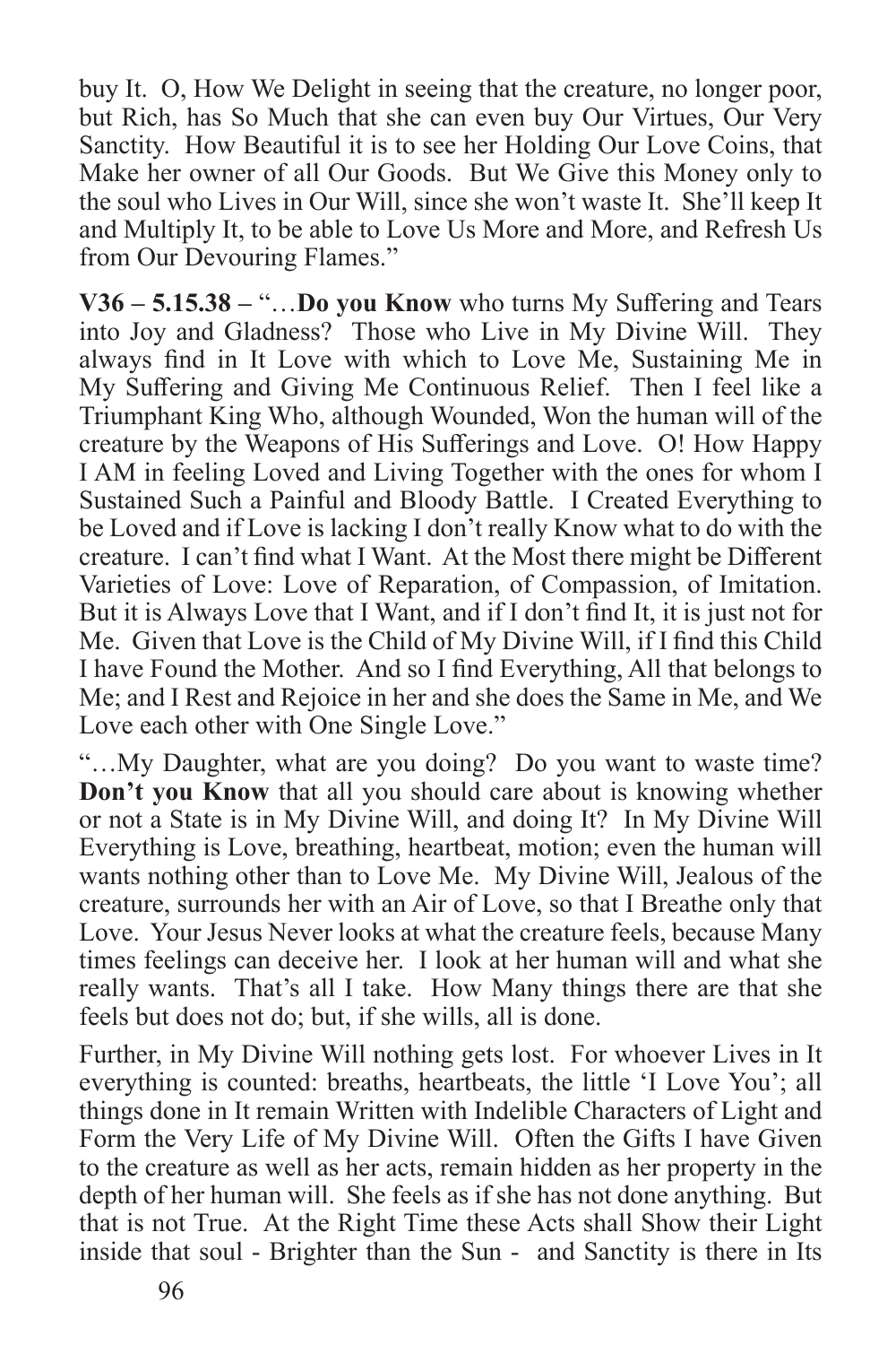buy It. O, How We Delight in seeing that the creature, no longer poor, but Rich, has So Much that she can even buy Our Virtues, Our Very Sanctity. How Beautiful it is to see her Holding Our Love Coins, that Make her owner of all Our Goods. But We Give this Money only to the soul who Lives in Our Will, since she won't waste It. She'll keep It and Multiply It, to be able to Love Us More and More, and Refresh Us from Our Devouring Flames."

**V36 – 5.15.38 –** "…**Do you Know** who turns My Suffering and Tears into Joy and Gladness? Those who Live in My Divine Will. They always find in It Love with which to Love Me, Sustaining Me in My Suffering and Giving Me Continuous Relief. Then I feel like a Triumphant King Who, although Wounded, Won the human will of the creature by the Weapons of His Sufferings and Love. O! How Happy I AM in feeling Loved and Living Together with the ones for whom I Sustained Such a Painful and Bloody Battle. I Created Everything to be Loved and if Love is lacking I don't really Know what to do with the creature. I can't find what I Want. At the Most there might be Different Varieties of Love: Love of Reparation, of Compassion, of Imitation. But it is Always Love that I Want, and if I don't find It, it is just not for Me. Given that Love is the Child of My Divine Will, if I find this Child I have Found the Mother. And so I find Everything, All that belongs to Me; and I Rest and Rejoice in her and she does the Same in Me, and We Love each other with One Single Love."

"…My Daughter, what are you doing? Do you want to waste time? **Don't you Know** that all you should care about is knowing whether or not a State is in My Divine Will, and doing It? In My Divine Will Everything is Love, breathing, heartbeat, motion; even the human will wants nothing other than to Love Me. My Divine Will, Jealous of the creature, surrounds her with an Air of Love, so that I Breathe only that Love. Your Jesus Never looks at what the creature feels, because Many times feelings can deceive her. I look at her human will and what she really wants. That's all I take. How Many things there are that she feels but does not do; but, if she wills, all is done.

Further, in My Divine Will nothing gets lost. For whoever Lives in It everything is counted: breaths, heartbeats, the little 'I Love You'; all things done in It remain Written with Indelible Characters of Light and Form the Very Life of My Divine Will. Often the Gifts I have Given to the creature as well as her acts, remain hidden as her property in the depth of her human will. She feels as if she has not done anything. But that is not True. At the Right Time these Acts shall Show their Light inside that soul - Brighter than the Sun - and Sanctity is there in Its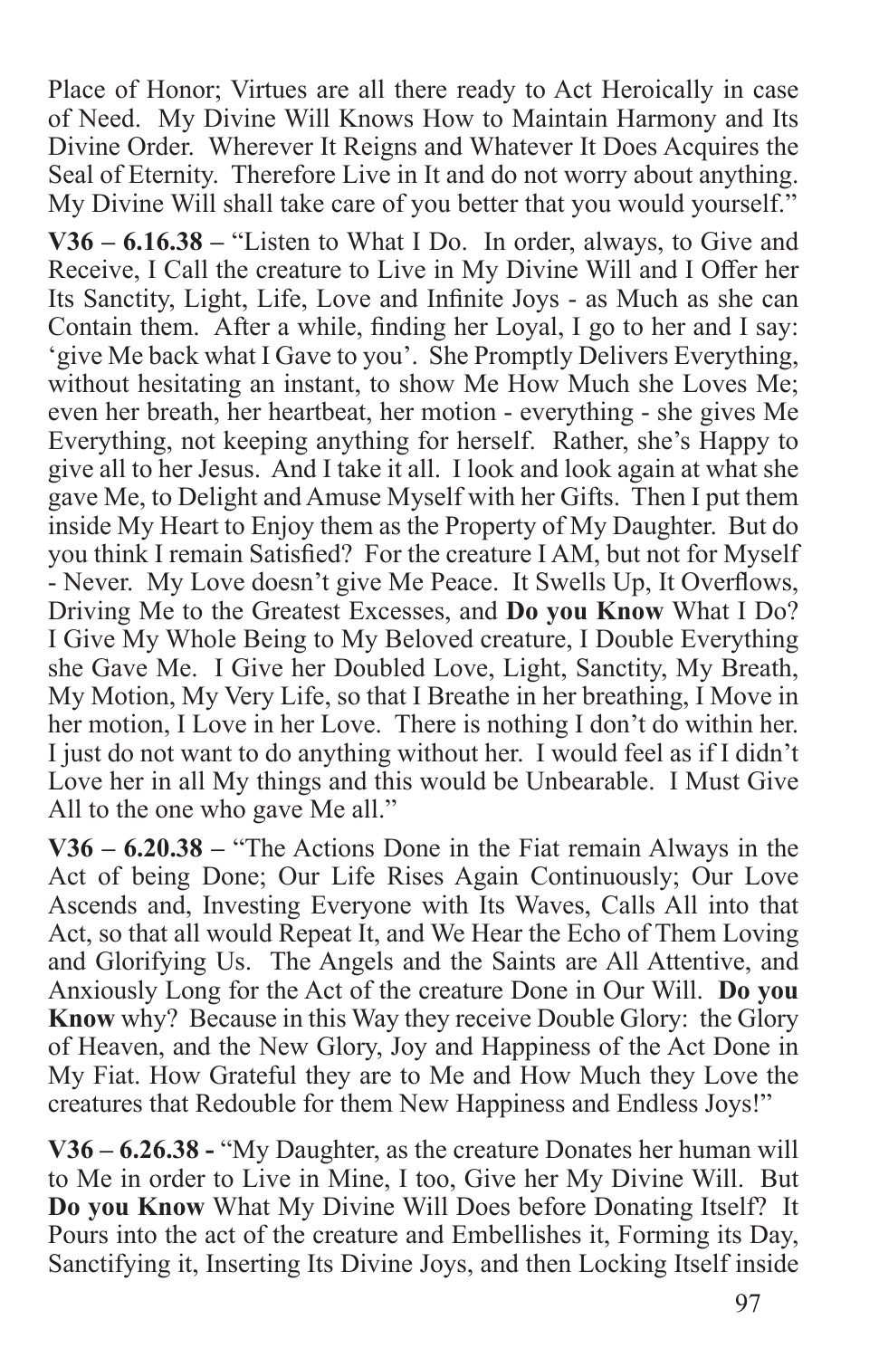Place of Honor; Virtues are all there ready to Act Heroically in case of Need. My Divine Will Knows How to Maintain Harmony and Its Divine Order. Wherever It Reigns and Whatever It Does Acquires the Seal of Eternity. Therefore Live in It and do not worry about anything. My Divine Will shall take care of you better that you would yourself."

**V36 – 6.16.38 –** "Listen to What I Do. In order, always, to Give and Receive, I Call the creature to Live in My Divine Will and I Offer her Its Sanctity, Light, Life, Love and Infinite Joys - as Much as she can Contain them. After a while, finding her Loyal, I go to her and I say: 'give Me back what I Gave to you'. She Promptly Delivers Everything, without hesitating an instant, to show Me How Much she Loves Me; even her breath, her heartbeat, her motion - everything - she gives Me Everything, not keeping anything for herself. Rather, she's Happy to give all to her Jesus. And I take it all. I look and look again at what she gave Me, to Delight and Amuse Myself with her Gifts. Then I put them inside My Heart to Enjoy them as the Property of My Daughter. But do you think I remain Satisfied? For the creature I AM, but not for Myself - Never. My Love doesn't give Me Peace. It Swells Up, It Overflows, Driving Me to the Greatest Excesses, and **Do you Know** What I Do? I Give My Whole Being to My Beloved creature, I Double Everything she Gave Me. I Give her Doubled Love, Light, Sanctity, My Breath, My Motion, My Very Life, so that I Breathe in her breathing, I Move in her motion, I Love in her Love. There is nothing I don't do within her. I just do not want to do anything without her. I would feel as if I didn't Love her in all My things and this would be Unbearable. I Must Give All to the one who gave Me all."

**V36 – 6.20.38 –** "The Actions Done in the Fiat remain Always in the Act of being Done; Our Life Rises Again Continuously; Our Love Ascends and, Investing Everyone with Its Waves, Calls All into that Act, so that all would Repeat It, and We Hear the Echo of Them Loving and Glorifying Us. The Angels and the Saints are All Attentive, and Anxiously Long for the Act of the creature Done in Our Will. **Do you Know** why? Because in this Way they receive Double Glory: the Glory of Heaven, and the New Glory, Joy and Happiness of the Act Done in My Fiat. How Grateful they are to Me and How Much they Love the creatures that Redouble for them New Happiness and Endless Joys!"

**V36 – 6.26.38 -** "My Daughter, as the creature Donates her human will to Me in order to Live in Mine, I too, Give her My Divine Will. But **Do you Know** What My Divine Will Does before Donating Itself? It Pours into the act of the creature and Embellishes it, Forming its Day, Sanctifying it, Inserting Its Divine Joys, and then Locking Itself inside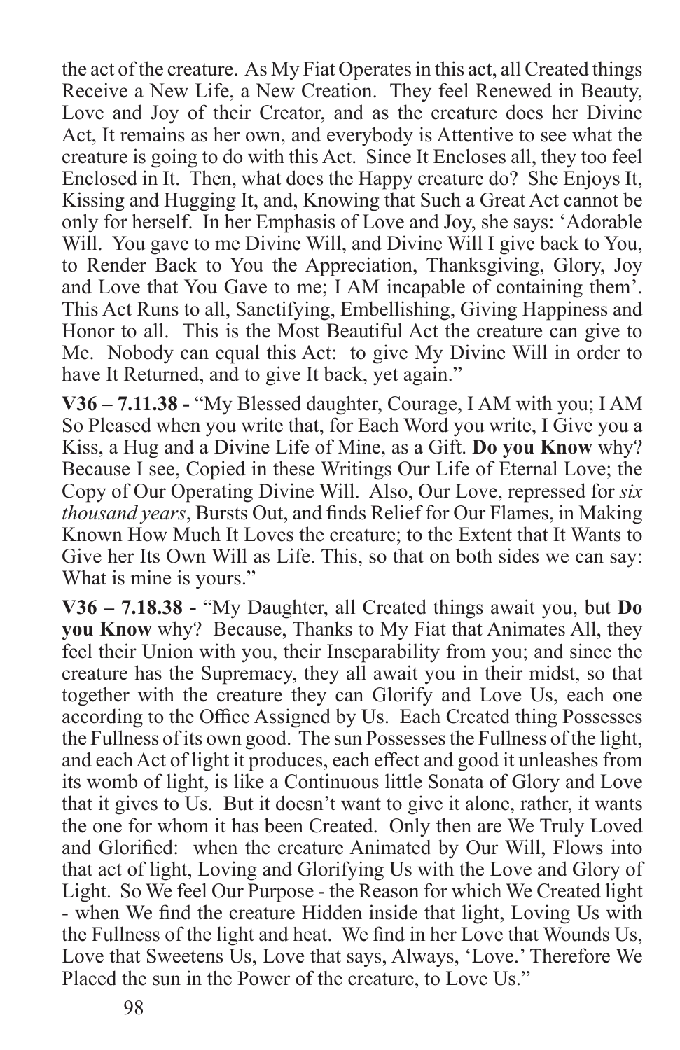the act of the creature. As My Fiat Operates in this act, all Created things Receive a New Life, a New Creation. They feel Renewed in Beauty, Love and Joy of their Creator, and as the creature does her Divine Act, It remains as her own, and everybody is Attentive to see what the creature is going to do with this Act. Since It Encloses all, they too feel Enclosed in It. Then, what does the Happy creature do? She Enjoys It, Kissing and Hugging It, and, Knowing that Such a Great Act cannot be only for herself. In her Emphasis of Love and Joy, she says: 'Adorable Will. You gave to me Divine Will, and Divine Will I give back to You, to Render Back to You the Appreciation, Thanksgiving, Glory, Joy and Love that You Gave to me; I AM incapable of containing them'. This Act Runs to all, Sanctifying, Embellishing, Giving Happiness and Honor to all. This is the Most Beautiful Act the creature can give to Me. Nobody can equal this Act: to give My Divine Will in order to have It Returned, and to give It back, yet again."

**V36 – 7.11.38 -** "My Blessed daughter, Courage, I AM with you; I AM So Pleased when you write that, for Each Word you write, I Give you a Kiss, a Hug and a Divine Life of Mine, as a Gift. **Do you Know** why? Because I see, Copied in these Writings Our Life of Eternal Love; the Copy of Our Operating Divine Will. Also, Our Love, repressed for *six thousand years*, Bursts Out, and finds Relief for Our Flames, in Making Known How Much It Loves the creature; to the Extent that It Wants to Give her Its Own Will as Life. This, so that on both sides we can say: What is mine is yours."

**V36 – 7.18.38 -** "My Daughter, all Created things await you, but **Do you Know** why? Because, Thanks to My Fiat that Animates All, they feel their Union with you, their Inseparability from you; and since the creature has the Supremacy, they all await you in their midst, so that together with the creature they can Glorify and Love Us, each one according to the Office Assigned by Us. Each Created thing Possesses the Fullness of its own good. The sun Possesses the Fullness of the light, and each Act of light it produces, each effect and good it unleashes from its womb of light, is like a Continuous little Sonata of Glory and Love that it gives to Us. But it doesn't want to give it alone, rather, it wants the one for whom it has been Created. Only then are We Truly Loved and Glorified: when the creature Animated by Our Will, Flows into that act of light, Loving and Glorifying Us with the Love and Glory of Light. So We feel Our Purpose - the Reason for which We Created light - when We find the creature Hidden inside that light, Loving Us with the Fullness of the light and heat. We find in her Love that Wounds Us, Love that Sweetens Us, Love that says, Always, 'Love.' Therefore We Placed the sun in the Power of the creature, to Love Us."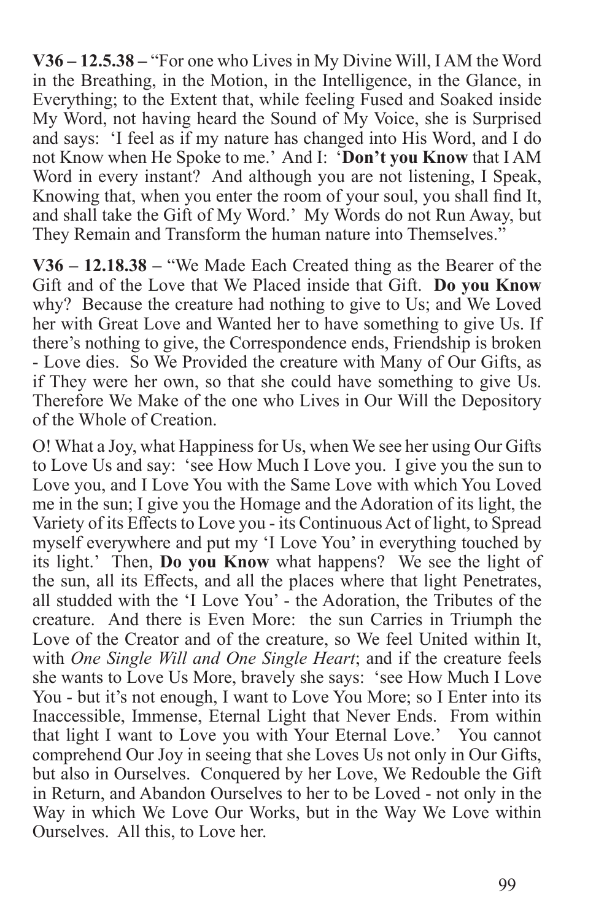**V36 – 12.5.38 –** “For one who Lives in My Divine Will, I AM the Word in the Breathing, in the Motion, in the Intelligence, in the Glance, in Everything; to the Extent that, while feeling Fused and Soaked inside My Word, not having heard the Sound of My Voice, she is Surprised and says: ‘I feel as if my nature has changed into His Word, and I do not Know when He Spoke to me.’ And I: ‘**Don’t you Know** that I AM Word in every instant? And although you are not listening, I Speak, Knowing that, when you enter the room of your soul, you shall find It, and shall take the Gift of My Word.’ My Words do not Run Away, but They Remain and Transform the human nature into Themselves.”

**V36 – 12.18.38 –** “We Made Each Created thing as the Bearer of the Gift and of the Love that We Placed inside that Gift. **Do you Know** why? Because the creature had nothing to give to Us; and We Loved her with Great Love and Wanted her to have something to give Us. If there’s nothing to give, the Correspondence ends, Friendship is broken - Love dies. So We Provided the creature with Many of Our Gifts, as if They were her own, so that she could have something to give Us. Therefore We Make of the one who Lives in Our Will the Depository of the Whole of Creation.

O! What a Joy, what Happiness for Us, when We see her using Our Gifts to Love Us and say: ‘see How Much I Love you. I give you the sun to Love you, and I Love You with the Same Love with which You Loved me in the sun; I give you the Homage and the Adoration of its light, the Variety of its Effects to Love you - its Continuous Act of light, to Spread myself everywhere and put my ‘I Love You’ in everything touched by its light.’ Then, **Do you Know** what happens? We see the light of the sun, all its Effects, and all the places where that light Penetrates, all studded with the ‘I Love You’ - the Adoration, the Tributes of the creature. And there is Even More: the sun Carries in Triumph the Love of the Creator and of the creature, so We feel United within It, with *One Single Will and One Single Heart*; and if the creature feels she wants to Love Us More, bravely she says: ‘see How Much I Love You - but it’s not enough, I want to Love You More; so I Enter into its Inaccessible, Immense, Eternal Light that Never Ends. From within that light I want to Love you with Your Eternal Love.’ You cannot comprehend Our Joy in seeing that she Loves Us not only in Our Gifts, but also in Ourselves. Conquered by her Love, We Redouble the Gift in Return, and Abandon Ourselves to her to be Loved - not only in the Way in which We Love Our Works, but in the Way We Love within Ourselves. All this, to Love her.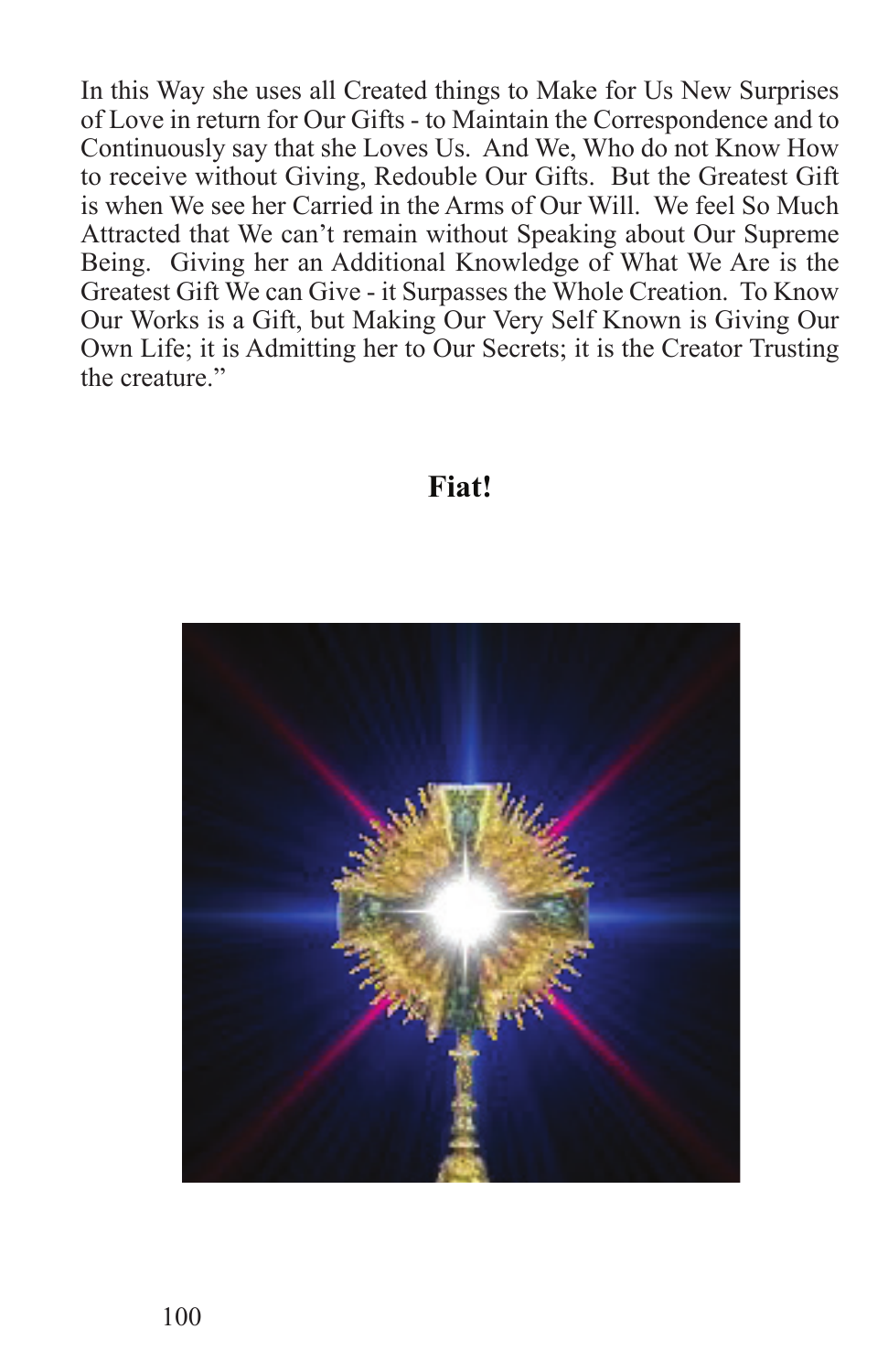In this Way she uses all Created things to Make for Us New Surprises of Love in return for Our Gifts - to Maintain the Correspondence and to Continuously say that she Loves Us. And We, Who do not Know How to receive without Giving, Redouble Our Gifts. But the Greatest Gift is when We see her Carried in the Arms of Our Will. We feel So Much Attracted that We can't remain without Speaking about Our Supreme Being. Giving her an Additional Knowledge of What We Are is the Greatest Gift We can Give - it Surpasses the Whole Creation. To Know Our Works is a Gift, but Making Our Very Self Known is Giving Our Own Life; it is Admitting her to Our Secrets; it is the Creator Trusting the creature."

**Fiat!**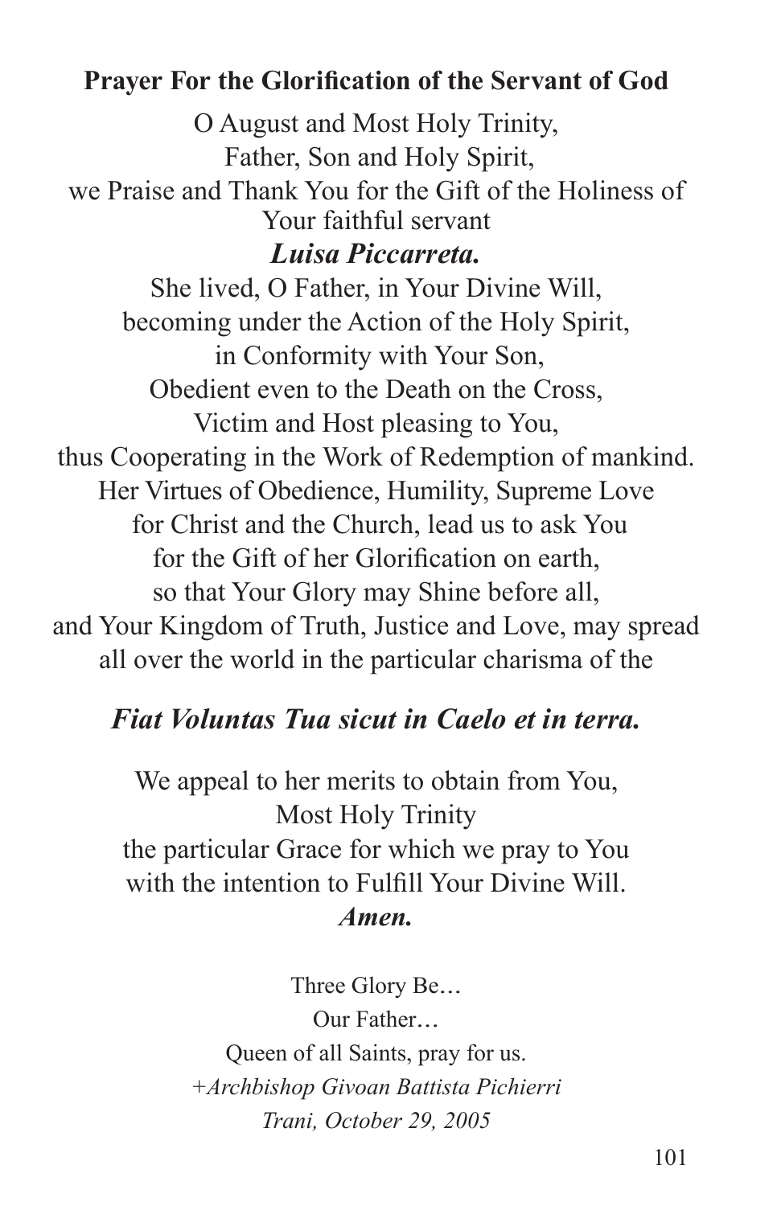**Prayer For the Glorification of the Servant of God**

O August and Most Holy Trinity,
Father, Son and Holy Spirit,
we Praise and Thank You for the Gift of the Holiness of Your faithful servant
***Luisa Piccarreta.***
She lived, O Father, in Your Divine Will,
becoming under the Action of the Holy Spirit,
in Conformity with Your Son,
Obedient even to the Death on the Cross,
Victim and Host pleasing to You,
thus Cooperating in the Work of Redemption of mankind.
Her Virtues of Obedience, Humility, Supreme Love
for Christ and the Church, lead us to ask You
for the Gift of her Glorification on earth,
so that Your Glory may Shine before all,
and Your Kingdom of Truth, Justice and Love, may spread
all over the world in the particular charisma of the

***Fiat Voluntas Tua sicut in Caelo et in terra.***

We appeal to her merits to obtain from You,
Most Holy Trinity
the particular Grace for which we pray to You
with the intention to Fulfill Your Divine Will.
***Amen.***

Three Glory Be…
Our Father…
Queen of all Saints, pray for us.
*+Archbishop Givoan Battista Pichierri*
*Trani, October 29, 2005*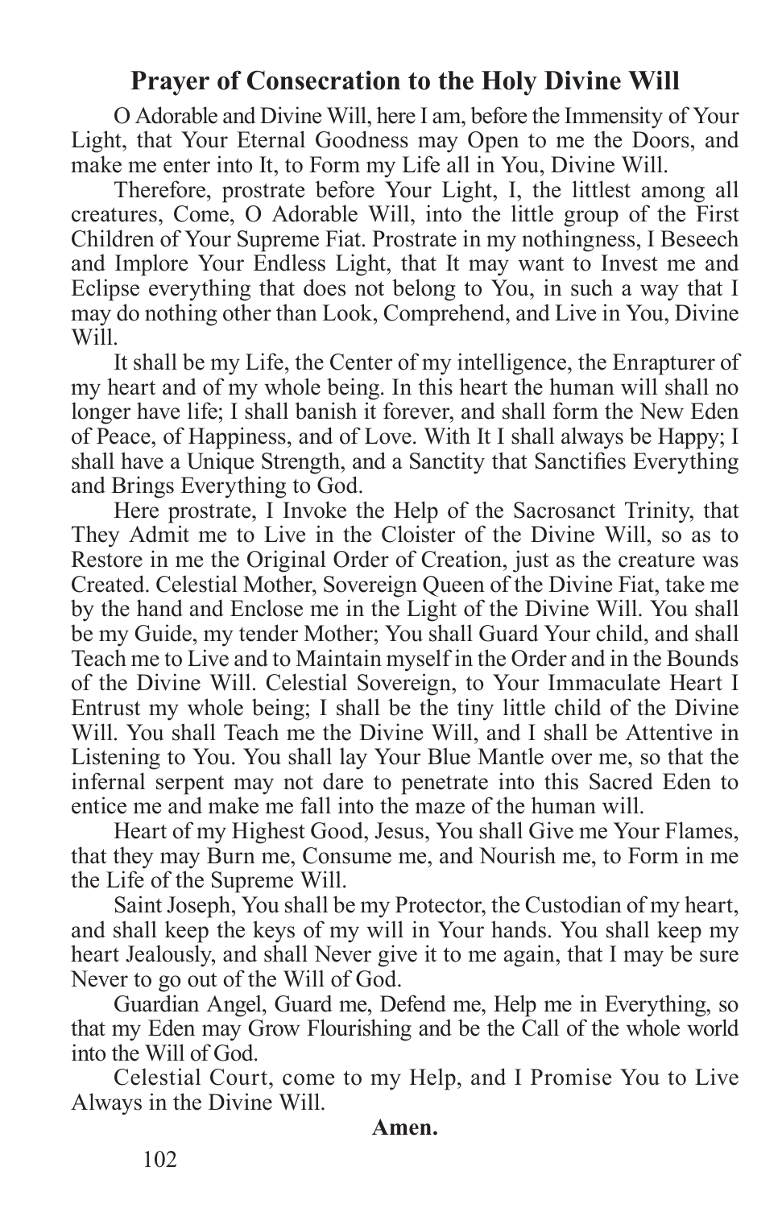## Prayer of Consecration to the Holy Divine Will

O Adorable and Divine Will, here I am, before the Immensity of Your Light, that Your Eternal Goodness may Open to me the Doors, and make me enter into It, to Form my Life all in You, Divine Will.

Therefore, prostrate before Your Light, I, the littlest among all creatures, Come, O Adorable Will, into the little group of the First Children of Your Supreme Fiat. Prostrate in my nothingness, I Beseech and Implore Your Endless Light, that It may want to Invest me and Eclipse everything that does not belong to You, in such a way that I may do nothing other than Look, Comprehend, and Live in You, Divine Will.

It shall be my Life, the Center of my intelligence, the Enrapturer of my heart and of my whole being. In this heart the human will shall no longer have life; I shall banish it forever, and shall form the New Eden of Peace, of Happiness, and of Love. With It I shall always be Happy; I shall have a Unique Strength, and a Sanctity that Sanctifies Everything and Brings Everything to God.

Here prostrate, I Invoke the Help of the Sacrosanct Trinity, that They Admit me to Live in the Cloister of the Divine Will, so as to Restore in me the Original Order of Creation, just as the creature was Created. Celestial Mother, Sovereign Queen of the Divine Fiat, take me by the hand and Enclose me in the Light of the Divine Will. You shall be my Guide, my tender Mother; You shall Guard Your child, and shall Teach me to Live and to Maintain myself in the Order and in the Bounds of the Divine Will. Celestial Sovereign, to Your Immaculate Heart I Entrust my whole being; I shall be the tiny little child of the Divine Will. You shall Teach me the Divine Will, and I shall be Attentive in Listening to You. You shall lay Your Blue Mantle over me, so that the infernal serpent may not dare to penetrate into this Sacred Eden to entice me and make me fall into the maze of the human will.

Heart of my Highest Good, Jesus, You shall Give me Your Flames, that they may Burn me, Consume me, and Nourish me, to Form in me the Life of the Supreme Will.

Saint Joseph, You shall be my Protector, the Custodian of my heart, and shall keep the keys of my will in Your hands. You shall keep my heart Jealously, and shall Never give it to me again, that I may be sure Never to go out of the Will of God.

Guardian Angel, Guard me, Defend me, Help me in Everything, so that my Eden may Grow Flourishing and be the Call of the whole world into the Will of God.

Celestial Court, come to my Help, and I Promise You to Live Always in the Divine Will.

**Amen.**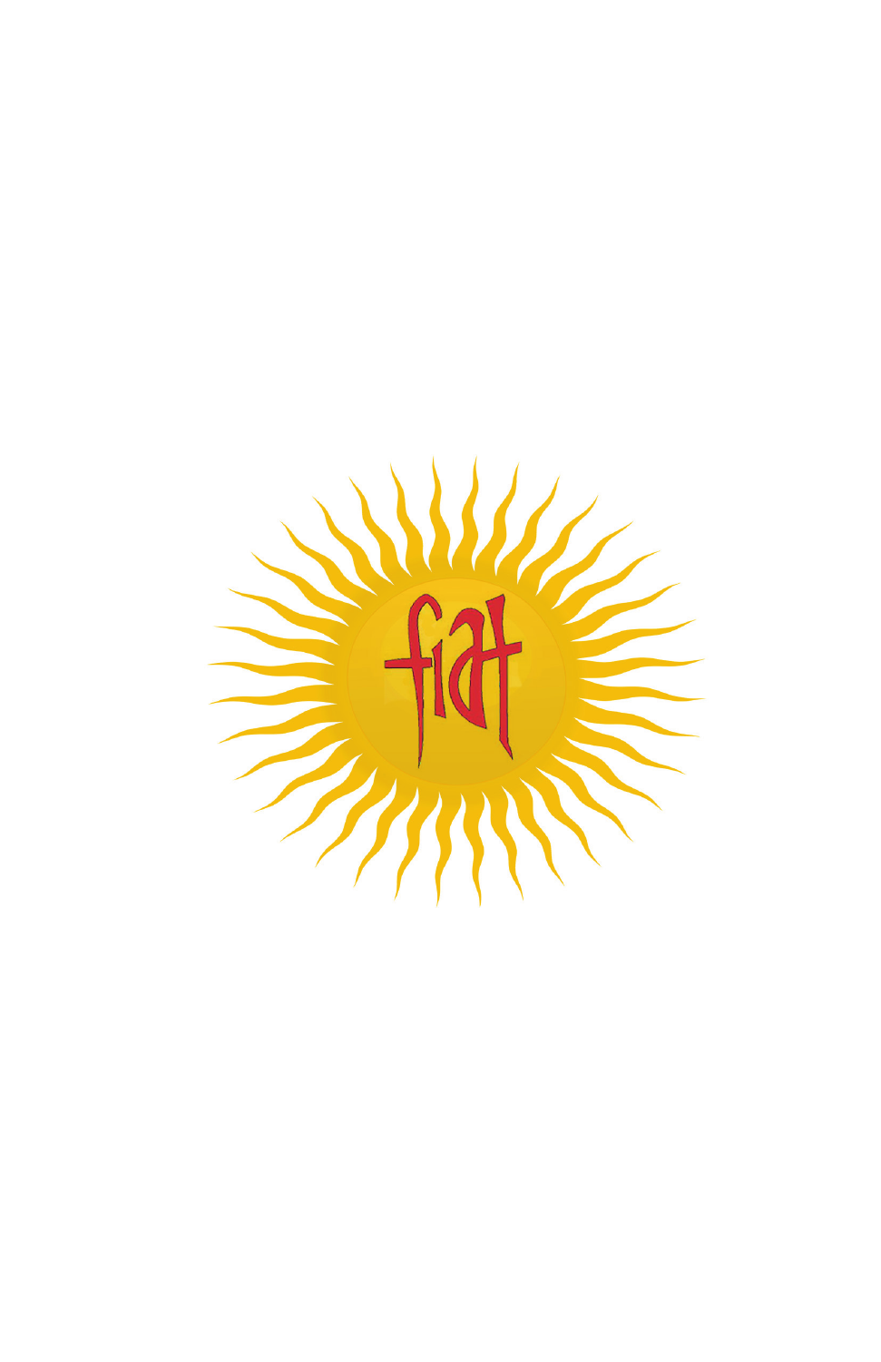fiat